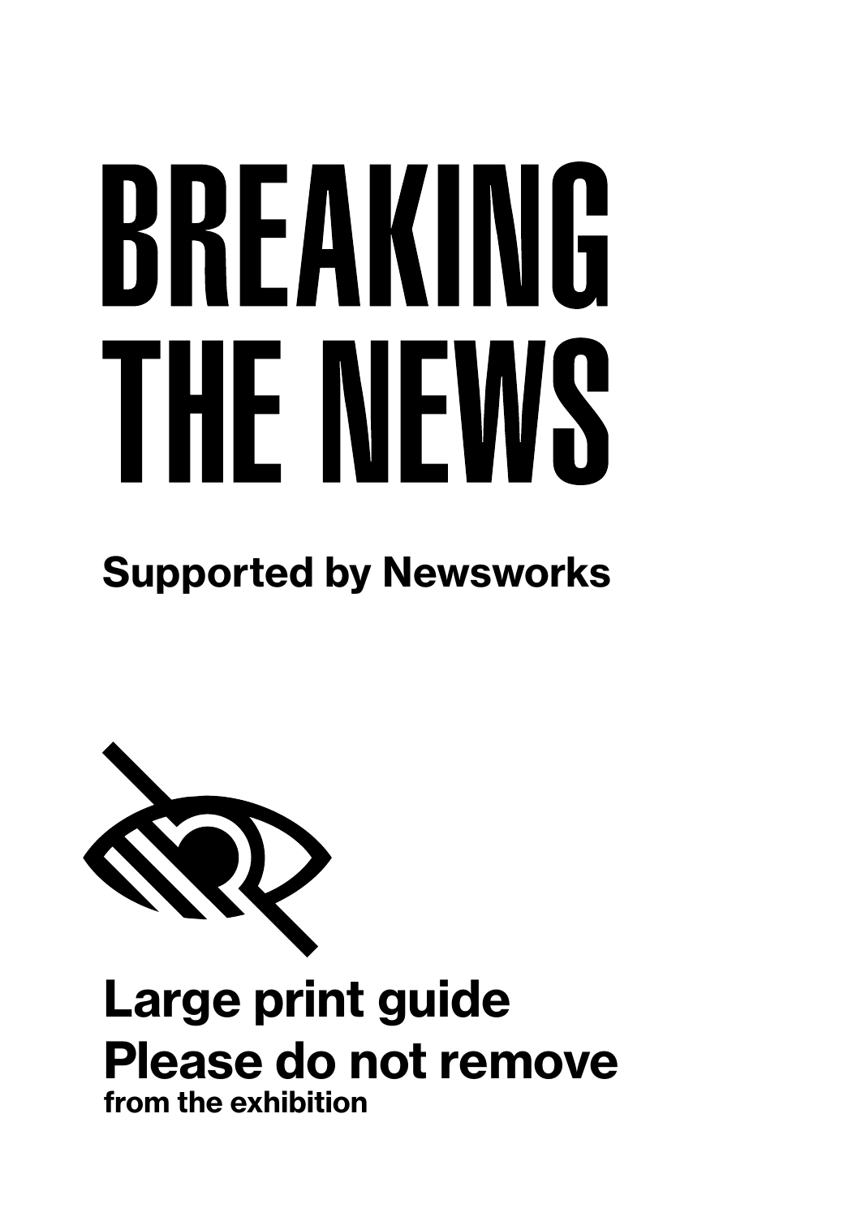# BREAKING THE NEWS

**Supported by Newsworks**

## Large print guide

## Please do not remove

**from the exhibition**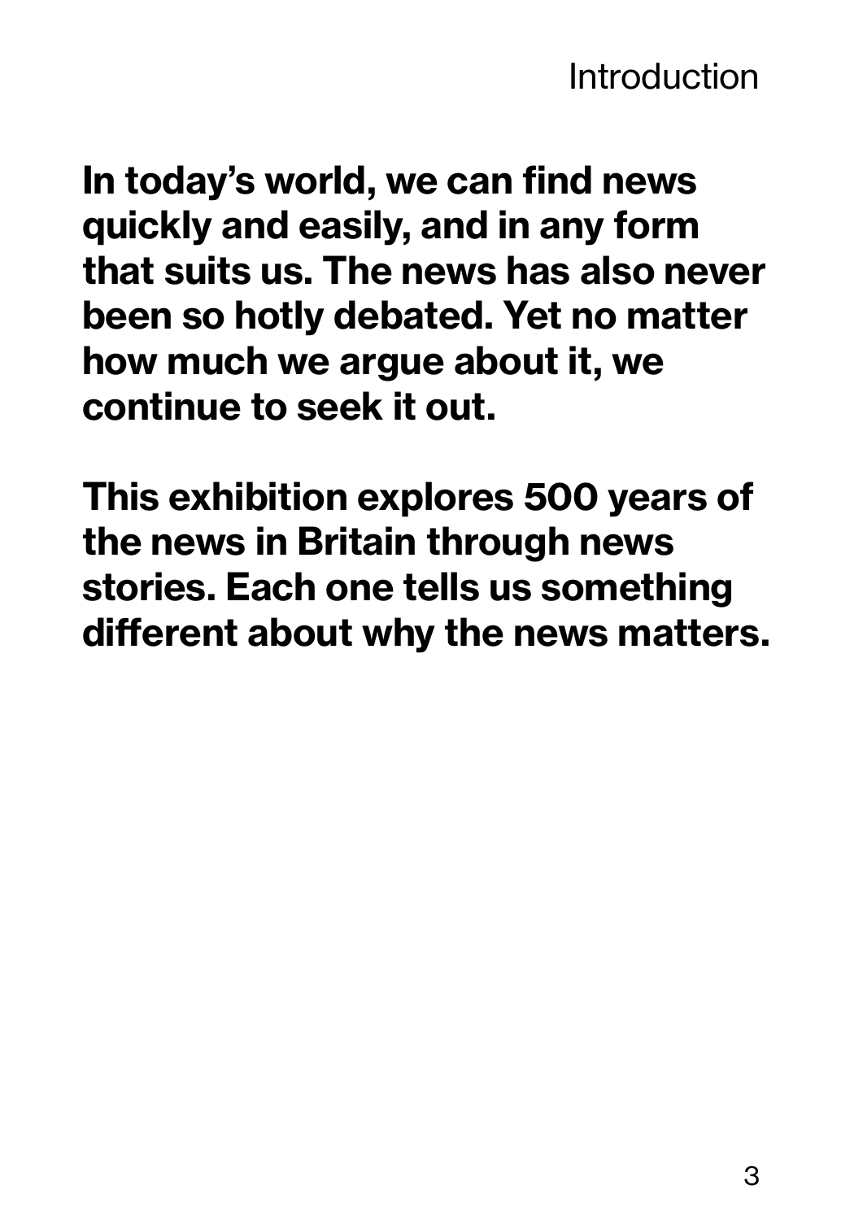# Introduction

**In today's world, we can find news quickly and easily, and in any form that suits us. The news has also never been so hotly debated. Yet no matter how much we argue about it, we continue to seek it out.**

**This exhibition explores 500 years of the news in Britain through news stories. Each one tells us something different about why the news matters.**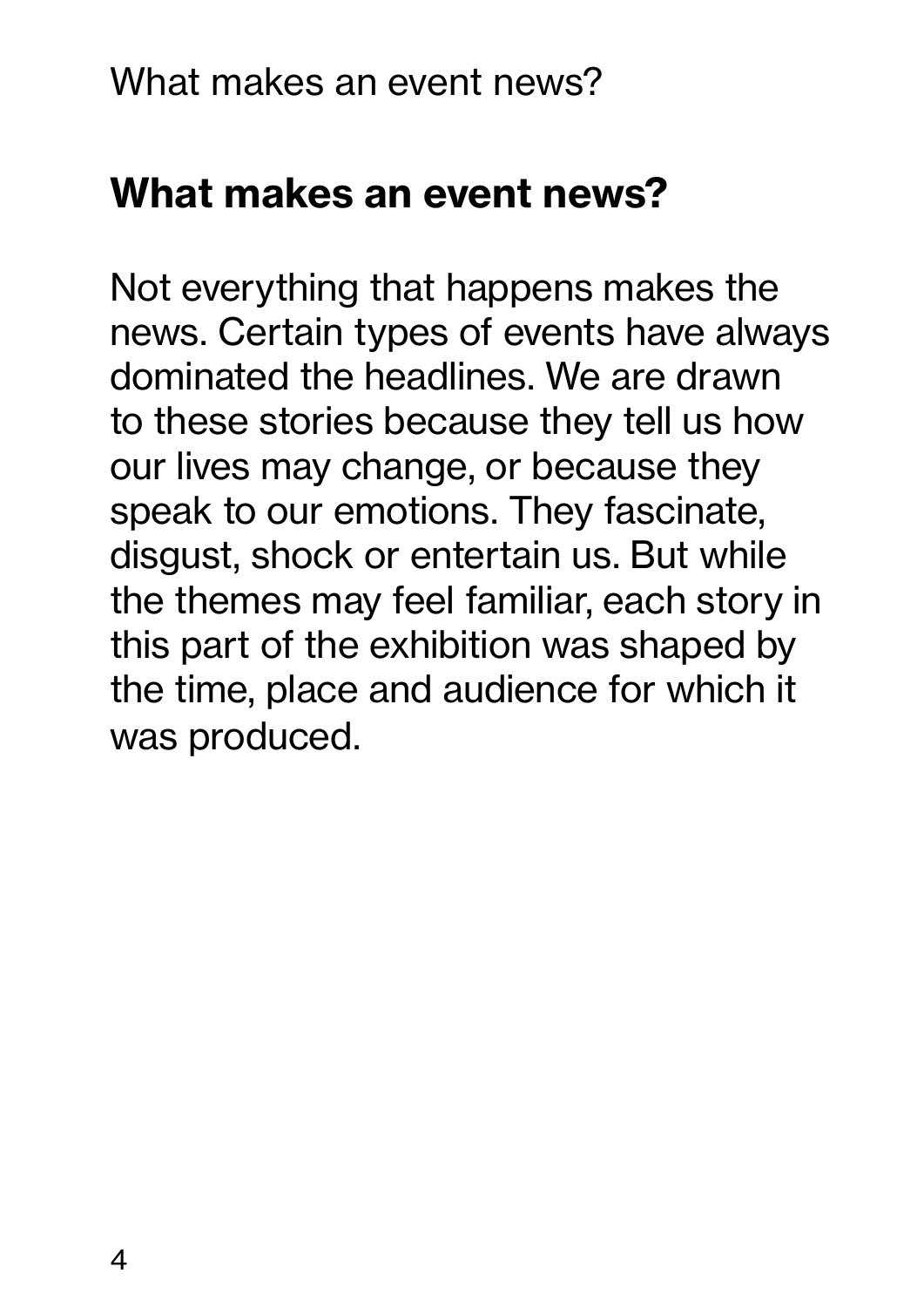## What makes an event news?

Not everything that happens makes the news. Certain types of events have always dominated the headlines. We are drawn to these stories because they tell us how our lives may change, or because they speak to our emotions. They fascinate, disgust, shock or entertain us. But while the themes may feel familiar, each story in this part of the exhibition was shaped by the time, place and audience for which it was produced.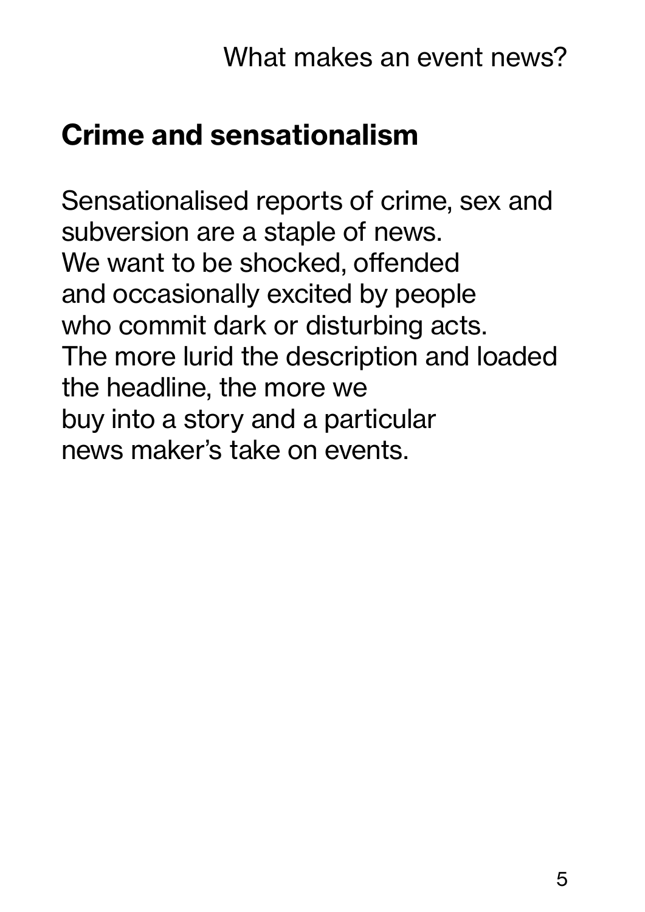## Crime and sensationalism

Sensationalised reports of crime, sex and subversion are a staple of news. We want to be shocked, offended and occasionally excited by people who commit dark or disturbing acts. The more lurid the description and loaded the headline, the more we buy into a story and a particular news maker's take on events.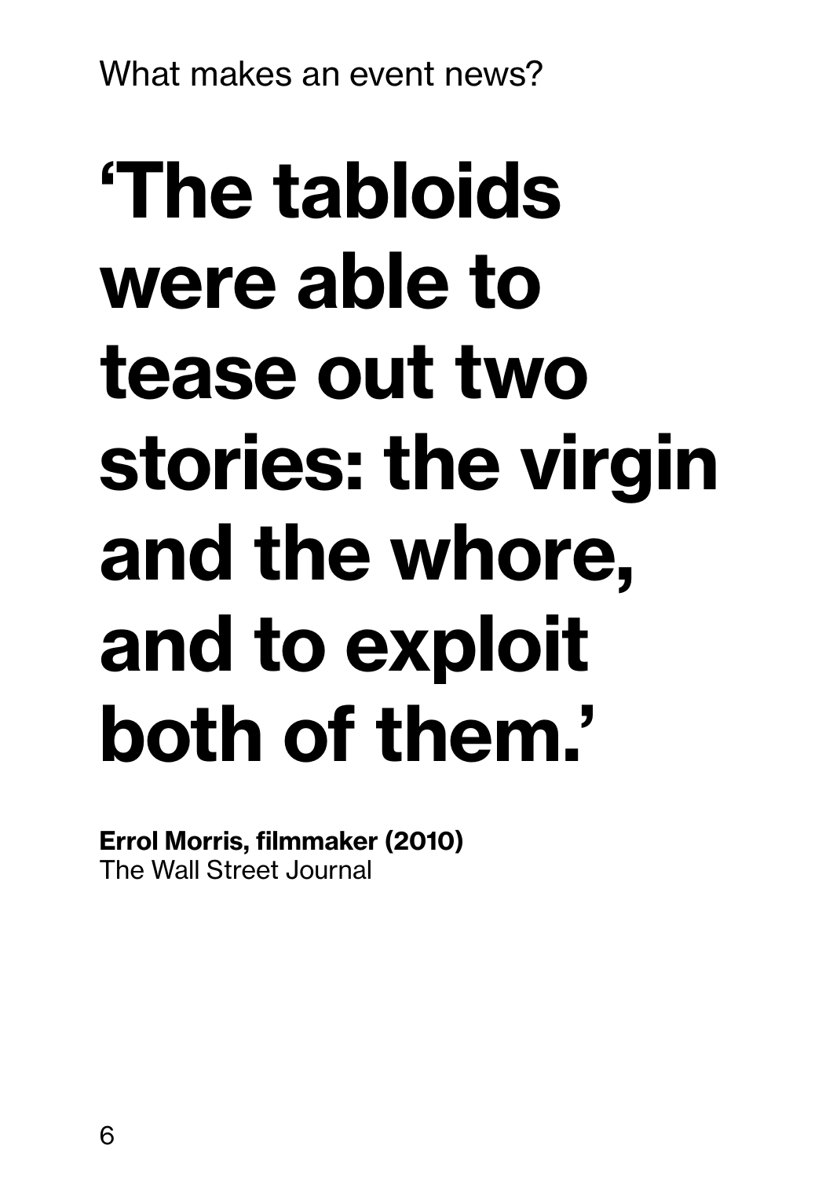What makes an event news?

# 'The tabloids were able to tease out two stories: the virgin and the whore, and to exploit both of them.'

**Errol Morris, filmmaker (2010)**
The Wall Street Journal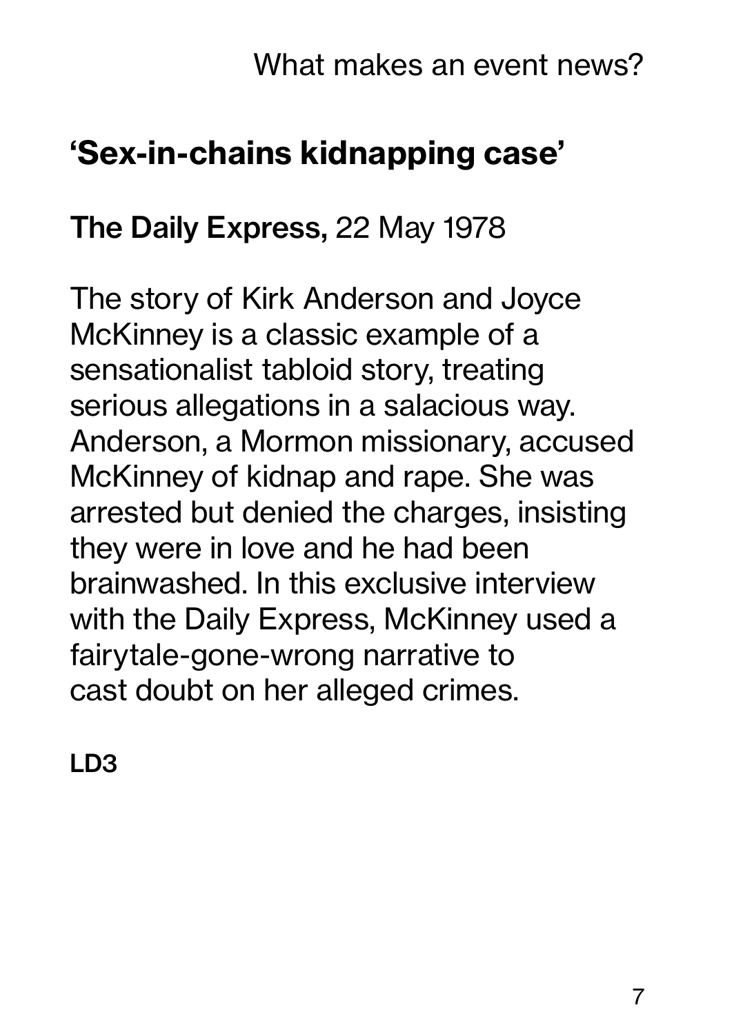## 'Sex-in-chains kidnapping case'

**The Daily Express,** 22 May 1978

The story of Kirk Anderson and Joyce McKinney is a classic example of a sensationalist tabloid story, treating serious allegations in a salacious way. Anderson, a Mormon missionary, accused McKinney of kidnap and rape. She was arrested but denied the charges, insisting they were in love and he had been brainwashed. In this exclusive interview with the Daily Express, McKinney used a fairytale-gone-wrong narrative to cast doubt on her alleged crimes.

**LD3**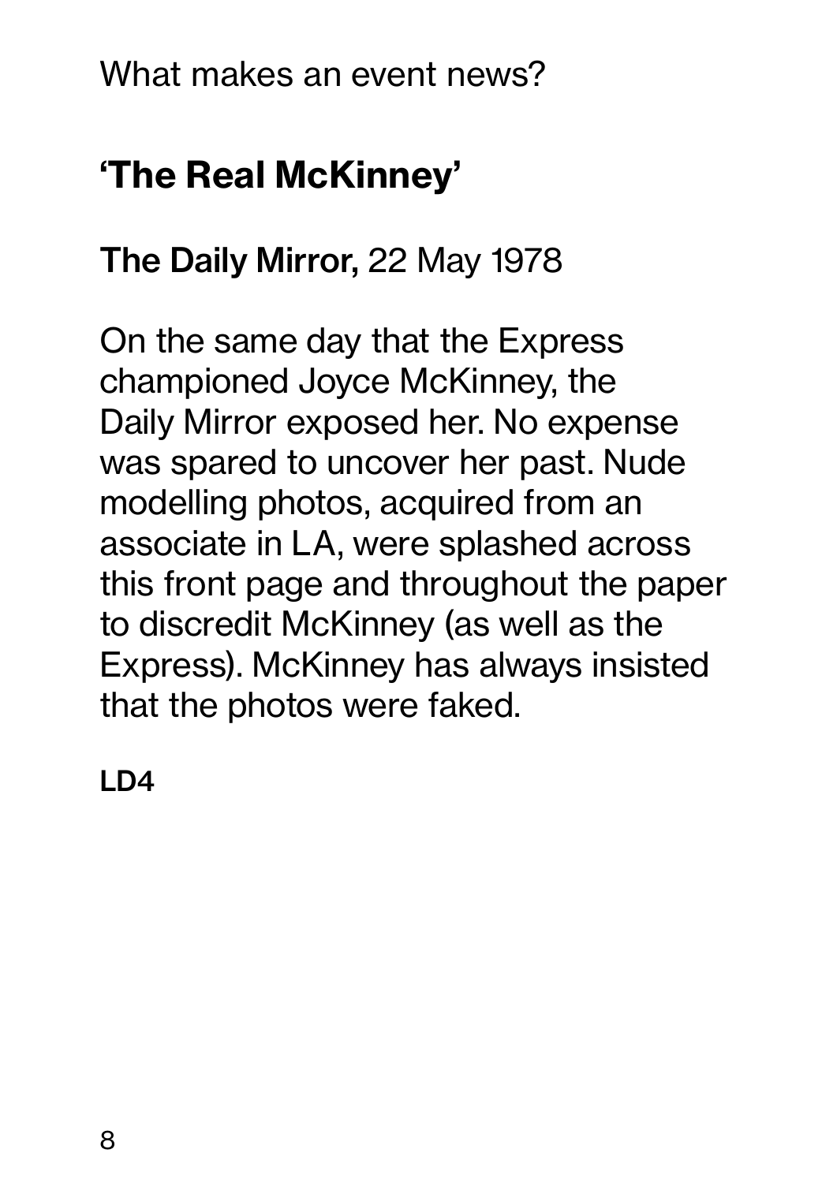What makes an event news?

## 'The Real McKinney'

**The Daily Mirror,** 22 May 1978

On the same day that the Express championed Joyce McKinney, the Daily Mirror exposed her. No expense was spared to uncover her past. Nude modelling photos, acquired from an associate in LA, were splashed across this front page and throughout the paper to discredit McKinney (as well as the Express). McKinney has always insisted that the photos were faked.

**LD4**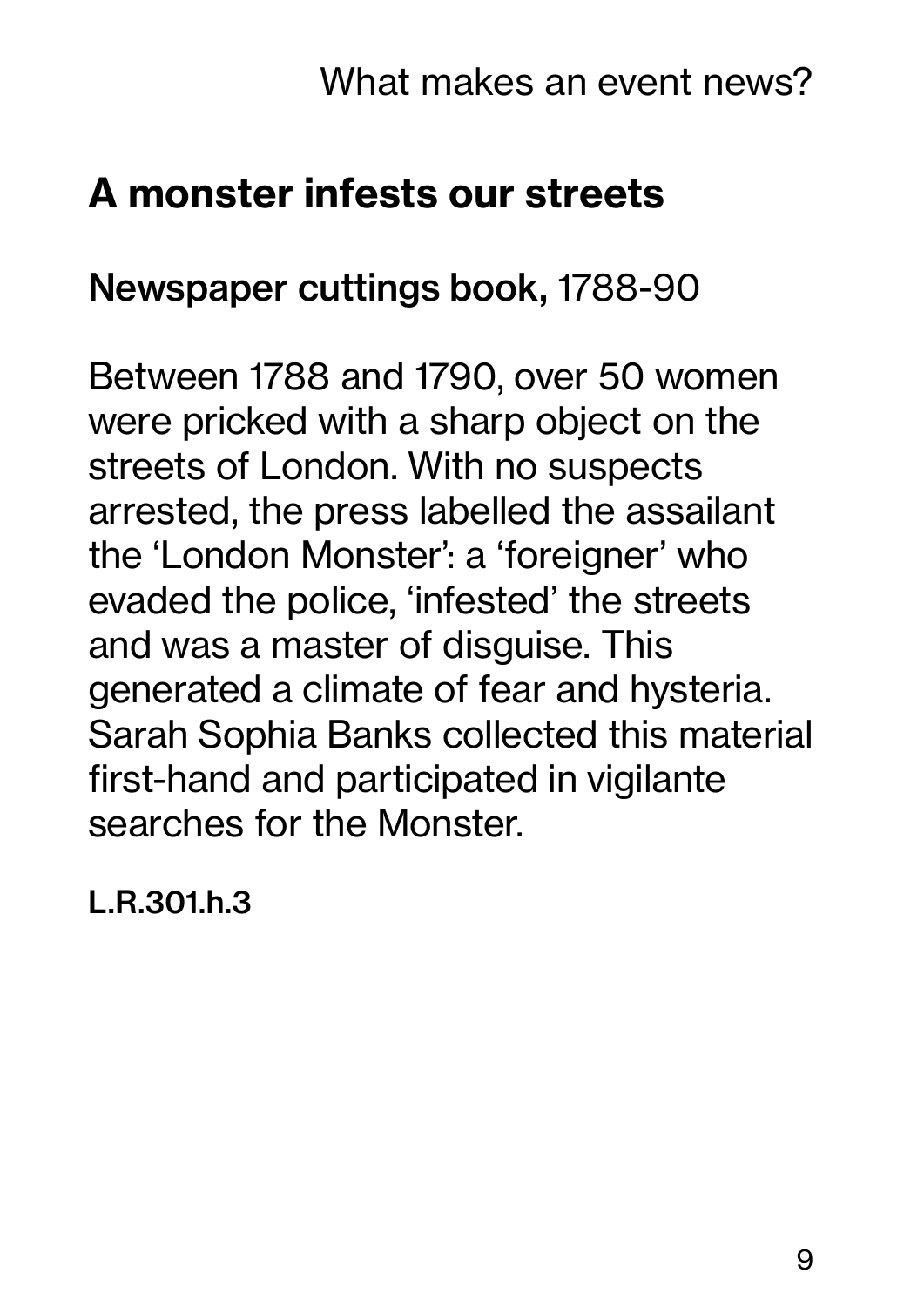## A monster infests our streets

**Newspaper cuttings book,** 1788-90

Between 1788 and 1790, over 50 women were pricked with a sharp object on the streets of London. With no suspects arrested, the press labelled the assailant the 'London Monster': a 'foreigner' who evaded the police, 'infested' the streets and was a master of disguise. This generated a climate of fear and hysteria. Sarah Sophia Banks collected this material first-hand and participated in vigilante searches for the Monster.

**L.R.301.h.3**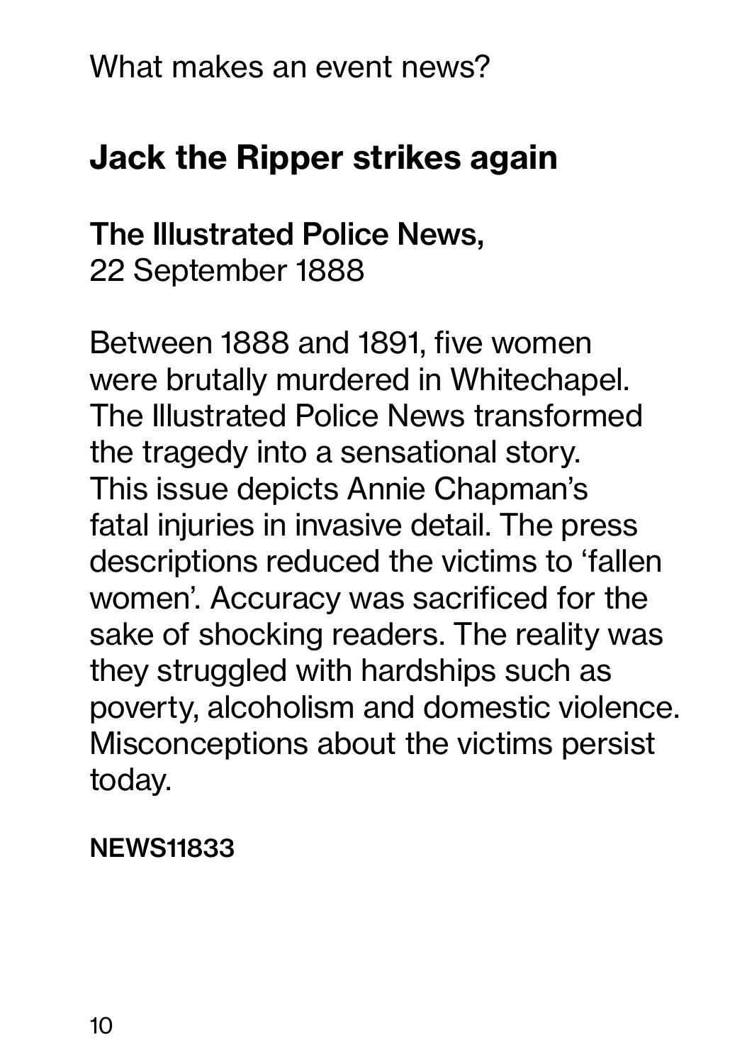What makes an event news?

## Jack the Ripper strikes again

**The Illustrated Police News,**
22 September 1888

Between 1888 and 1891, five women were brutally murdered in Whitechapel. The Illustrated Police News transformed the tragedy into a sensational story. This issue depicts Annie Chapman's fatal injuries in invasive detail. The press descriptions reduced the victims to 'fallen women'. Accuracy was sacrificed for the sake of shocking readers. The reality was they struggled with hardships such as poverty, alcoholism and domestic violence. Misconceptions about the victims persist today.

**NEWS11833**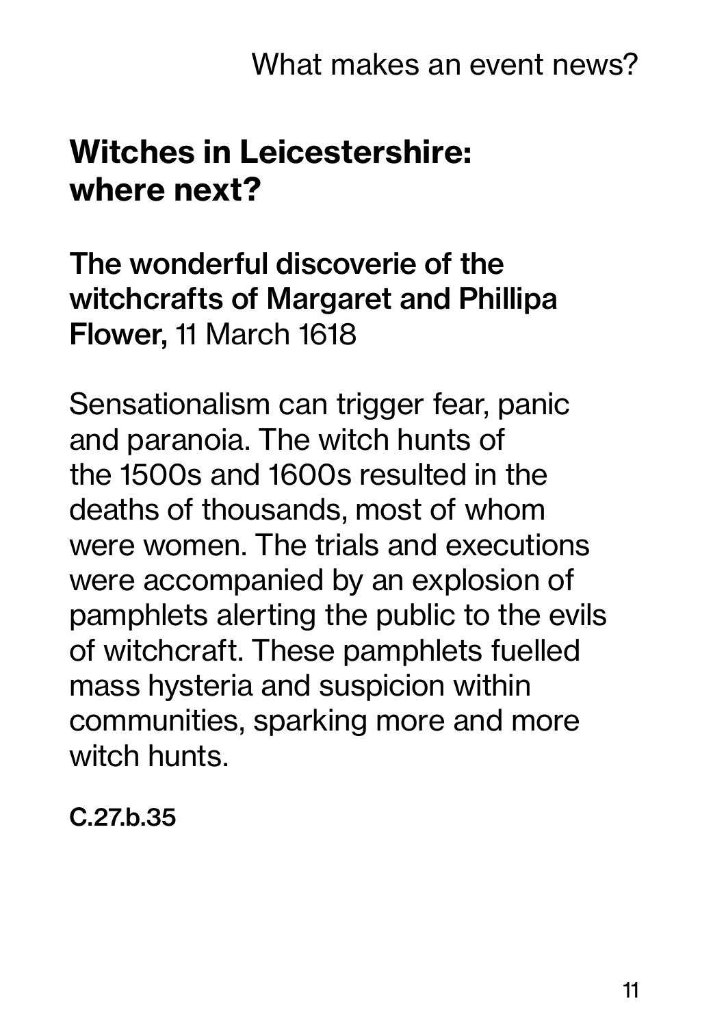## Witches in Leicestershire: where next?

**The wonderful discoverie of the witchcrafts of Margaret and Phillipa Flower,** 11 March 1618

Sensationalism can trigger fear, panic and paranoia. The witch hunts of the 1500s and 1600s resulted in the deaths of thousands, most of whom were women. The trials and executions were accompanied by an explosion of pamphlets alerting the public to the evils of witchcraft. These pamphlets fuelled mass hysteria and suspicion within communities, sparking more and more witch hunts.

**C.27.b.35**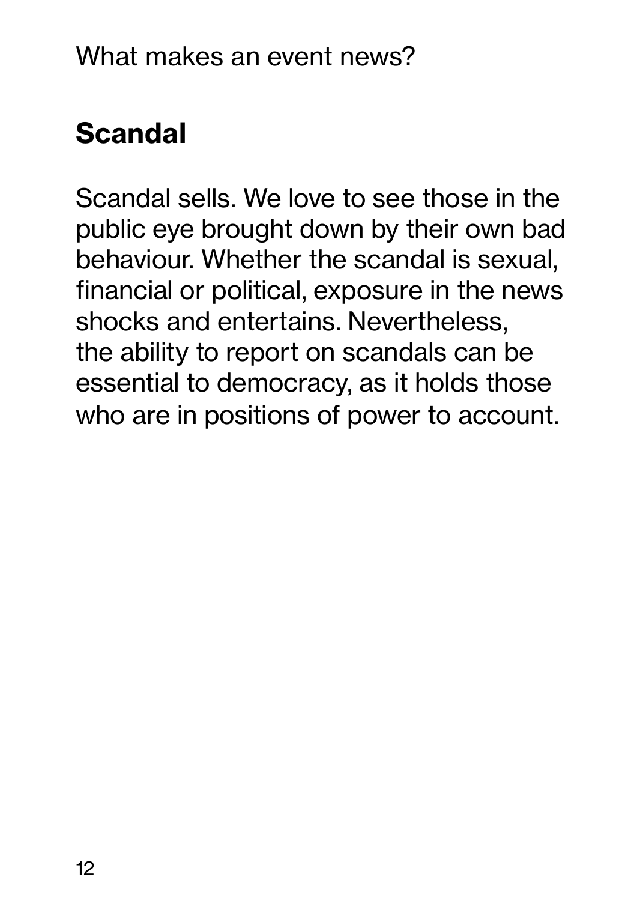What makes an event news?

## Scandal

Scandal sells. We love to see those in the public eye brought down by their own bad behaviour. Whether the scandal is sexual, financial or political, exposure in the news shocks and entertains. Nevertheless, the ability to report on scandals can be essential to democracy, as it holds those who are in positions of power to account.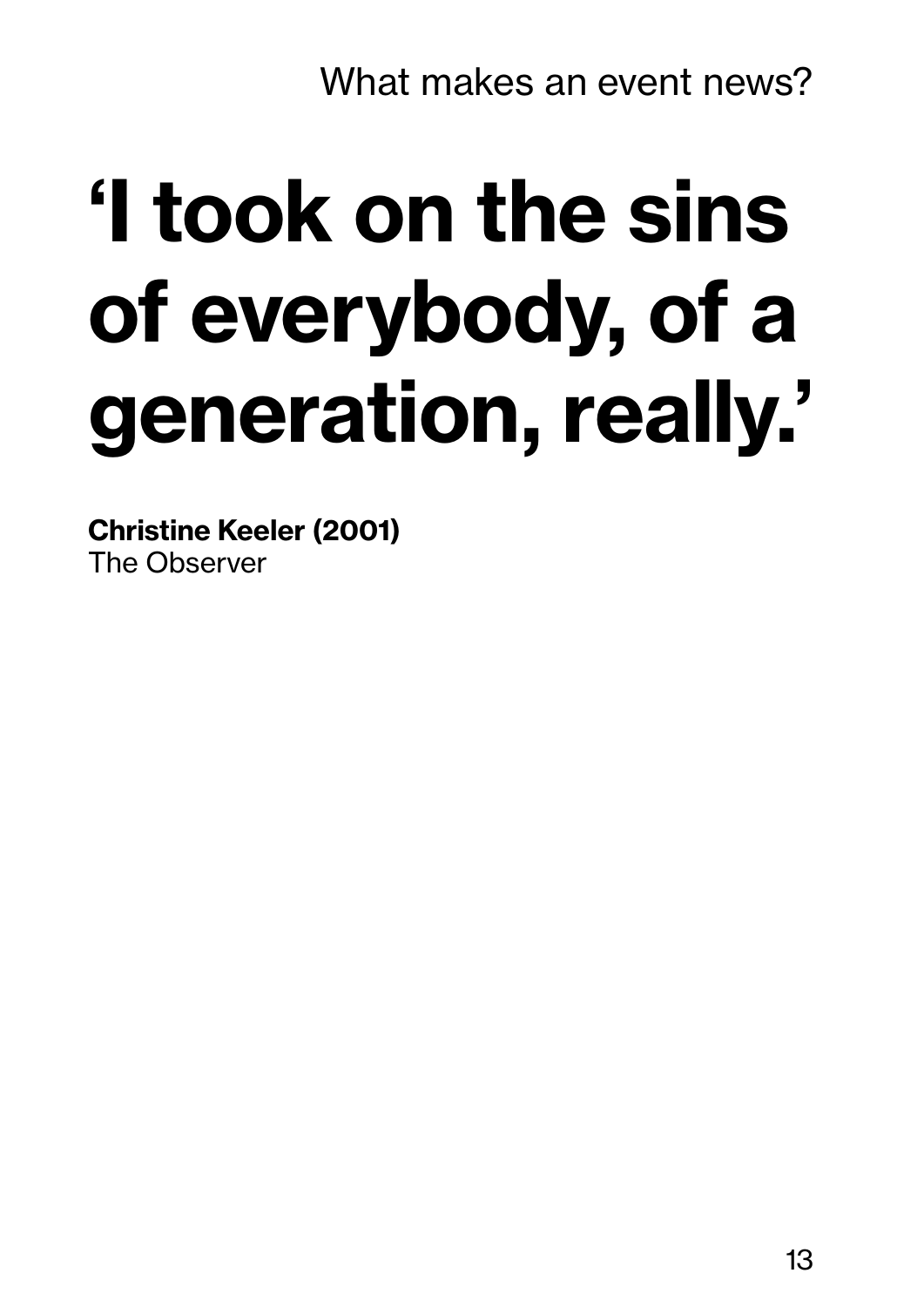# 'I took on the sins of everybody, of a generation, really.'

**Christine Keeler (2001)**
The Observer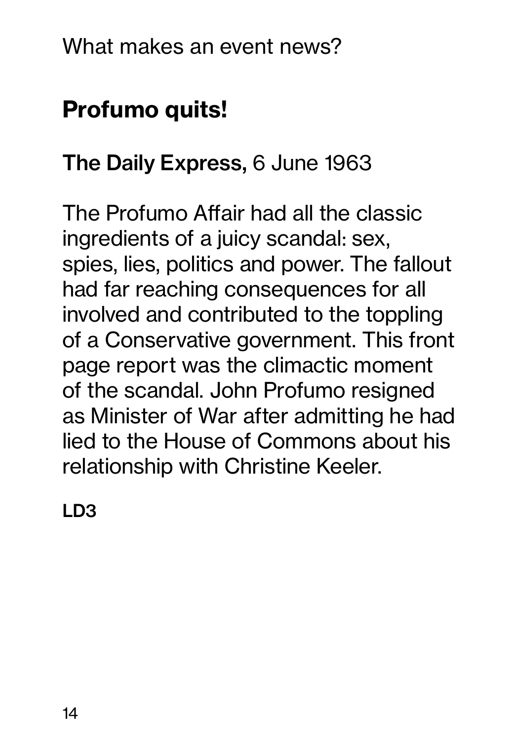What makes an event news?

## Profumo quits!

**The Daily Express,** 6 June 1963

The Profumo Affair had all the classic ingredients of a juicy scandal: sex, spies, lies, politics and power. The fallout had far reaching consequences for all involved and contributed to the toppling of a Conservative government. This front page report was the climactic moment of the scandal. John Profumo resigned as Minister of War after admitting he had lied to the House of Commons about his relationship with Christine Keeler.

**LD3**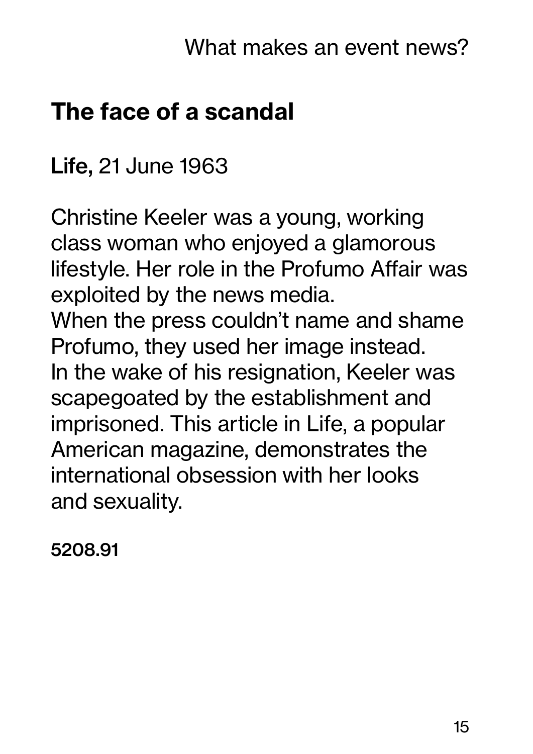## The face of a scandal

**Life,** 21 June 1963

Christine Keeler was a young, working class woman who enjoyed a glamorous lifestyle. Her role in the Profumo Affair was exploited by the news media.
When the press couldn't name and shame Profumo, they used her image instead.
In the wake of his resignation, Keeler was scapegoated by the establishment and imprisoned. This article in Life, a popular American magazine, demonstrates the international obsession with her looks and sexuality.

**5208.91**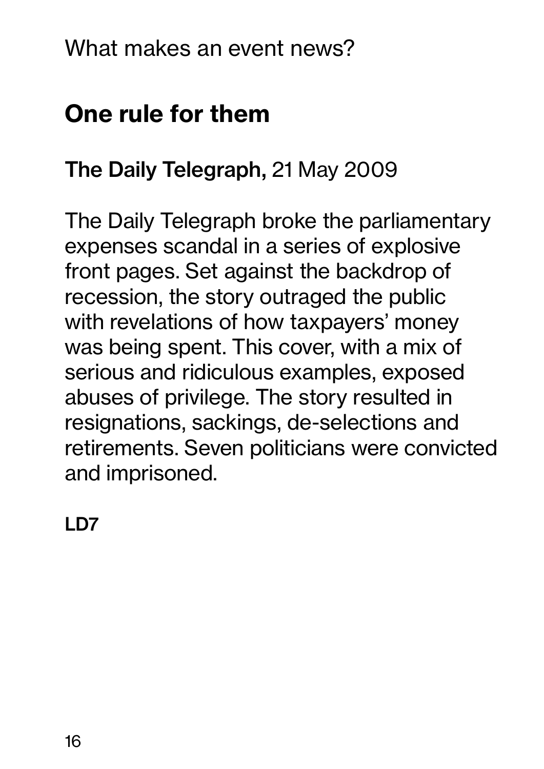What makes an event news?

## One rule for them

**The Daily Telegraph,** 21 May 2009

The Daily Telegraph broke the parliamentary expenses scandal in a series of explosive front pages. Set against the backdrop of recession, the story outraged the public with revelations of how taxpayers' money was being spent. This cover, with a mix of serious and ridiculous examples, exposed abuses of privilege. The story resulted in resignations, sackings, de-selections and retirements. Seven politicians were convicted and imprisoned.

**LD7**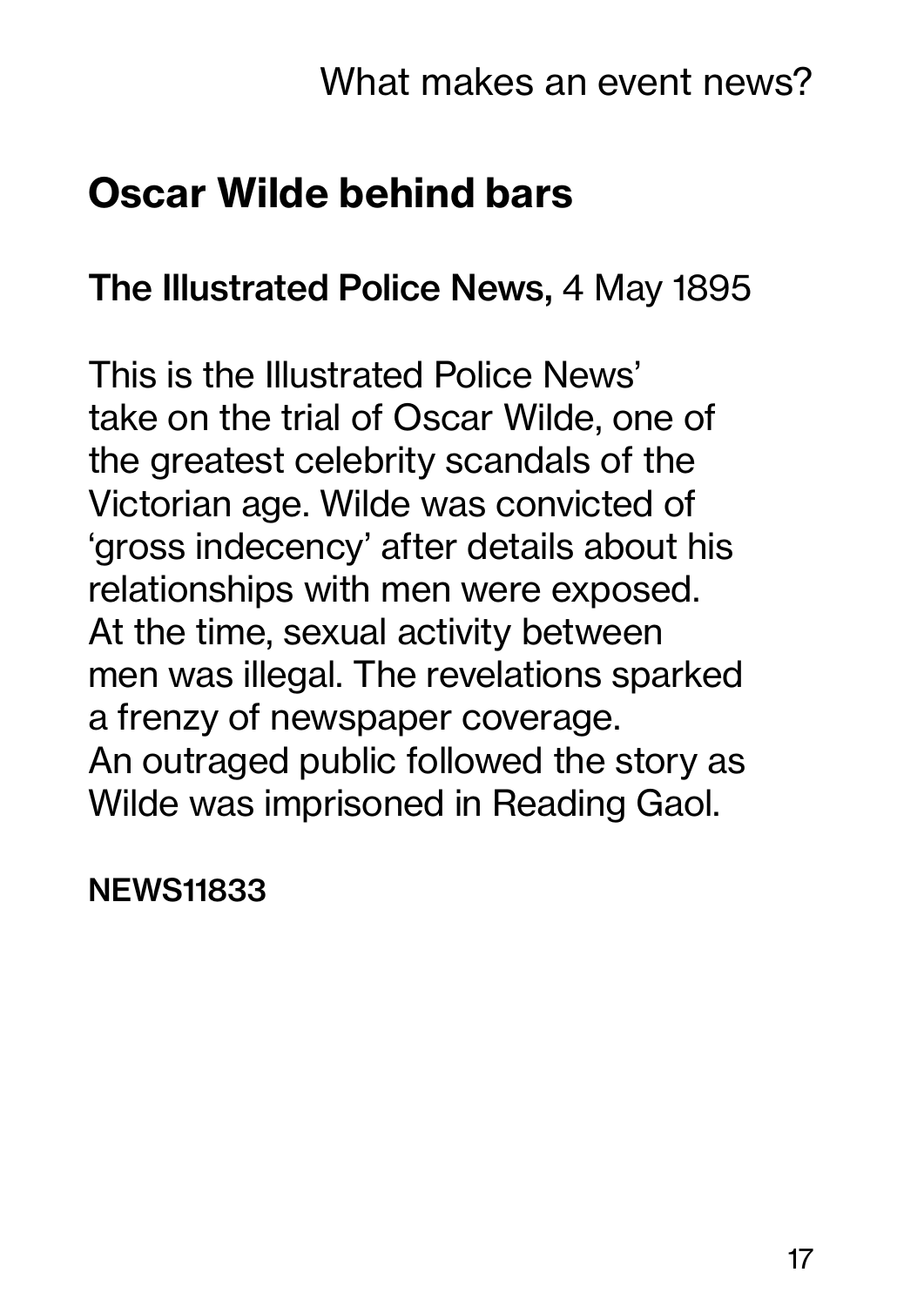## Oscar Wilde behind bars

**The Illustrated Police News,** 4 May 1895

This is the Illustrated Police News' take on the trial of Oscar Wilde, one of the greatest celebrity scandals of the Victorian age. Wilde was convicted of 'gross indecency' after details about his relationships with men were exposed. At the time, sexual activity between men was illegal. The revelations sparked a frenzy of newspaper coverage. An outraged public followed the story as Wilde was imprisoned in Reading Gaol.

**NEWS11833**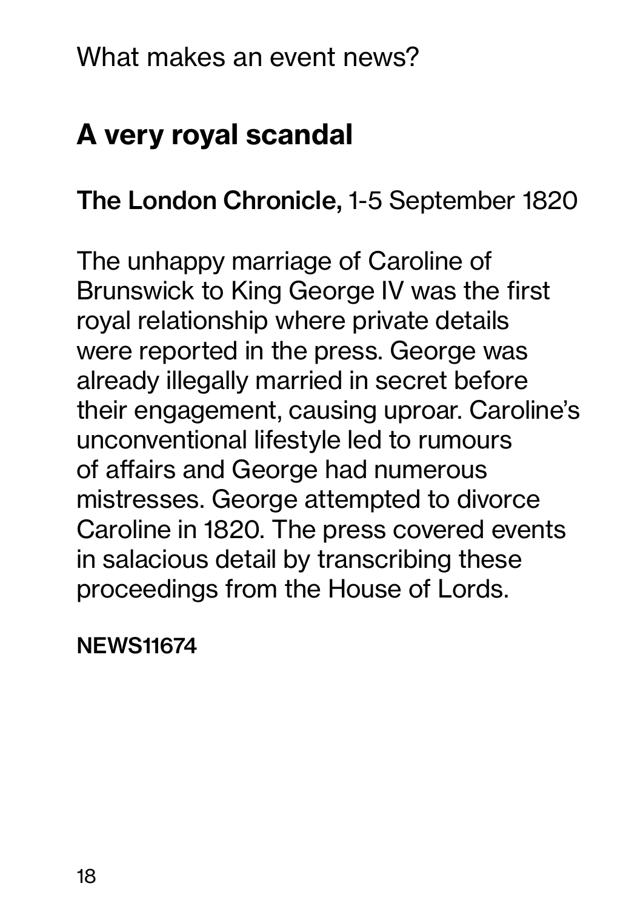What makes an event news?

## A very royal scandal

**The London Chronicle,** 1-5 September 1820

The unhappy marriage of Caroline of Brunswick to King George IV was the first royal relationship where private details were reported in the press. George was already illegally married in secret before their engagement, causing uproar. Caroline's unconventional lifestyle led to rumours of affairs and George had numerous mistresses. George attempted to divorce Caroline in 1820. The press covered events in salacious detail by transcribing these proceedings from the House of Lords.

**NEWS11674**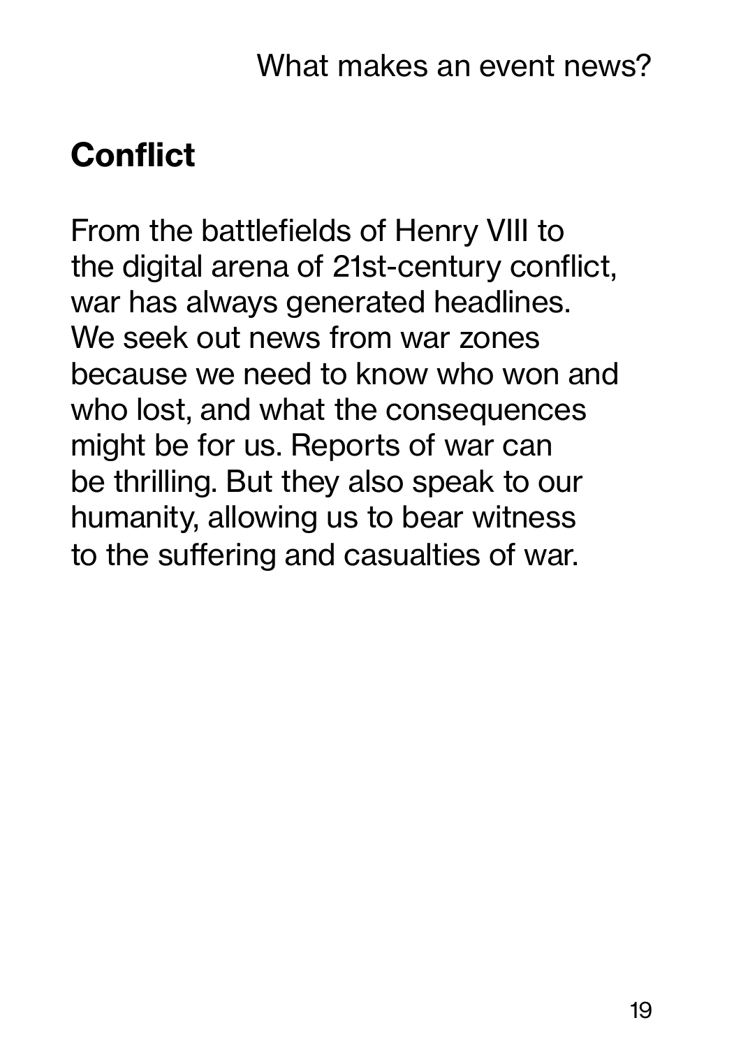## Conflict

From the battlefields of Henry VIII to the digital arena of 21st-century conflict, war has always generated headlines. We seek out news from war zones because we need to know who won and who lost, and what the consequences might be for us. Reports of war can be thrilling. But they also speak to our humanity, allowing us to bear witness to the suffering and casualties of war.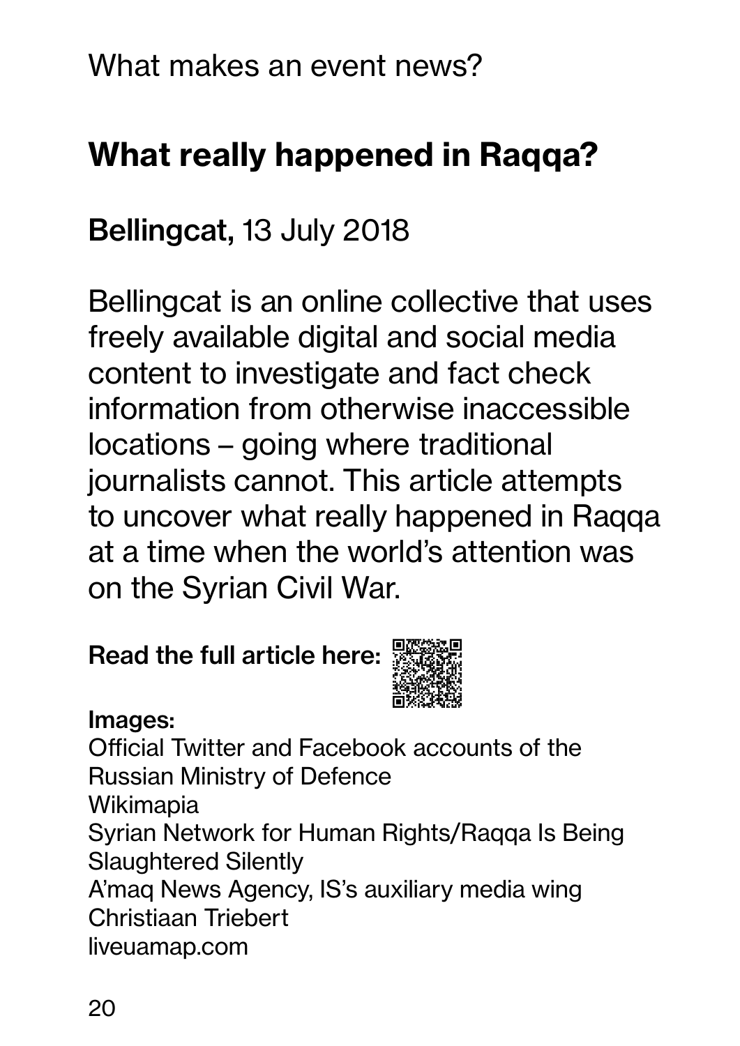What makes an event news?

## What really happened in Raqqa?

**Bellingcat,** 13 July 2018

Bellingcat is an online collective that uses freely available digital and social media content to investigate and fact check information from otherwise inaccessible locations – going where traditional journalists cannot. This article attempts to uncover what really happened in Raqqa at a time when the world's attention was on the Syrian Civil War.

**Read the full article here:**

**Images:**
Official Twitter and Facebook accounts of the Russian Ministry of Defence
Wikimapia
Syrian Network for Human Rights/Raqqa Is Being Slaughtered Silently
A'maq News Agency, IS's auxiliary media wing
Christiaan Triebert
liveuamap.com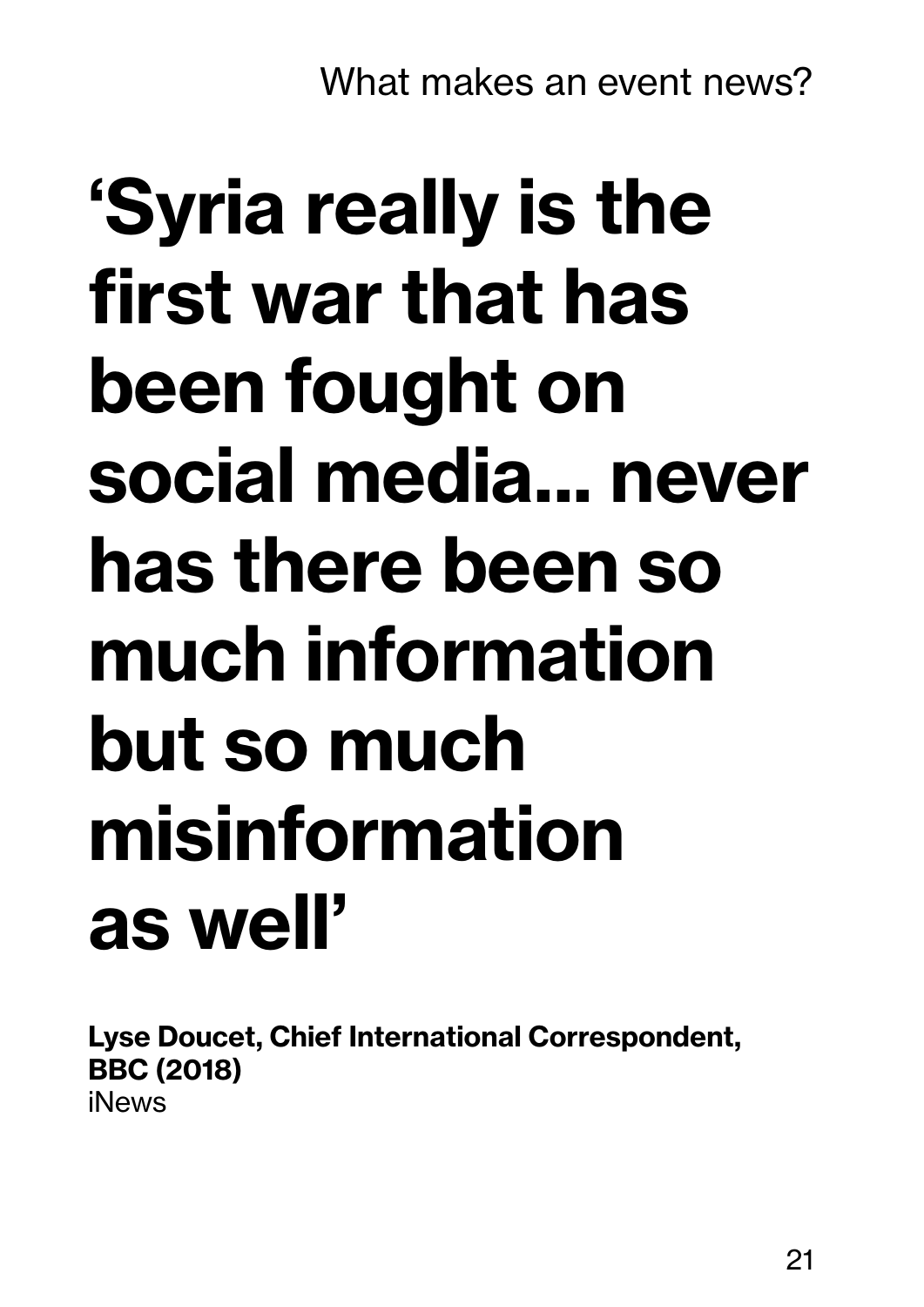# 'Syria really is the first war that has been fought on social media... never has there been so much information but so much misinformation as well'

**Lyse Doucet, Chief International Correspondent, BBC (2018)**
iNews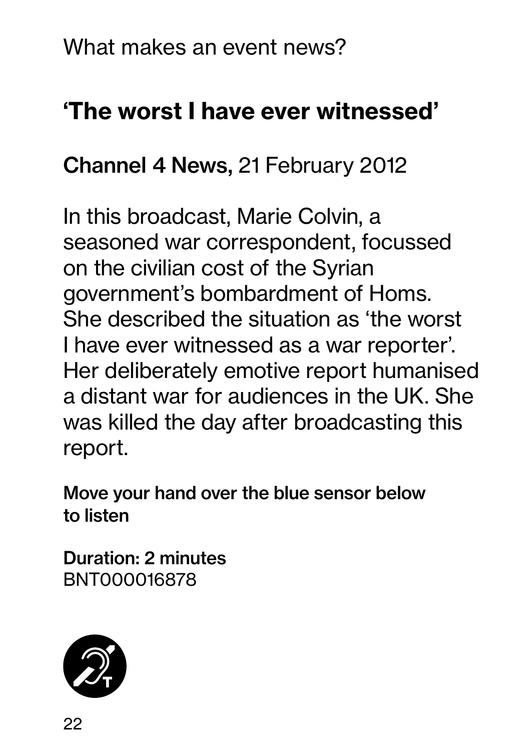What makes an event news?

## 'The worst I have ever witnessed'

**Channel 4 News,** 21 February 2012

In this broadcast, Marie Colvin, a seasoned war correspondent, focussed on the civilian cost of the Syrian government's bombardment of Homs. She described the situation as 'the worst I have ever witnessed as a war reporter'. Her deliberately emotive report humanised a distant war for audiences in the UK. She was killed the day after broadcasting this report.

**Move your hand over the blue sensor below to listen**

**Duration: 2 minutes**
BNT000016878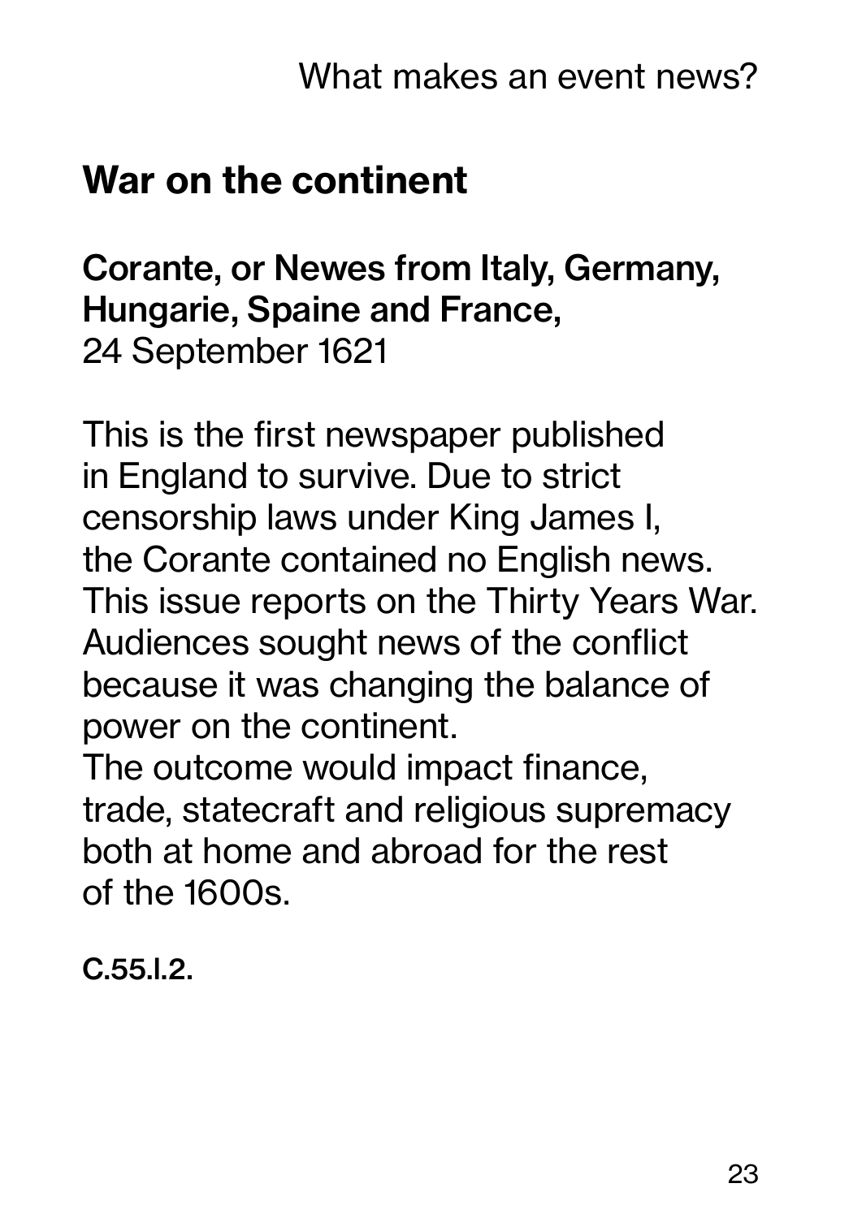## War on the continent

**Corante, or Newes from Italy, Germany, Hungarie, Spaine and France,**
24 September 1621

This is the first newspaper published in England to survive. Due to strict censorship laws under King James I, the Corante contained no English news. This issue reports on the Thirty Years War. Audiences sought news of the conflict because it was changing the balance of power on the continent.
The outcome would impact finance, trade, statecraft and religious supremacy both at home and abroad for the rest of the 1600s.

**C.55.l.2.**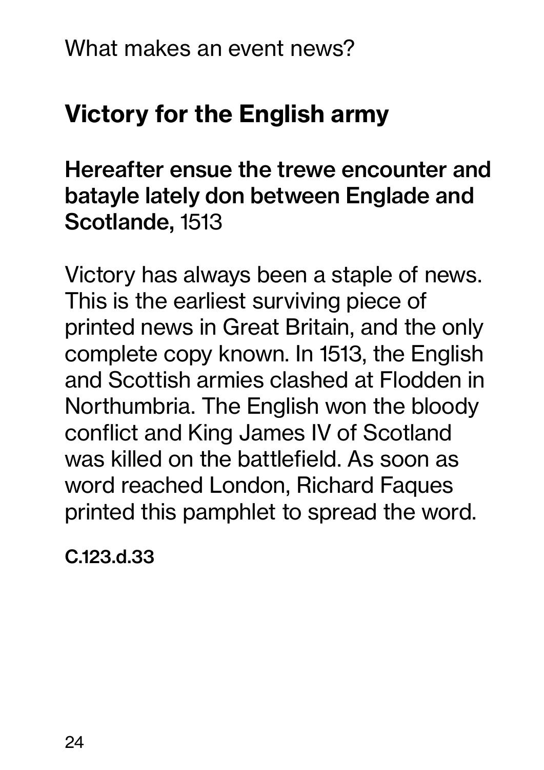What makes an event news?

## Victory for the English army

### Hereafter ensue the trewe encounter and batayle lately don between Englade and Scotlande, 1513

Victory has always been a staple of news. This is the earliest surviving piece of printed news in Great Britain, and the only complete copy known. In 1513, the English and Scottish armies clashed at Flodden in Northumbria. The English won the bloody conflict and King James IV of Scotland was killed on the battlefield. As soon as word reached London, Richard Faques printed this pamphlet to spread the word.

**C.123.d.33**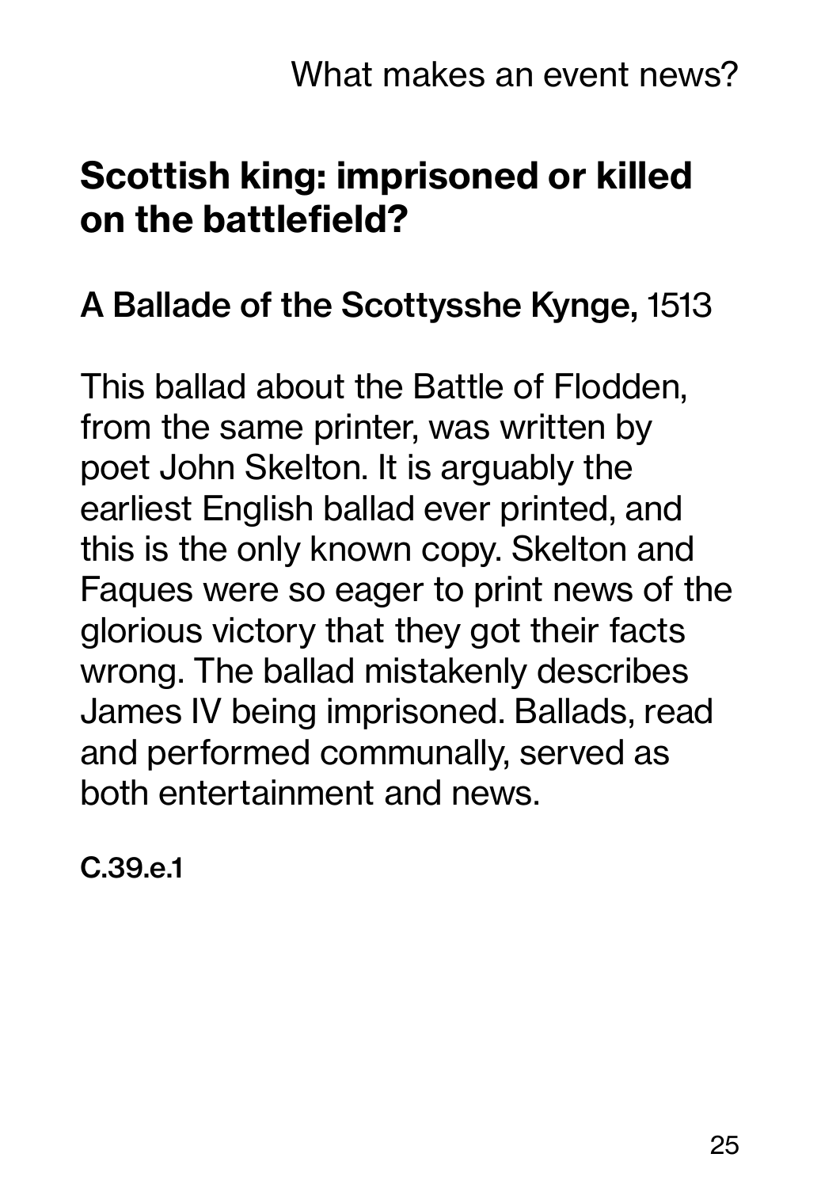## Scottish king: imprisoned or killed on the battlefield?

**A Ballade of the Scottysshe Kynge,** 1513

This ballad about the Battle of Flodden, from the same printer, was written by poet John Skelton. It is arguably the earliest English ballad ever printed, and this is the only known copy. Skelton and Faques were so eager to print news of the glorious victory that they got their facts wrong. The ballad mistakenly describes James IV being imprisoned. Ballads, read and performed communally, served as both entertainment and news.

**C.39.e.1**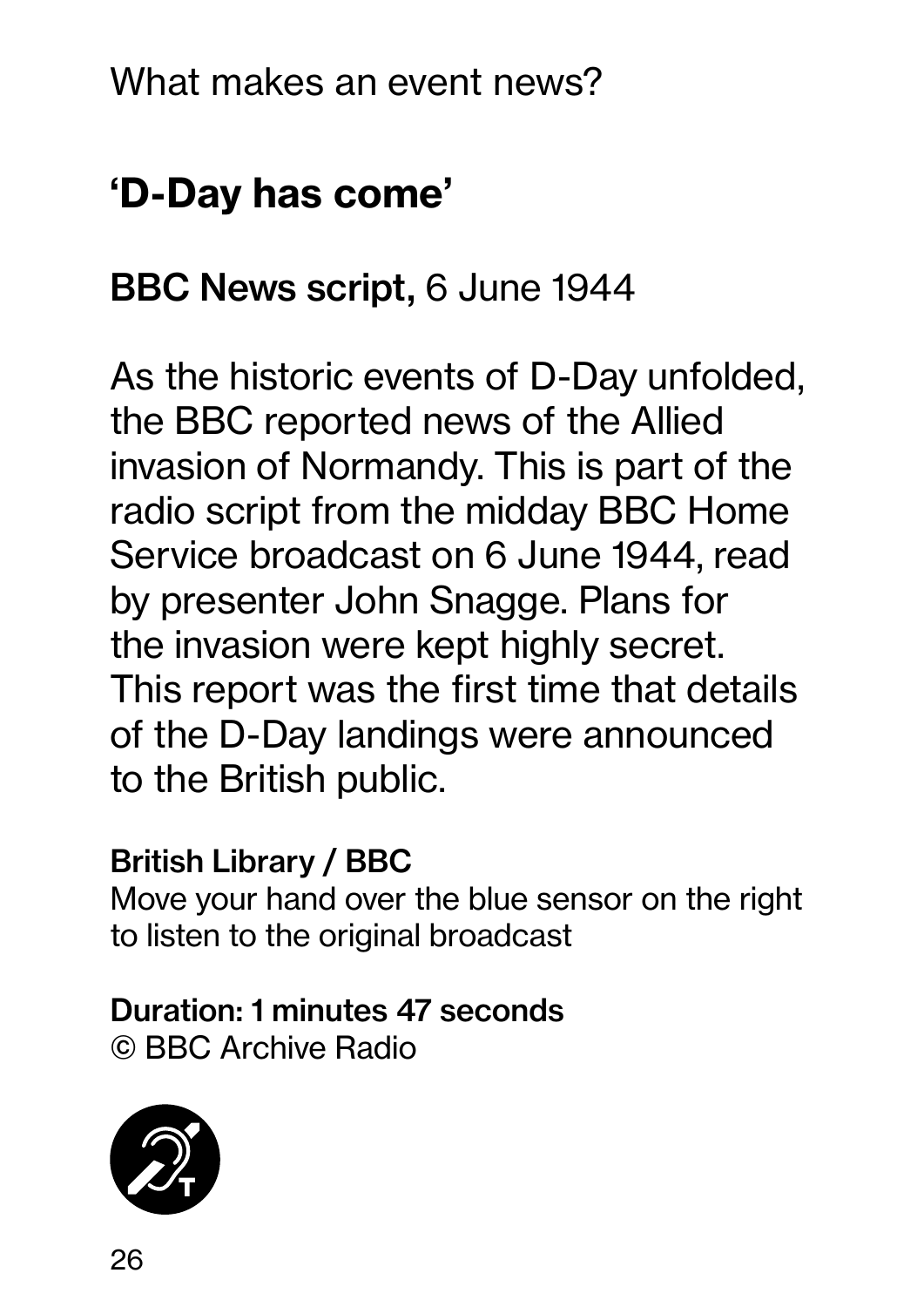What makes an event news?

## 'D-Day has come'

**BBC News script,** 6 June 1944

As the historic events of D-Day unfolded, the BBC reported news of the Allied invasion of Normandy. This is part of the radio script from the midday BBC Home Service broadcast on 6 June 1944, read by presenter John Snagge. Plans for the invasion were kept highly secret. This report was the first time that details of the D-Day landings were announced to the British public.

**British Library / BBC**
Move your hand over the blue sensor on the right to listen to the original broadcast

**Duration: 1 minutes 47 seconds**
© BBC Archive Radio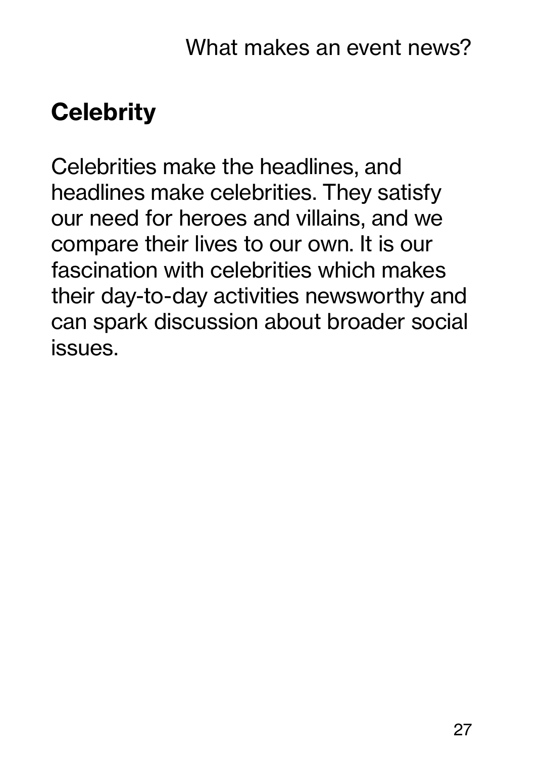## Celebrity

Celebrities make the headlines, and headlines make celebrities. They satisfy our need for heroes and villains, and we compare their lives to our own. It is our fascination with celebrities which makes their day-to-day activities newsworthy and can spark discussion about broader social issues.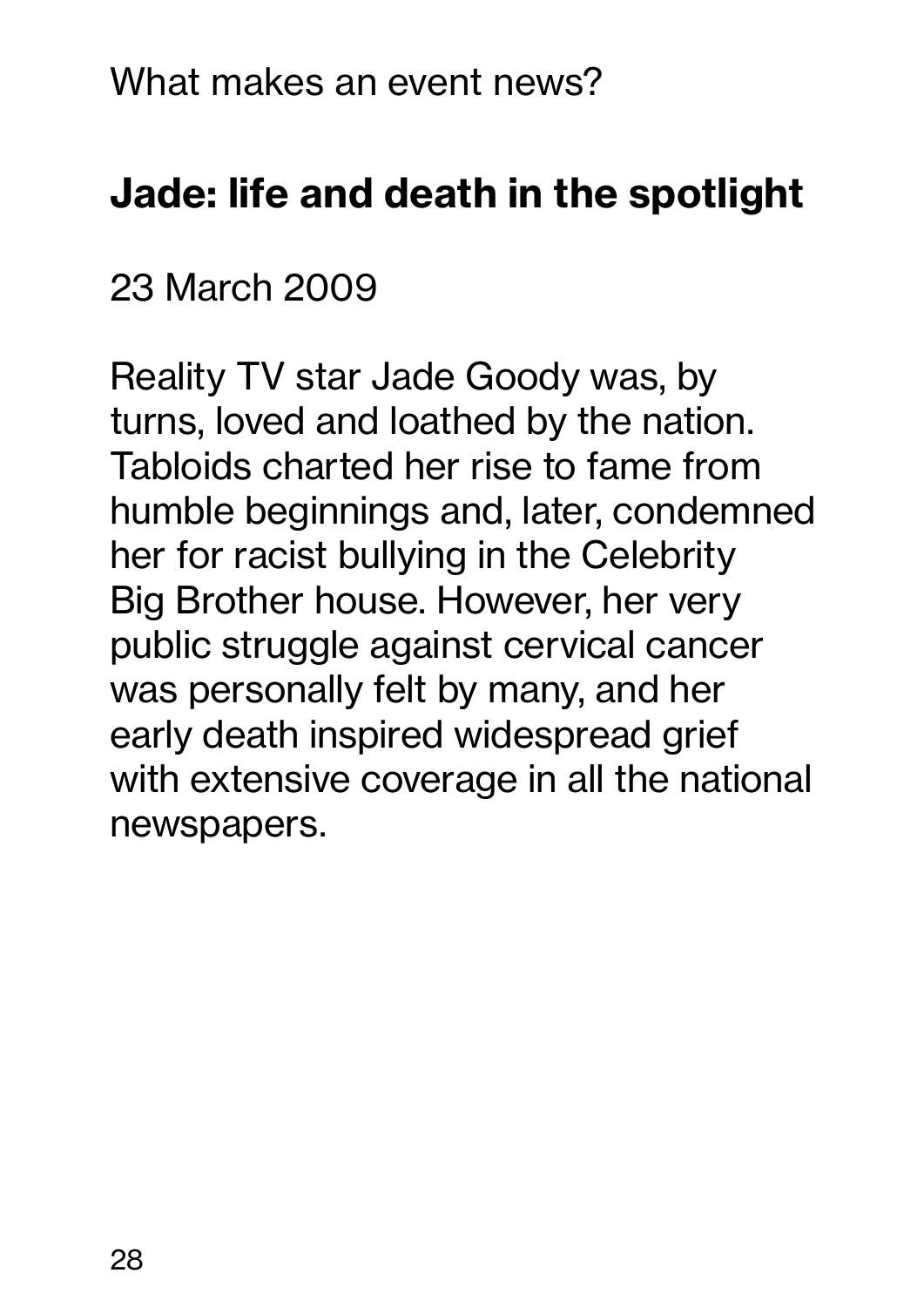What makes an event news?

## Jade: life and death in the spotlight

23 March 2009

Reality TV star Jade Goody was, by turns, loved and loathed by the nation. Tabloids charted her rise to fame from humble beginnings and, later, condemned her for racist bullying in the Celebrity Big Brother house. However, her very public struggle against cervical cancer was personally felt by many, and her early death inspired widespread grief with extensive coverage in all the national newspapers.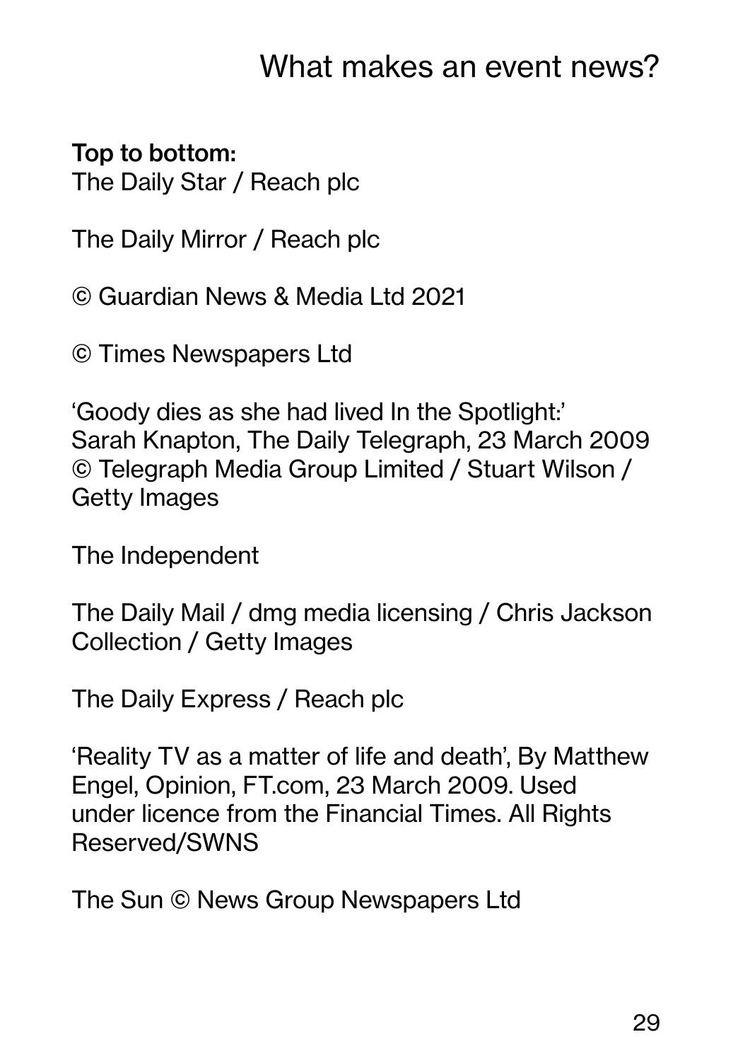# What makes an event news?

**Top to bottom:**
The Daily Star / Reach plc

The Daily Mirror / Reach plc

© Guardian News & Media Ltd 2021

© Times Newspapers Ltd

'Goody dies as she had lived In the Spotlight:' Sarah Knapton, The Daily Telegraph, 23 March 2009 © Telegraph Media Group Limited / Stuart Wilson / Getty Images

The Independent

The Daily Mail / dmg media licensing / Chris Jackson Collection / Getty Images

The Daily Express / Reach plc

'Reality TV as a matter of life and death', By Matthew Engel, Opinion, FT.com, 23 March 2009. Used under licence from the Financial Times. All Rights Reserved/SWNS

The Sun © News Group Newspapers Ltd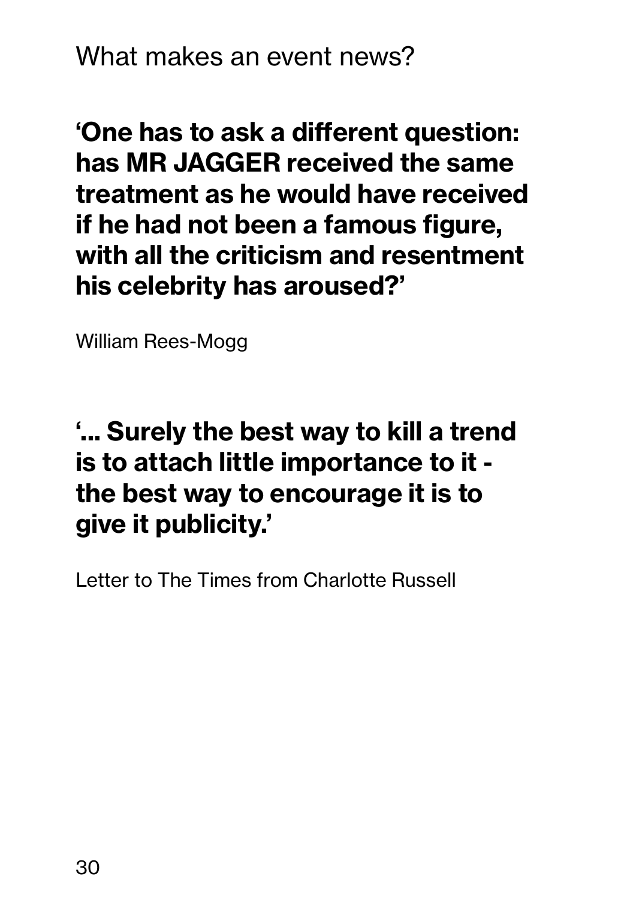What makes an event news?

**'One has to ask a different question: has MR JAGGER received the same treatment as he would have received if he had not been a famous figure, with all the criticism and resentment his celebrity has aroused?'**

William Rees-Mogg

**'... Surely the best way to kill a trend is to attach little importance to it - the best way to encourage it is to give it publicity.'**

Letter to The Times from Charlotte Russell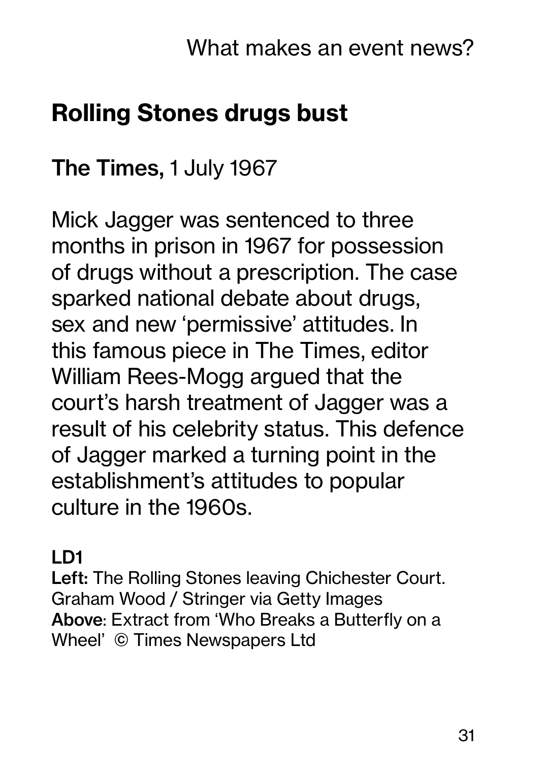## Rolling Stones drugs bust

**The Times,** 1 July 1967

Mick Jagger was sentenced to three months in prison in 1967 for possession of drugs without a prescription. The case sparked national debate about drugs, sex and new 'permissive' attitudes. In this famous piece in The Times, editor William Rees-Mogg argued that the court's harsh treatment of Jagger was a result of his celebrity status. This defence of Jagger marked a turning point in the establishment's attitudes to popular culture in the 1960s.

**LD1**
**Left:** The Rolling Stones leaving Chichester Court. Graham Wood / Stringer via Getty Images
**Above**: Extract from 'Who Breaks a Butterfly on a Wheel' © Times Newspapers Ltd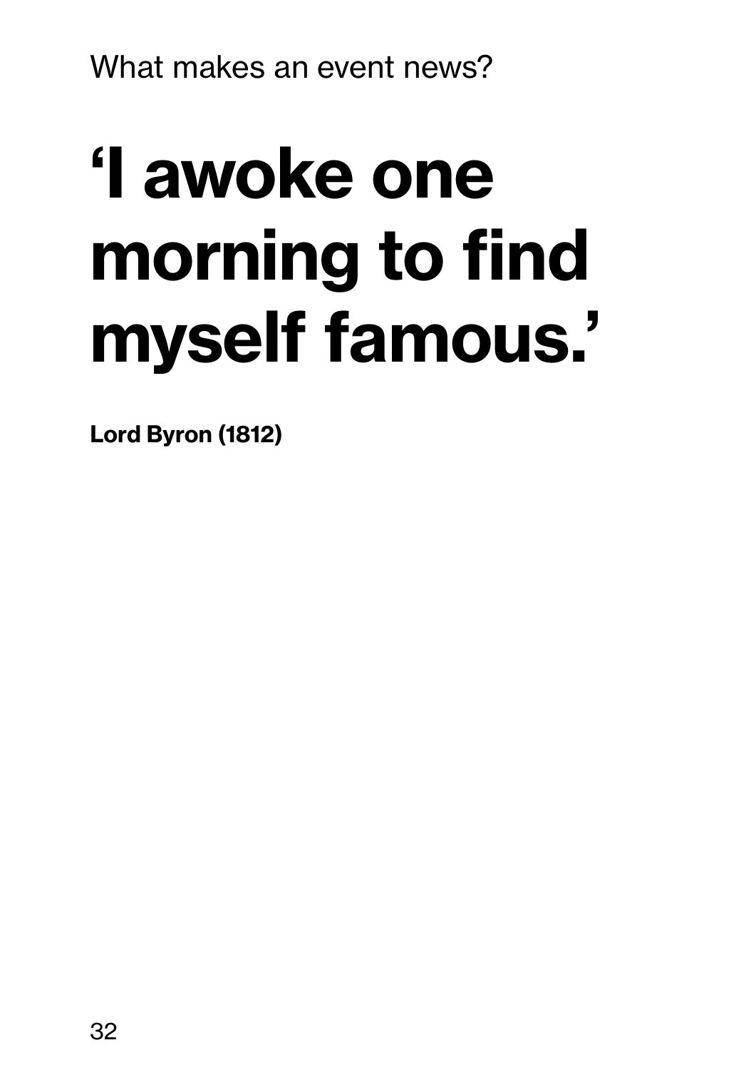# ‘I awoke one morning to find myself famous.’

**Lord Byron (1812)**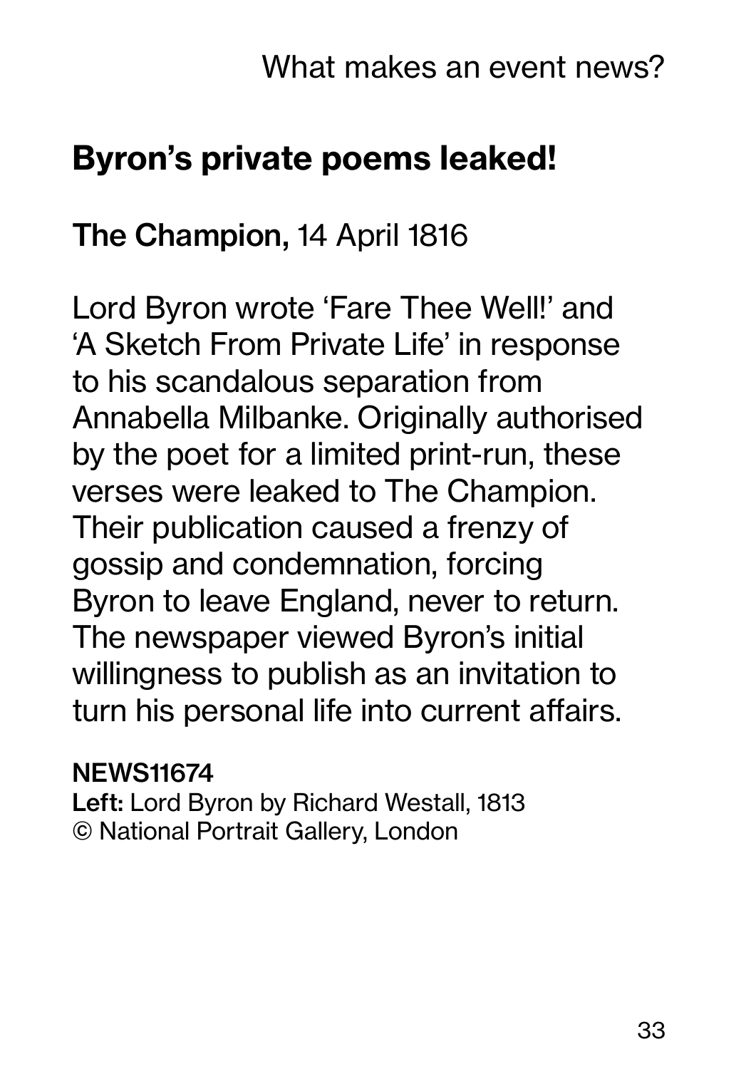## Byron's private poems leaked!

**The Champion,** 14 April 1816

Lord Byron wrote 'Fare Thee Well!' and 'A Sketch From Private Life' in response to his scandalous separation from Annabella Milbanke. Originally authorised by the poet for a limited print-run, these verses were leaked to The Champion. Their publication caused a frenzy of gossip and condemnation, forcing Byron to leave England, never to return. The newspaper viewed Byron's initial willingness to publish as an invitation to turn his personal life into current affairs.

**NEWS11674**
**Left:** Lord Byron by Richard Westall, 1813
© National Portrait Gallery, London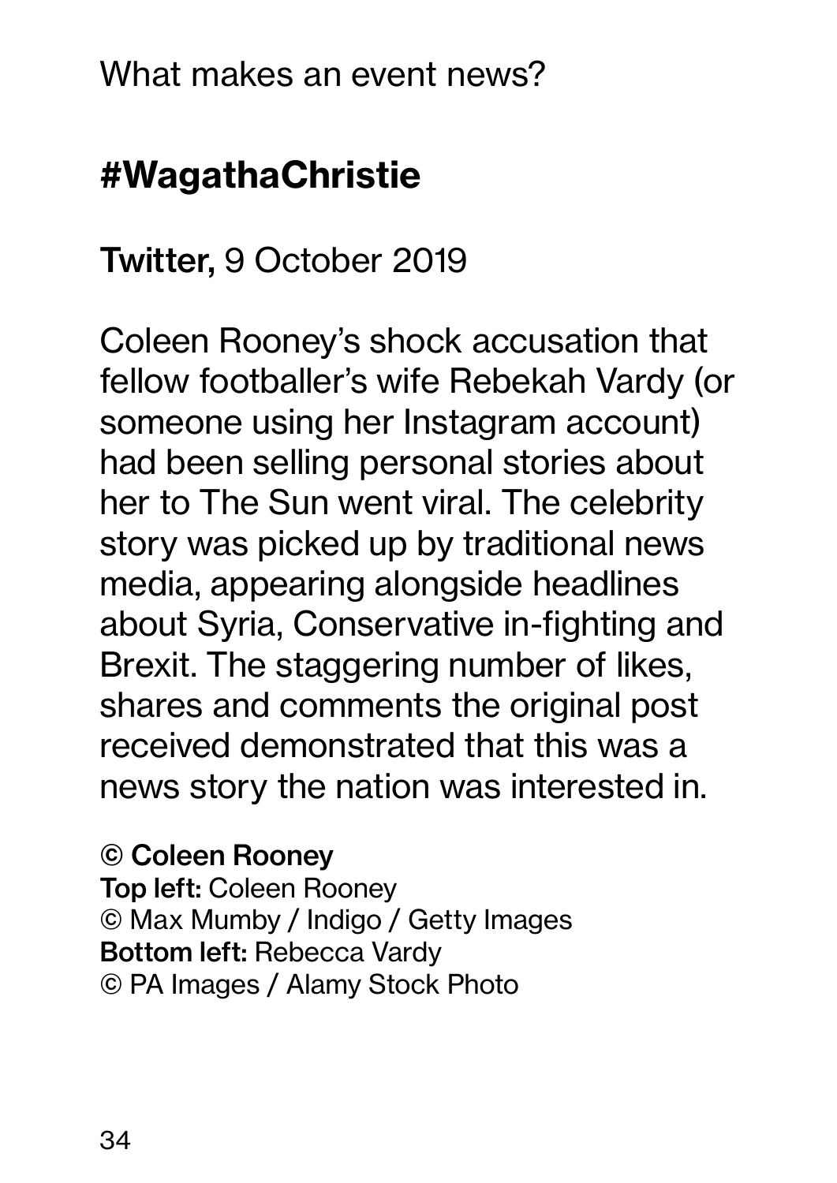What makes an event news?

## #WagathaChristie

**Twitter,** 9 October 2019

Coleen Rooney's shock accusation that fellow footballer's wife Rebekah Vardy (or someone using her Instagram account) had been selling personal stories about her to The Sun went viral. The celebrity story was picked up by traditional news media, appearing alongside headlines about Syria, Conservative in-fighting and Brexit. The staggering number of likes, shares and comments the original post received demonstrated that this was a news story the nation was interested in.

**© Coleen Rooney**
**Top left:** Coleen Rooney
© Max Mumby / Indigo / Getty Images
**Bottom left:** Rebecca Vardy
© PA Images / Alamy Stock Photo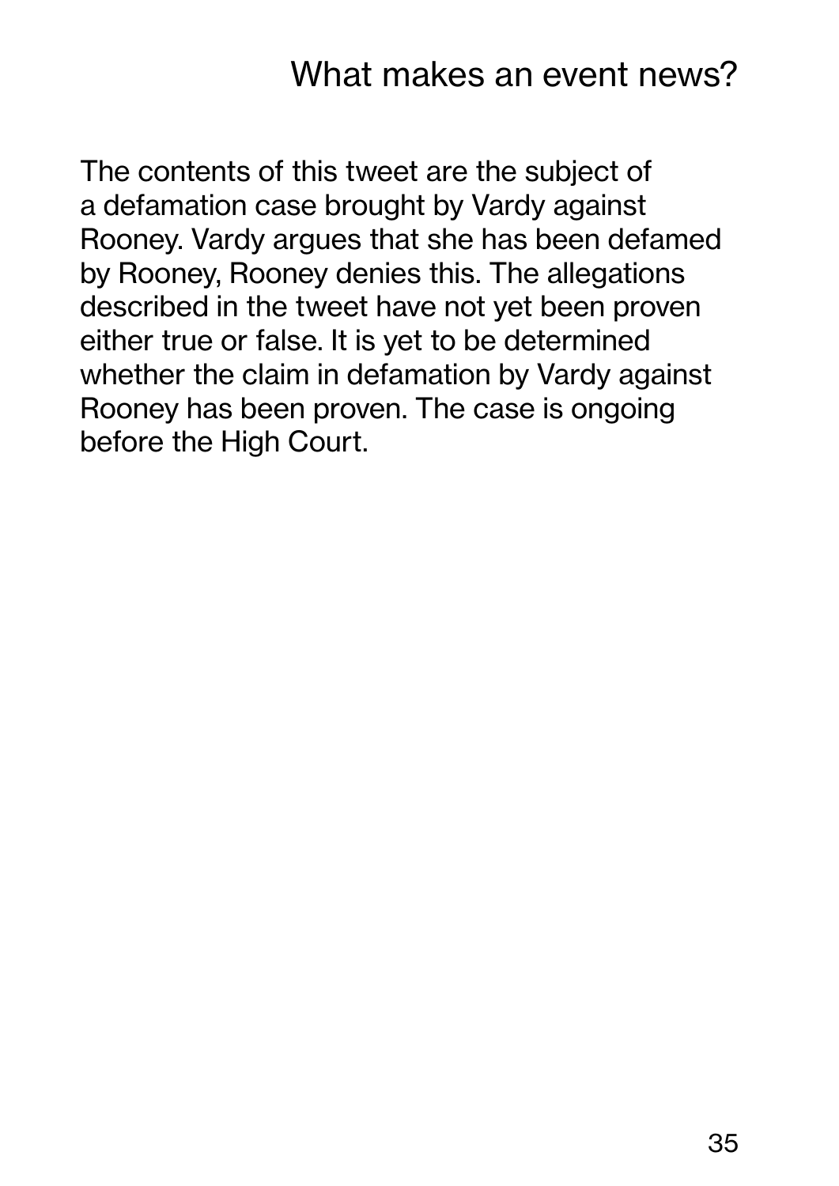The contents of this tweet are the subject of a defamation case brought by Vardy against Rooney. Vardy argues that she has been defamed by Rooney, Rooney denies this. The allegations described in the tweet have not yet been proven either true or false. It is yet to be determined whether the claim in defamation by Vardy against Rooney has been proven. The case is ongoing before the High Court.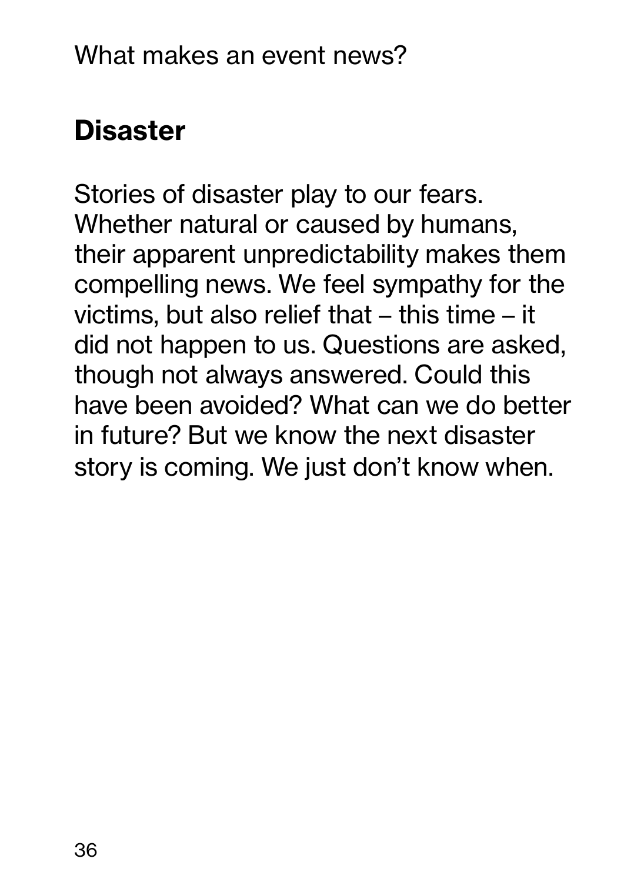## Disaster

Stories of disaster play to our fears. Whether natural or caused by humans, their apparent unpredictability makes them compelling news. We feel sympathy for the victims, but also relief that – this time – it did not happen to us. Questions are asked, though not always answered. Could this have been avoided? What can we do better in future? But we know the next disaster story is coming. We just don't know when.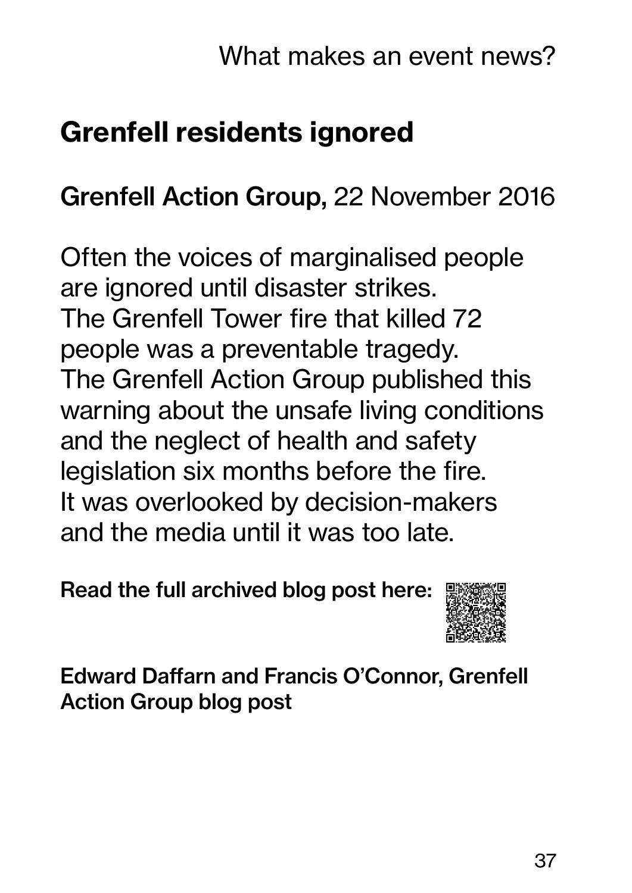## Grenfell residents ignored

**Grenfell Action Group,** 22 November 2016

Often the voices of marginalised people are ignored until disaster strikes. The Grenfell Tower fire that killed 72 people was a preventable tragedy. The Grenfell Action Group published this warning about the unsafe living conditions and the neglect of health and safety legislation six months before the fire. It was overlooked by decision-makers and the media until it was too late.

**Read the full archived blog post here:**

**Edward Daffarn and Francis O'Connor, Grenfell Action Group blog post**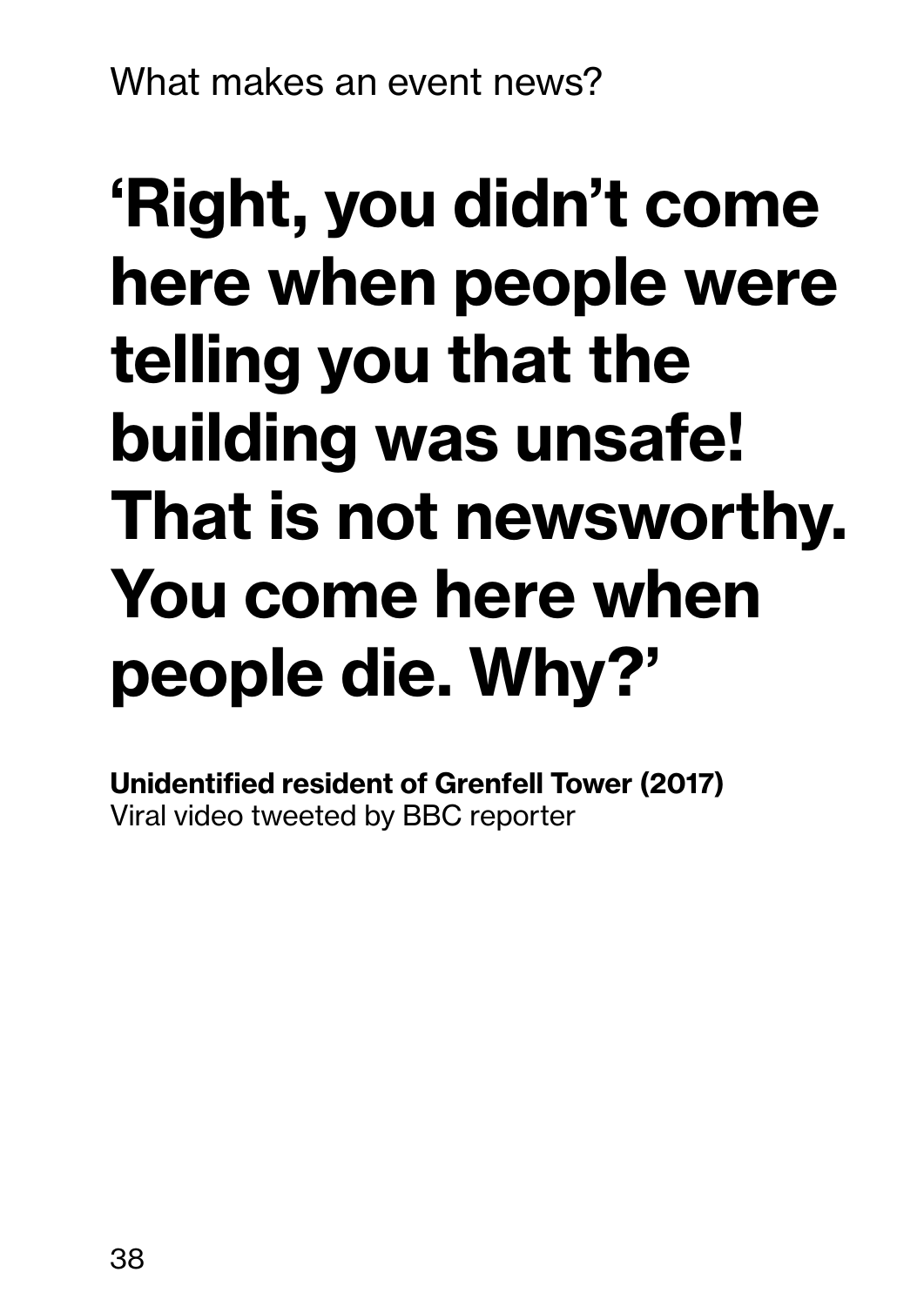# ‘Right, you didn’t come here when people were telling you that the building was unsafe! That is not newsworthy. You come here when people die. Why?’

**Unidentified resident of Grenfell Tower (2017)**
Viral video tweeted by BBC reporter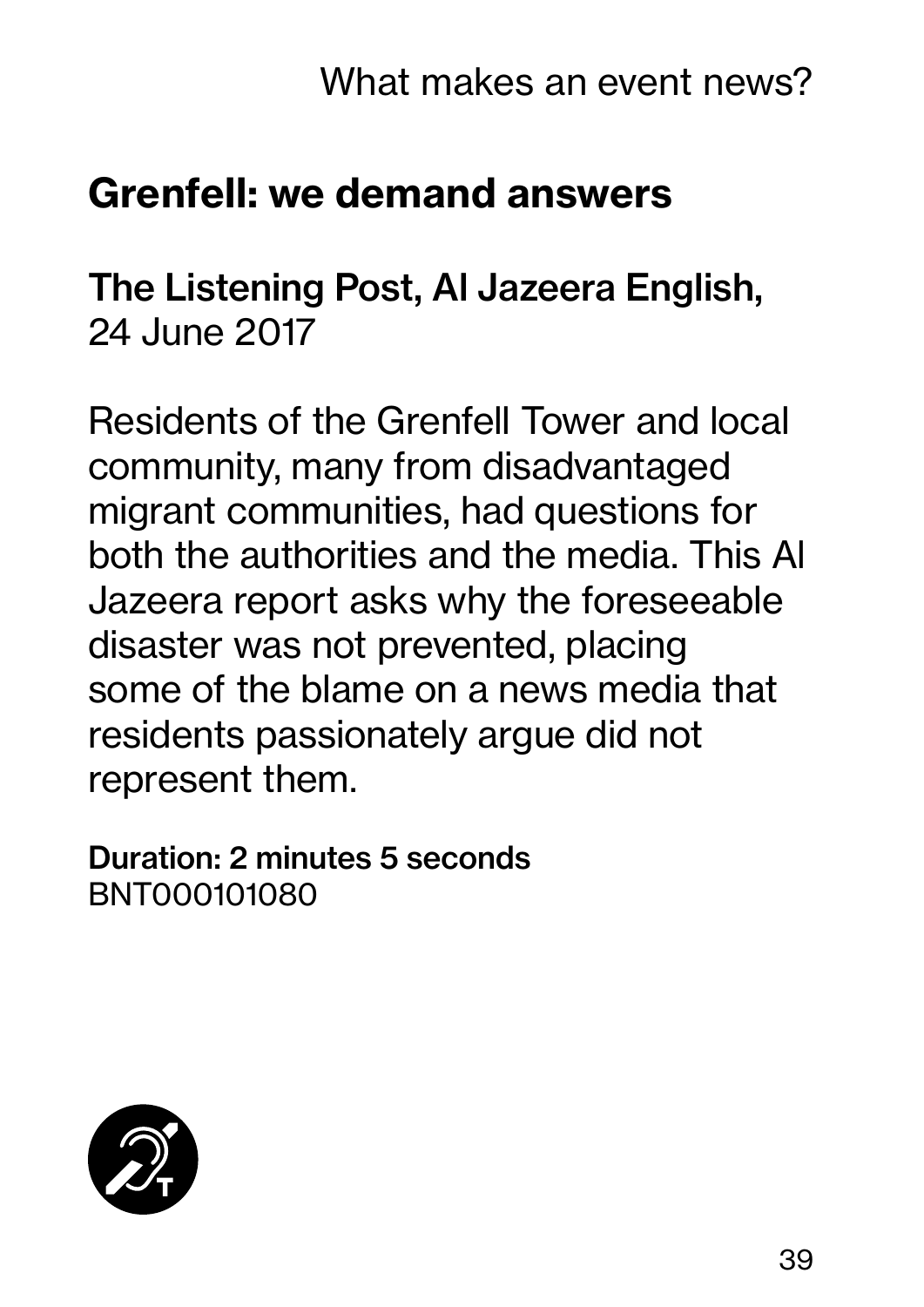## Grenfell: we demand answers

**The Listening Post, Al Jazeera English,**
24 June 2017

Residents of the Grenfell Tower and local community, many from disadvantaged migrant communities, had questions for both the authorities and the media. This Al Jazeera report asks why the foreseeable disaster was not prevented, placing some of the blame on a news media that residents passionately argue did not represent them.

**Duration: 2 minutes 5 seconds**
BNT000101080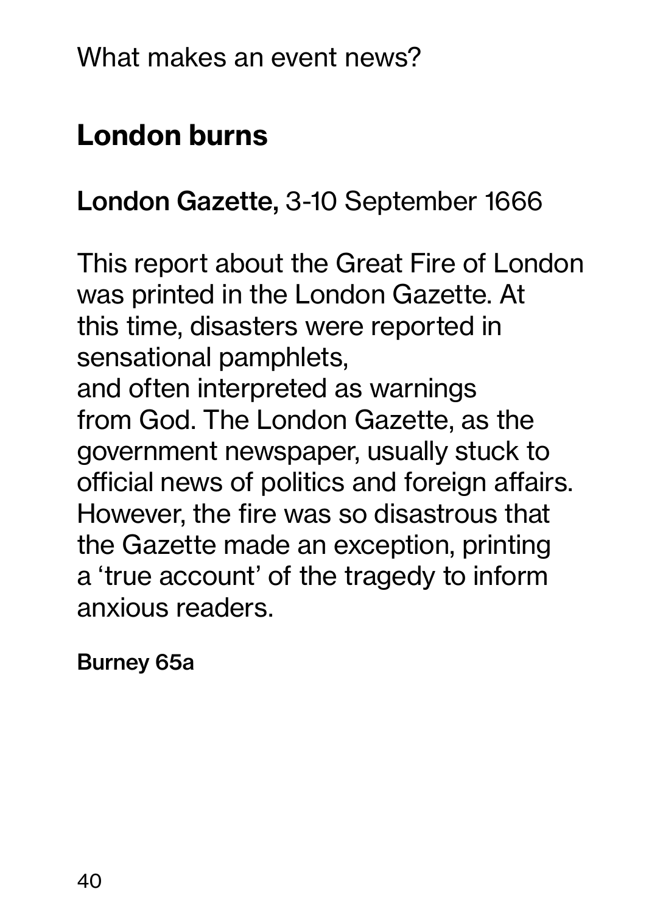## London burns

**London Gazette,** 3-10 September 1666

This report about the Great Fire of London was printed in the London Gazette. At this time, disasters were reported in sensational pamphlets, and often interpreted as warnings from God. The London Gazette, as the government newspaper, usually stuck to official news of politics and foreign affairs. However, the fire was so disastrous that the Gazette made an exception, printing a 'true account' of the tragedy to inform anxious readers.

**Burney 65a**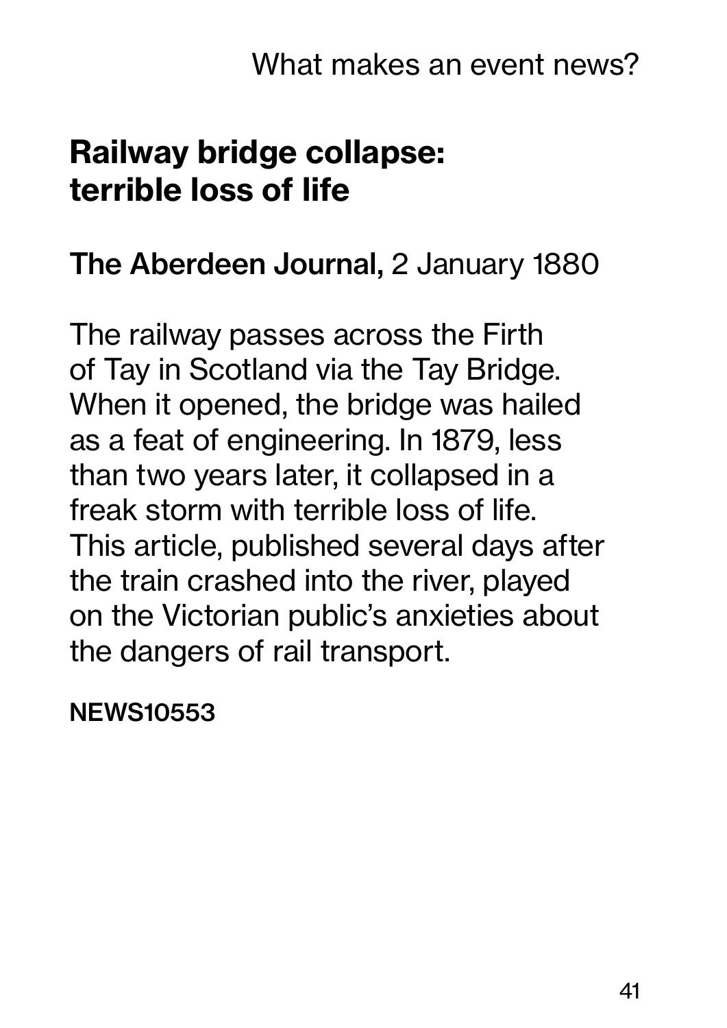## Railway bridge collapse: terrible loss of life

**The Aberdeen Journal,** 2 January 1880

The railway passes across the Firth of Tay in Scotland via the Tay Bridge. When it opened, the bridge was hailed as a feat of engineering. In 1879, less than two years later, it collapsed in a freak storm with terrible loss of life. This article, published several days after the train crashed into the river, played on the Victorian public's anxieties about the dangers of rail transport.

**NEWS10553**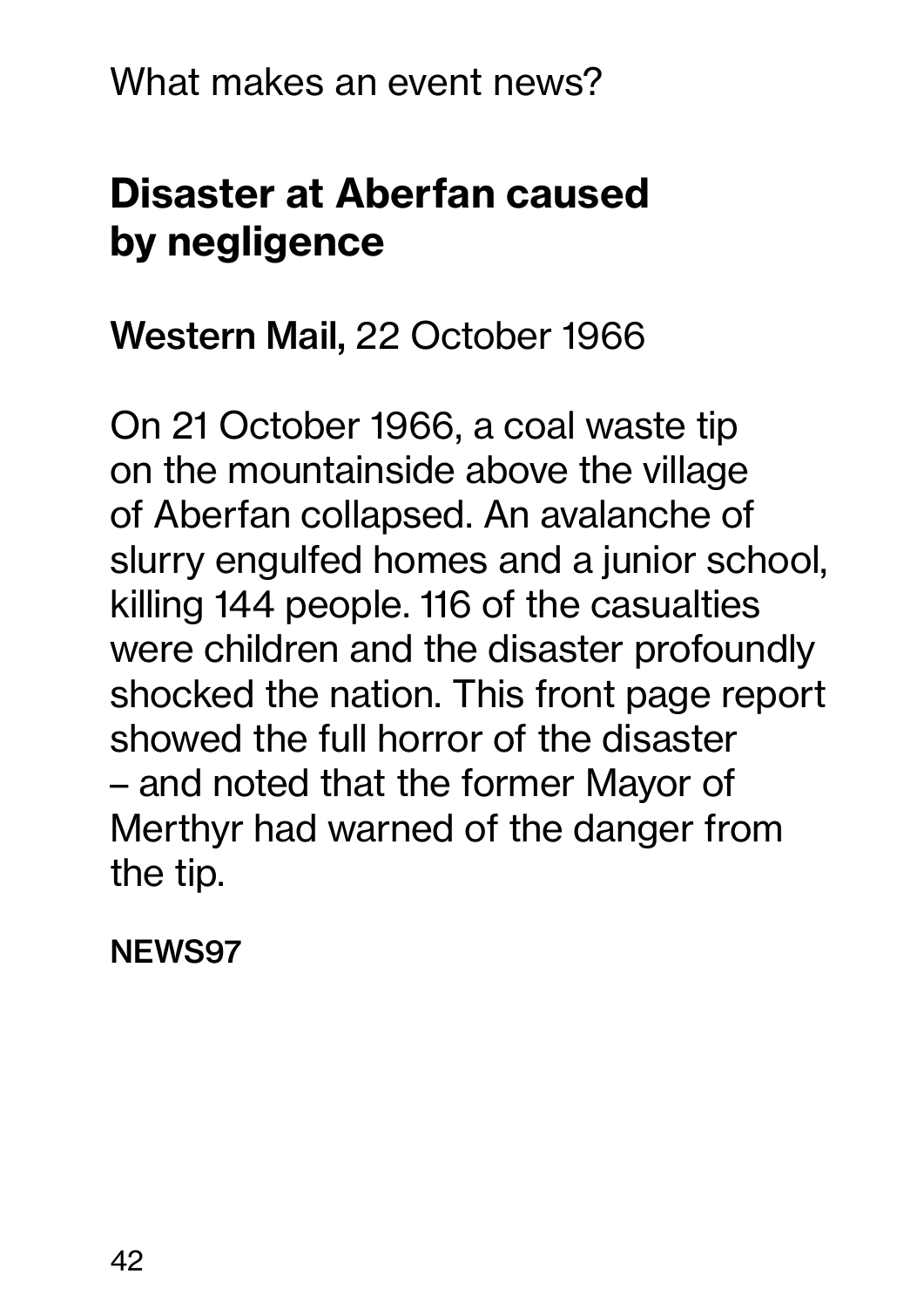What makes an event news?

## Disaster at Aberfan caused by negligence

**Western Mail,** 22 October 1966

On 21 October 1966, a coal waste tip on the mountainside above the village of Aberfan collapsed. An avalanche of slurry engulfed homes and a junior school, killing 144 people. 116 of the casualties were children and the disaster profoundly shocked the nation. This front page report showed the full horror of the disaster – and noted that the former Mayor of Merthyr had warned of the danger from the tip.

**NEWS97**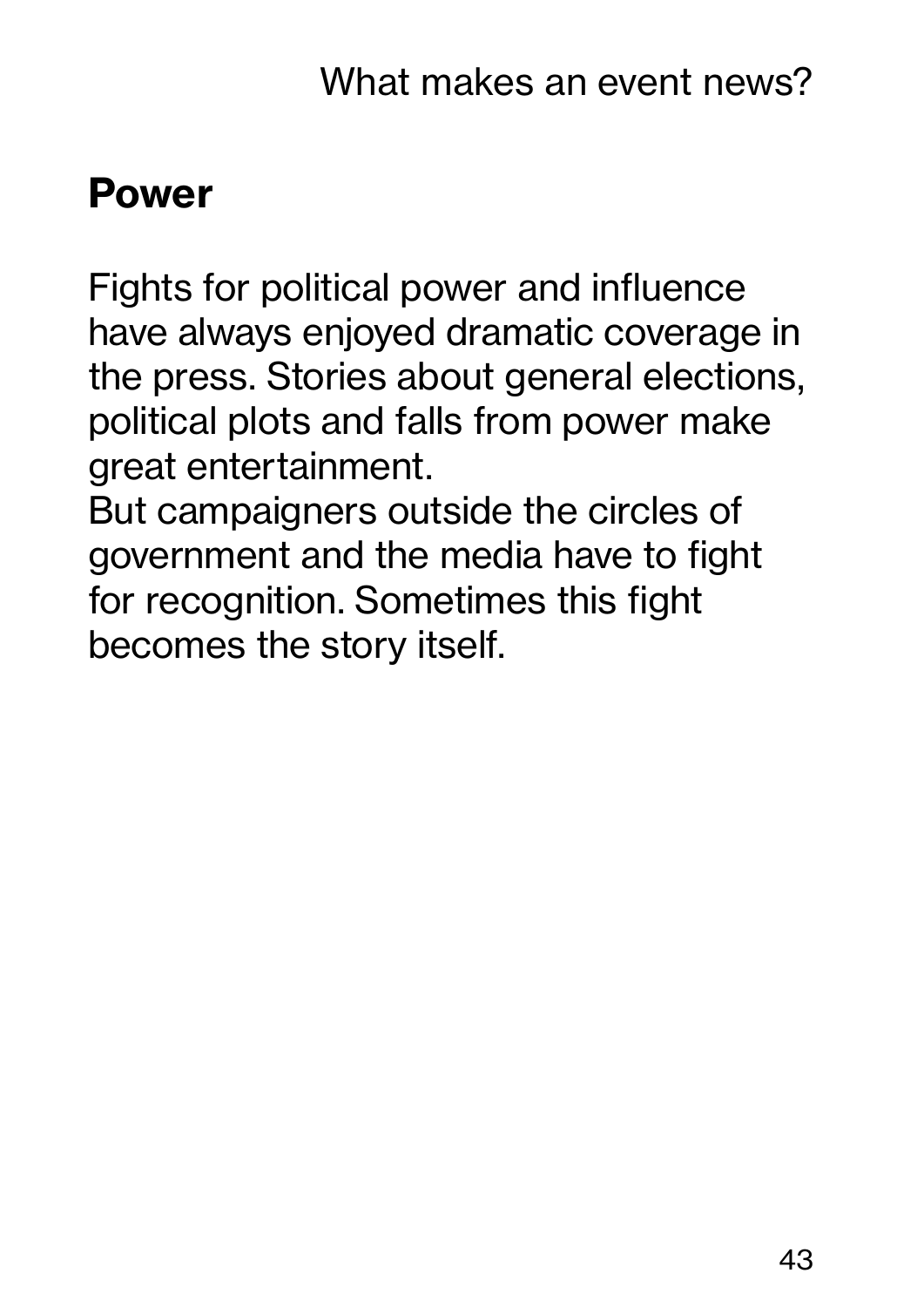## Power

Fights for political power and influence have always enjoyed dramatic coverage in the press. Stories about general elections, political plots and falls from power make great entertainment.

But campaigners outside the circles of government and the media have to fight for recognition. Sometimes this fight becomes the story itself.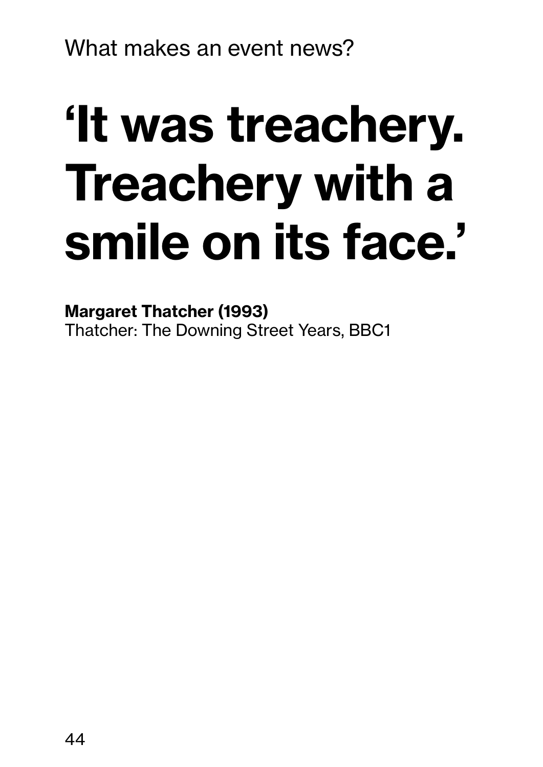What makes an event news?

# ‘It was treachery. Treachery with a smile on its face.’

**Margaret Thatcher (1993)**
Thatcher: The Downing Street Years, BBC1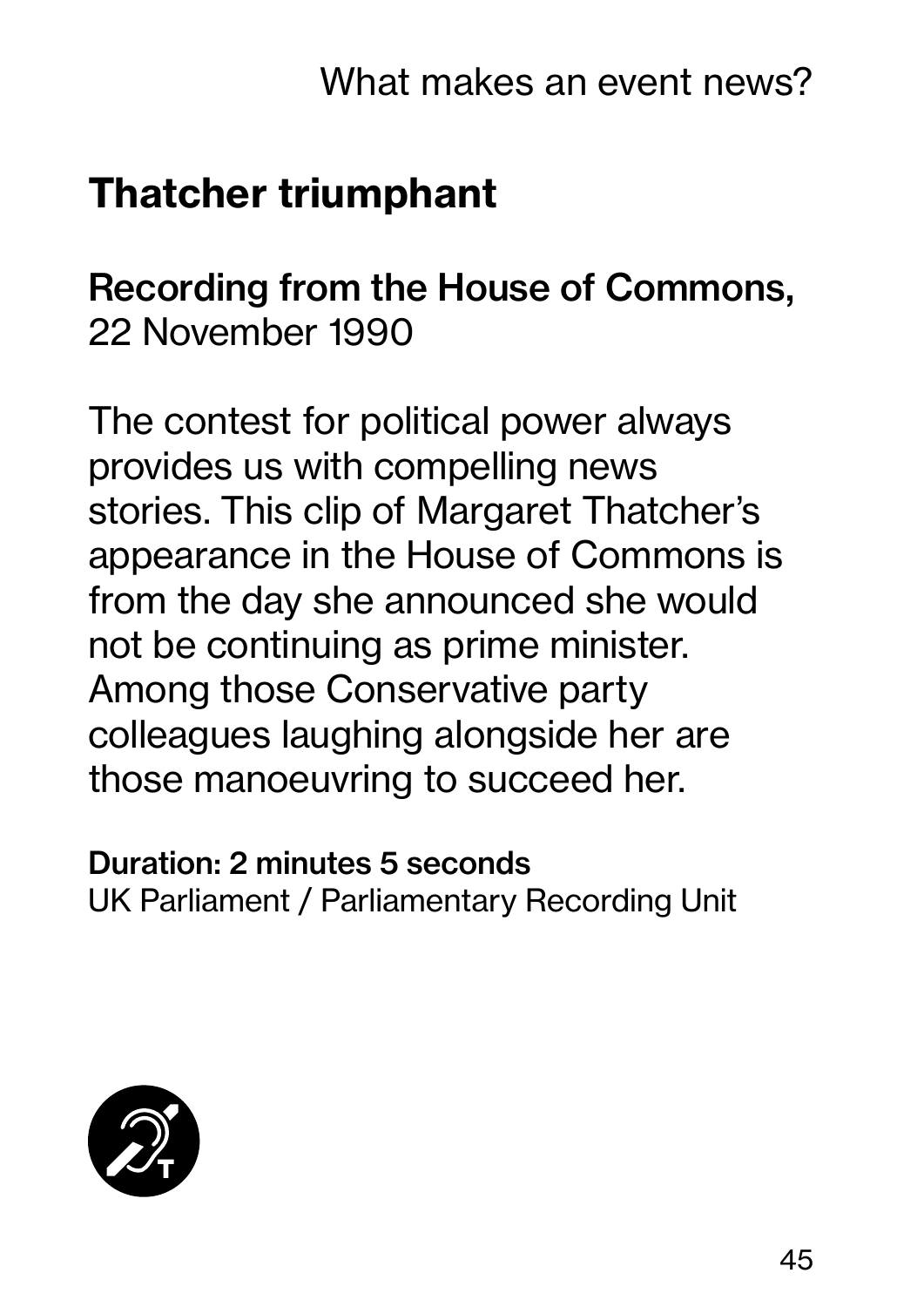## Thatcher triumphant

**Recording from the House of Commons,**
22 November 1990

The contest for political power always provides us with compelling news stories. This clip of Margaret Thatcher's appearance in the House of Commons is from the day she announced she would not be continuing as prime minister. Among those Conservative party colleagues laughing alongside her are those manoeuvring to succeed her.

**Duration: 2 minutes 5 seconds**
UK Parliament / Parliamentary Recording Unit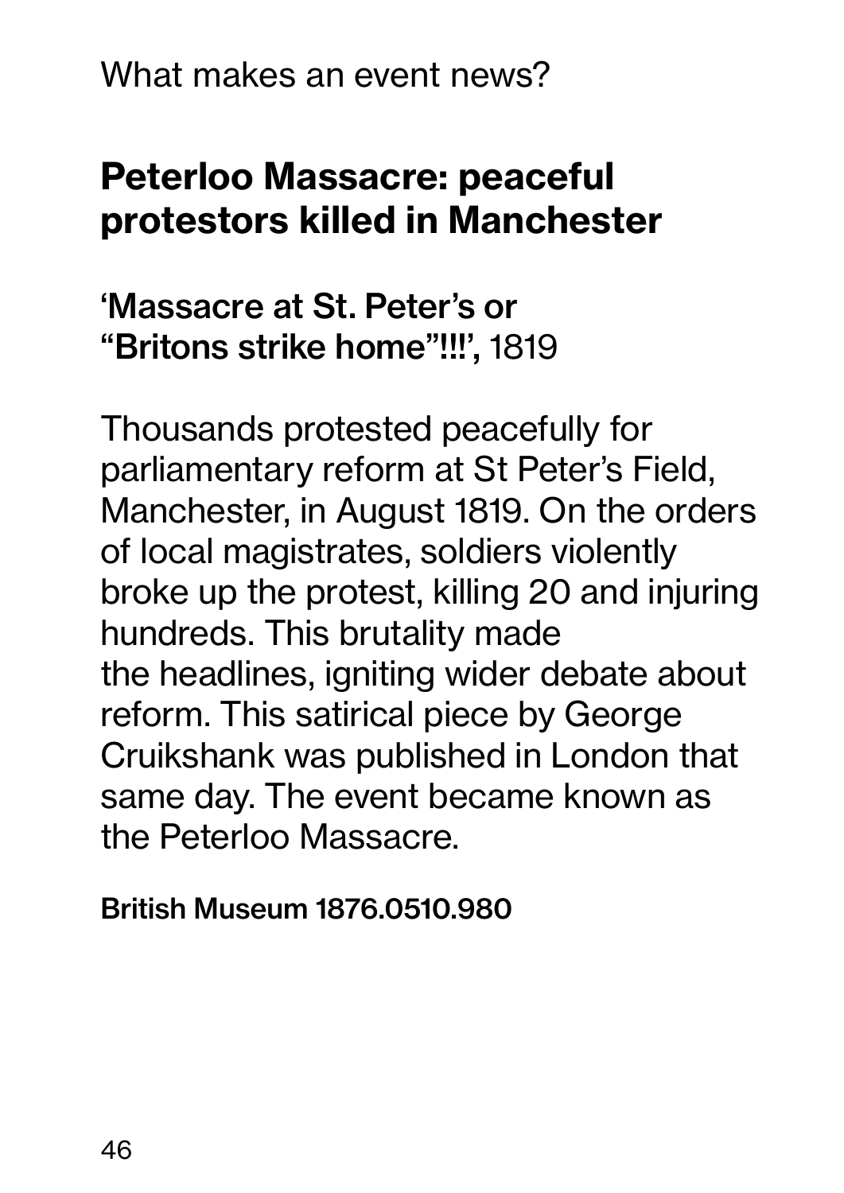What makes an event news?

## Peterloo Massacre: peaceful protestors killed in Manchester

**'Massacre at St. Peter's or "Britons strike home"!!!',** 1819

Thousands protested peacefully for parliamentary reform at St Peter's Field, Manchester, in August 1819. On the orders of local magistrates, soldiers violently broke up the protest, killing 20 and injuring hundreds. This brutality made the headlines, igniting wider debate about reform. This satirical piece by George Cruikshank was published in London that same day. The event became known as the Peterloo Massacre.

**British Museum 1876.0510.980**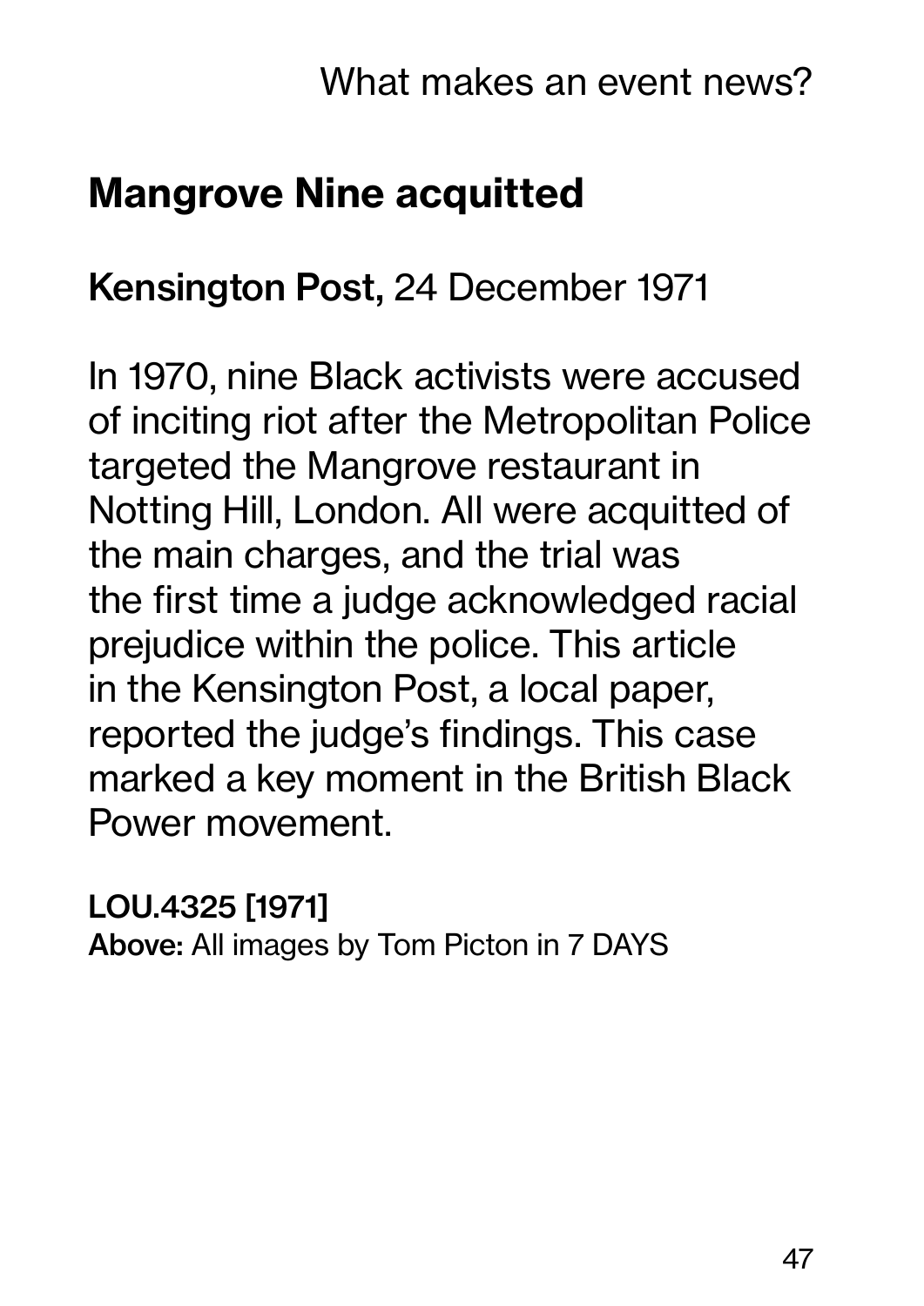# Mangrove Nine acquitted

**Kensington Post,** 24 December 1971

In 1970, nine Black activists were accused of inciting riot after the Metropolitan Police targeted the Mangrove restaurant in Notting Hill, London. All were acquitted of the main charges, and the trial was the first time a judge acknowledged racial prejudice within the police. This article in the Kensington Post, a local paper, reported the judge's findings. This case marked a key moment in the British Black Power movement.

**LOU.4325 [1971]**
**Above:** All images by Tom Picton in 7 DAYS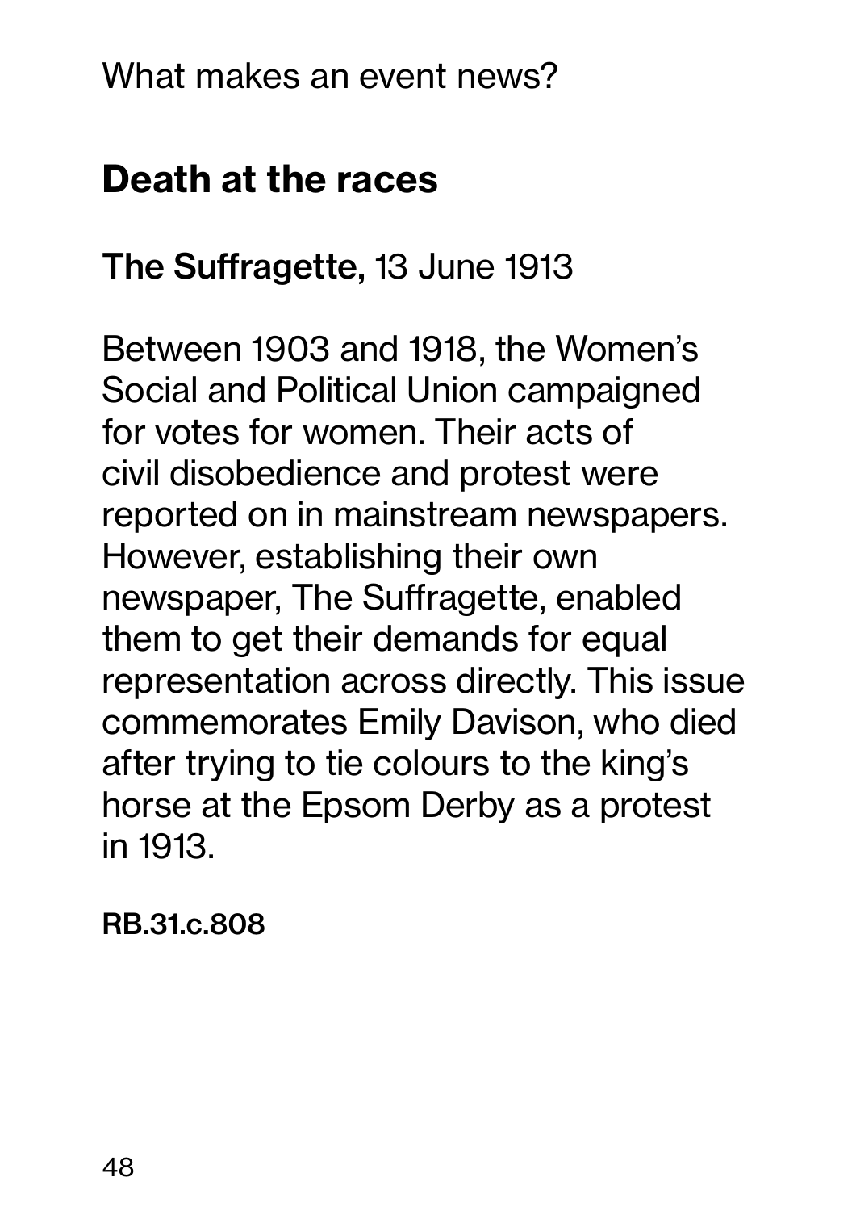What makes an event news?

## Death at the races

**The Suffragette,** 13 June 1913

Between 1903 and 1918, the Women's Social and Political Union campaigned for votes for women. Their acts of civil disobedience and protest were reported on in mainstream newspapers. However, establishing their own newspaper, The Suffragette, enabled them to get their demands for equal representation across directly. This issue commemorates Emily Davison, who died after trying to tie colours to the king's horse at the Epsom Derby as a protest in 1913.

**RB.31.c.808**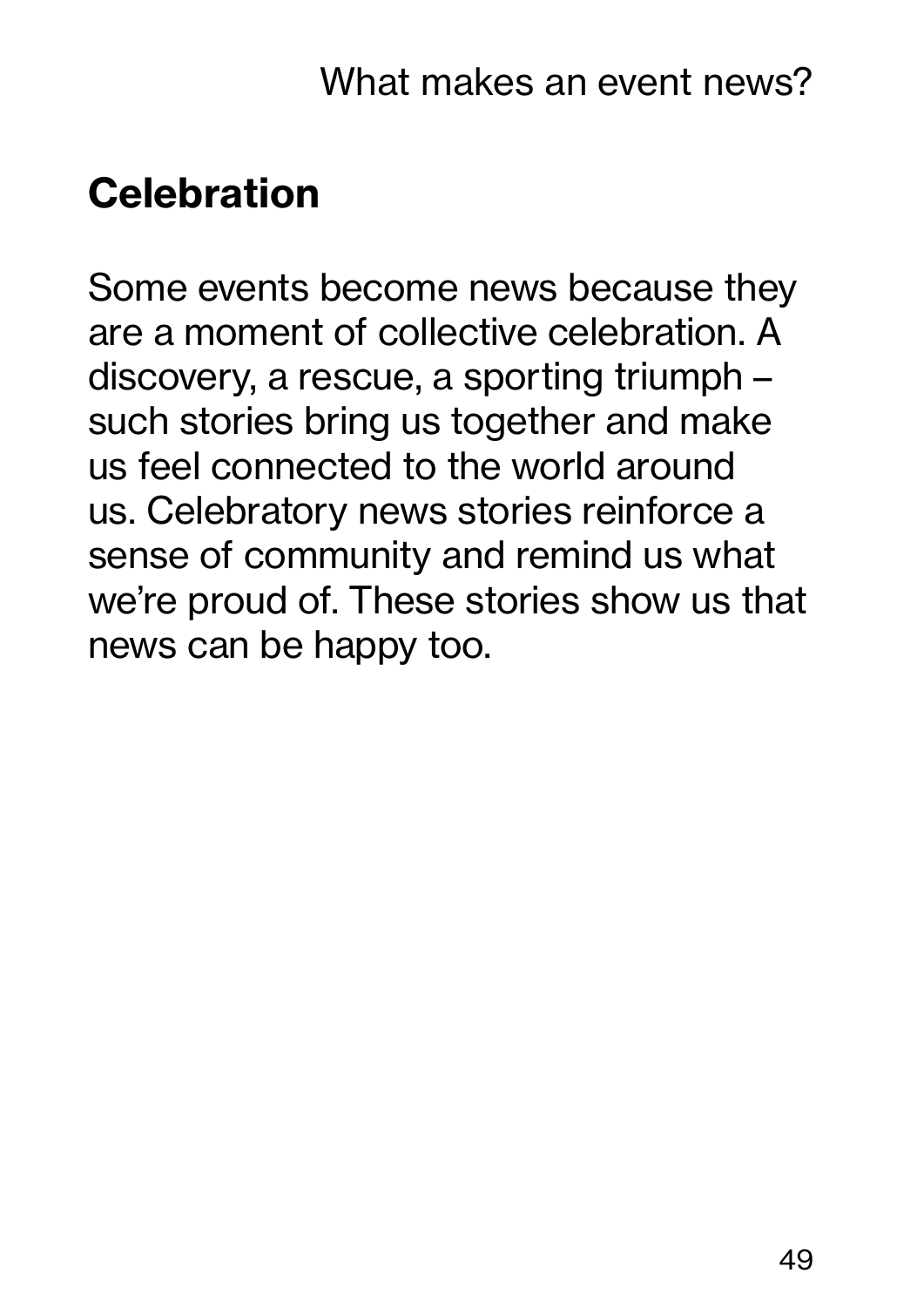## Celebration

Some events become news because they are a moment of collective celebration. A discovery, a rescue, a sporting triumph – such stories bring us together and make us feel connected to the world around us. Celebratory news stories reinforce a sense of community and remind us what we're proud of. These stories show us that news can be happy too.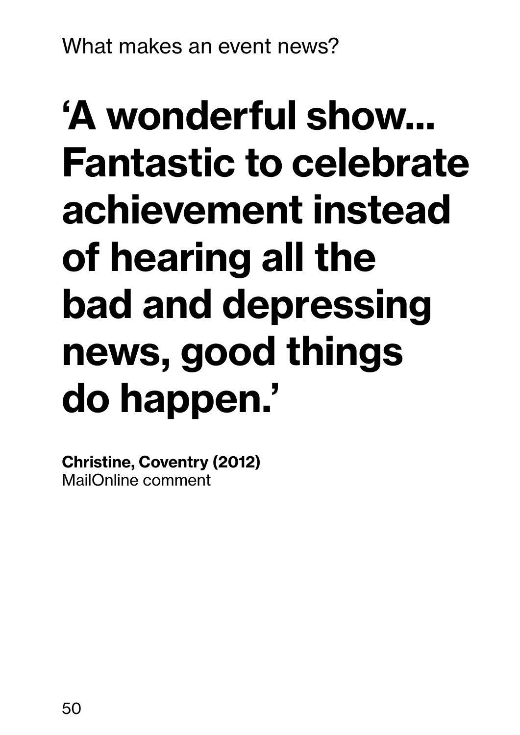What makes an event news?

# ‘A wonderful show... Fantastic to celebrate achievement instead of hearing all the bad and depressing news, good things do happen.’

**Christine, Coventry (2012)**
MailOnline comment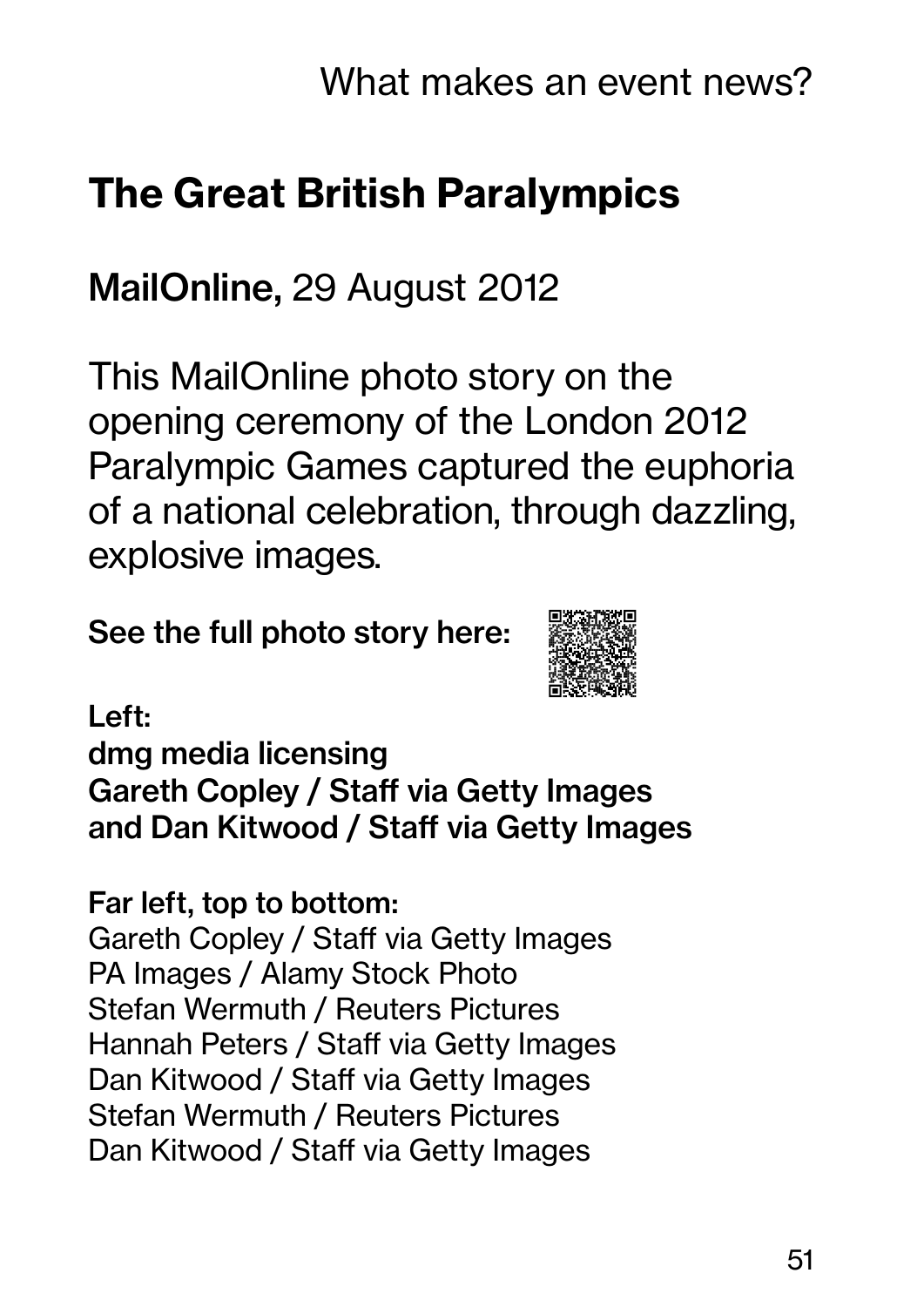## The Great British Paralympics

**MailOnline,** 29 August 2012

This MailOnline photo story on the opening ceremony of the London 2012 Paralympic Games captured the euphoria of a national celebration, through dazzling, explosive images.

**See the full photo story here:**

**Left:**
**dmg media licensing**
**Gareth Copley / Staff via Getty Images**
**and Dan Kitwood / Staff via Getty Images**

**Far left, top to bottom:**
Gareth Copley / Staff via Getty Images
PA Images / Alamy Stock Photo
Stefan Wermuth / Reuters Pictures
Hannah Peters / Staff via Getty Images
Dan Kitwood / Staff via Getty Images
Stefan Wermuth / Reuters Pictures
Dan Kitwood / Staff via Getty Images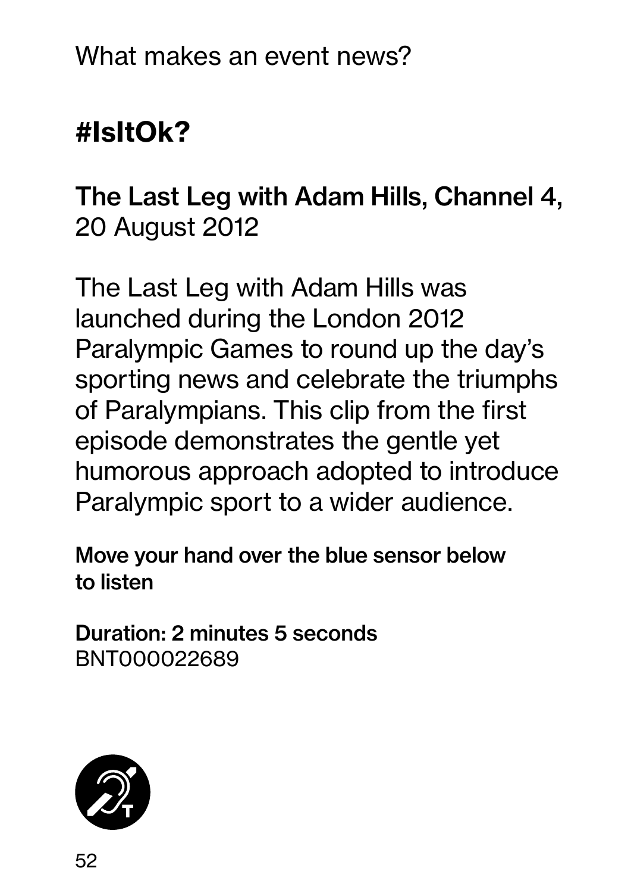What makes an event news?

## #IsItOk?

**The Last Leg with Adam Hills, Channel 4,** 20 August 2012

The Last Leg with Adam Hills was launched during the London 2012 Paralympic Games to round up the day's sporting news and celebrate the triumphs of Paralympians. This clip from the first episode demonstrates the gentle yet humorous approach adopted to introduce Paralympic sport to a wider audience.

**Move your hand over the blue sensor below to listen**

**Duration: 2 minutes 5 seconds**
BNT000022689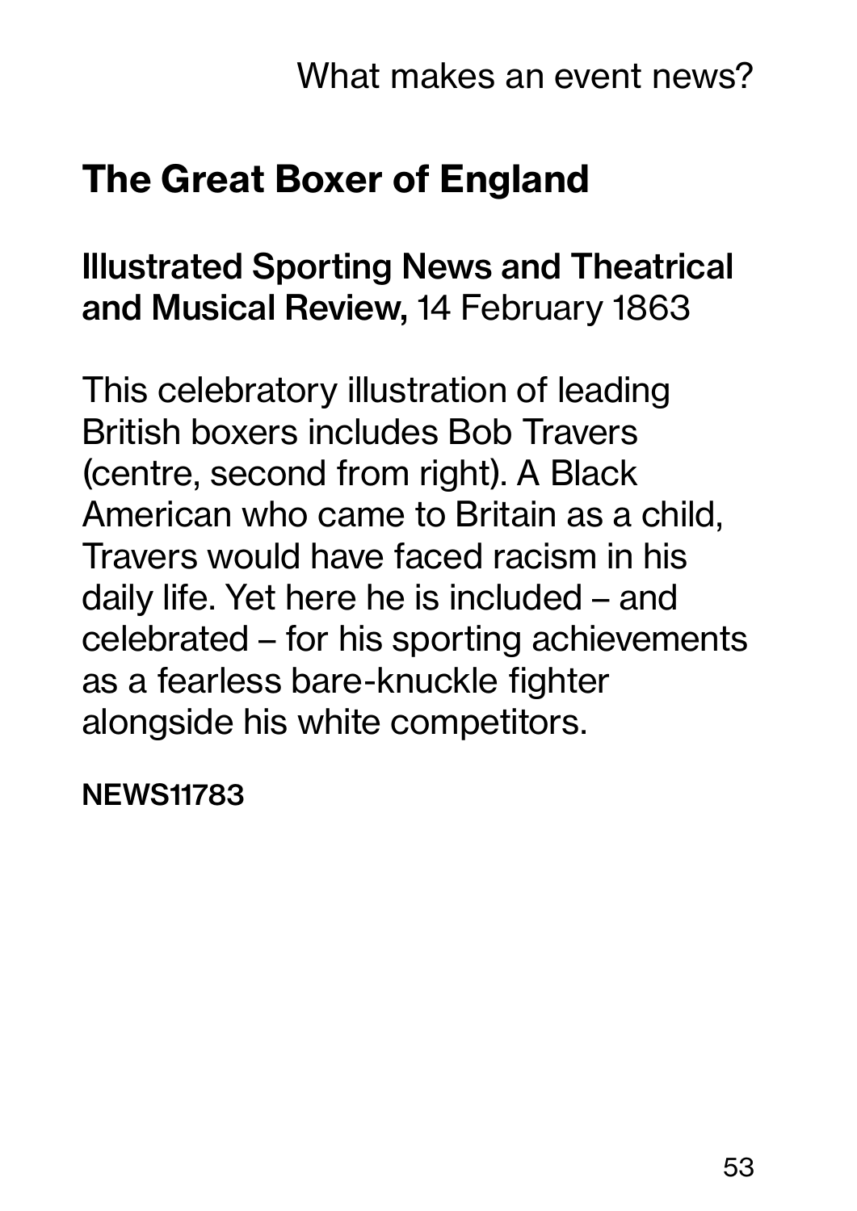## The Great Boxer of England

**Illustrated Sporting News and Theatrical and Musical Review,** 14 February 1863

This celebratory illustration of leading British boxers includes Bob Travers (centre, second from right). A Black American who came to Britain as a child, Travers would have faced racism in his daily life. Yet here he is included – and celebrated – for his sporting achievements as a fearless bare-knuckle fighter alongside his white competitors.

**NEWS11783**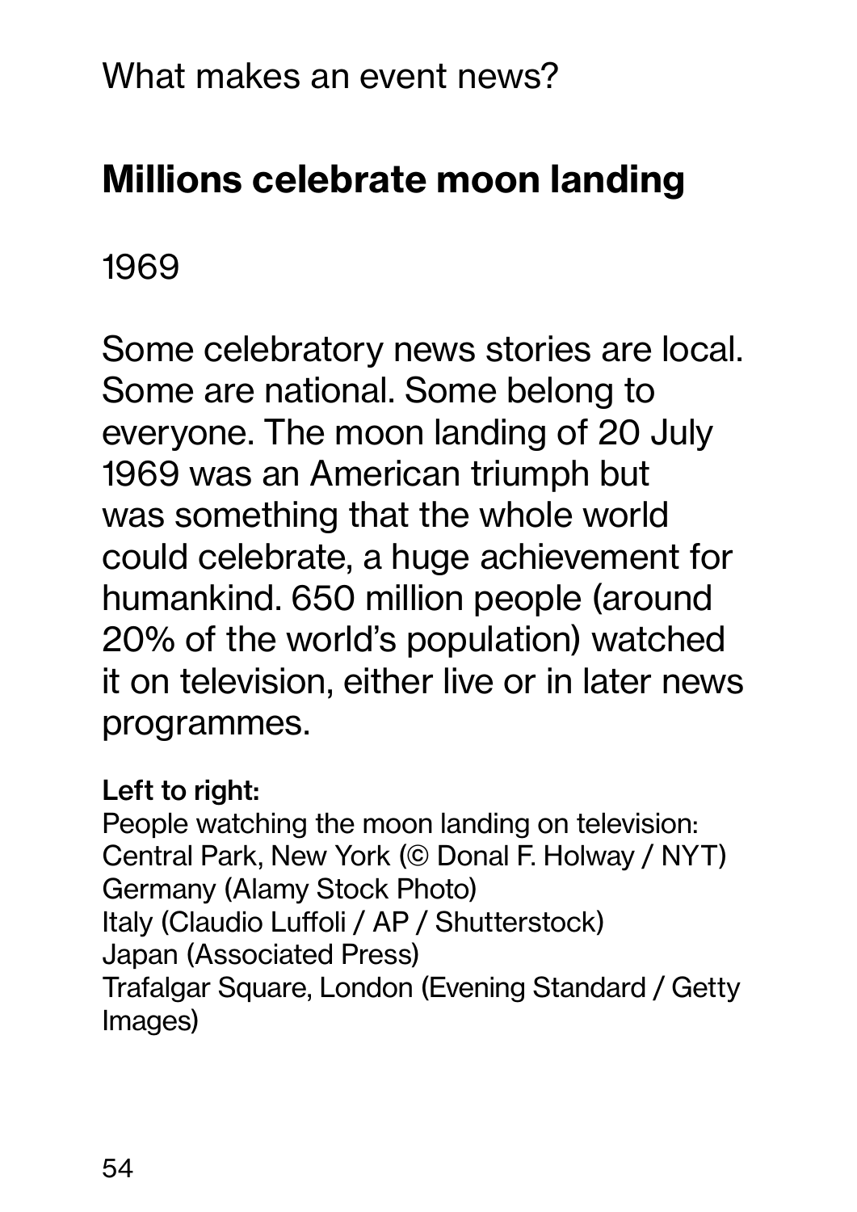What makes an event news?

## Millions celebrate moon landing

1969

Some celebratory news stories are local. Some are national. Some belong to everyone. The moon landing of 20 July 1969 was an American triumph but was something that the whole world could celebrate, a huge achievement for humankind. 650 million people (around 20% of the world's population) watched it on television, either live or in later news programmes.

**Left to right:**
People watching the moon landing on television:
Central Park, New York (© Donal F. Holway / NYT)
Germany (Alamy Stock Photo)
Italy (Claudio Luffoli / AP / Shutterstock)
Japan (Associated Press)
Trafalgar Square, London (Evening Standard / Getty Images)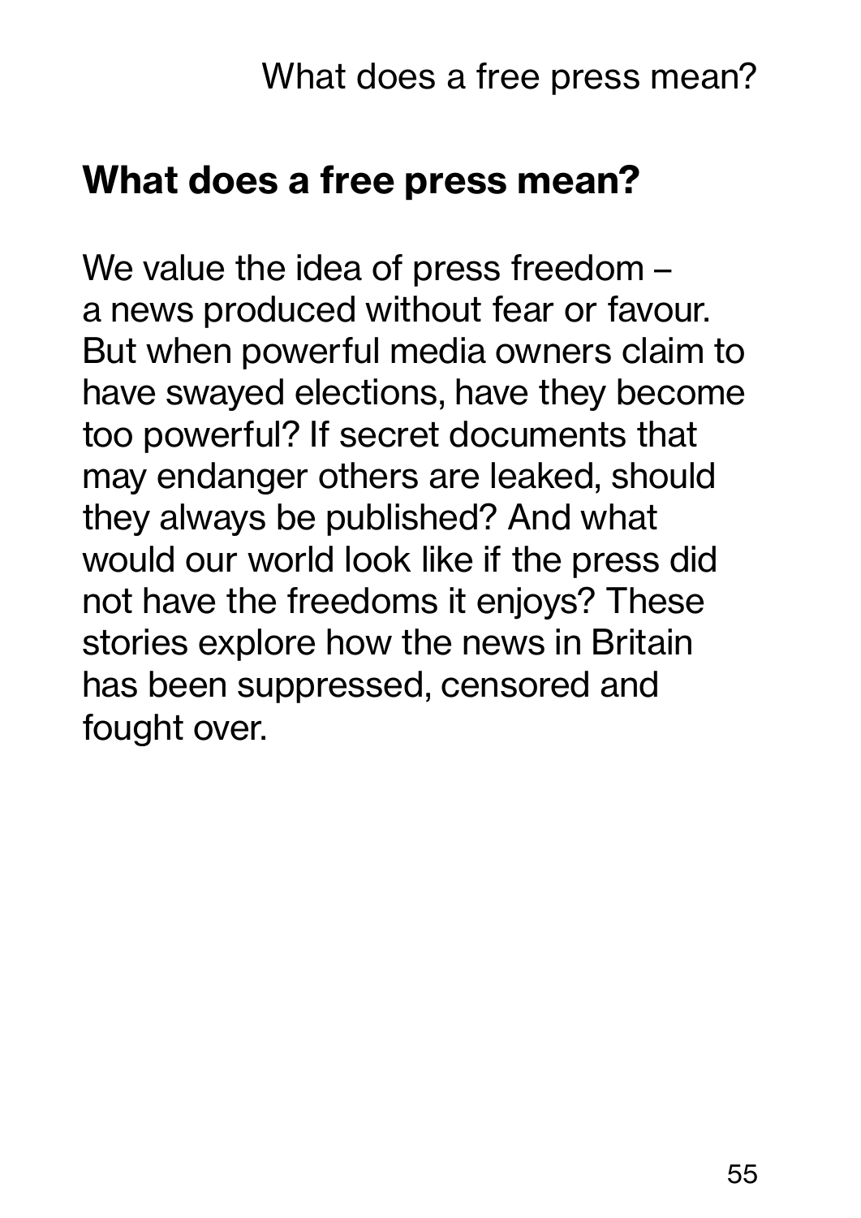## What does a free press mean?

We value the idea of press freedom – a news produced without fear or favour. But when powerful media owners claim to have swayed elections, have they become too powerful? If secret documents that may endanger others are leaked, should they always be published? And what would our world look like if the press did not have the freedoms it enjoys? These stories explore how the news in Britain has been suppressed, censored and fought over.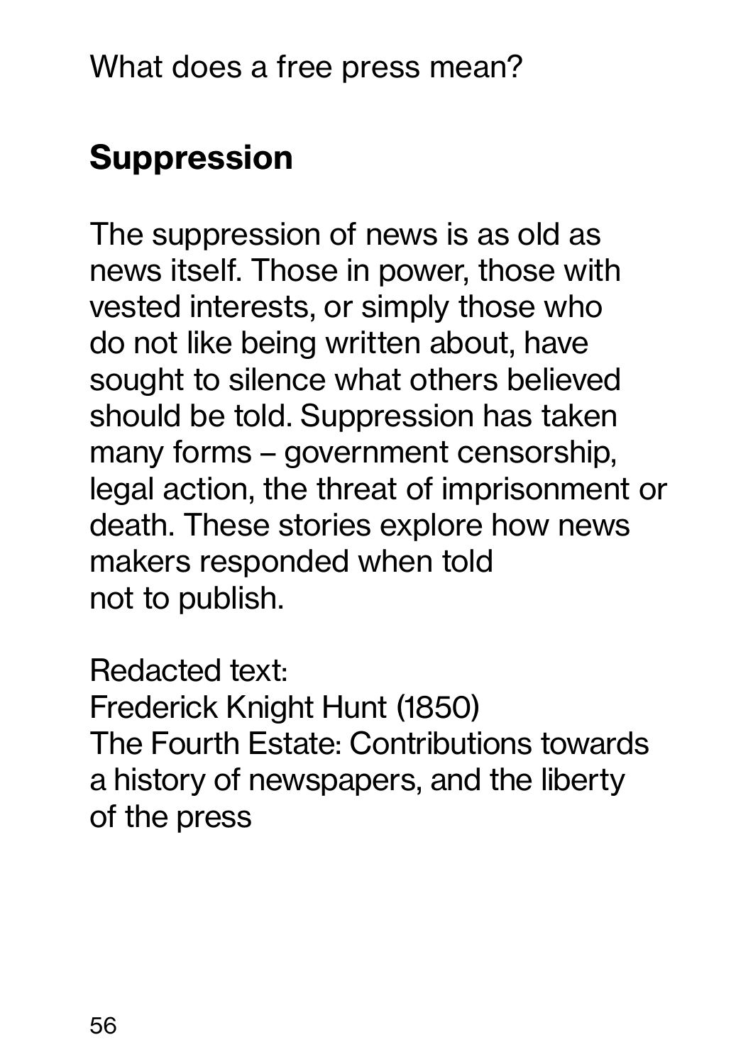## Suppression

The suppression of news is as old as news itself. Those in power, those with vested interests, or simply those who do not like being written about, have sought to silence what others believed should be told. Suppression has taken many forms – government censorship, legal action, the threat of imprisonment or death. These stories explore how news makers responded when told not to publish.

Redacted text:
Frederick Knight Hunt (1850)
The Fourth Estate: Contributions towards a history of newspapers, and the liberty of the press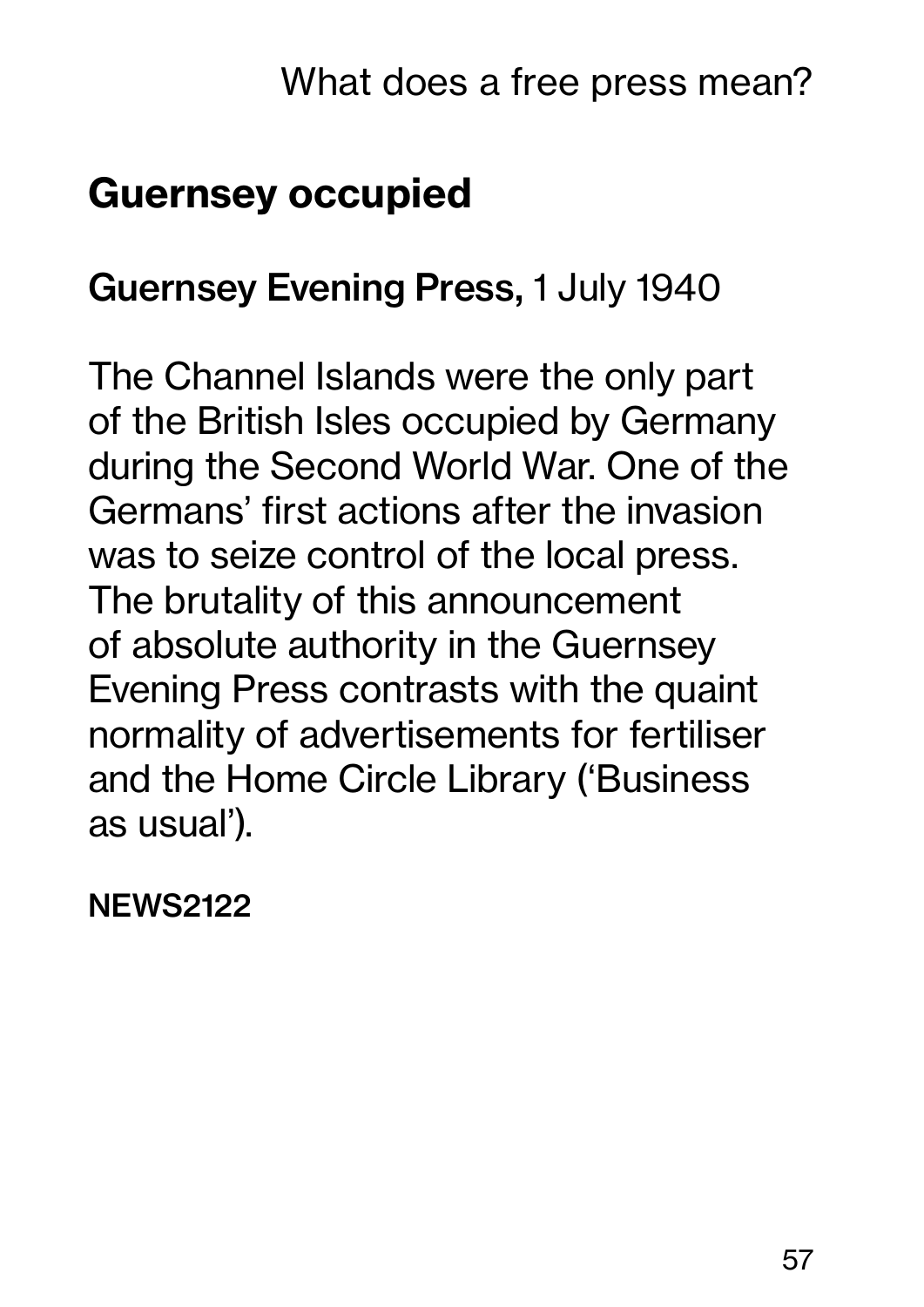## Guernsey occupied

**Guernsey Evening Press,** 1 July 1940

The Channel Islands were the only part of the British Isles occupied by Germany during the Second World War. One of the Germans' first actions after the invasion was to seize control of the local press. The brutality of this announcement of absolute authority in the Guernsey Evening Press contrasts with the quaint normality of advertisements for fertiliser and the Home Circle Library ('Business as usual').

**NEWS2122**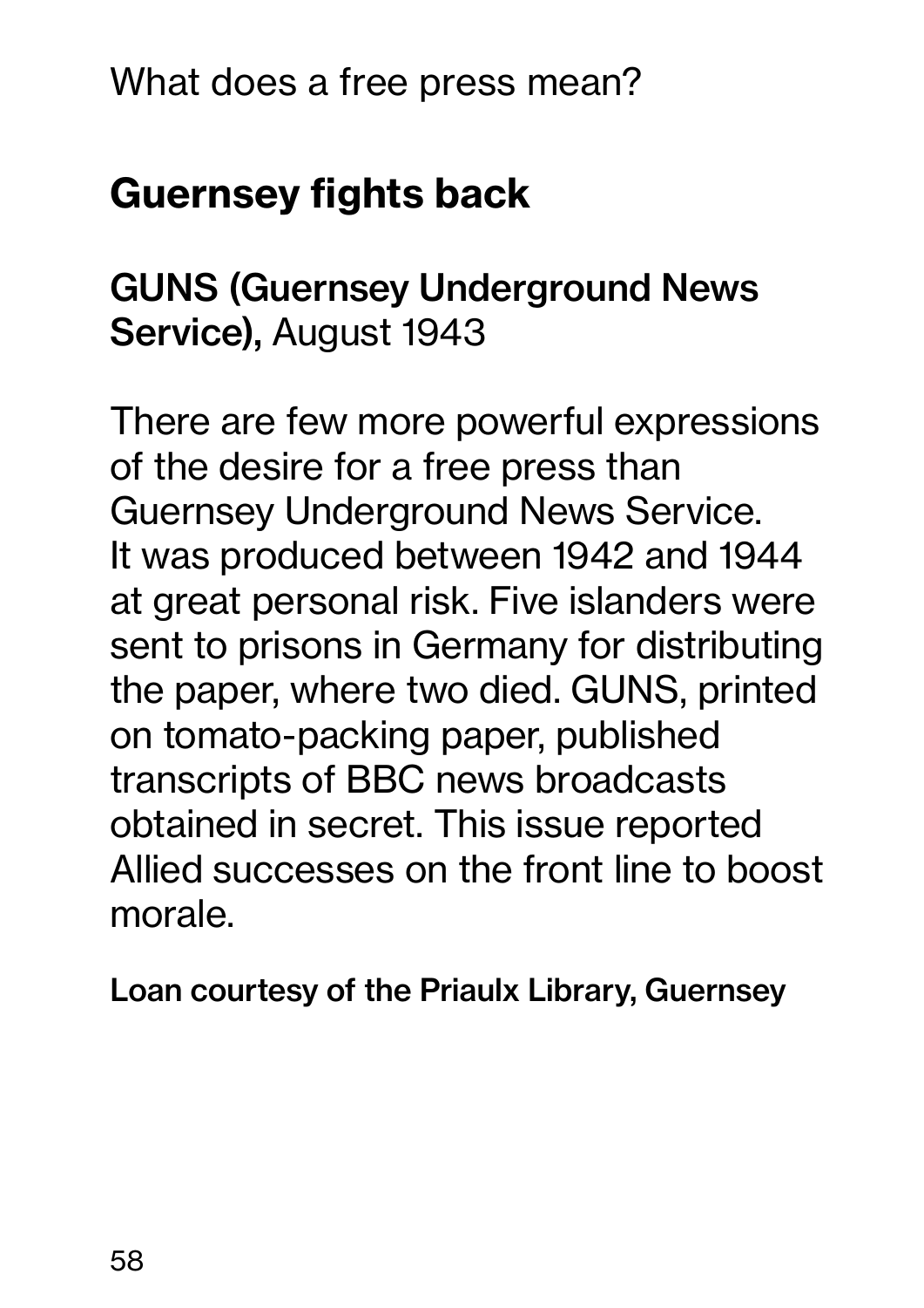## Guernsey fights back

**GUNS (Guernsey Underground News Service),** August 1943

There are few more powerful expressions of the desire for a free press than Guernsey Underground News Service. It was produced between 1942 and 1944 at great personal risk. Five islanders were sent to prisons in Germany for distributing the paper, where two died. GUNS, printed on tomato-packing paper, published transcripts of BBC news broadcasts obtained in secret. This issue reported Allied successes on the front line to boost morale.

**Loan courtesy of the Priaulx Library, Guernsey**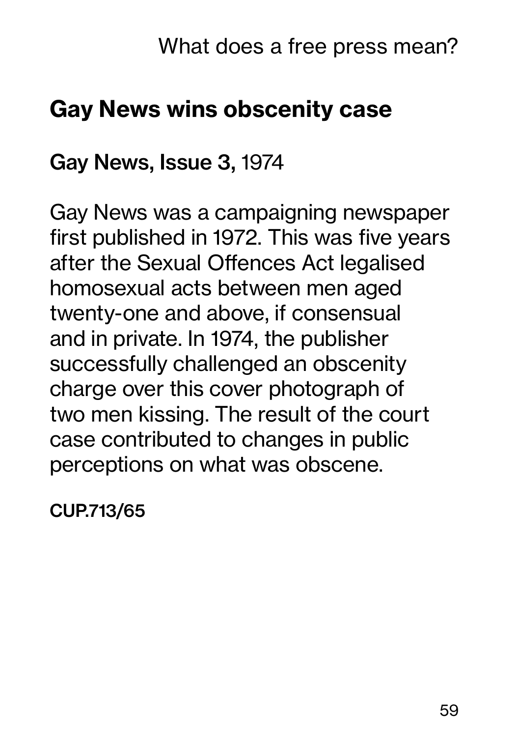## Gay News wins obscenity case

**Gay News, Issue 3,** 1974

Gay News was a campaigning newspaper first published in 1972. This was five years after the Sexual Offences Act legalised homosexual acts between men aged twenty-one and above, if consensual and in private. In 1974, the publisher successfully challenged an obscenity charge over this cover photograph of two men kissing. The result of the court case contributed to changes in public perceptions on what was obscene.

**CUP.713/65**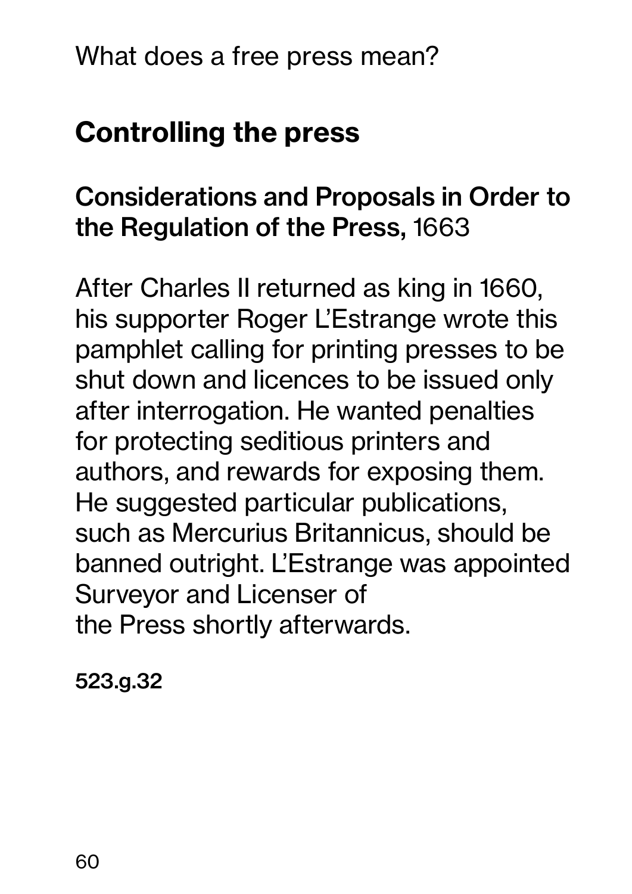What does a free press mean?

## Controlling the press

### Considerations and Proposals in Order to the Regulation of the Press, 1663

After Charles II returned as king in 1660, his supporter Roger L'Estrange wrote this pamphlet calling for printing presses to be shut down and licences to be issued only after interrogation. He wanted penalties for protecting seditious printers and authors, and rewards for exposing them. He suggested particular publications, such as Mercurius Britannicus, should be banned outright. L'Estrange was appointed Surveyor and Licenser of the Press shortly afterwards.

**523.g.32**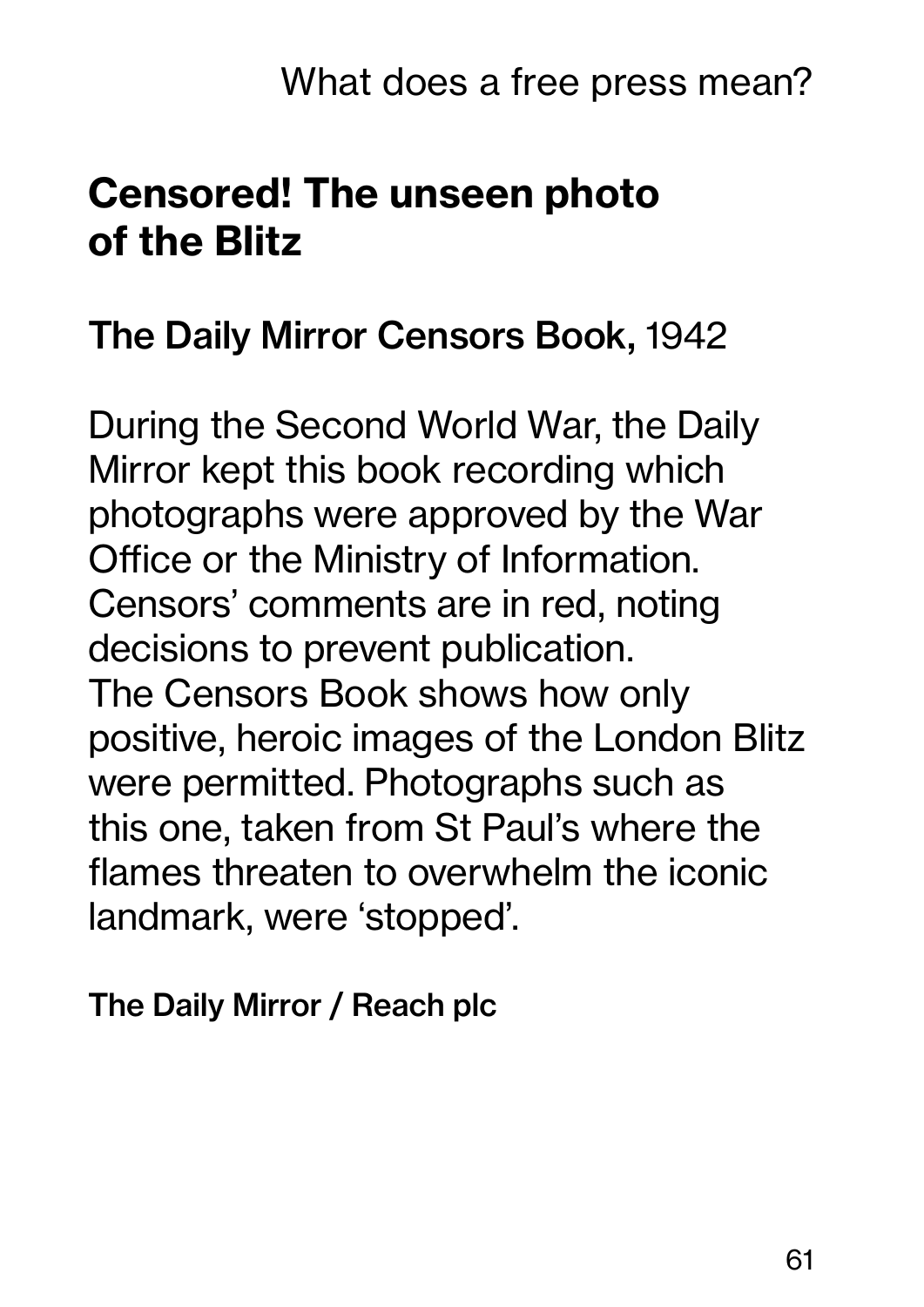## Censored! The unseen photo of the Blitz

**The Daily Mirror Censors Book,** 1942

During the Second World War, the Daily Mirror kept this book recording which photographs were approved by the War Office or the Ministry of Information. Censors' comments are in red, noting decisions to prevent publication. The Censors Book shows how only positive, heroic images of the London Blitz were permitted. Photographs such as this one, taken from St Paul's where the flames threaten to overwhelm the iconic landmark, were 'stopped'.

**The Daily Mirror / Reach plc**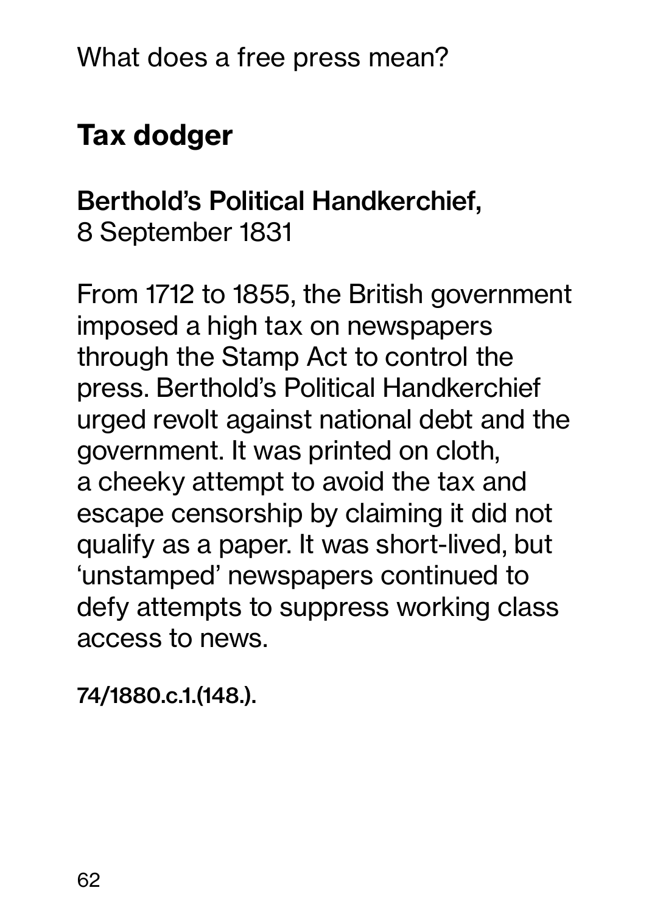What does a free press mean?

## Tax dodger

**Berthold's Political Handkerchief,**
8 September 1831

From 1712 to 1855, the British government imposed a high tax on newspapers through the Stamp Act to control the press. Berthold's Political Handkerchief urged revolt against national debt and the government. It was printed on cloth, a cheeky attempt to avoid the tax and escape censorship by claiming it did not qualify as a paper. It was short-lived, but 'unstamped' newspapers continued to defy attempts to suppress working class access to news.

**74/1880.c.1.(148.).**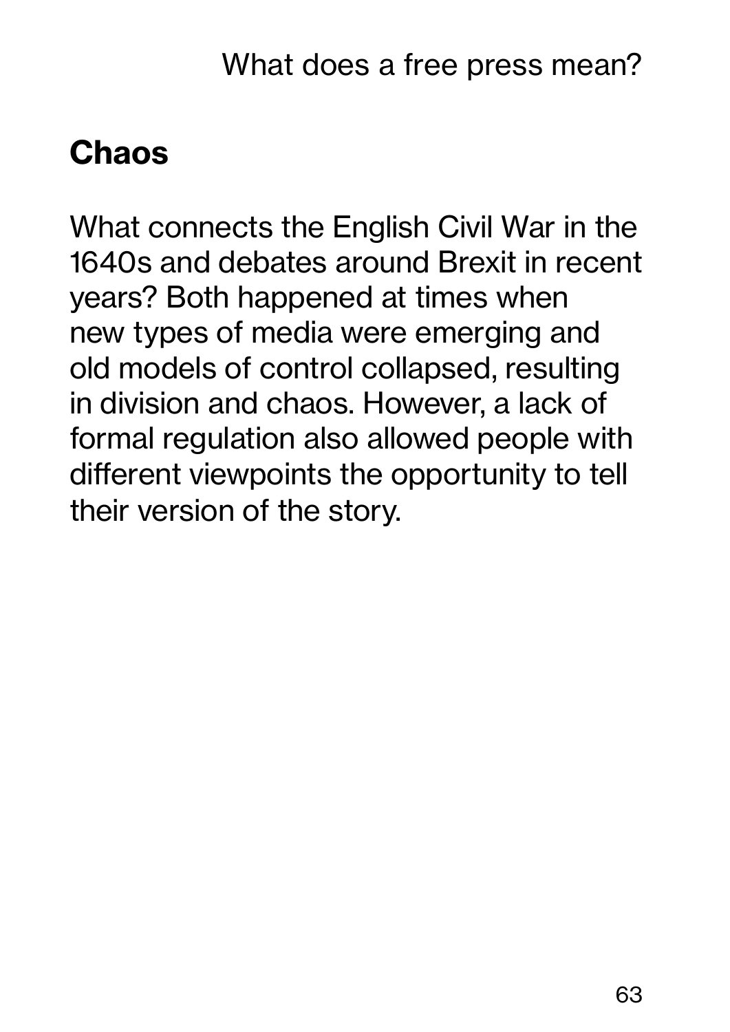## Chaos

What connects the English Civil War in the 1640s and debates around Brexit in recent years? Both happened at times when new types of media were emerging and old models of control collapsed, resulting in division and chaos. However, a lack of formal regulation also allowed people with different viewpoints the opportunity to tell their version of the story.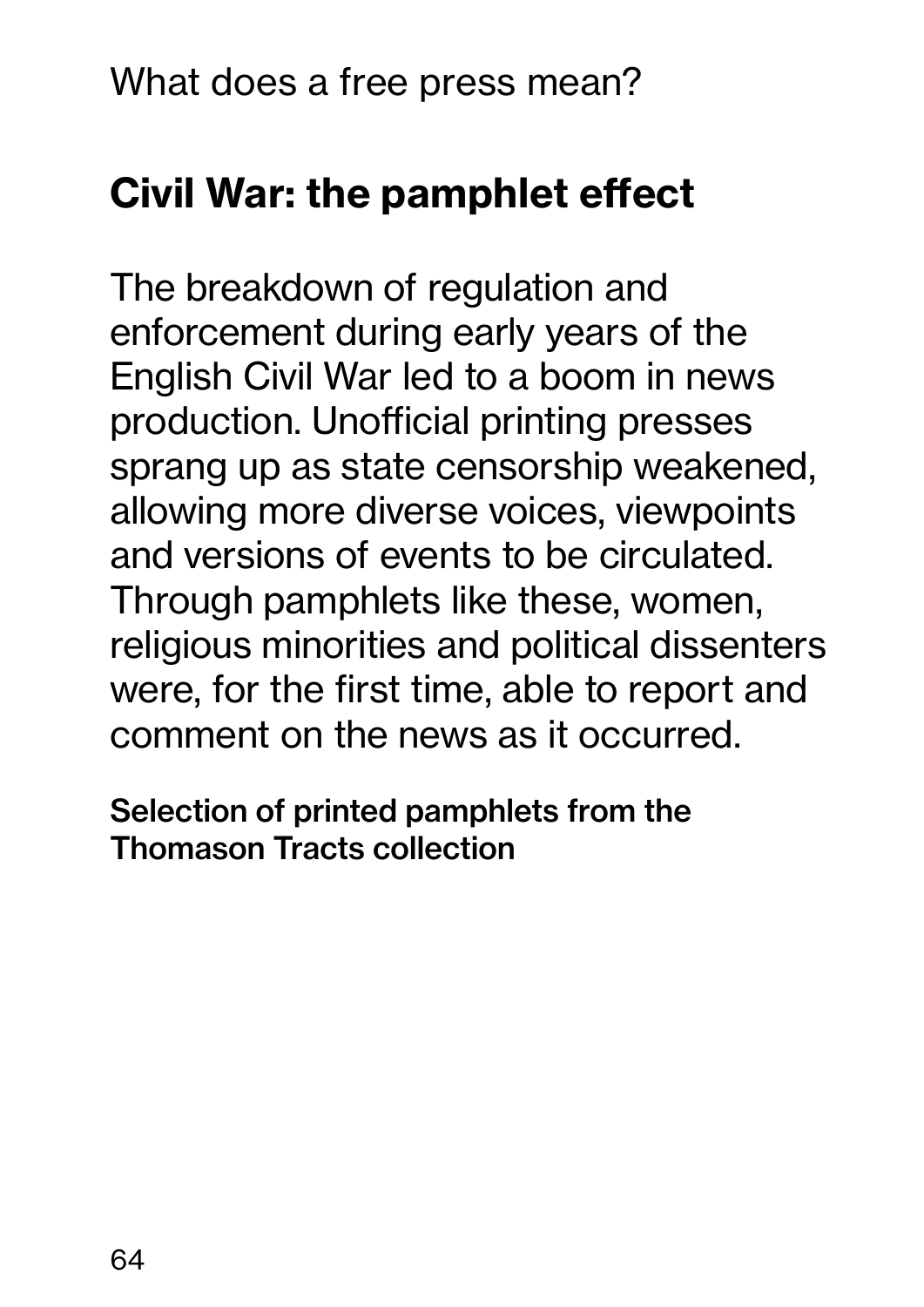## Civil War: the pamphlet effect

The breakdown of regulation and enforcement during early years of the English Civil War led to a boom in news production. Unofficial printing presses sprang up as state censorship weakened, allowing more diverse voices, viewpoints and versions of events to be circulated. Through pamphlets like these, women, religious minorities and political dissenters were, for the first time, able to report and comment on the news as it occurred.

**Selection of printed pamphlets from the Thomason Tracts collection**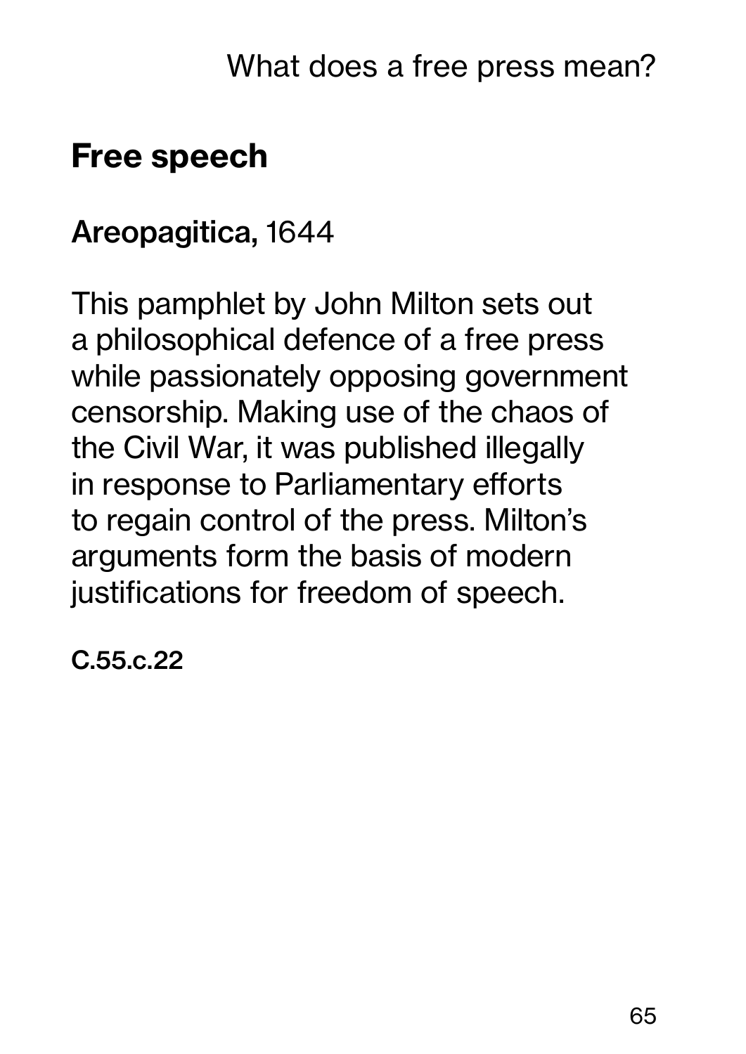## Free speech

**Areopagitica,** 1644

This pamphlet by John Milton sets out a philosophical defence of a free press while passionately opposing government censorship. Making use of the chaos of the Civil War, it was published illegally in response to Parliamentary efforts to regain control of the press. Milton's arguments form the basis of modern justifications for freedom of speech.

**C.55.c.22**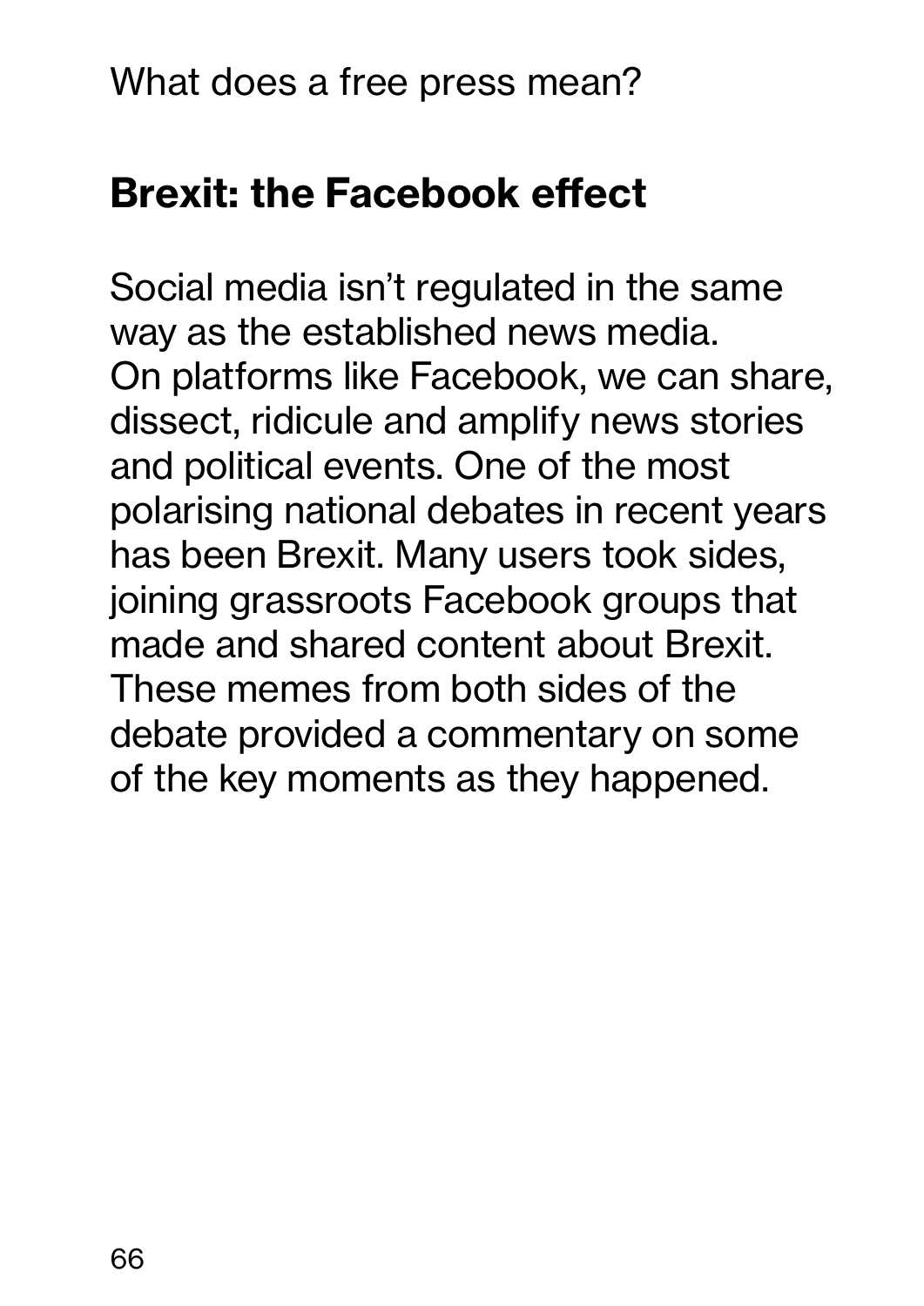## Brexit: the Facebook effect

Social media isn't regulated in the same way as the established news media. On platforms like Facebook, we can share, dissect, ridicule and amplify news stories and political events. One of the most polarising national debates in recent years has been Brexit. Many users took sides, joining grassroots Facebook groups that made and shared content about Brexit. These memes from both sides of the debate provided a commentary on some of the key moments as they happened.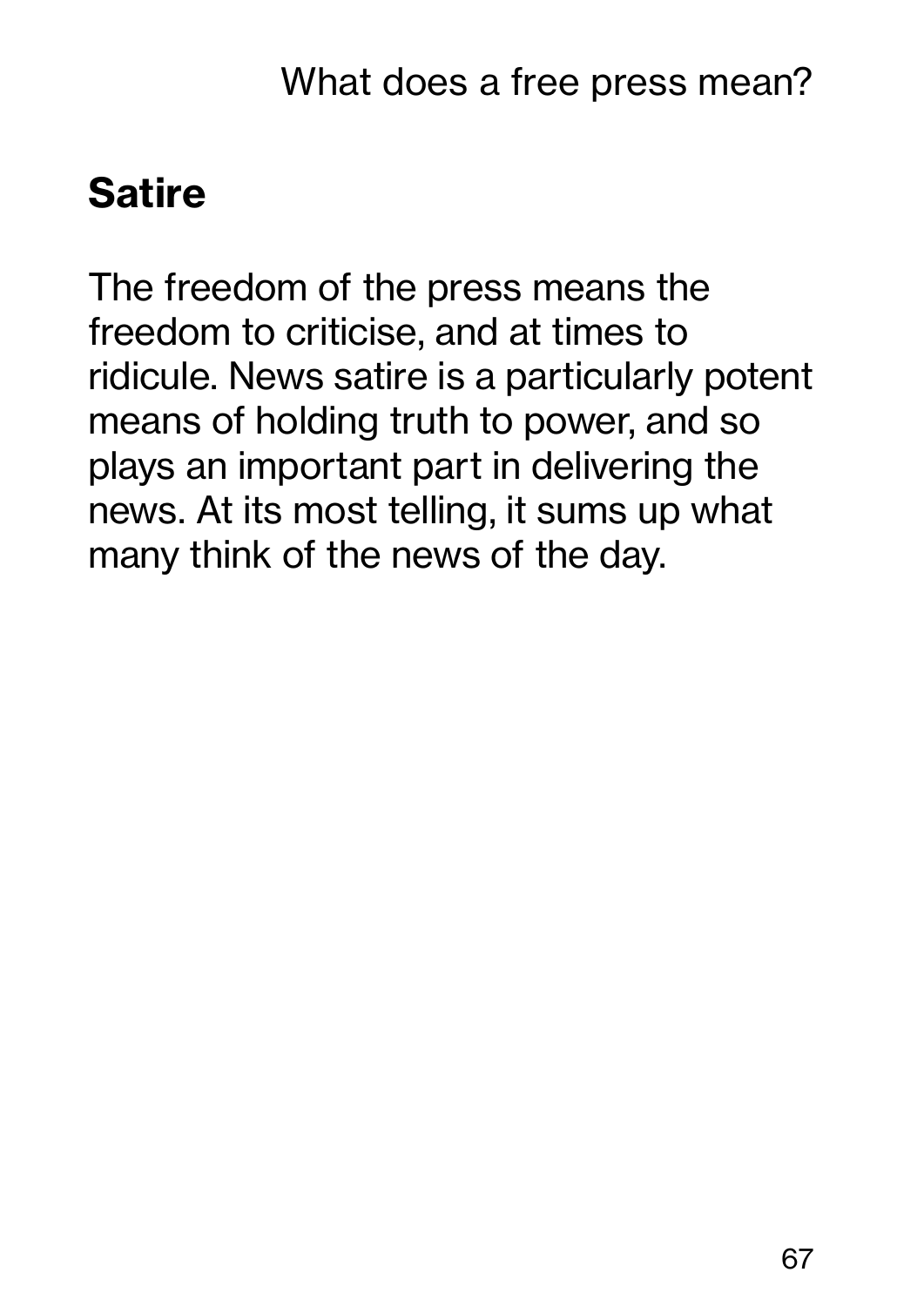## Satire

The freedom of the press means the freedom to criticise, and at times to ridicule. News satire is a particularly potent means of holding truth to power, and so plays an important part in delivering the news. At its most telling, it sums up what many think of the news of the day.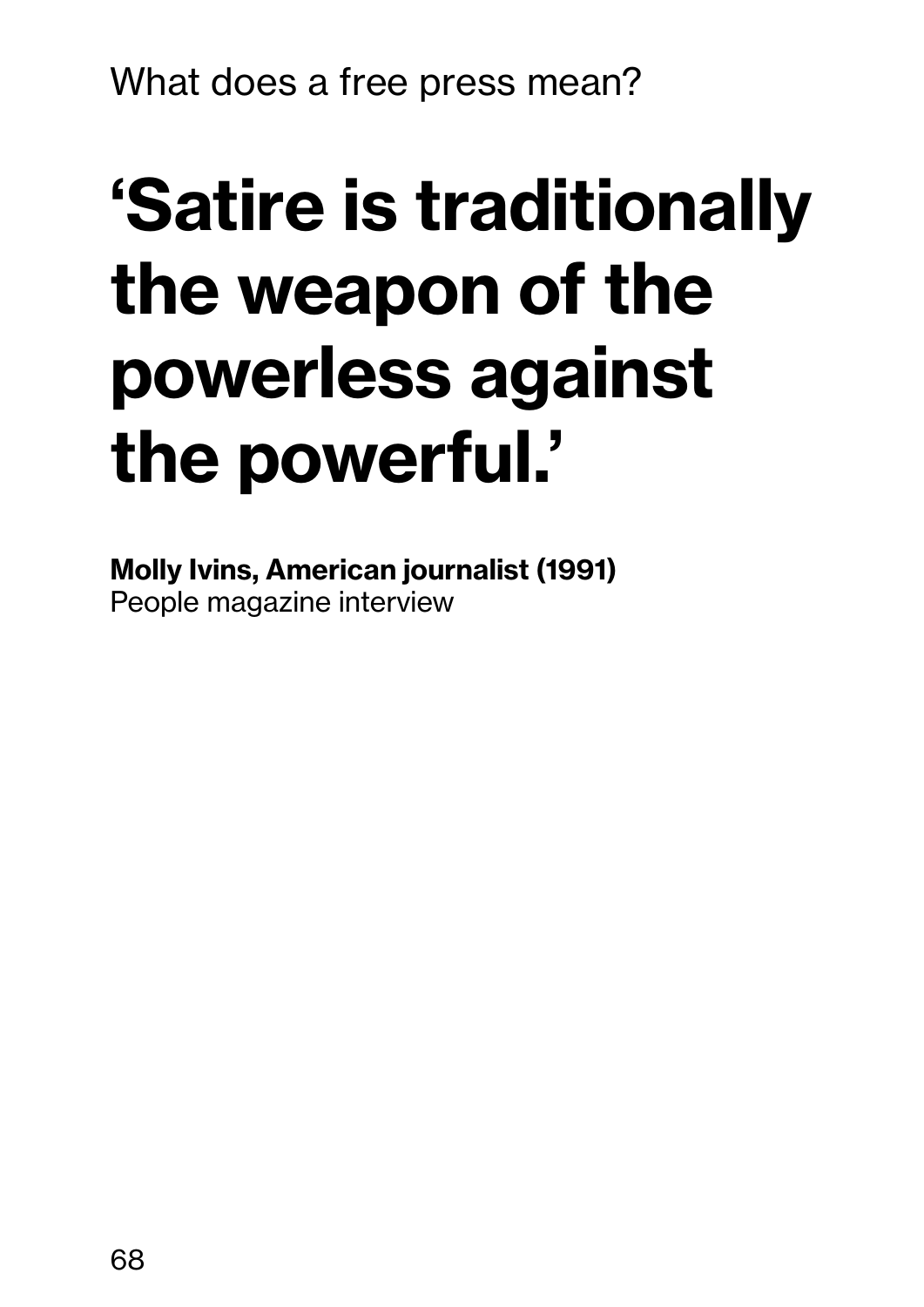# ‘Satire is traditionally the weapon of the powerless against the powerful.’

**Molly Ivins, American journalist (1991)**
People magazine interview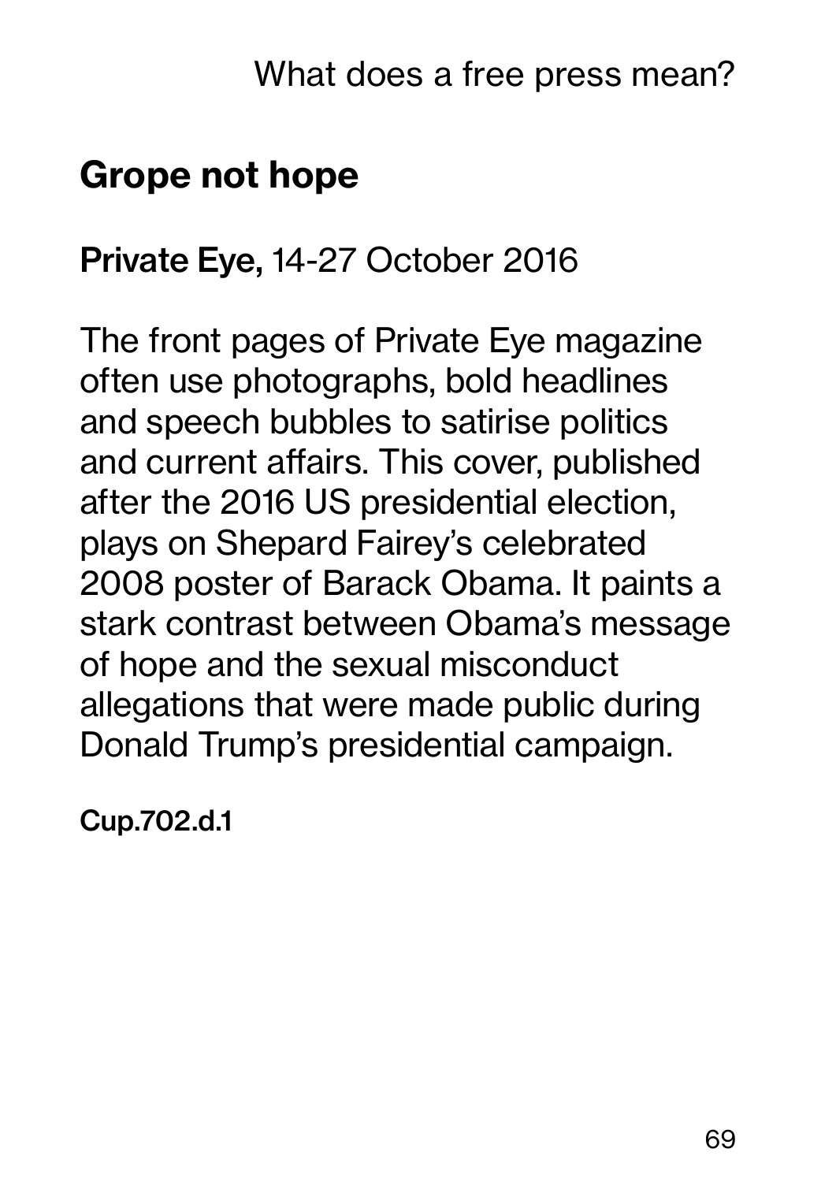## Grope not hope

**Private Eye,** 14-27 October 2016

The front pages of Private Eye magazine often use photographs, bold headlines and speech bubbles to satirise politics and current affairs. This cover, published after the 2016 US presidential election, plays on Shepard Fairey's celebrated 2008 poster of Barack Obama. It paints a stark contrast between Obama's message of hope and the sexual misconduct allegations that were made public during Donald Trump's presidential campaign.

**Cup.702.d.1**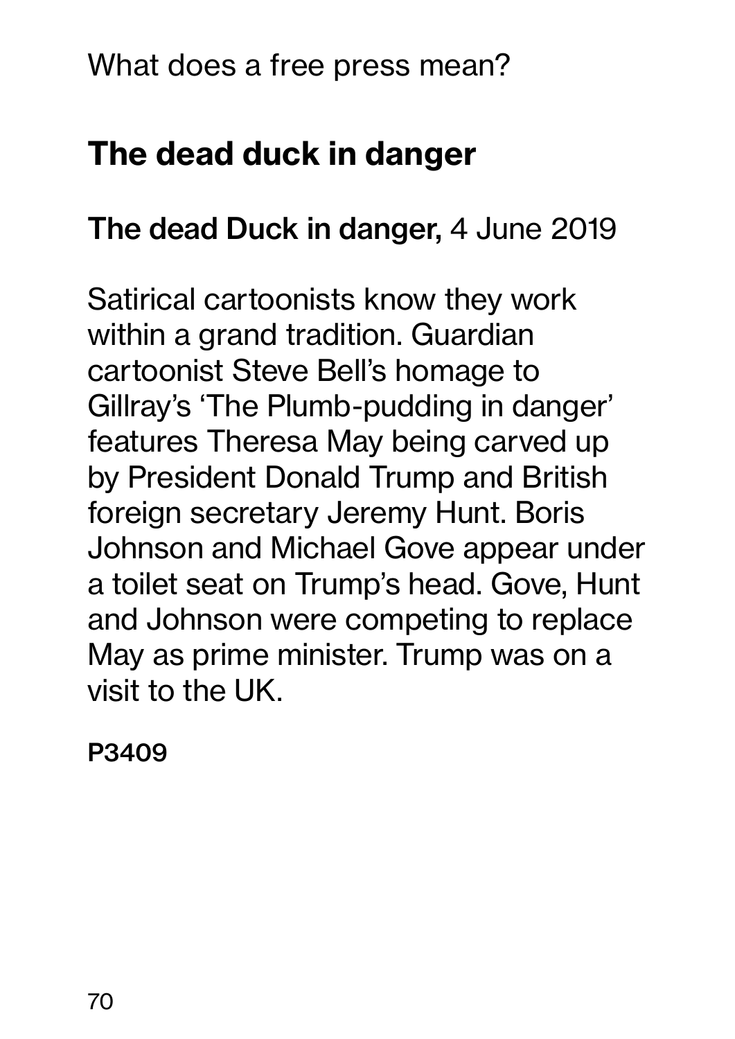What does a free press mean?

## The dead duck in danger

**The dead Duck in danger,** 4 June 2019

Satirical cartoonists know they work within a grand tradition. Guardian cartoonist Steve Bell's homage to Gillray's 'The Plumb-pudding in danger' features Theresa May being carved up by President Donald Trump and British foreign secretary Jeremy Hunt. Boris Johnson and Michael Gove appear under a toilet seat on Trump's head. Gove, Hunt and Johnson were competing to replace May as prime minister. Trump was on a visit to the UK.

**P3409**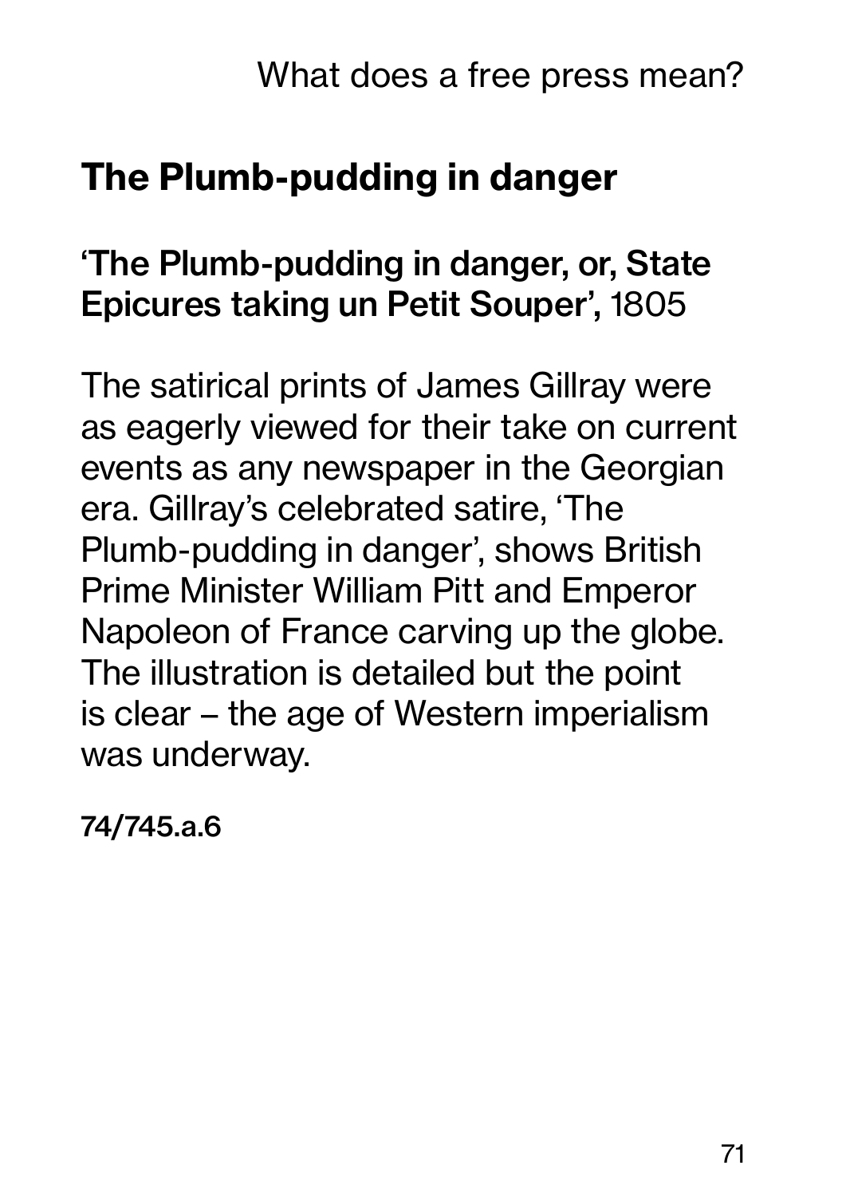## The Plumb-pudding in danger

**'The Plumb-pudding in danger, or, State Epicures taking un Petit Souper',** 1805

The satirical prints of James Gillray were as eagerly viewed for their take on current events as any newspaper in the Georgian era. Gillray's celebrated satire, 'The Plumb-pudding in danger', shows British Prime Minister William Pitt and Emperor Napoleon of France carving up the globe. The illustration is detailed but the point is clear – the age of Western imperialism was underway.

**74/745.a.6**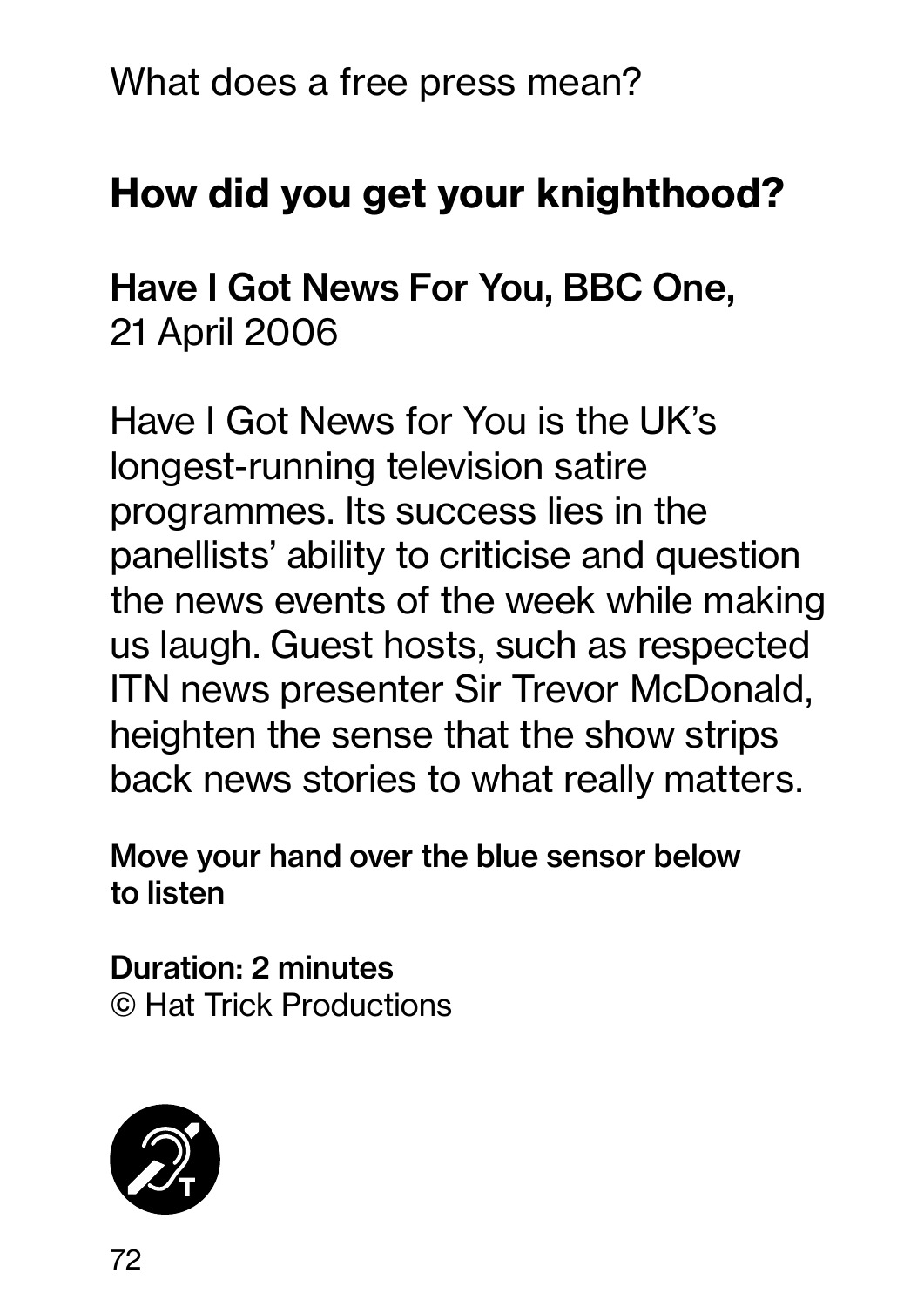What does a free press mean?

## How did you get your knighthood?

**Have I Got News For You, BBC One,**
21 April 2006

Have I Got News for You is the UK's longest-running television satire programmes. Its success lies in the panellists' ability to criticise and question the news events of the week while making us laugh. Guest hosts, such as respected ITN news presenter Sir Trevor McDonald, heighten the sense that the show strips back news stories to what really matters.

**Move your hand over the blue sensor below to listen**

**Duration: 2 minutes**
© Hat Trick Productions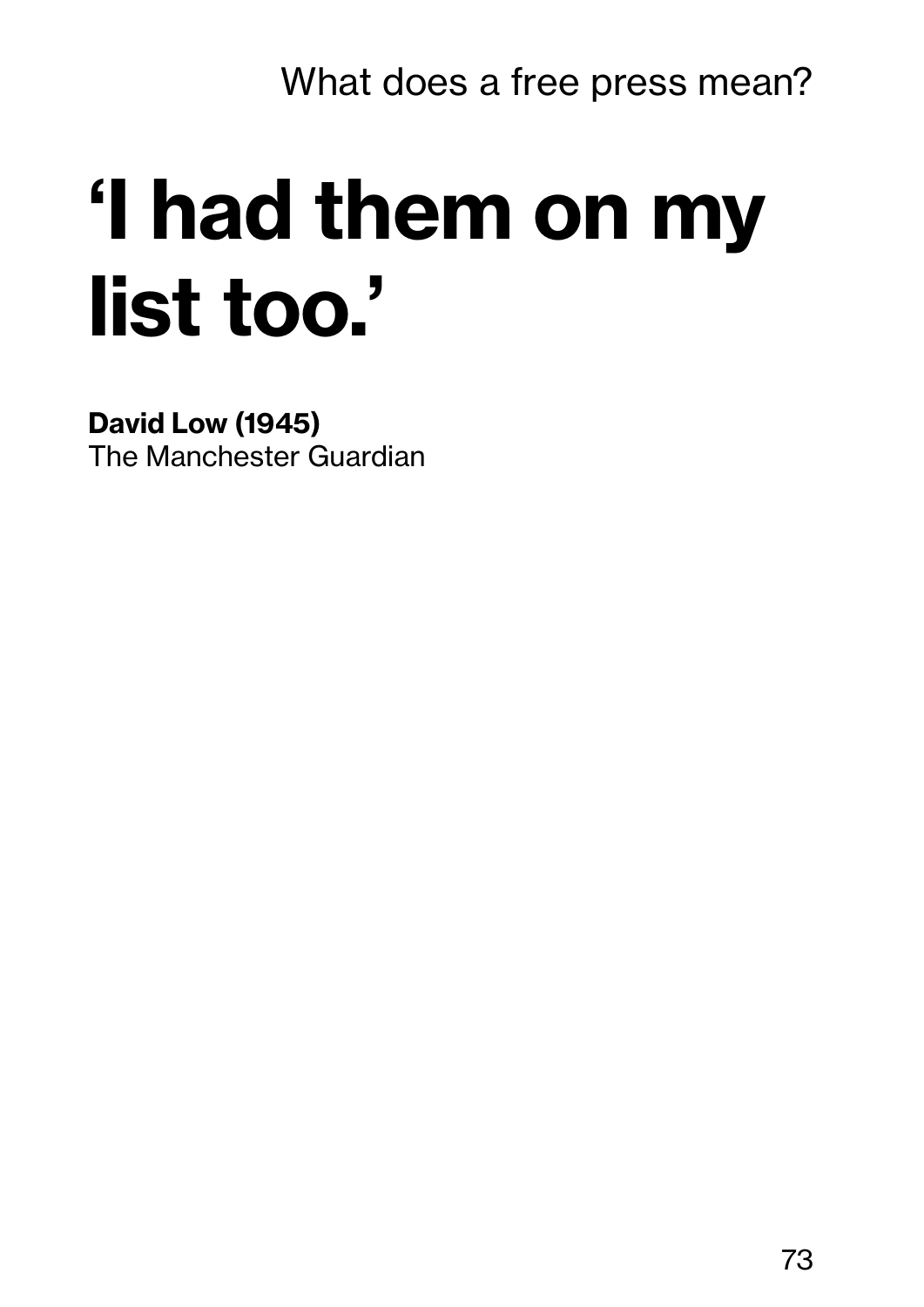# ‘I had them on my list too.’

**David Low (1945)**
The Manchester Guardian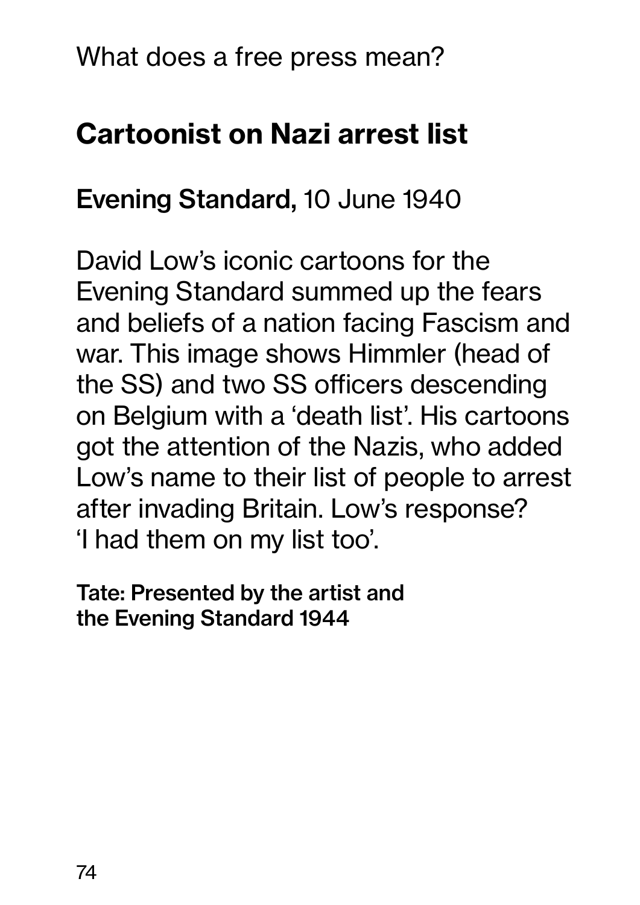What does a free press mean?

## Cartoonist on Nazi arrest list

**Evening Standard,** 10 June 1940

David Low's iconic cartoons for the Evening Standard summed up the fears and beliefs of a nation facing Fascism and war. This image shows Himmler (head of the SS) and two SS officers descending on Belgium with a 'death list'. His cartoons got the attention of the Nazis, who added Low's name to their list of people to arrest after invading Britain. Low's response? 'I had them on my list too'.

**Tate: Presented by the artist and the Evening Standard 1944**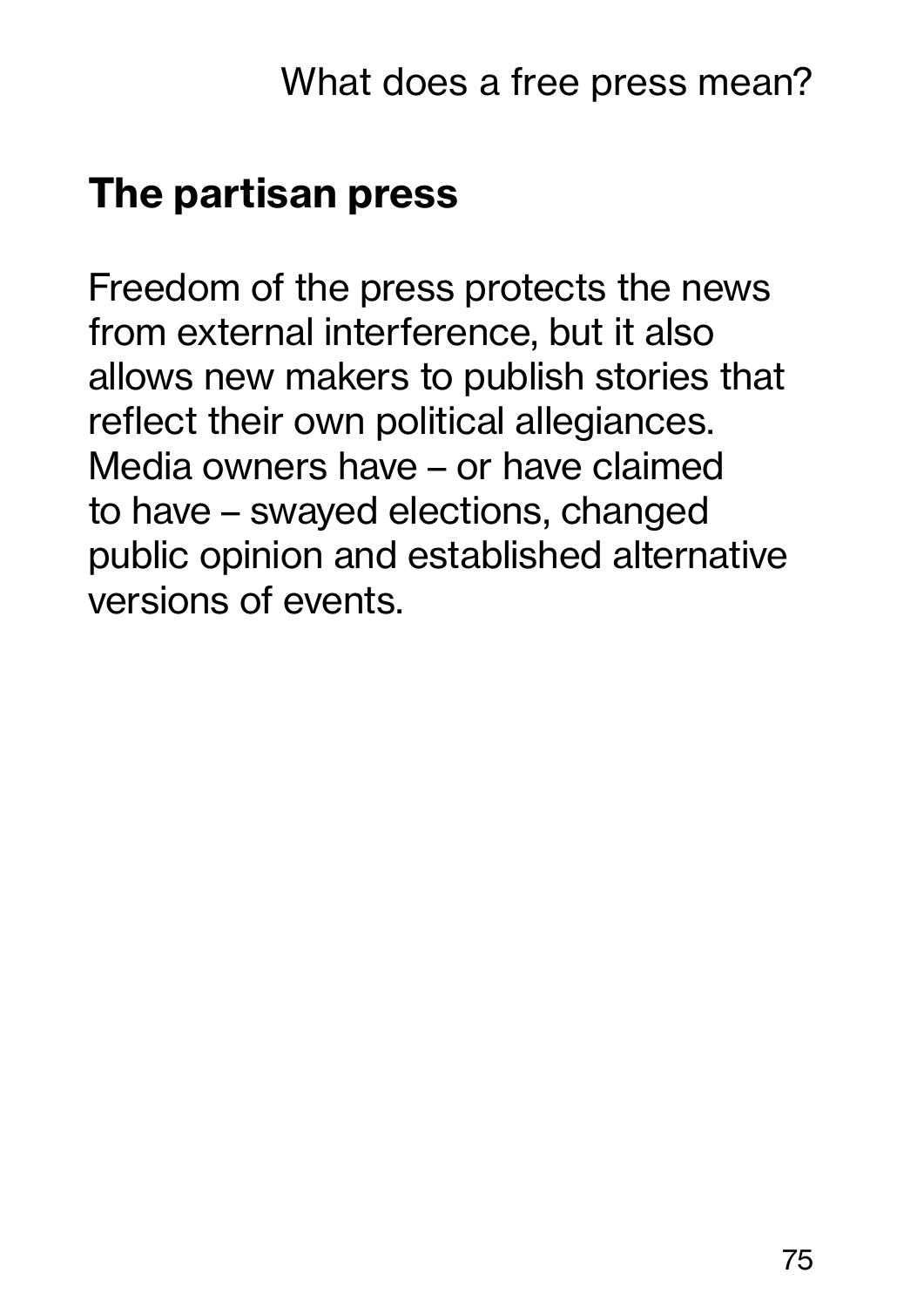## The partisan press

Freedom of the press protects the news from external interference, but it also allows new makers to publish stories that reflect their own political allegiances. Media owners have – or have claimed to have – swayed elections, changed public opinion and established alternative versions of events.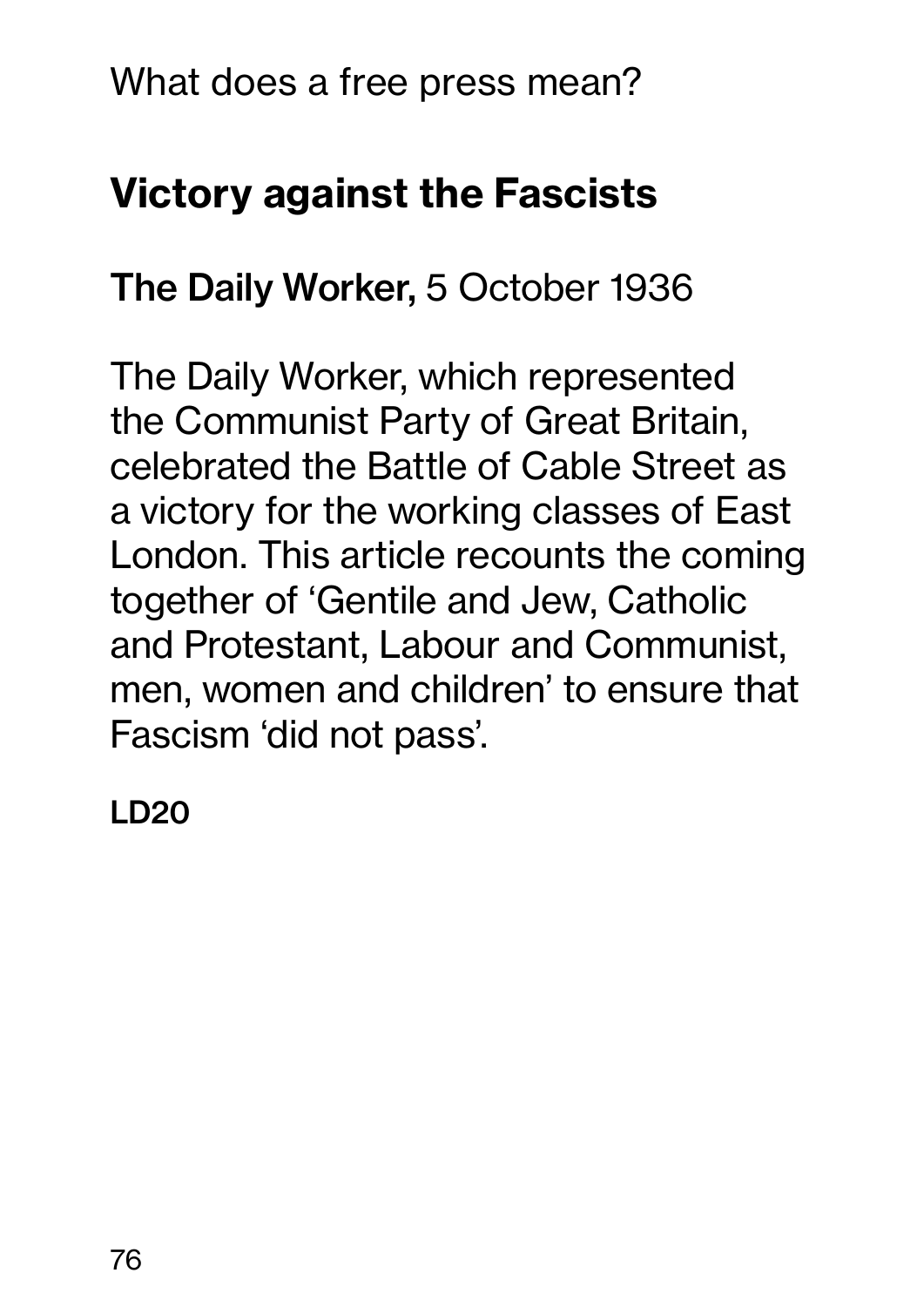What does a free press mean?

## Victory against the Fascists

**The Daily Worker,** 5 October 1936

The Daily Worker, which represented the Communist Party of Great Britain, celebrated the Battle of Cable Street as a victory for the working classes of East London. This article recounts the coming together of 'Gentile and Jew, Catholic and Protestant, Labour and Communist, men, women and children' to ensure that Fascism 'did not pass'.

**LD20**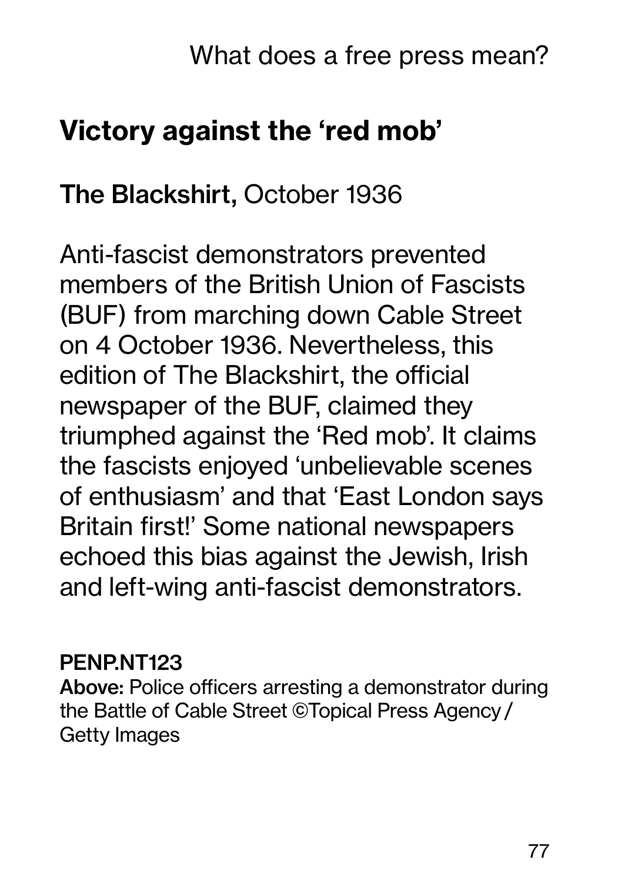## Victory against the 'red mob'

**The Blackshirt,** October 1936

Anti-fascist demonstrators prevented members of the British Union of Fascists (BUF) from marching down Cable Street on 4 October 1936. Nevertheless, this edition of The Blackshirt, the official newspaper of the BUF, claimed they triumphed against the 'Red mob'. It claims the fascists enjoyed 'unbelievable scenes of enthusiasm' and that 'East London says Britain first!' Some national newspapers echoed this bias against the Jewish, Irish and left-wing anti-fascist demonstrators.

**PENP.NT123**
**Above:** Police officers arresting a demonstrator during the Battle of Cable Street ©Topical Press Agency / Getty Images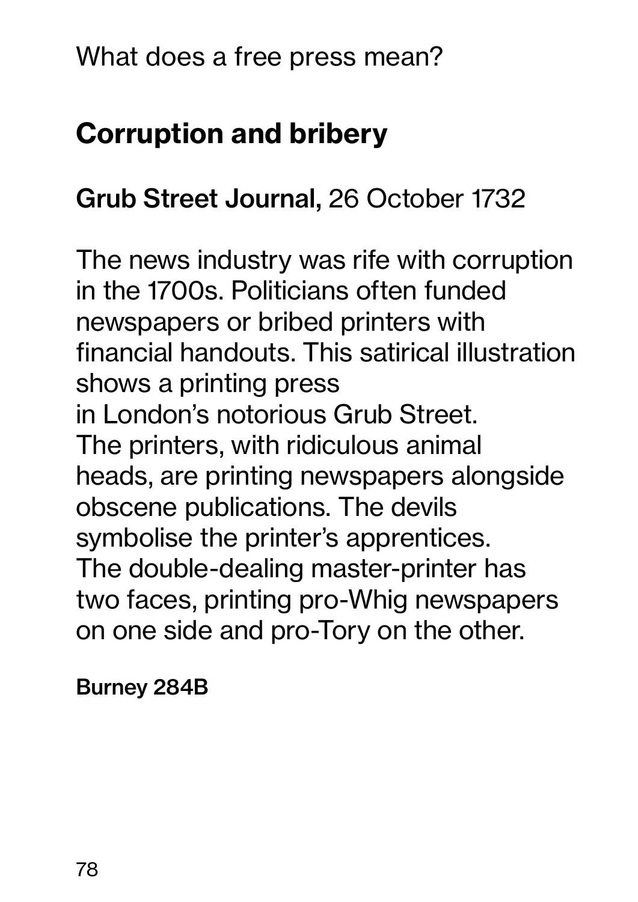What does a free press mean?

## Corruption and bribery

**Grub Street Journal,** 26 October 1732

The news industry was rife with corruption in the 1700s. Politicians often funded newspapers or bribed printers with financial handouts. This satirical illustration shows a printing press in London's notorious Grub Street. The printers, with ridiculous animal heads, are printing newspapers alongside obscene publications. The devils symbolise the printer's apprentices. The double-dealing master-printer has two faces, printing pro-Whig newspapers on one side and pro-Tory on the other.

**Burney 284B**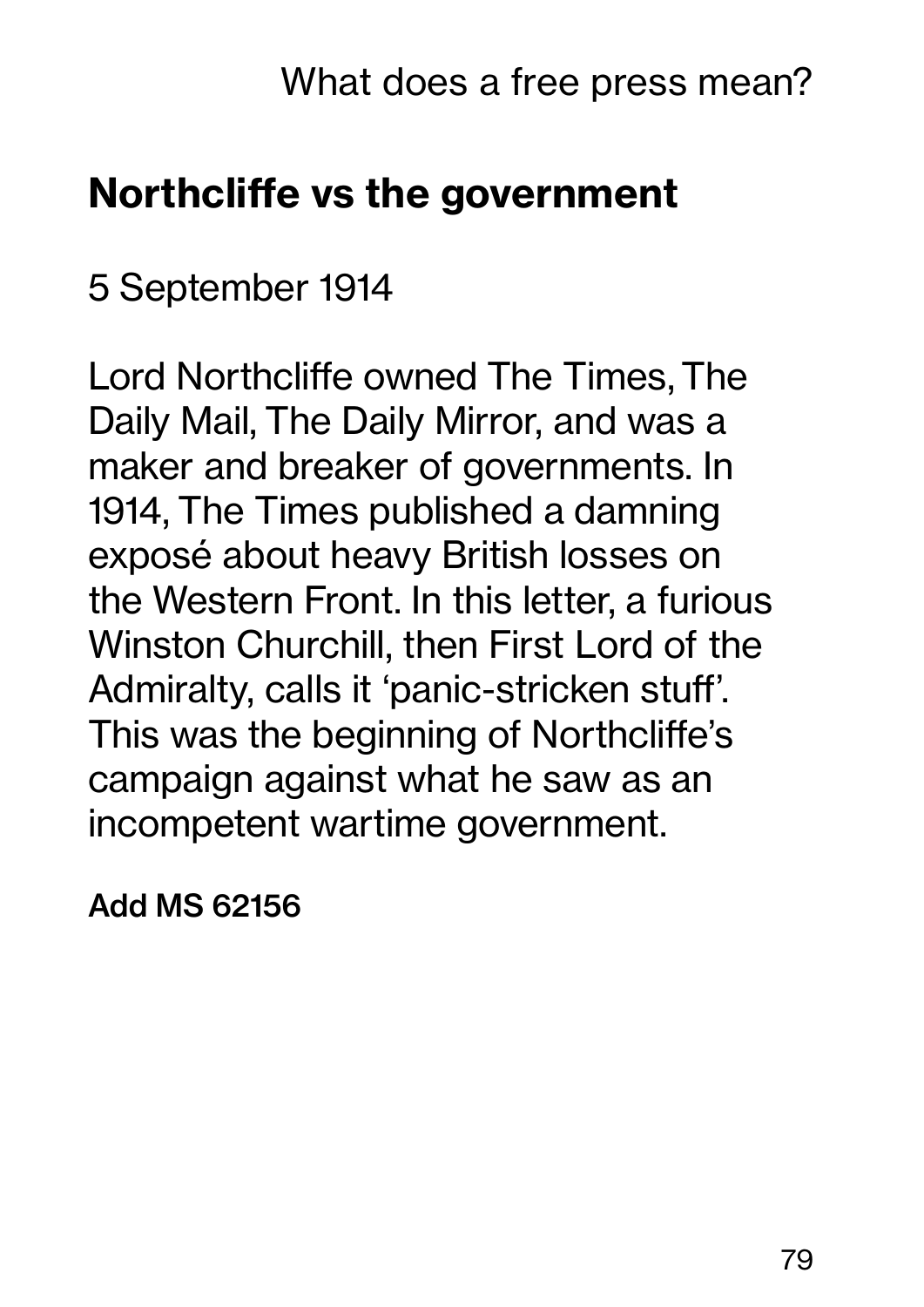## Northcliffe vs the government

5 September 1914

Lord Northcliffe owned The Times, The Daily Mail, The Daily Mirror, and was a maker and breaker of governments. In 1914, The Times published a damning exposé about heavy British losses on the Western Front. In this letter, a furious Winston Churchill, then First Lord of the Admiralty, calls it 'panic-stricken stuff'. This was the beginning of Northcliffe's campaign against what he saw as an incompetent wartime government.

**Add MS 62156**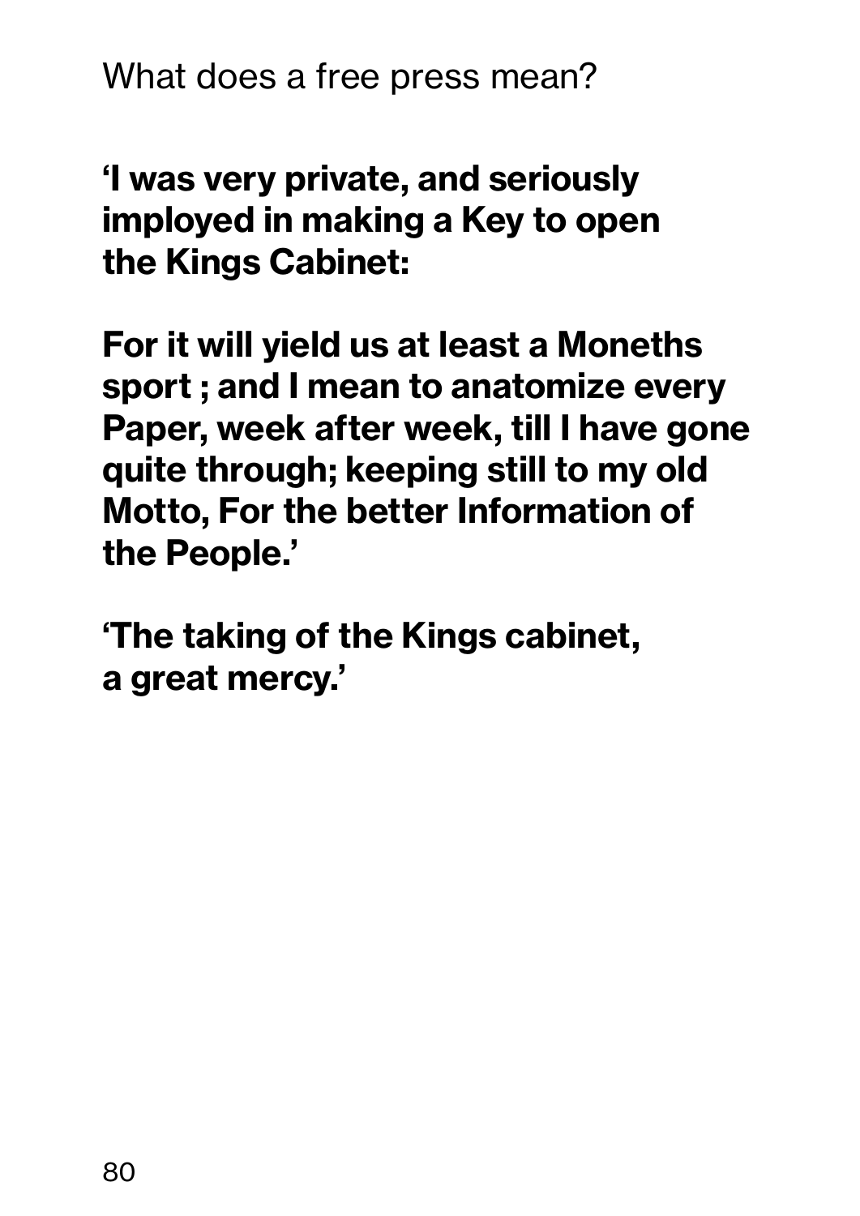What does a free press mean?

**'I was very private, and seriously imployed in making a Key to open the Kings Cabinet:**

**For it will yield us at least a Moneths sport ; and I mean to anatomize every Paper, week after week, till I have gone quite through; keeping still to my old Motto, For the better Information of the People.'**

**'The taking of the Kings cabinet, a great mercy.'**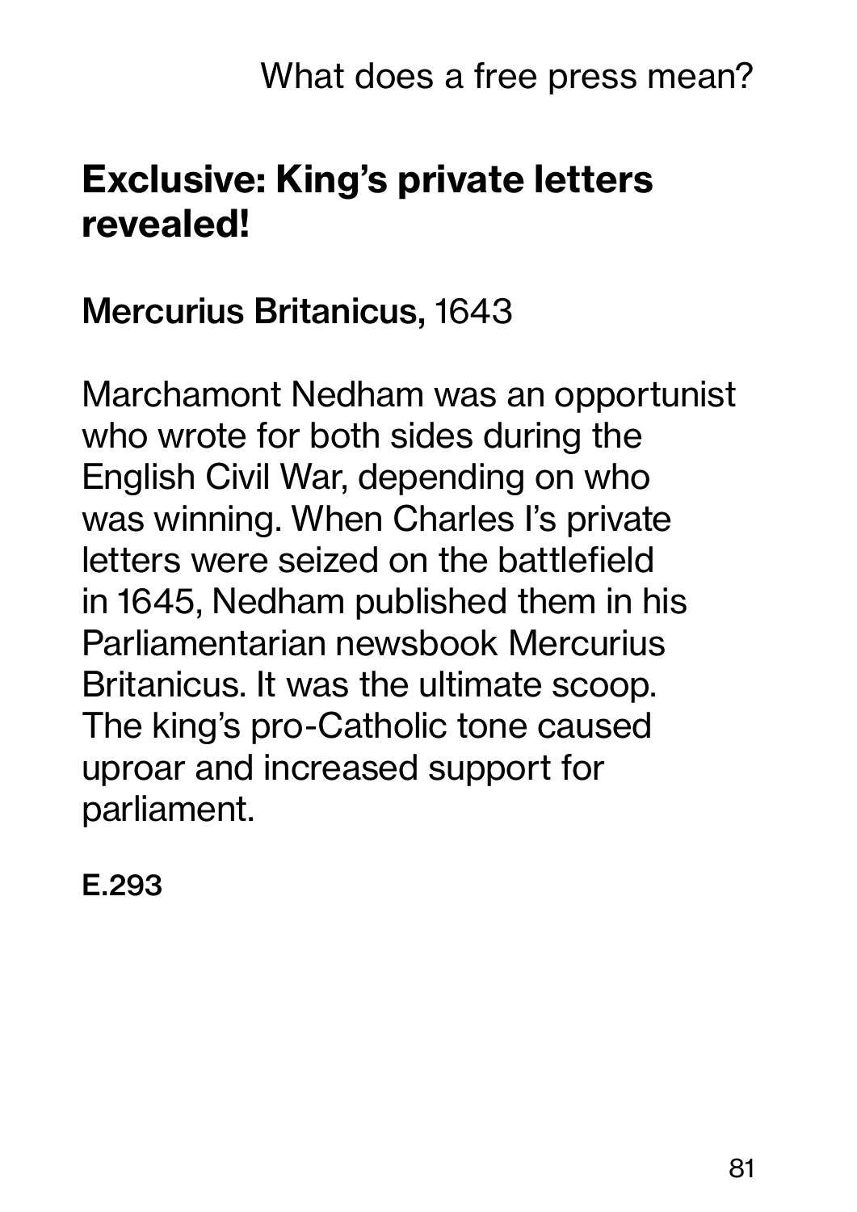## Exclusive: King's private letters revealed!

**Mercurius Britanicus,** 1643

Marchamont Nedham was an opportunist who wrote for both sides during the English Civil War, depending on who was winning. When Charles I's private letters were seized on the battlefield in 1645, Nedham published them in his Parliamentarian newsbook Mercurius Britanicus. It was the ultimate scoop. The king's pro-Catholic tone caused uproar and increased support for parliament.

**E.293**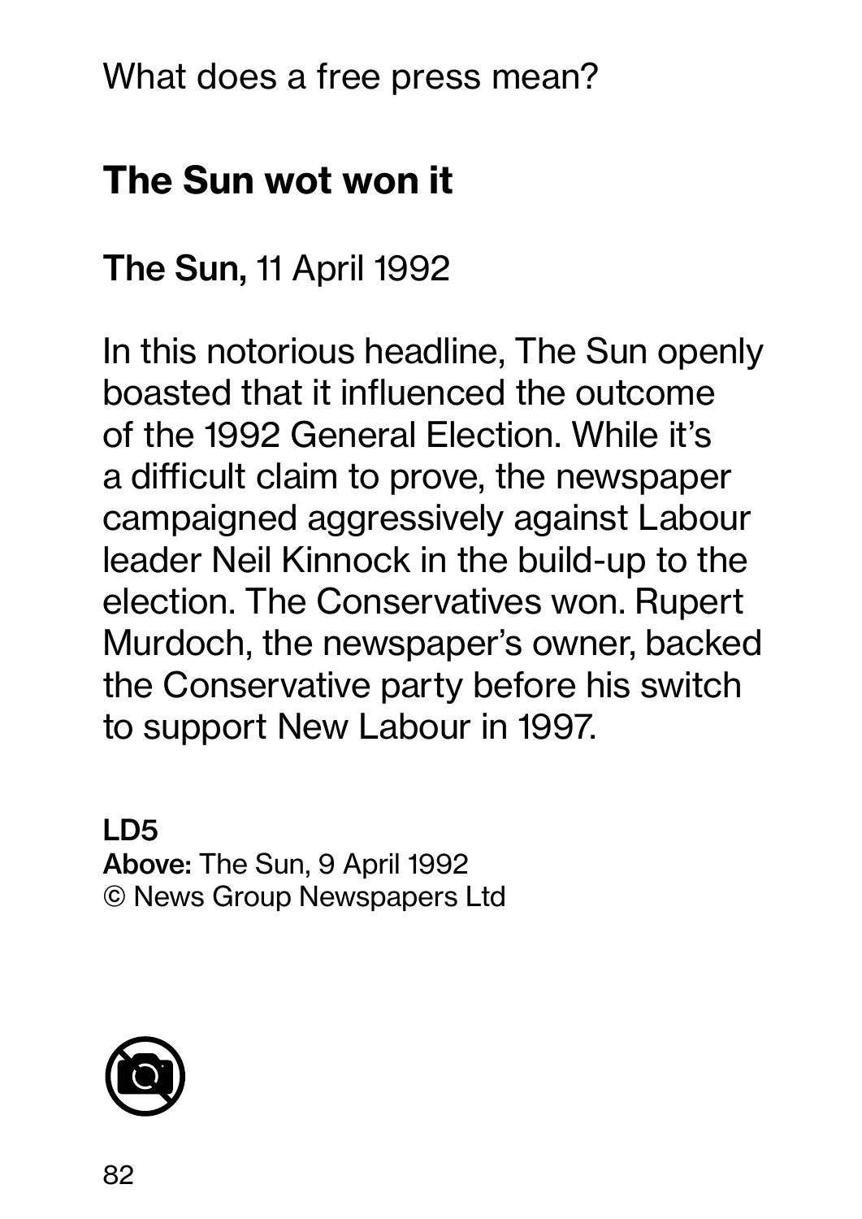What does a free press mean?

## The Sun wot won it

**The Sun,** 11 April 1992

In this notorious headline, The Sun openly boasted that it influenced the outcome of the 1992 General Election. While it's a difficult claim to prove, the newspaper campaigned aggressively against Labour leader Neil Kinnock in the build-up to the election. The Conservatives won. Rupert Murdoch, the newspaper's owner, backed the Conservative party before his switch to support New Labour in 1997.

**LD5**
**Above:** The Sun, 9 April 1992
© News Group Newspapers Ltd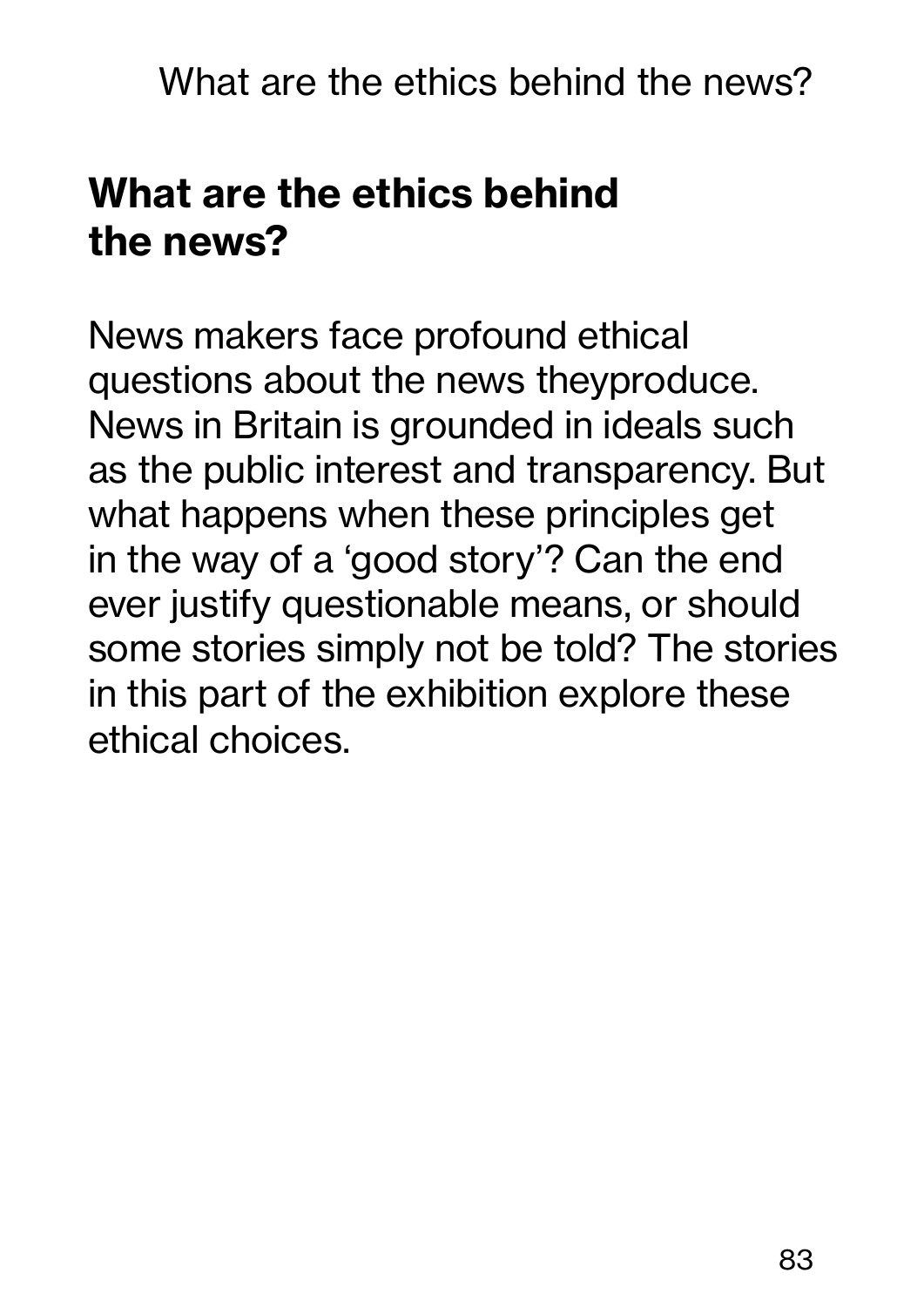## What are the ethics behind the news?

News makers face profound ethical questions about the news theyproduce. News in Britain is grounded in ideals such as the public interest and transparency. But what happens when these principles get in the way of a 'good story'? Can the end ever justify questionable means, or should some stories simply not be told? The stories in this part of the exhibition explore these ethical choices.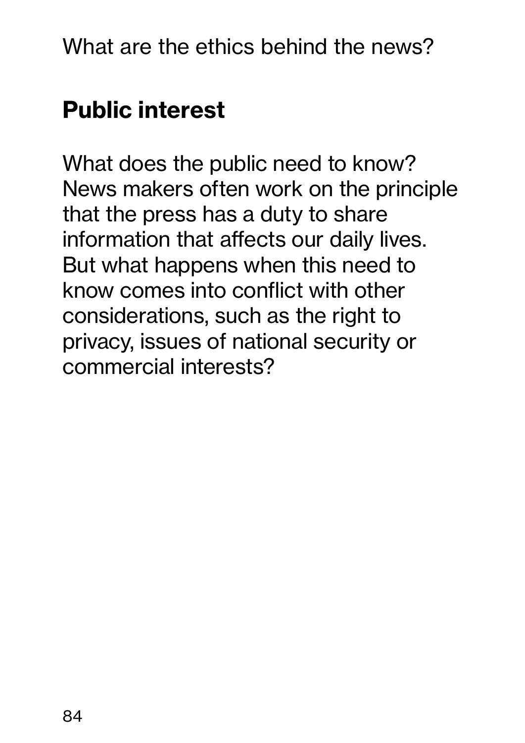What are the ethics behind the news?

## Public interest

What does the public need to know? News makers often work on the principle that the press has a duty to share information that affects our daily lives. But what happens when this need to know comes into conflict with other considerations, such as the right to privacy, issues of national security or commercial interests?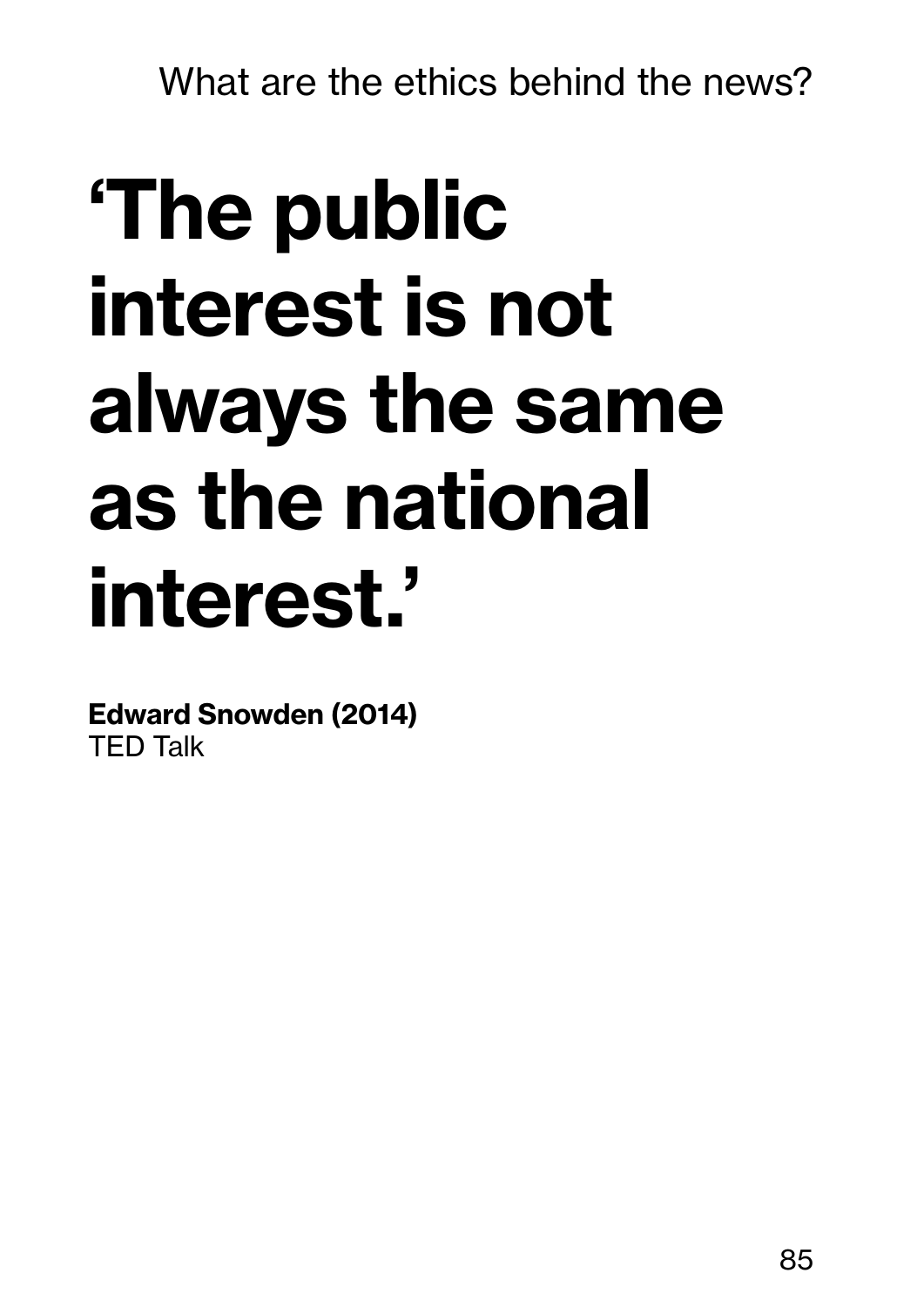# ‘The public interest is not always the same as the national interest.’

**Edward Snowden (2014)**
TED Talk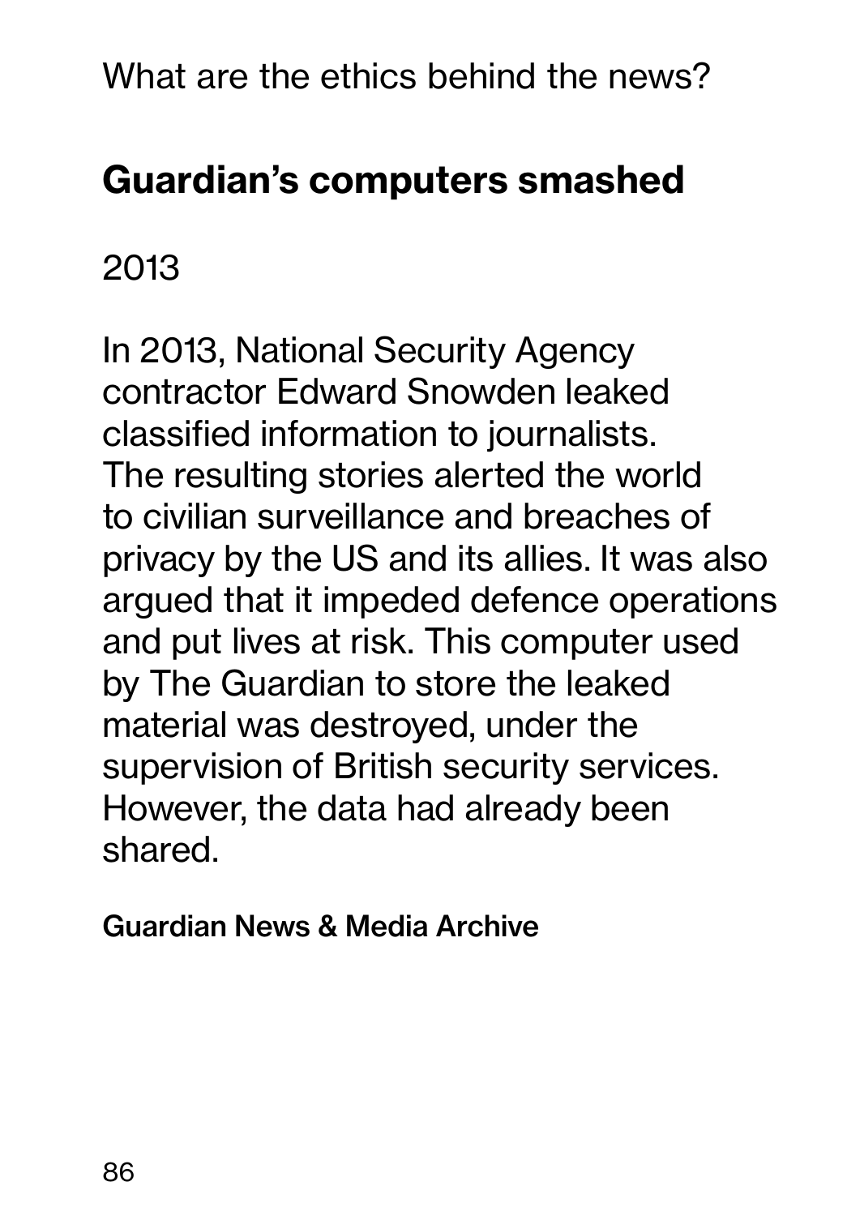What are the ethics behind the news?

## Guardian's computers smashed

2013

In 2013, National Security Agency contractor Edward Snowden leaked classified information to journalists. The resulting stories alerted the world to civilian surveillance and breaches of privacy by the US and its allies. It was also argued that it impeded defence operations and put lives at risk. This computer used by The Guardian to store the leaked material was destroyed, under the supervision of British security services. However, the data had already been shared.

**Guardian News & Media Archive**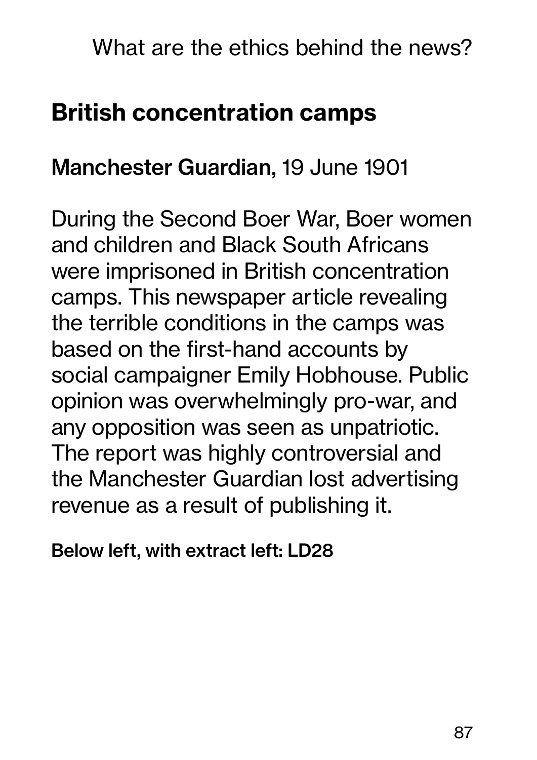## British concentration camps

**Manchester Guardian,** 19 June 1901

During the Second Boer War, Boer women and children and Black South Africans were imprisoned in British concentration camps. This newspaper article revealing the terrible conditions in the camps was based on the first-hand accounts by social campaigner Emily Hobhouse. Public opinion was overwhelmingly pro-war, and any opposition was seen as unpatriotic. The report was highly controversial and the Manchester Guardian lost advertising revenue as a result of publishing it.

**Below left, with extract left: LD28**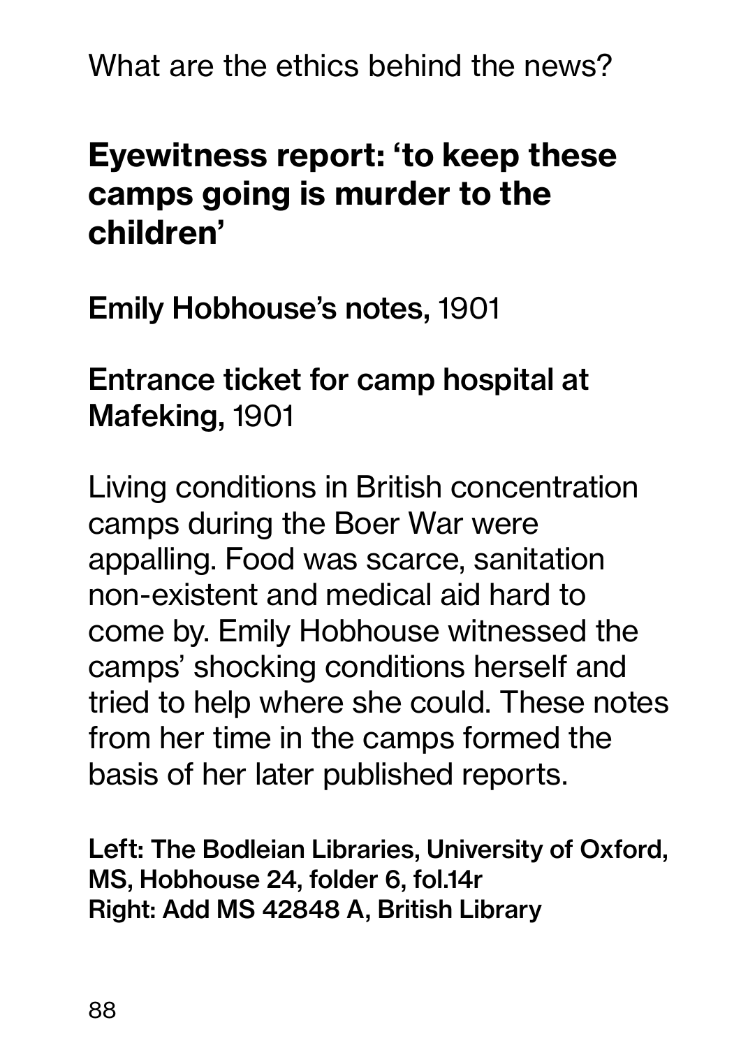What are the ethics behind the news?

## Eyewitness report: 'to keep these camps going is murder to the children'

**Emily Hobhouse's notes,** 1901

**Entrance ticket for camp hospital at Mafeking,** 1901

Living conditions in British concentration camps during the Boer War were appalling. Food was scarce, sanitation non-existent and medical aid hard to come by. Emily Hobhouse witnessed the camps' shocking conditions herself and tried to help where she could. These notes from her time in the camps formed the basis of her later published reports.

**Left: The Bodleian Libraries, University of Oxford, MS, Hobhouse 24, folder 6, fol.14r**
**Right: Add MS 42848 A, British Library**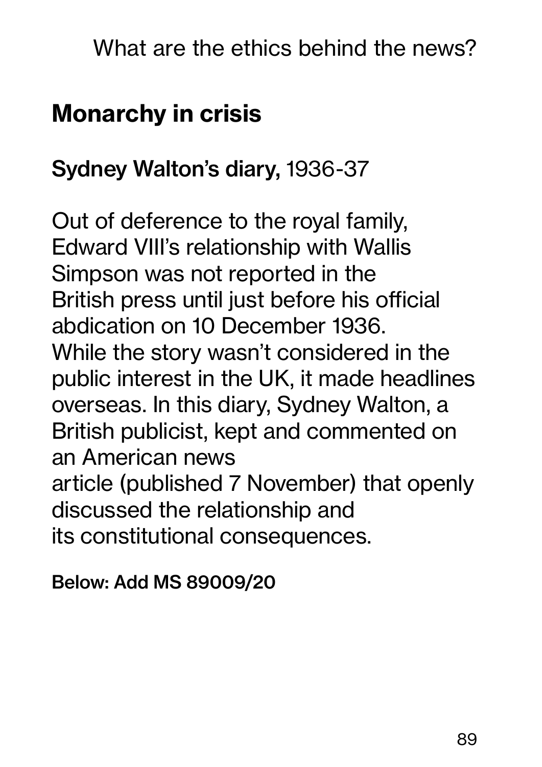## Monarchy in crisis

**Sydney Walton's diary,** 1936-37

Out of deference to the royal family, Edward VIII's relationship with Wallis Simpson was not reported in the British press until just before his official abdication on 10 December 1936. While the story wasn't considered in the public interest in the UK, it made headlines overseas. In this diary, Sydney Walton, a British publicist, kept and commented on an American news article (published 7 November) that openly discussed the relationship and its constitutional consequences.

**Below: Add MS 89009/20**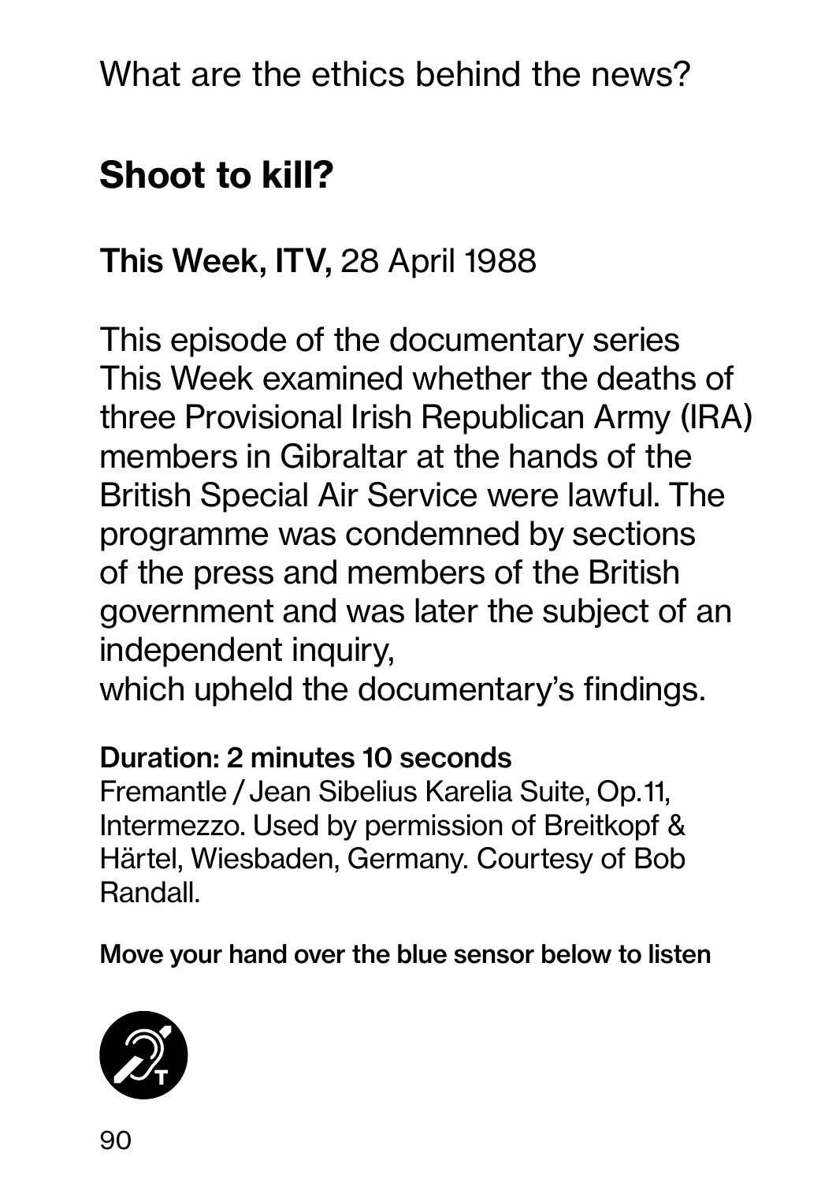What are the ethics behind the news?

## Shoot to kill?

**This Week, ITV,** 28 April 1988

This episode of the documentary series This Week examined whether the deaths of three Provisional Irish Republican Army (IRA) members in Gibraltar at the hands of the British Special Air Service were lawful. The programme was condemned by sections of the press and members of the British government and was later the subject of an independent inquiry, which upheld the documentary's findings.

**Duration: 2 minutes 10 seconds**
Fremantle / Jean Sibelius Karelia Suite, Op.11, Intermezzo. Used by permission of Breitkopf & Härtel, Wiesbaden, Germany. Courtesy of Bob Randall.

**Move your hand over the blue sensor below to listen**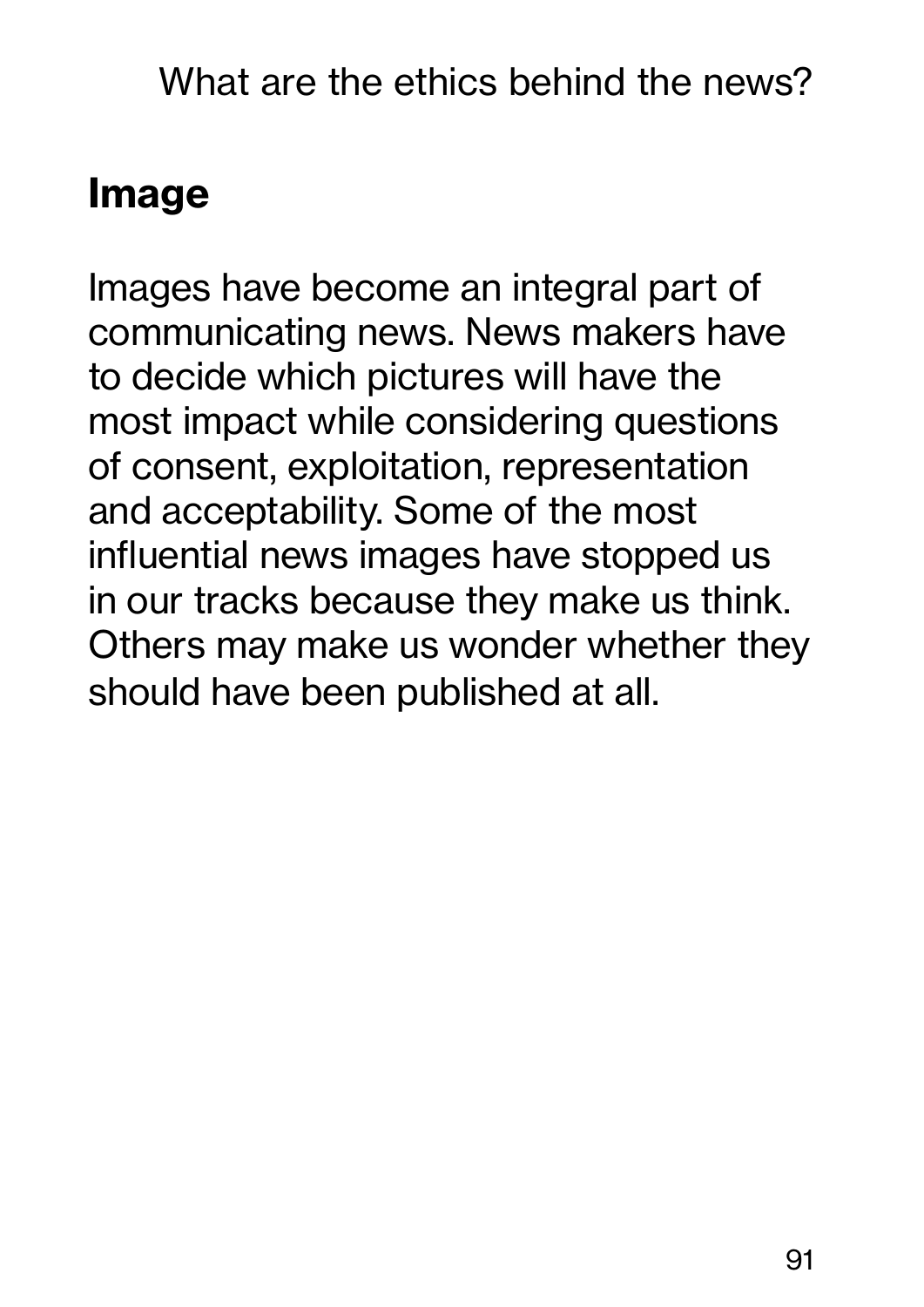## Image

Images have become an integral part of communicating news. News makers have to decide which pictures will have the most impact while considering questions of consent, exploitation, representation and acceptability. Some of the most influential news images have stopped us in our tracks because they make us think. Others may make us wonder whether they should have been published at all.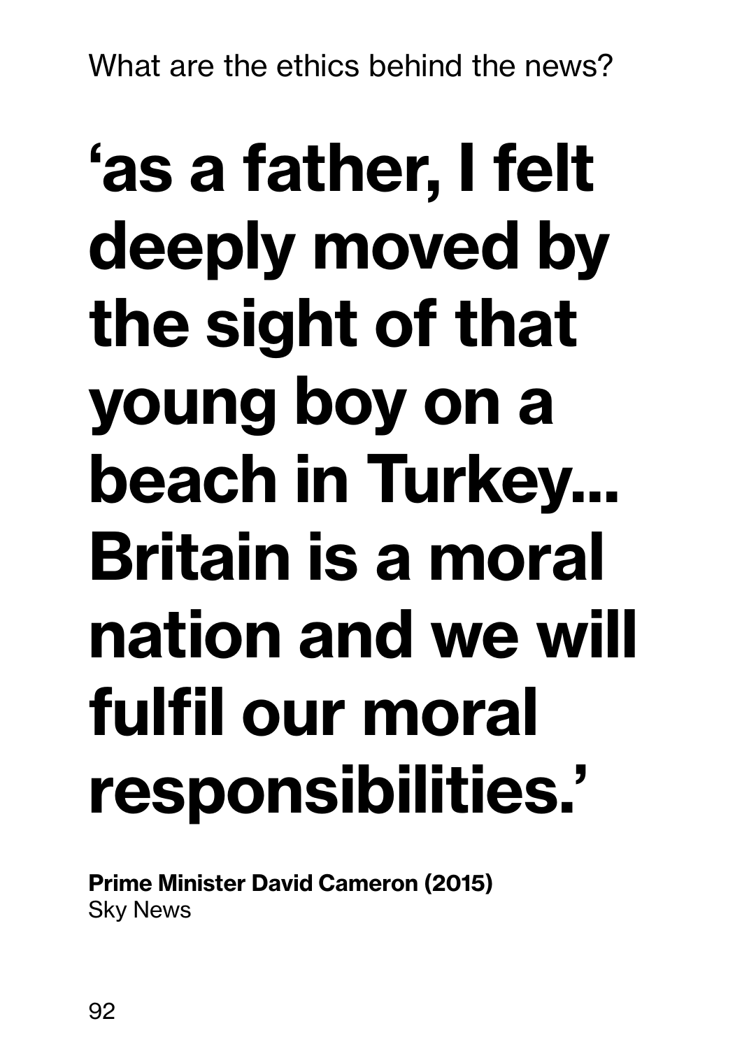# ‘as a father, I felt deeply moved by the sight of that young boy on a beach in Turkey... Britain is a moral nation and we will fulfil our moral responsibilities.’

**Prime Minister David Cameron (2015)**
Sky News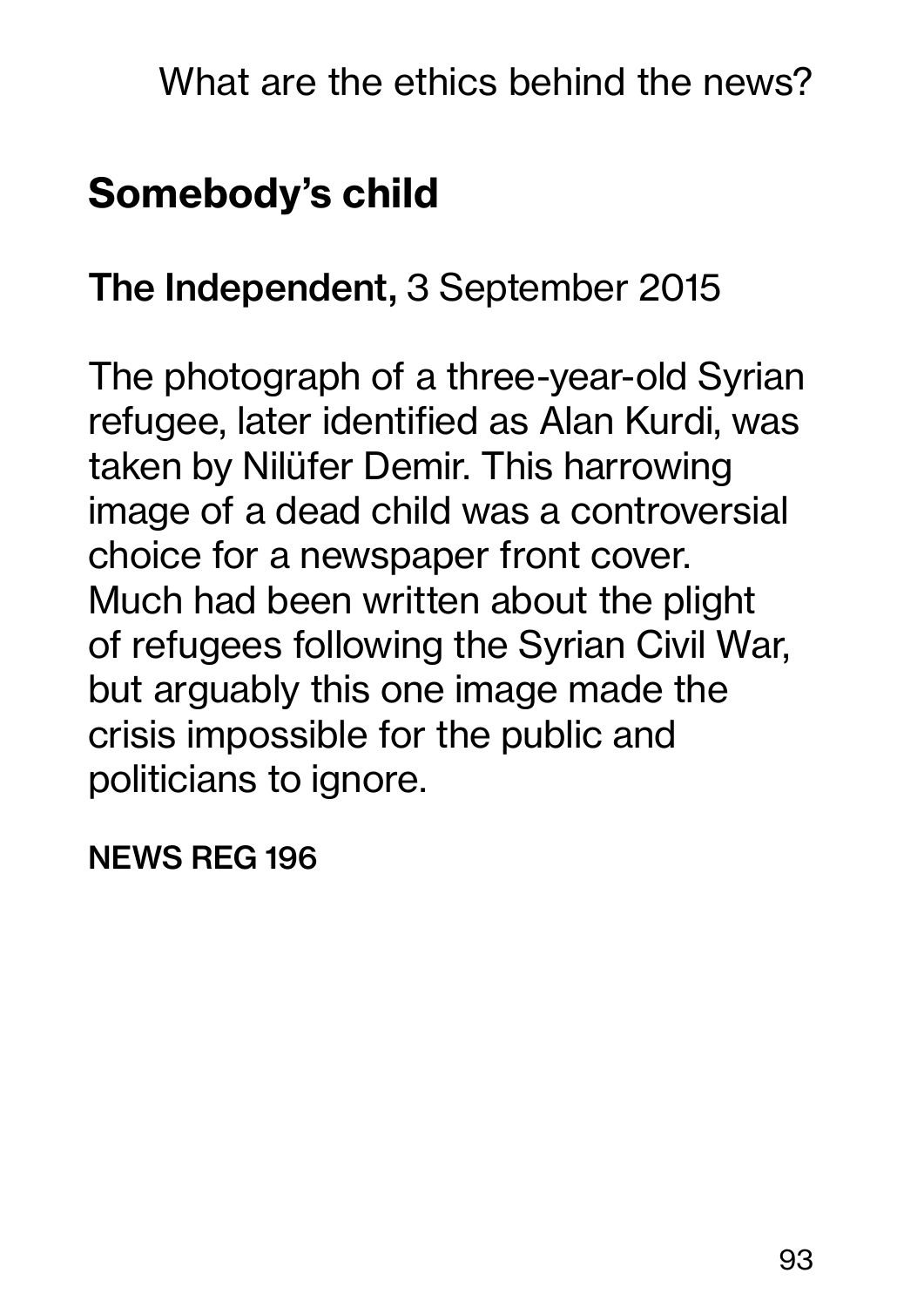## Somebody's child

**The Independent,** 3 September 2015

The photograph of a three-year-old Syrian refugee, later identified as Alan Kurdi, was taken by Nilüfer Demir. This harrowing image of a dead child was a controversial choice for a newspaper front cover. Much had been written about the plight of refugees following the Syrian Civil War, but arguably this one image made the crisis impossible for the public and politicians to ignore.

**NEWS REG 196**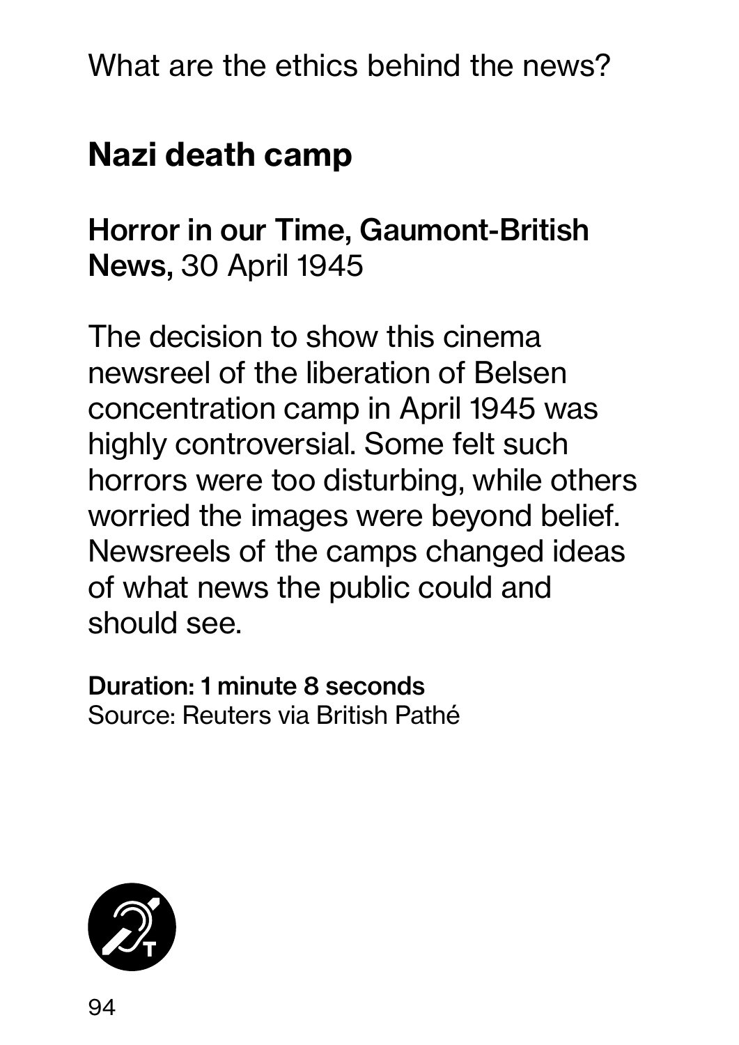What are the ethics behind the news?

## Nazi death camp

**Horror in our Time, Gaumont-British News,** 30 April 1945

The decision to show this cinema newsreel of the liberation of Belsen concentration camp in April 1945 was highly controversial. Some felt such horrors were too disturbing, while others worried the images were beyond belief. Newsreels of the camps changed ideas of what news the public could and should see.

**Duration: 1 minute 8 seconds**
Source: Reuters via British Pathé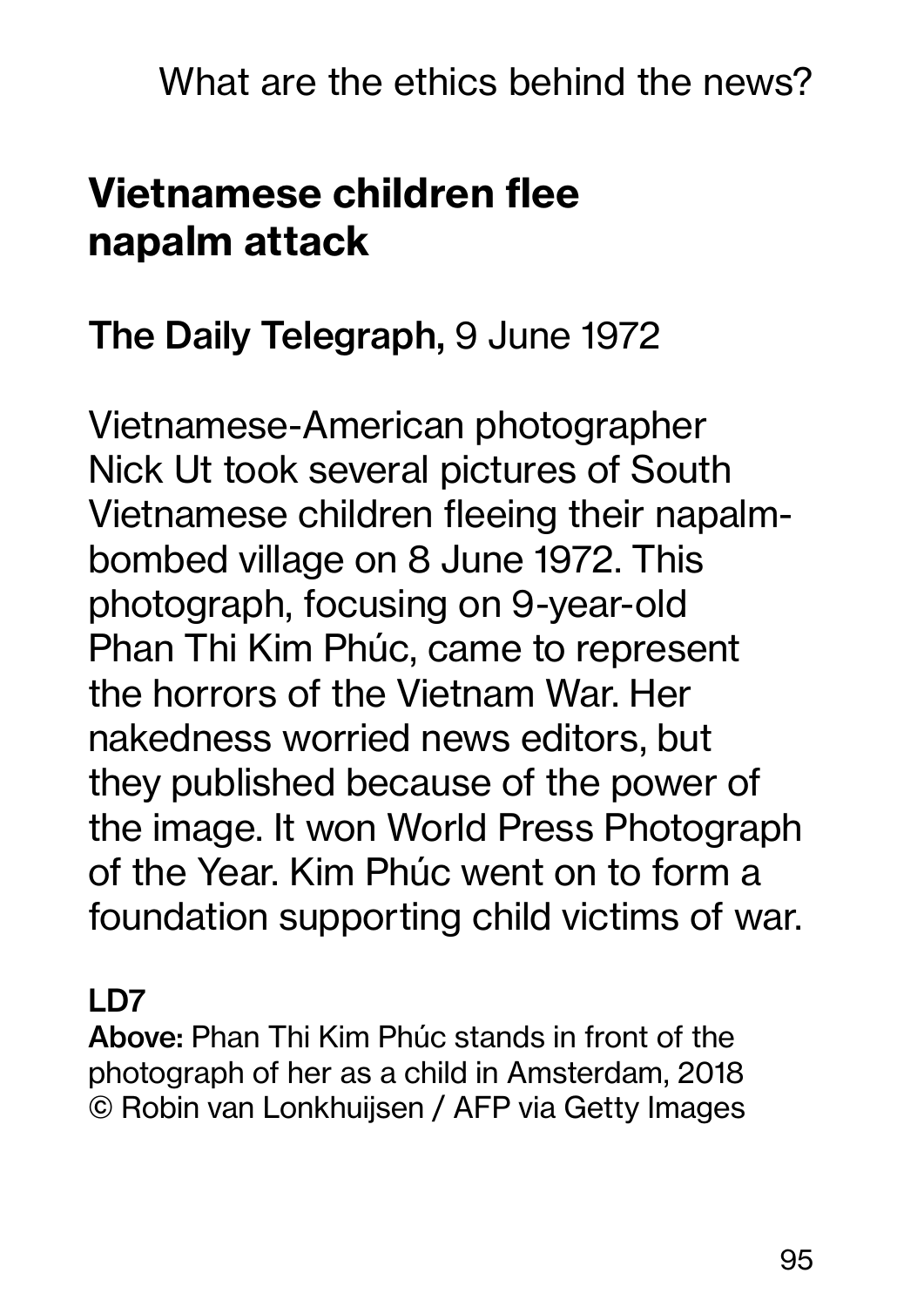What are the ethics behind the news?

## Vietnamese children flee napalm attack

**The Daily Telegraph,** 9 June 1972

Vietnamese-American photographer Nick Ut took several pictures of South Vietnamese children fleeing their napalm-bombed village on 8 June 1972. This photograph, focusing on 9-year-old Phan Thi Kim Phúc, came to represent the horrors of the Vietnam War. Her nakedness worried news editors, but they published because of the power of the image. It won World Press Photograph of the Year. Kim Phúc went on to form a foundation supporting child victims of war.

**LD7**

**Above:** Phan Thi Kim Phúc stands in front of the photograph of her as a child in Amsterdam, 2018
© Robin van Lonkhuijsen / AFP via Getty Images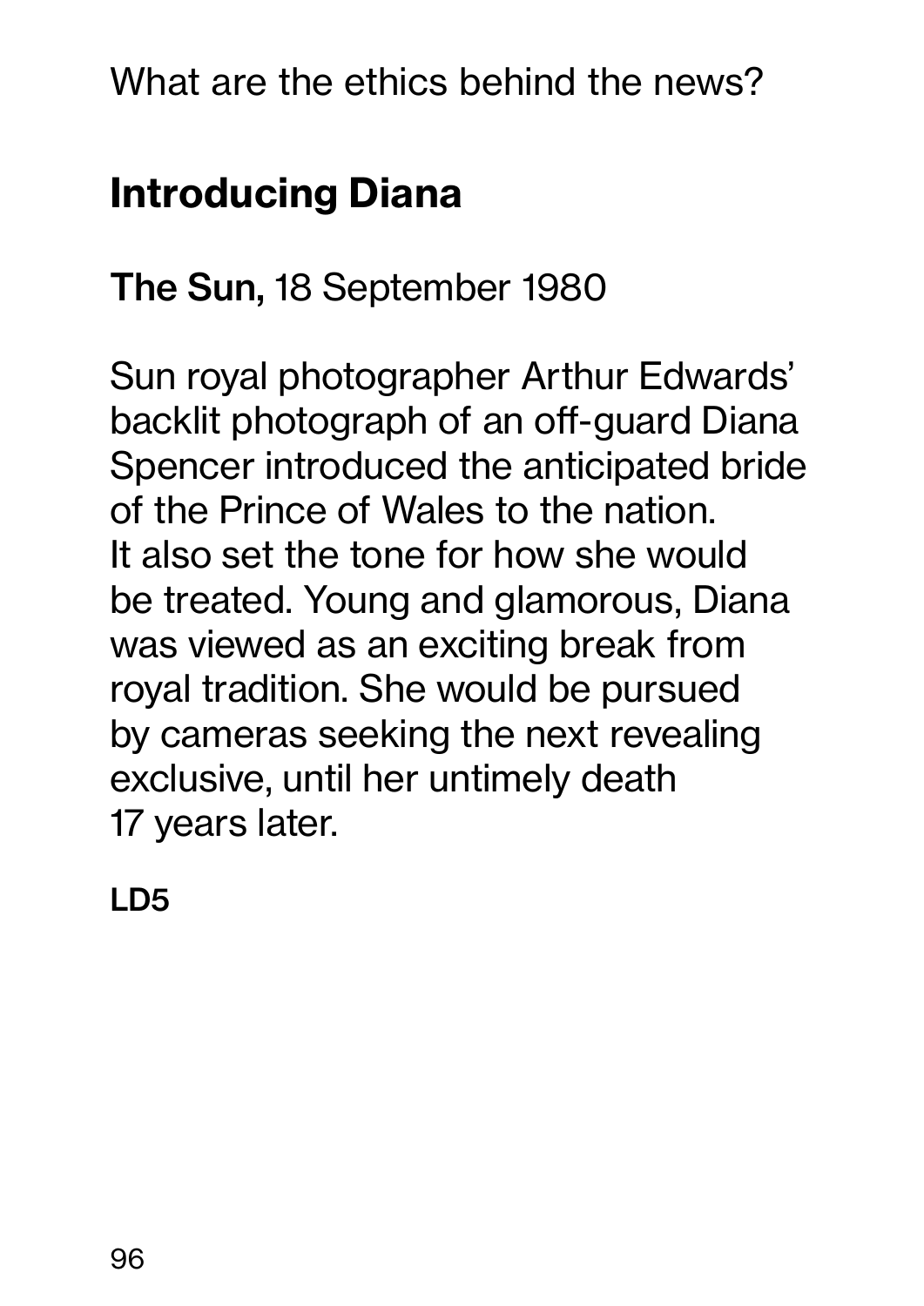What are the ethics behind the news?

## Introducing Diana

**The Sun,** 18 September 1980

Sun royal photographer Arthur Edwards' backlit photograph of an off-guard Diana Spencer introduced the anticipated bride of the Prince of Wales to the nation. It also set the tone for how she would be treated. Young and glamorous, Diana was viewed as an exciting break from royal tradition. She would be pursued by cameras seeking the next revealing exclusive, until her untimely death 17 years later.

**LD5**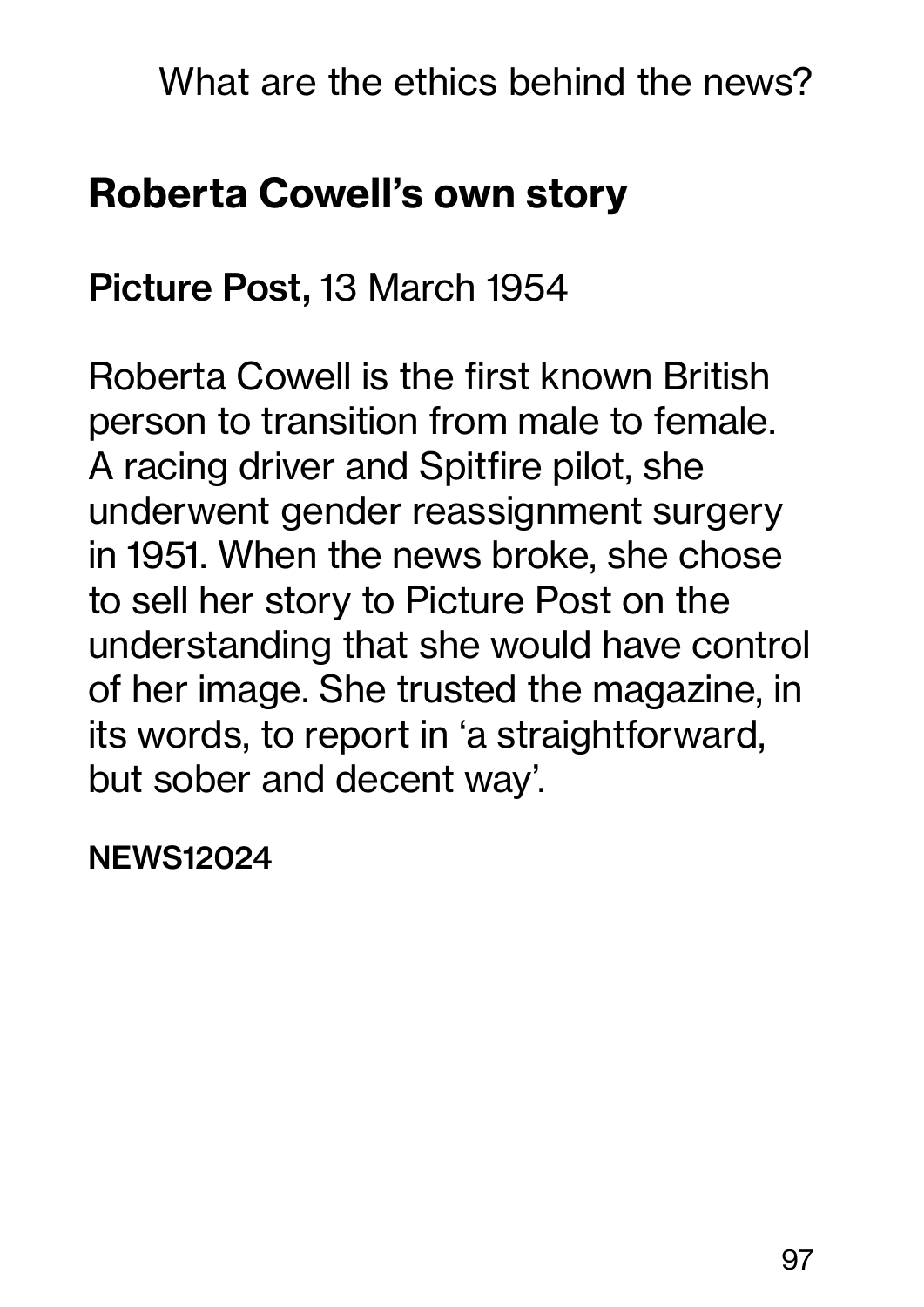## Roberta Cowell's own story

**Picture Post,** 13 March 1954

Roberta Cowell is the first known British person to transition from male to female. A racing driver and Spitfire pilot, she underwent gender reassignment surgery in 1951. When the news broke, she chose to sell her story to Picture Post on the understanding that she would have control of her image. She trusted the magazine, in its words, to report in 'a straightforward, but sober and decent way'.

**NEWS12024**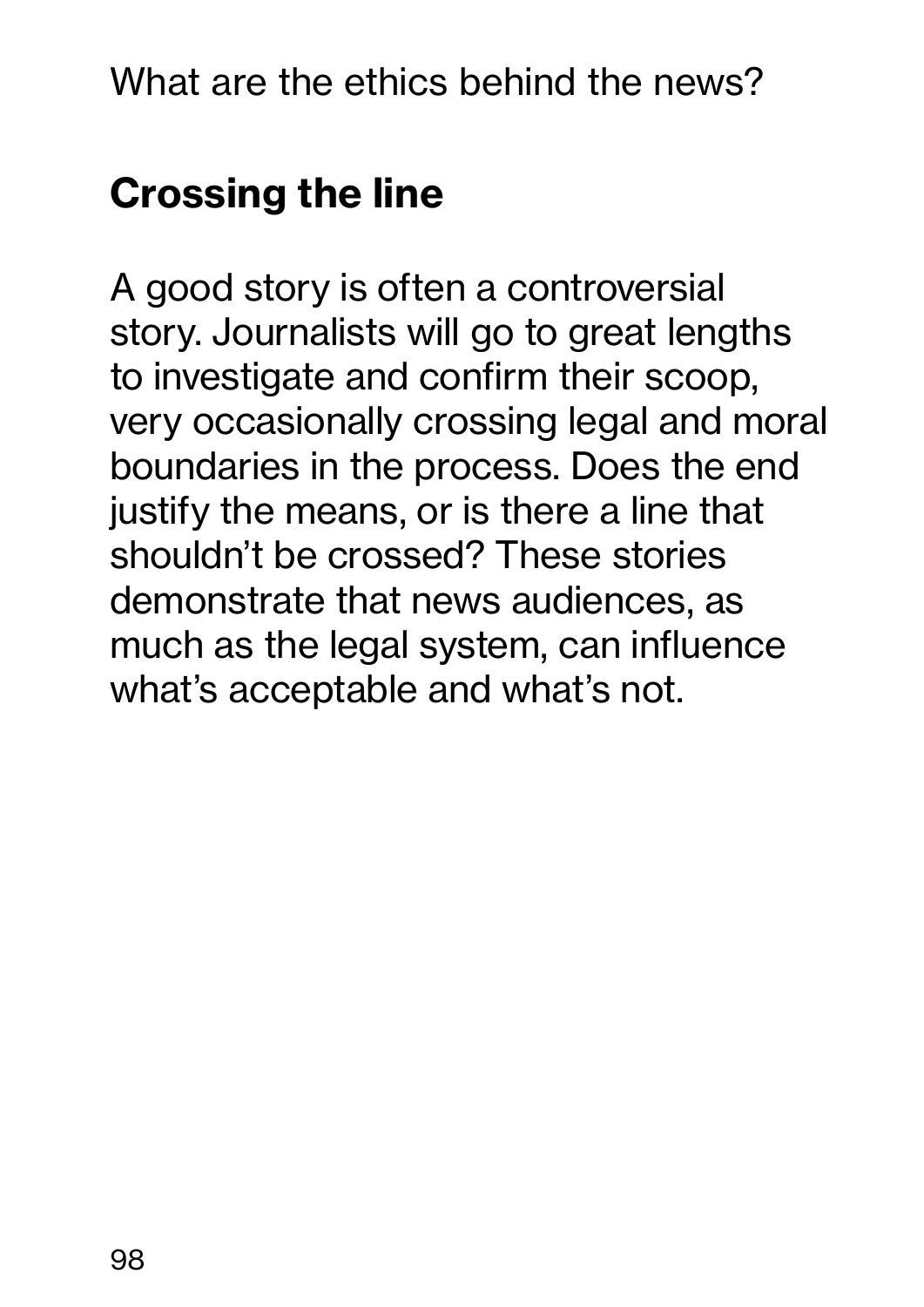What are the ethics behind the news?

## Crossing the line

A good story is often a controversial story. Journalists will go to great lengths to investigate and confirm their scoop, very occasionally crossing legal and moral boundaries in the process. Does the end justify the means, or is there a line that shouldn't be crossed? These stories demonstrate that news audiences, as much as the legal system, can influence what's acceptable and what's not.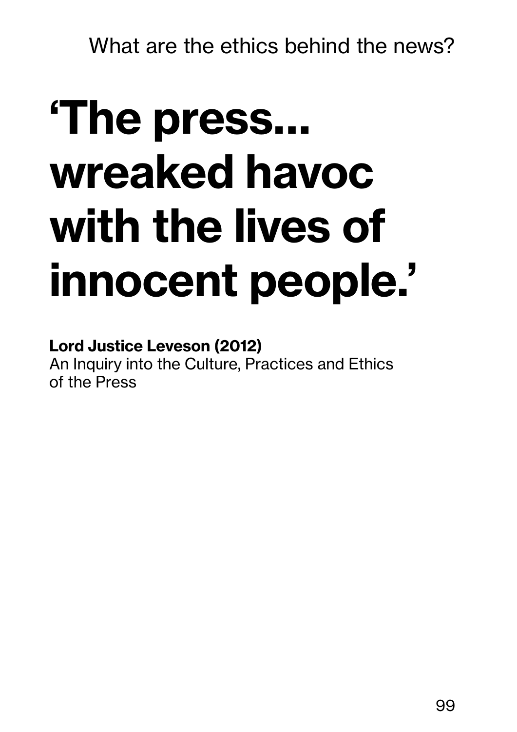What are the ethics behind the news?

# ‘The press... wreaked havoc with the lives of innocent people.’

**Lord Justice Leveson (2012)**
An Inquiry into the Culture, Practices and Ethics of the Press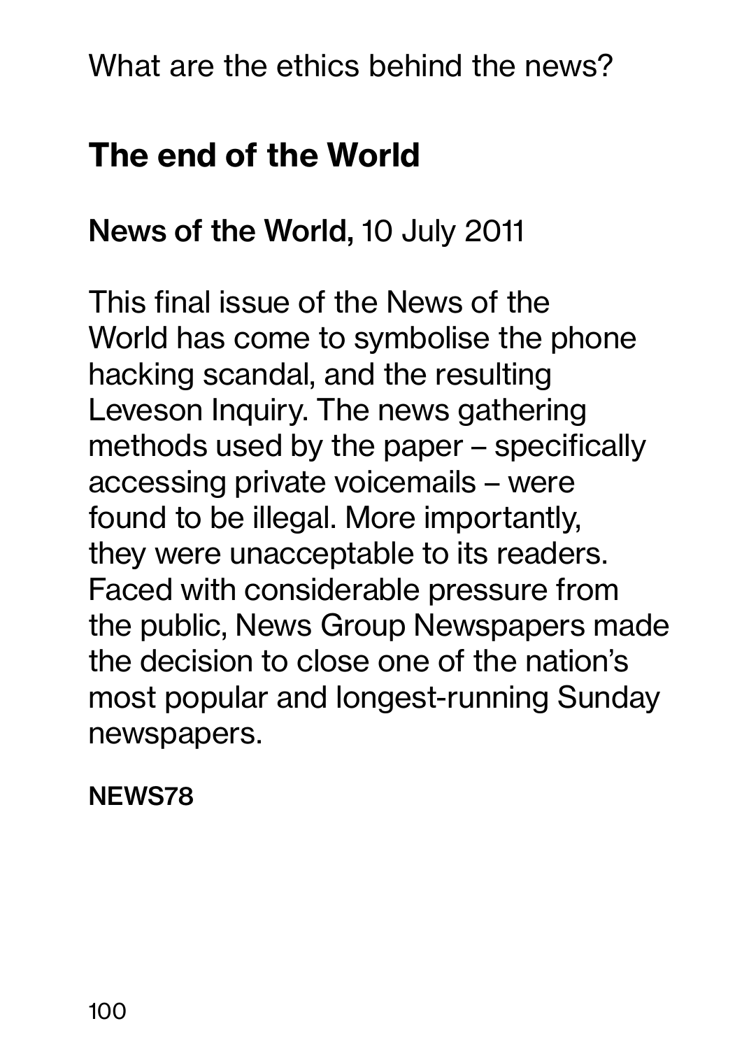What are the ethics behind the news?

## The end of the World

**News of the World,** 10 July 2011

This final issue of the News of the World has come to symbolise the phone hacking scandal, and the resulting Leveson Inquiry. The news gathering methods used by the paper – specifically accessing private voicemails – were found to be illegal. More importantly, they were unacceptable to its readers. Faced with considerable pressure from the public, News Group Newspapers made the decision to close one of the nation's most popular and longest-running Sunday newspapers.

**NEWS78**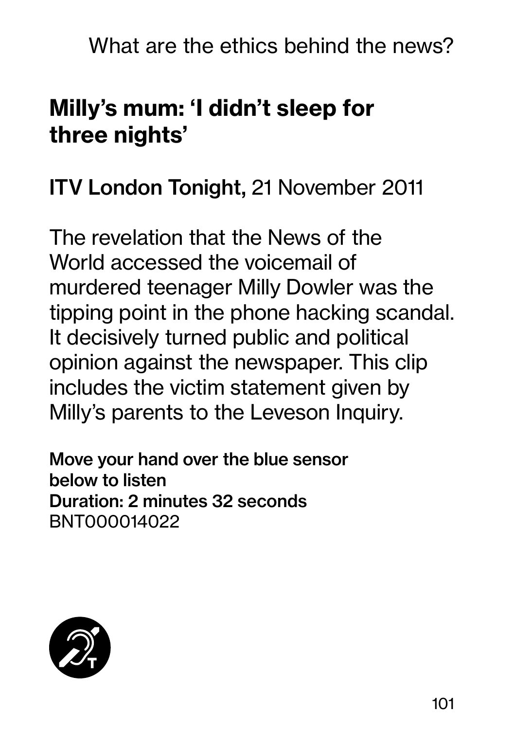What are the ethics behind the news?

## Milly's mum: 'I didn't sleep for three nights'

**ITV London Tonight,** 21 November 2011

The revelation that the News of the World accessed the voicemail of murdered teenager Milly Dowler was the tipping point in the phone hacking scandal. It decisively turned public and political opinion against the newspaper. This clip includes the victim statement given by Milly's parents to the Leveson Inquiry.

**Move your hand over the blue sensor below to listen**
**Duration: 2 minutes 32 seconds**
BNT000014022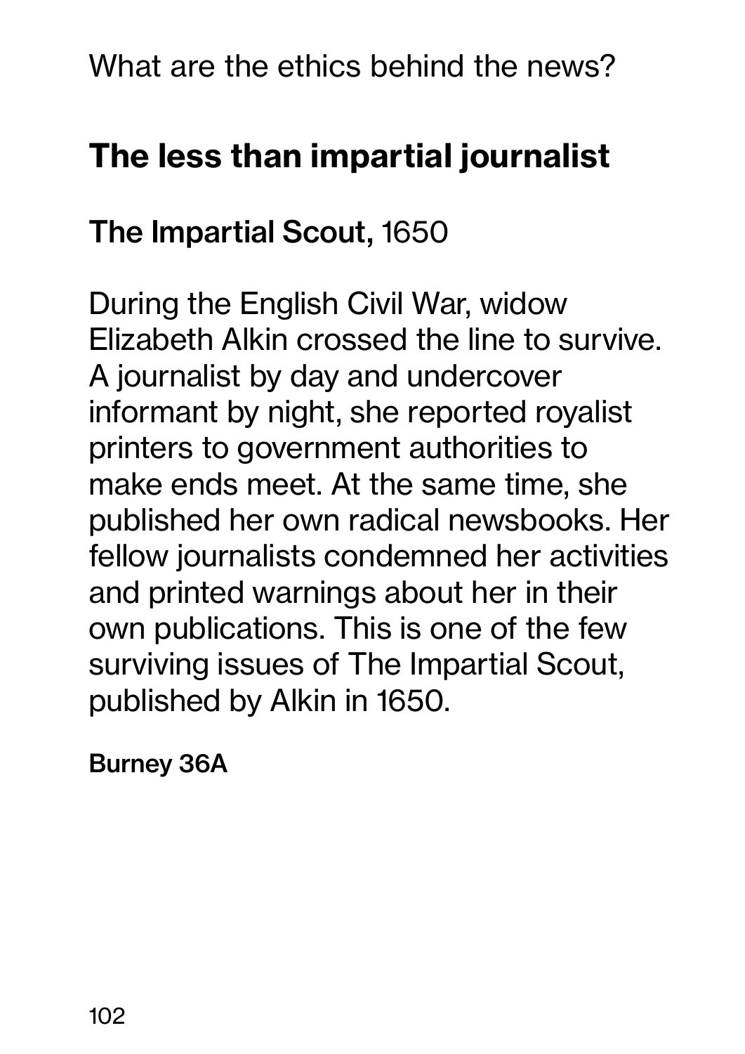What are the ethics behind the news?

## The less than impartial journalist

### **The Impartial Scout,** 1650

During the English Civil War, widow Elizabeth Alkin crossed the line to survive. A journalist by day and undercover informant by night, she reported royalist printers to government authorities to make ends meet. At the same time, she published her own radical newsbooks. Her fellow journalists condemned her activities and printed warnings about her in their own publications. This is one of the few surviving issues of The Impartial Scout, published by Alkin in 1650.

**Burney 36A**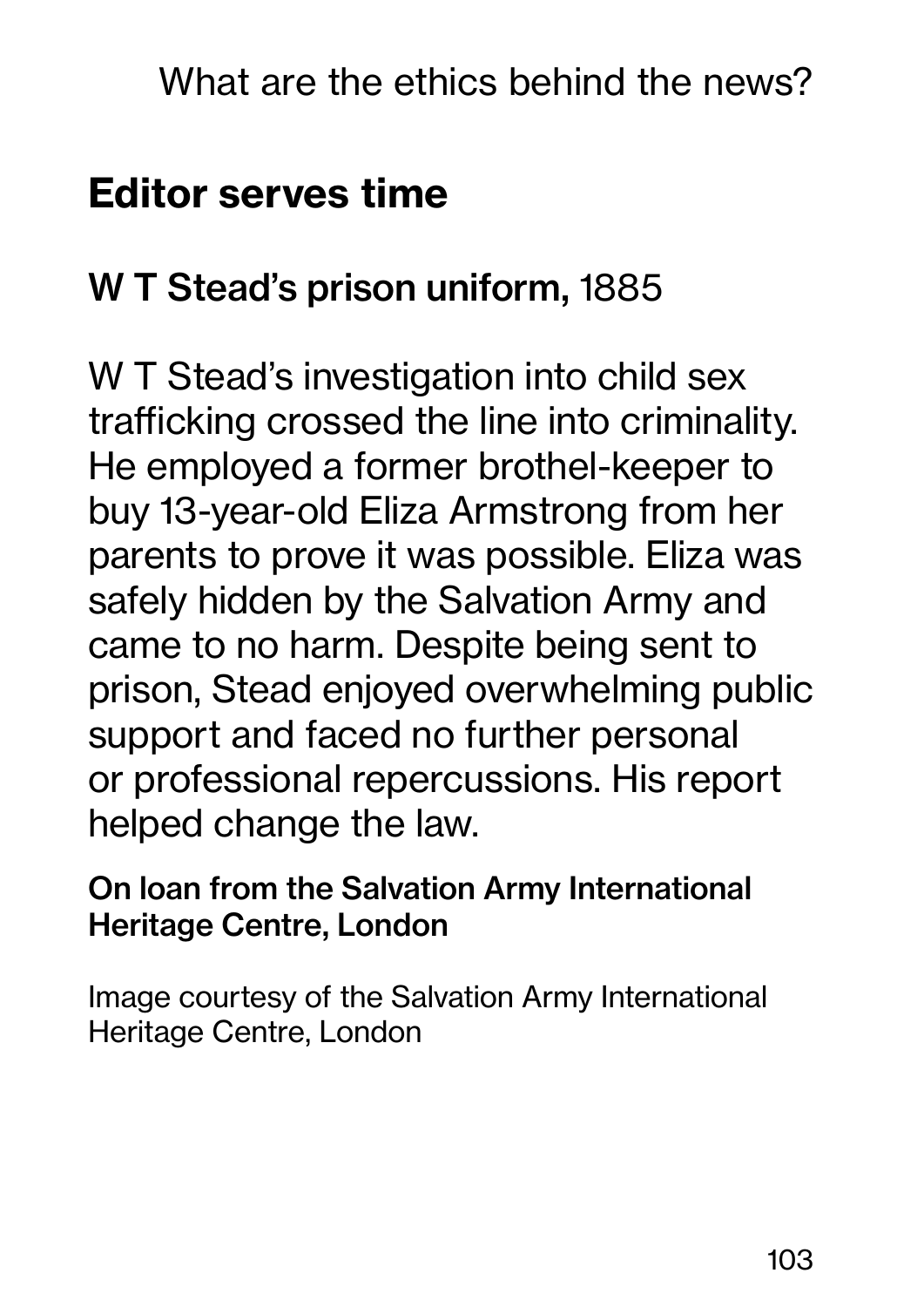## Editor serves time

**W T Stead's prison uniform,** 1885

W T Stead's investigation into child sex trafficking crossed the line into criminality. He employed a former brothel-keeper to buy 13-year-old Eliza Armstrong from her parents to prove it was possible. Eliza was safely hidden by the Salvation Army and came to no harm. Despite being sent to prison, Stead enjoyed overwhelming public support and faced no further personal or professional repercussions. His report helped change the law.

**On loan from the Salvation Army International Heritage Centre, London**

Image courtesy of the Salvation Army International Heritage Centre, London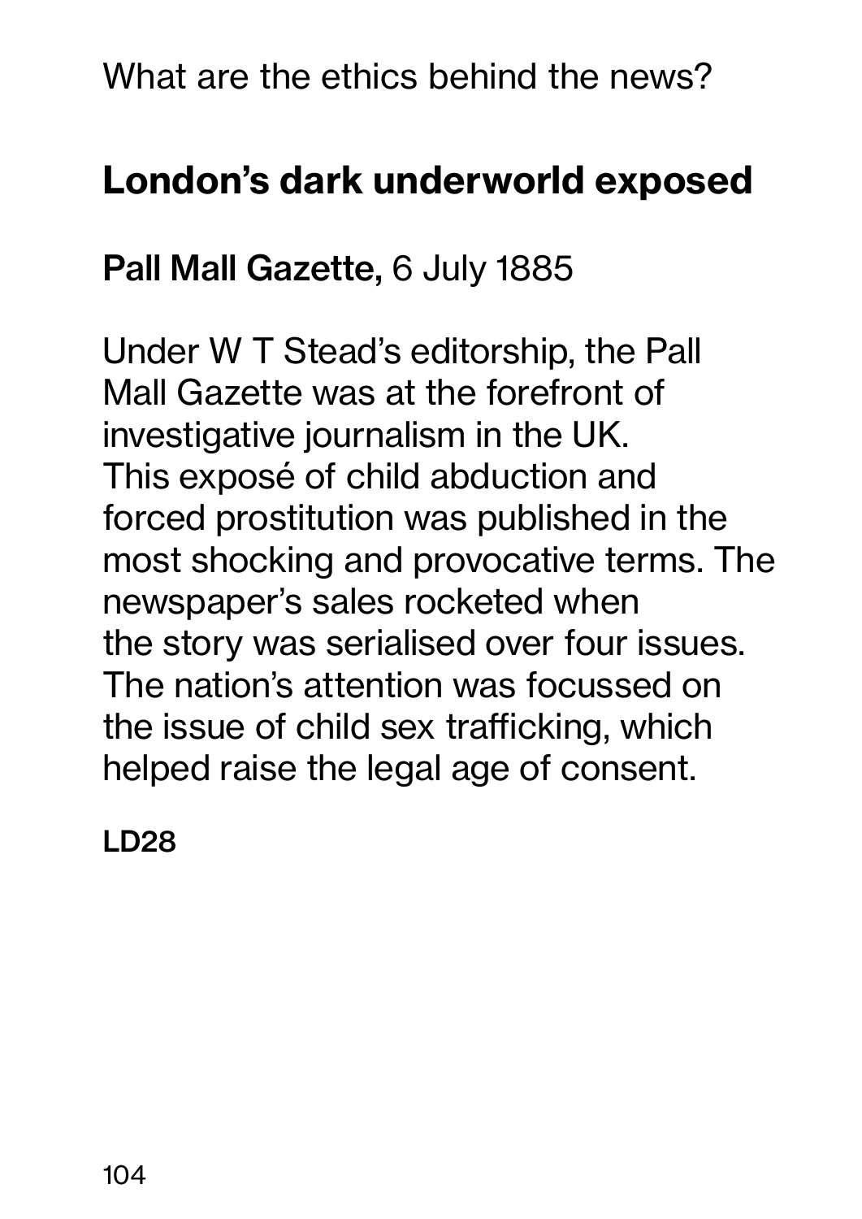What are the ethics behind the news?

## London's dark underworld exposed

**Pall Mall Gazette,** 6 July 1885

Under W T Stead's editorship, the Pall Mall Gazette was at the forefront of investigative journalism in the UK. This exposé of child abduction and forced prostitution was published in the most shocking and provocative terms. The newspaper's sales rocketed when the story was serialised over four issues. The nation's attention was focussed on the issue of child sex trafficking, which helped raise the legal age of consent.

**LD28**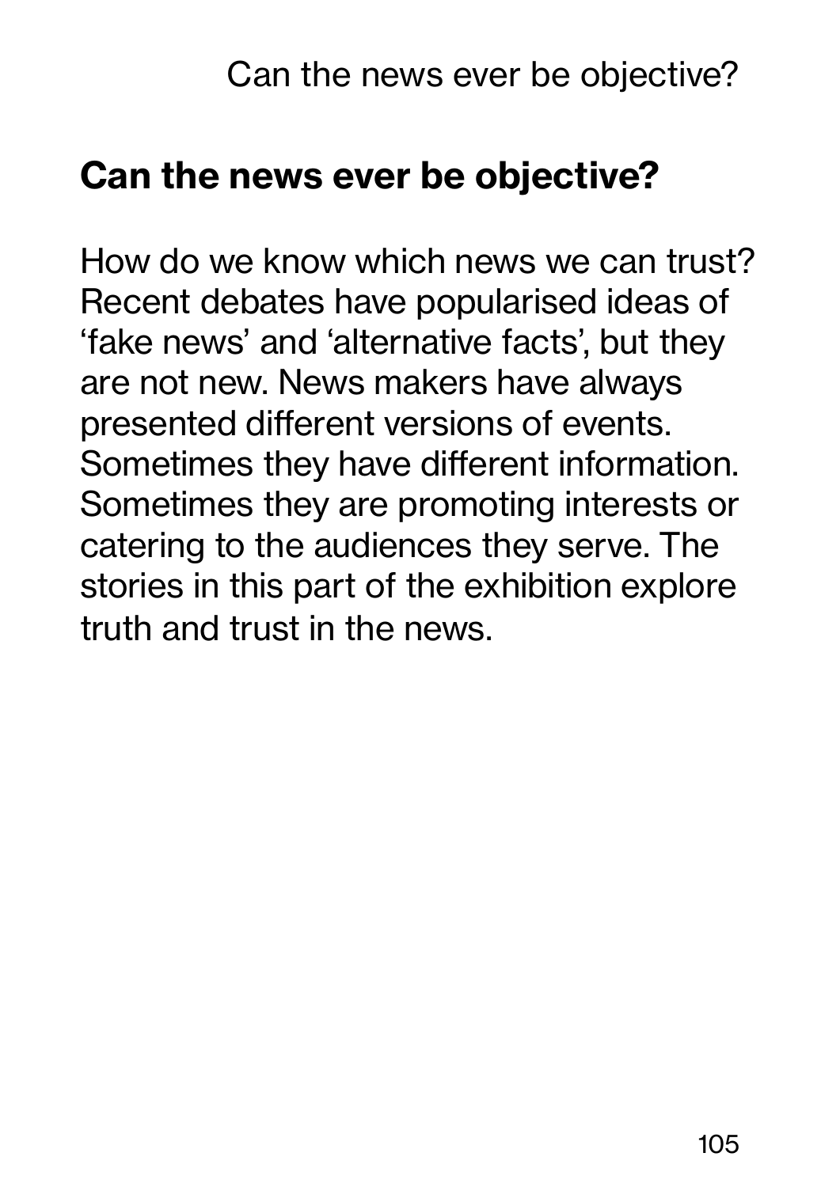## Can the news ever be objective?

How do we know which news we can trust? Recent debates have popularised ideas of ‘fake news’ and ‘alternative facts’, but they are not new. News makers have always presented different versions of events. Sometimes they have different information. Sometimes they are promoting interests or catering to the audiences they serve. The stories in this part of the exhibition explore truth and trust in the news.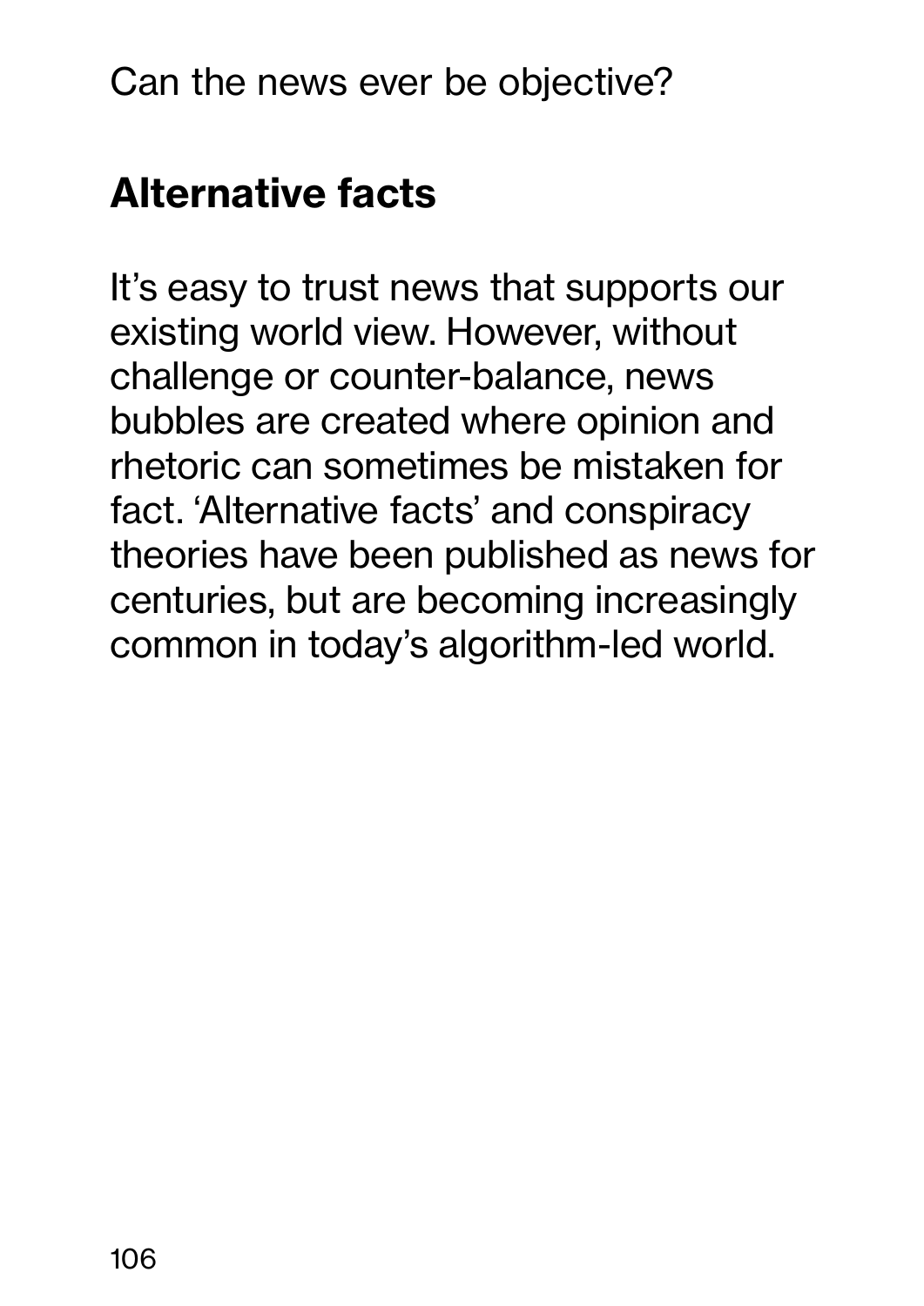## Alternative facts

It's easy to trust news that supports our existing world view. However, without challenge or counter-balance, news bubbles are created where opinion and rhetoric can sometimes be mistaken for fact. 'Alternative facts' and conspiracy theories have been published as news for centuries, but are becoming increasingly common in today's algorithm-led world.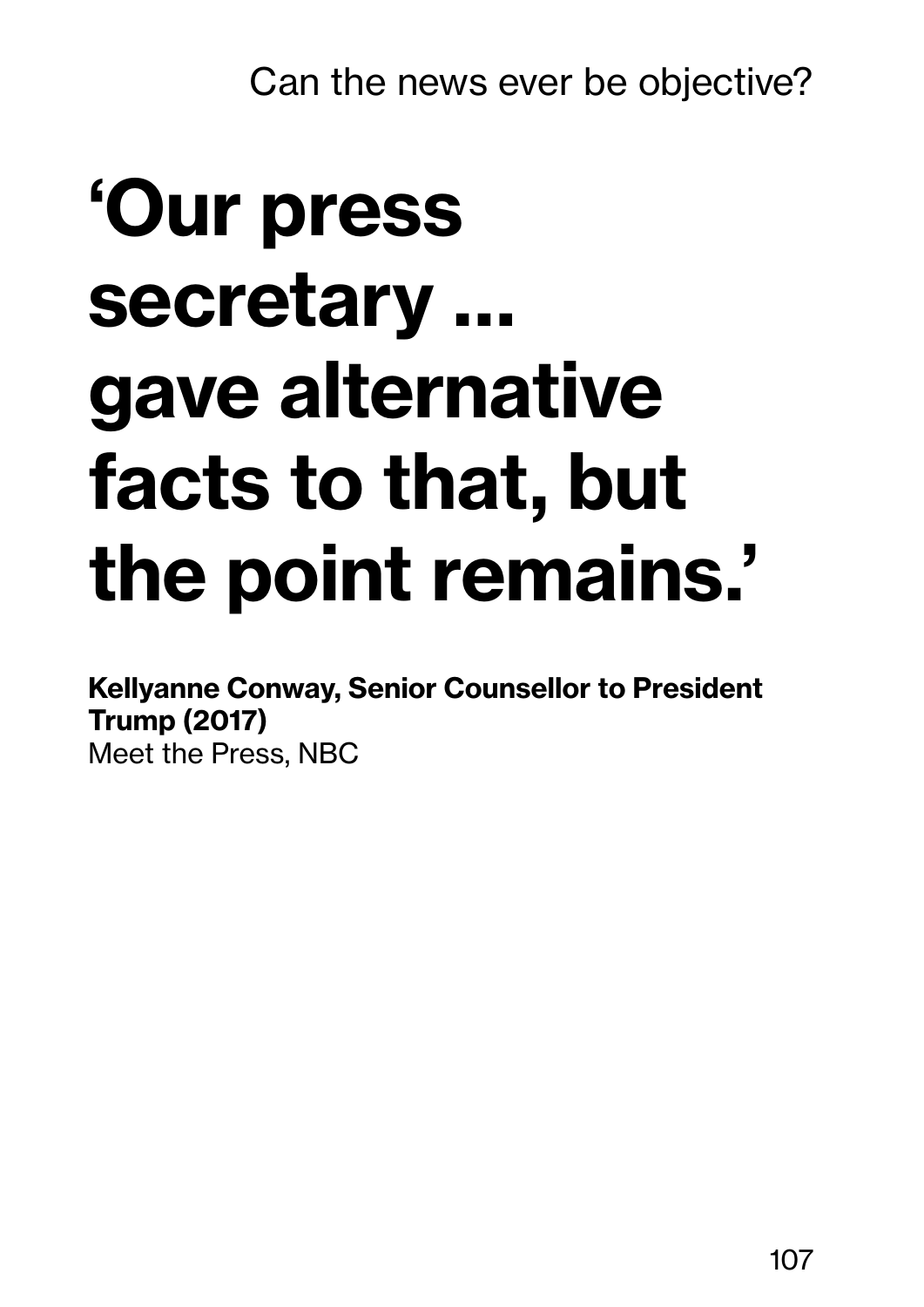# ‘Our press secretary ... gave alternative facts to that, but the point remains.’

**Kellyanne Conway, Senior Counsellor to President Trump (2017)**
Meet the Press, NBC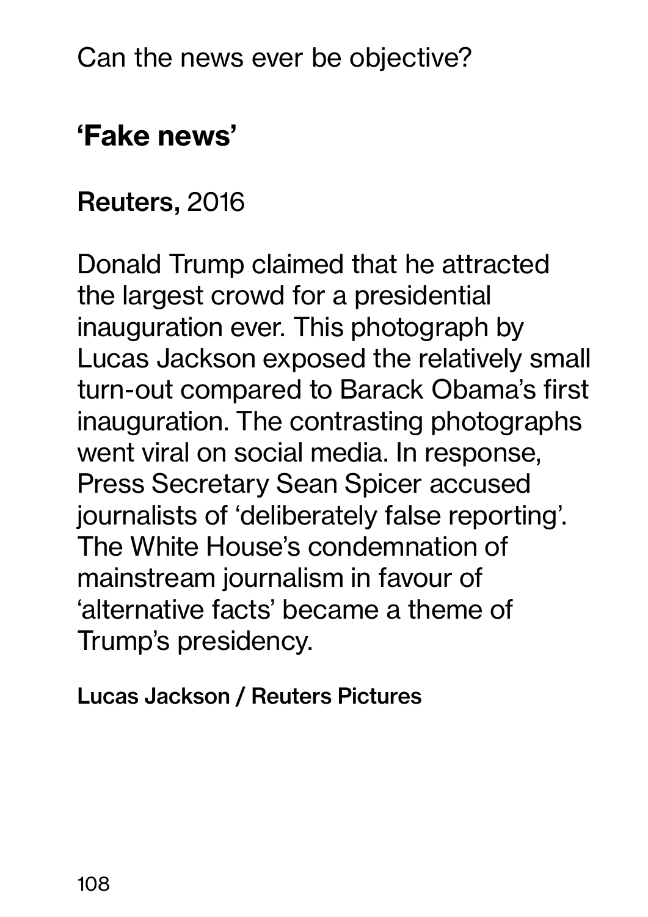Can the news ever be objective?

## 'Fake news'

**Reuters,** 2016

Donald Trump claimed that he attracted the largest crowd for a presidential inauguration ever. This photograph by Lucas Jackson exposed the relatively small turn-out compared to Barack Obama's first inauguration. The contrasting photographs went viral on social media. In response, Press Secretary Sean Spicer accused journalists of 'deliberately false reporting'. The White House's condemnation of mainstream journalism in favour of 'alternative facts' became a theme of Trump's presidency.

**Lucas Jackson / Reuters Pictures**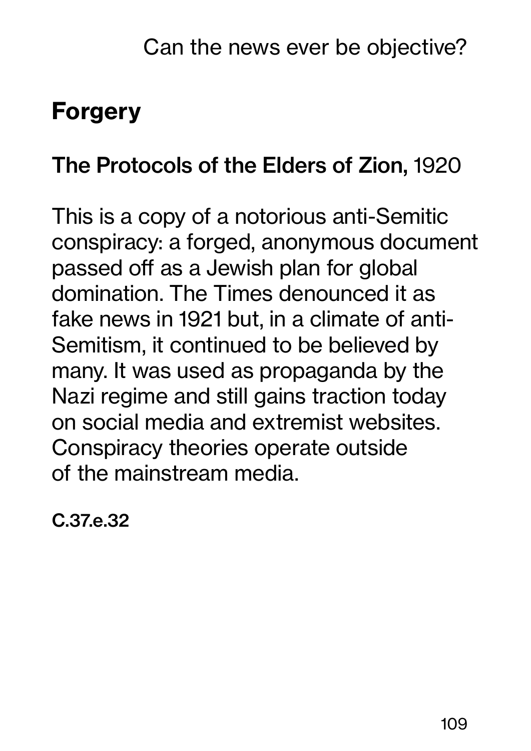## Forgery

**The Protocols of the Elders of Zion,** 1920

This is a copy of a notorious anti-Semitic conspiracy: a forged, anonymous document passed off as a Jewish plan for global domination. The Times denounced it as fake news in 1921 but, in a climate of anti-Semitism, it continued to be believed by many. It was used as propaganda by the Nazi regime and still gains traction today on social media and extremist websites. Conspiracy theories operate outside of the mainstream media.

**C.37.e.32**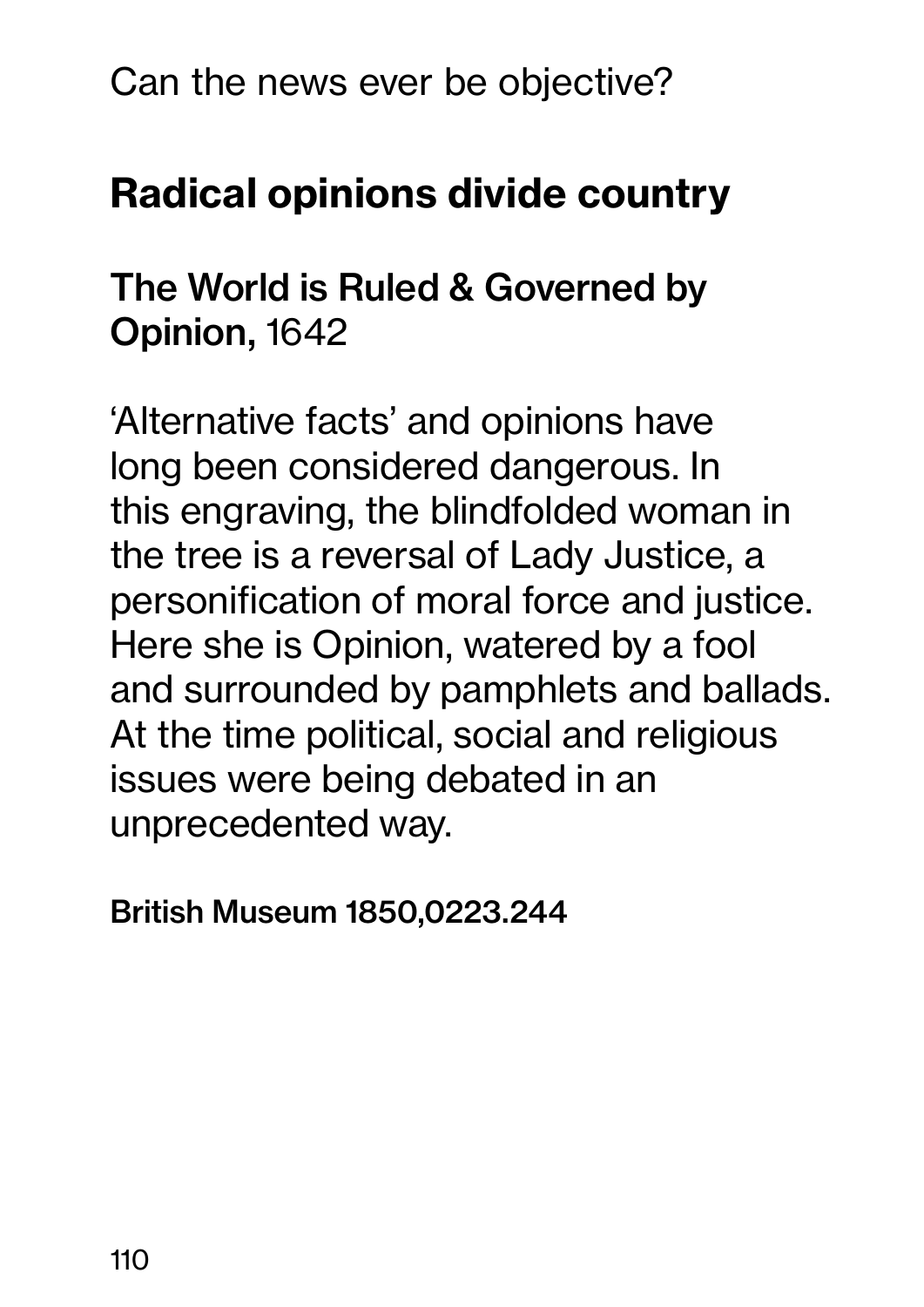Can the news ever be objective?

## Radical opinions divide country

### **The World is Ruled & Governed by Opinion,** 1642

'Alternative facts' and opinions have long been considered dangerous. In this engraving, the blindfolded woman in the tree is a reversal of Lady Justice, a personification of moral force and justice. Here she is Opinion, watered by a fool and surrounded by pamphlets and ballads. At the time political, social and religious issues were being debated in an unprecedented way.

**British Museum 1850,0223.244**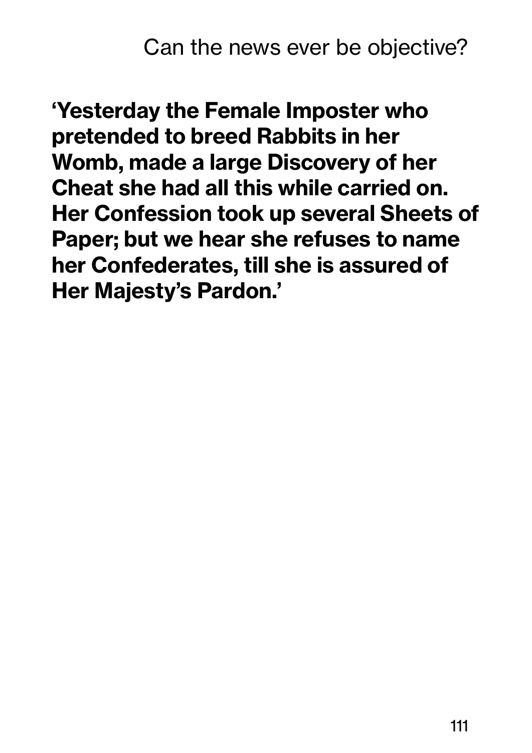**'Yesterday the Female Imposter who pretended to breed Rabbits in her Womb, made a large Discovery of her Cheat she had all this while carried on. Her Confession took up several Sheets of Paper; but we hear she refuses to name her Confederates, till she is assured of Her Majesty's Pardon.'**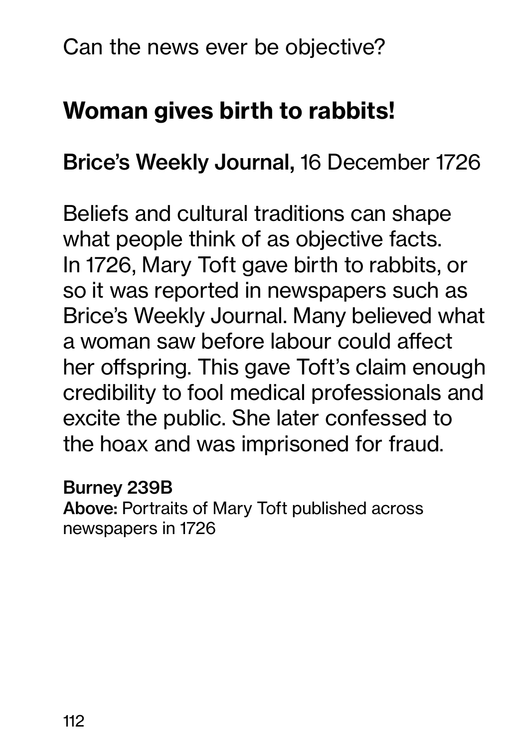Can the news ever be objective?

## Woman gives birth to rabbits!

**Brice's Weekly Journal,** 16 December 1726

Beliefs and cultural traditions can shape what people think of as objective facts. In 1726, Mary Toft gave birth to rabbits, or so it was reported in newspapers such as Brice's Weekly Journal. Many believed what a woman saw before labour could affect her offspring. This gave Toft's claim enough credibility to fool medical professionals and excite the public. She later confessed to the hoax and was imprisoned for fraud.

**Burney 239B**
**Above:** Portraits of Mary Toft published across newspapers in 1726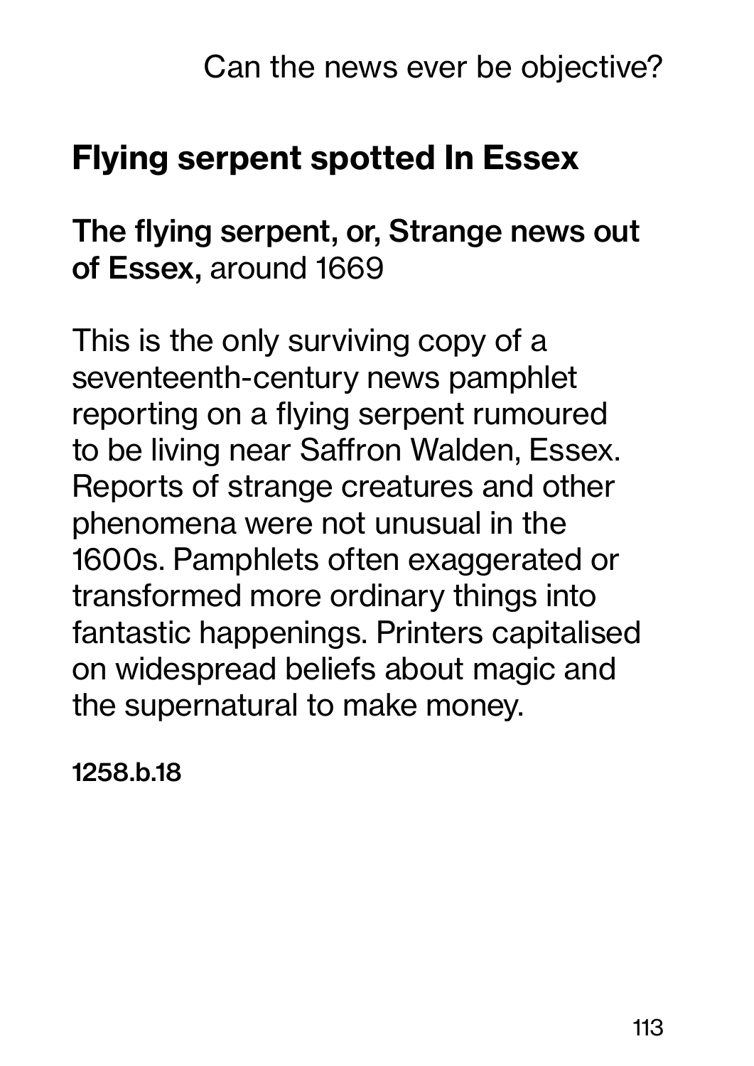## Flying serpent spotted In Essex

**The flying serpent, or, Strange news out of Essex,** around 1669

This is the only surviving copy of a seventeenth-century news pamphlet reporting on a flying serpent rumoured to be living near Saffron Walden, Essex. Reports of strange creatures and other phenomena were not unusual in the 1600s. Pamphlets often exaggerated or transformed more ordinary things into fantastic happenings. Printers capitalised on widespread beliefs about magic and the supernatural to make money.

**1258.b.18**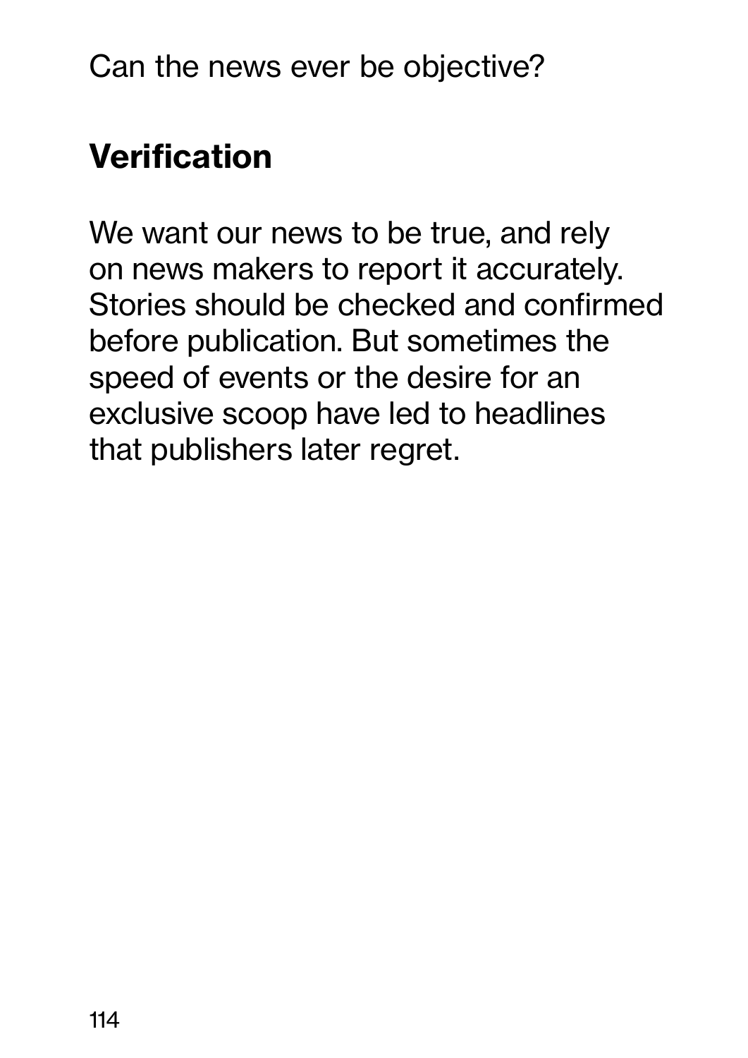## Verification

We want our news to be true, and rely on news makers to report it accurately. Stories should be checked and confirmed before publication. But sometimes the speed of events or the desire for an exclusive scoop have led to headlines that publishers later regret.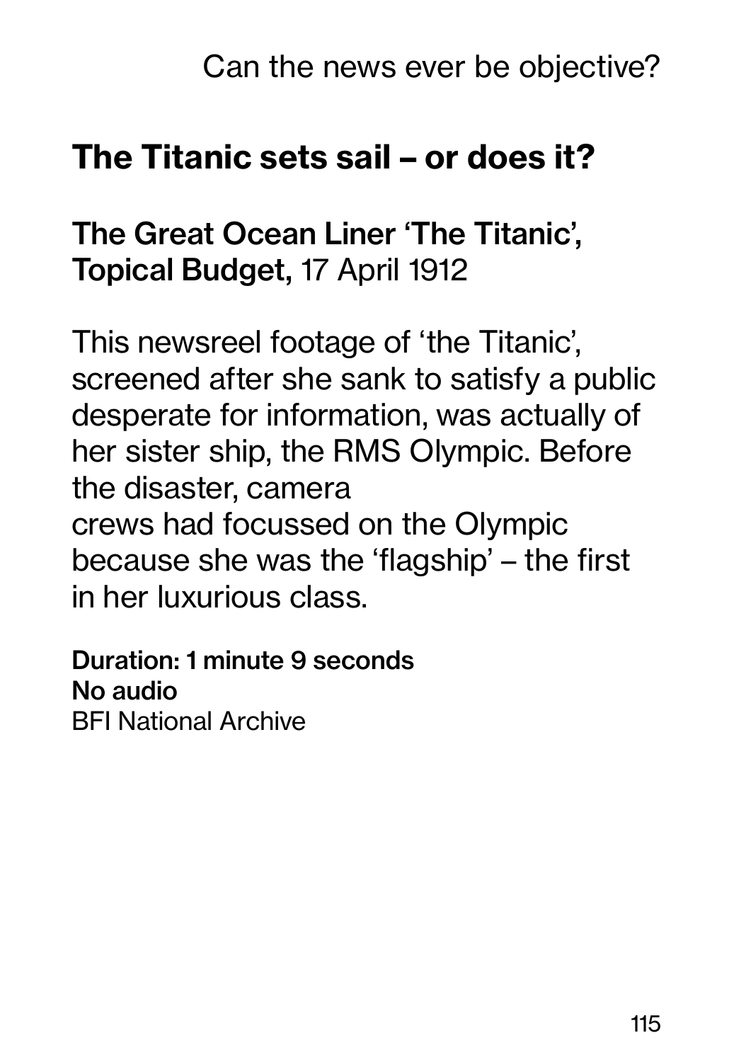## The Titanic sets sail – or does it?

**The Great Ocean Liner 'The Titanic', Topical Budget,** 17 April 1912

This newsreel footage of 'the Titanic', screened after she sank to satisfy a public desperate for information, was actually of her sister ship, the RMS Olympic. Before the disaster, camera crews had focussed on the Olympic because she was the 'flagship' – the first in her luxurious class.

**Duration: 1 minute 9 seconds**
**No audio**
BFI National Archive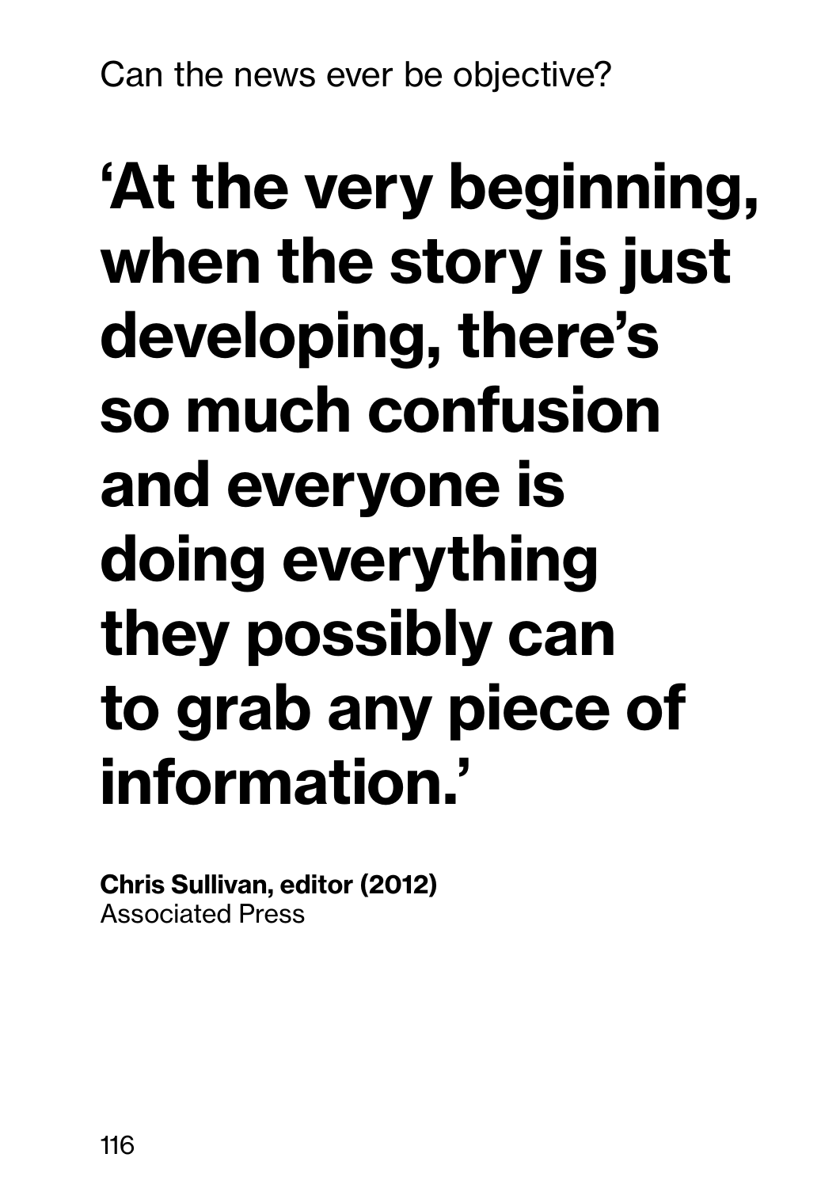Can the news ever be objective?

# ‘At the very beginning, when the story is just developing, there’s so much confusion and everyone is doing everything they possibly can to grab any piece of information.’

**Chris Sullivan, editor (2012)**
Associated Press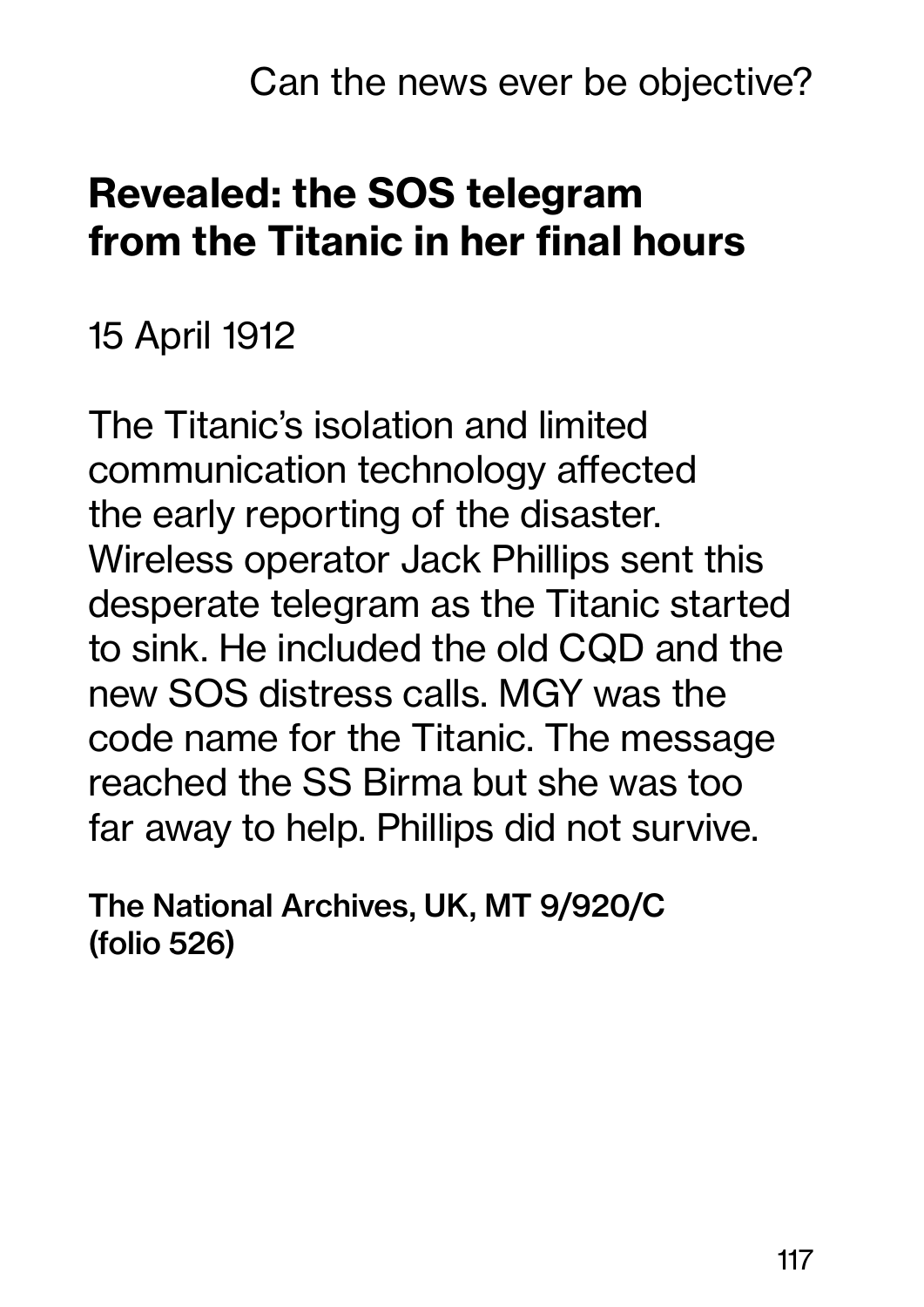## Revealed: the SOS telegram from the Titanic in her final hours

15 April 1912

The Titanic's isolation and limited communication technology affected the early reporting of the disaster. Wireless operator Jack Phillips sent this desperate telegram as the Titanic started to sink. He included the old CQD and the new SOS distress calls. MGY was the code name for the Titanic. The message reached the SS Birma but she was too far away to help. Phillips did not survive.

**The National Archives, UK, MT 9/920/C (folio 526)**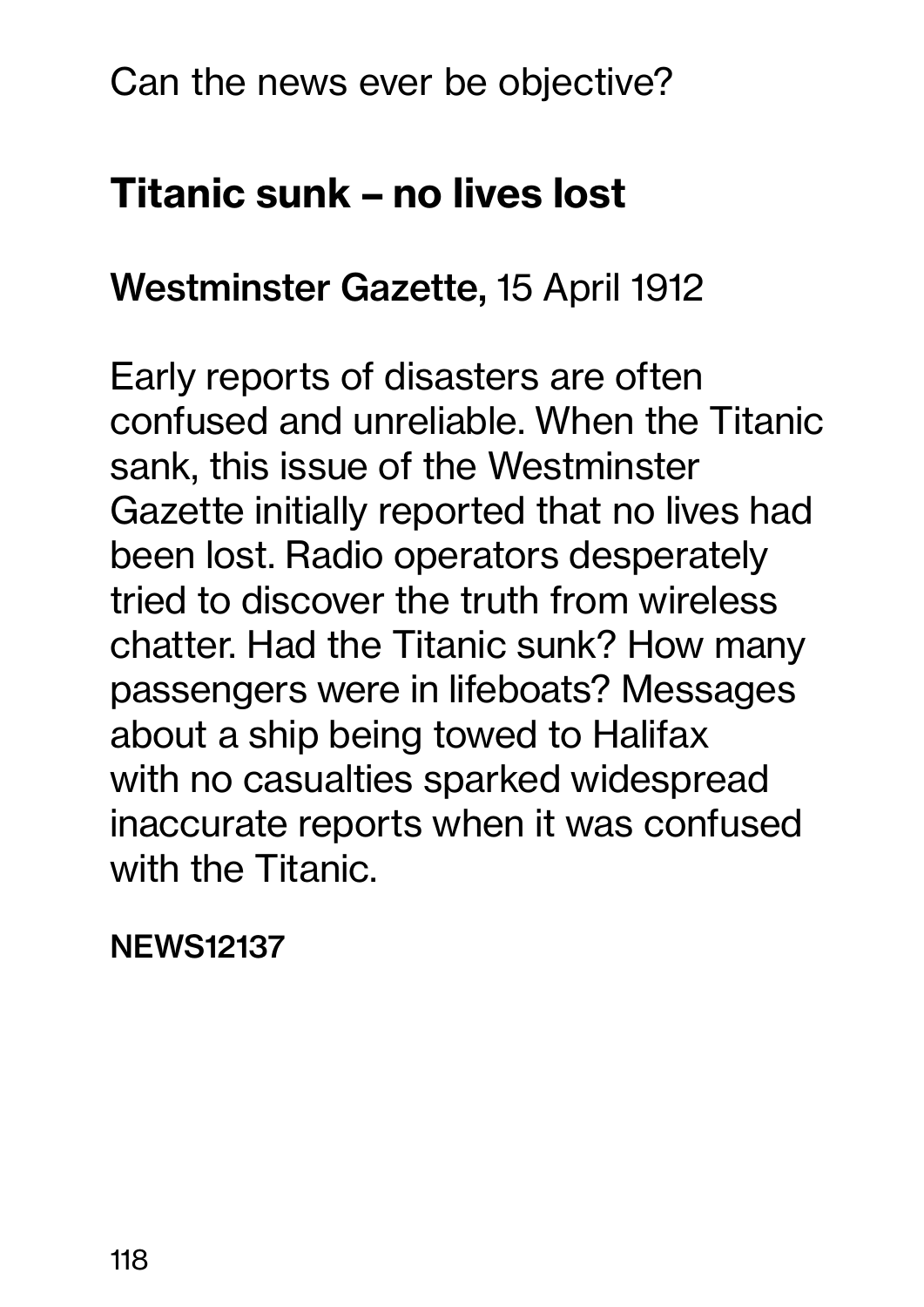Can the news ever be objective?

## Titanic sunk – no lives lost

**Westminster Gazette,** 15 April 1912

Early reports of disasters are often confused and unreliable. When the Titanic sank, this issue of the Westminster Gazette initially reported that no lives had been lost. Radio operators desperately tried to discover the truth from wireless chatter. Had the Titanic sunk? How many passengers were in lifeboats? Messages about a ship being towed to Halifax with no casualties sparked widespread inaccurate reports when it was confused with the Titanic.

**NEWS12137**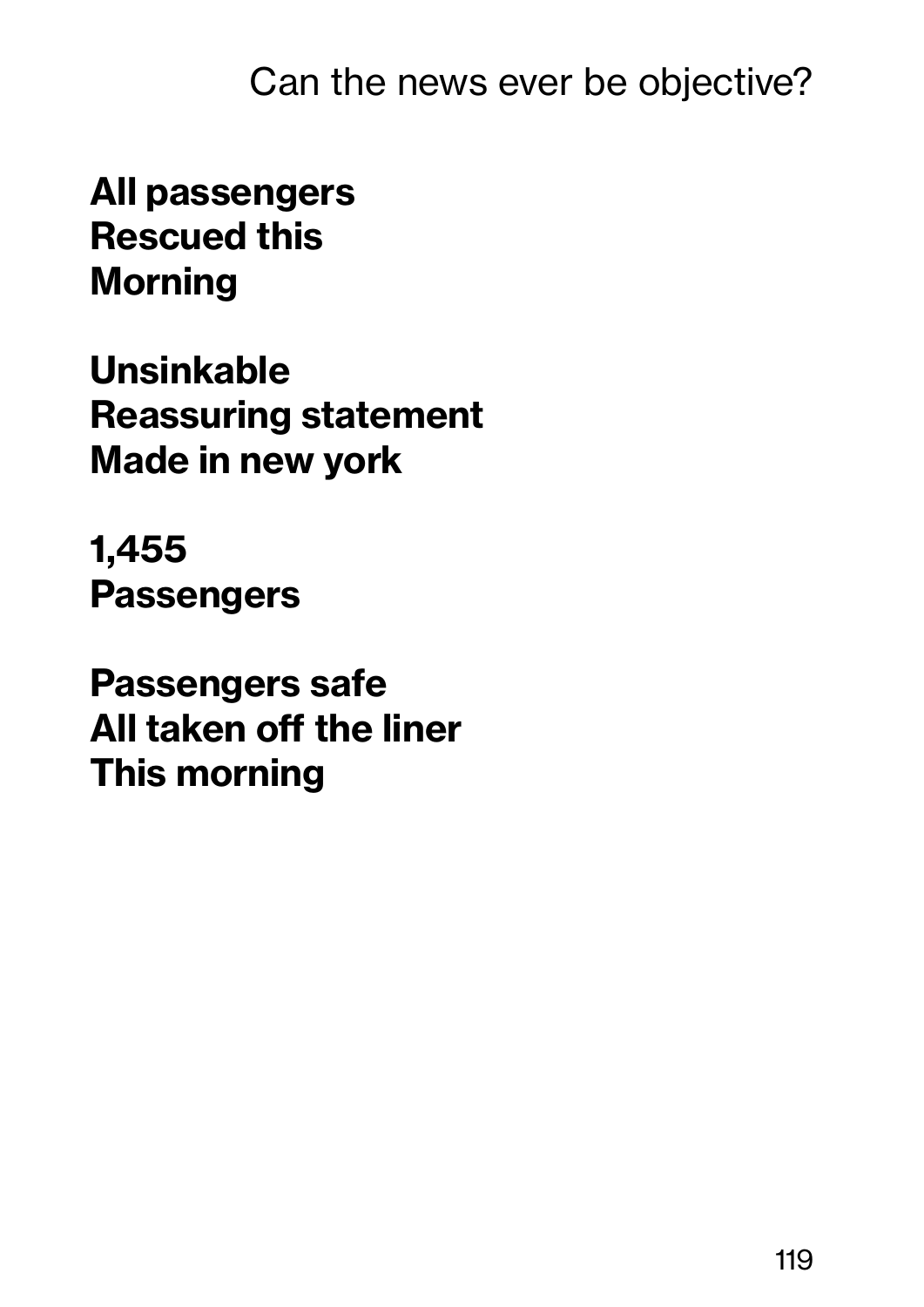**All passengers**
**Rescued this**
**Morning**

**Unsinkable**
**Reassuring statement**
**Made in new york**

**1,455**
**Passengers**

**Passengers safe**
**All taken off the liner**
**This morning**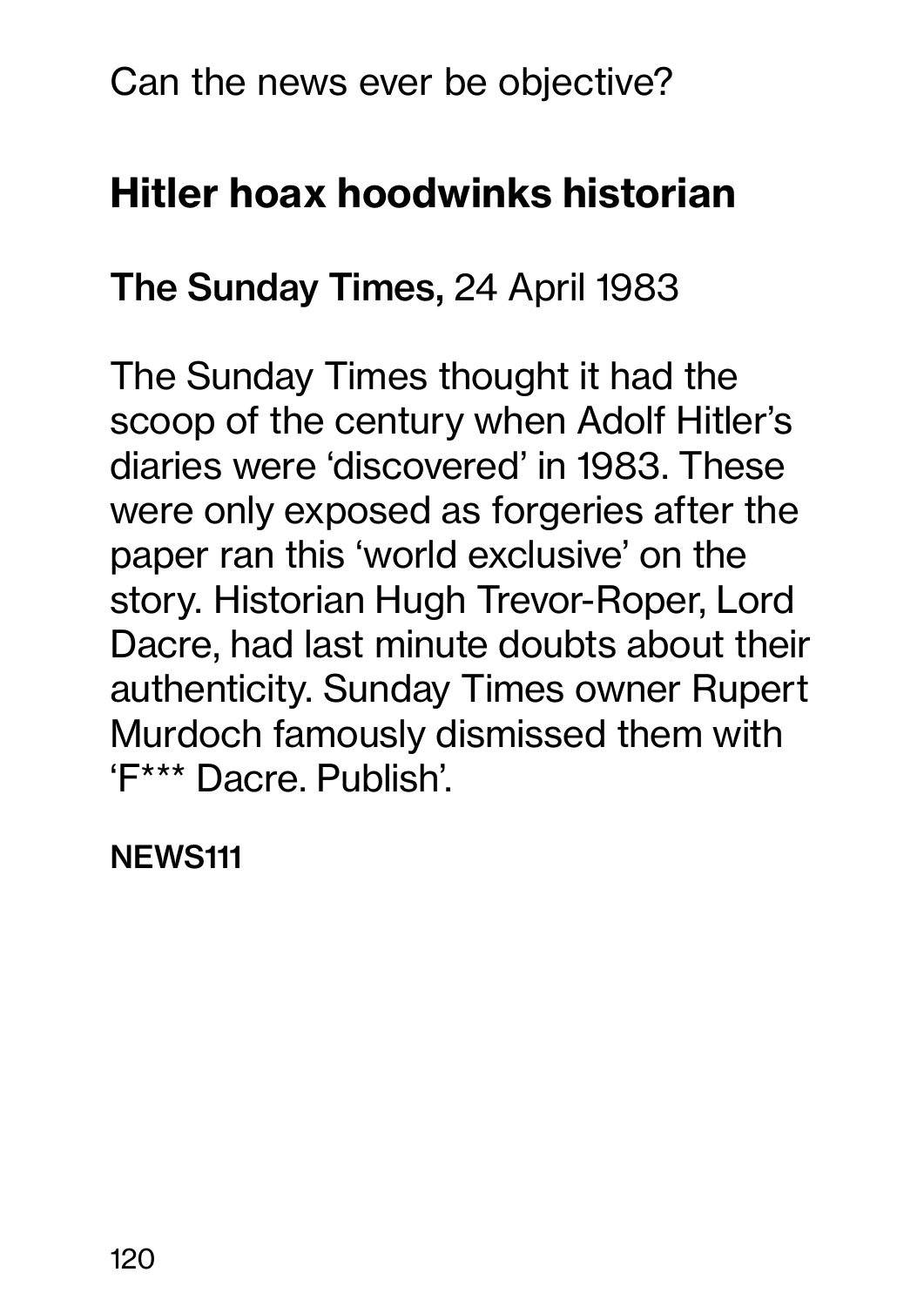Can the news ever be objective?

## Hitler hoax hoodwinks historian

**The Sunday Times,** 24 April 1983

The Sunday Times thought it had the scoop of the century when Adolf Hitler's diaries were 'discovered' in 1983. These were only exposed as forgeries after the paper ran this 'world exclusive' on the story. Historian Hugh Trevor-Roper, Lord Dacre, had last minute doubts about their authenticity. Sunday Times owner Rupert Murdoch famously dismissed them with 'F*** Dacre. Publish'.

**NEWS111**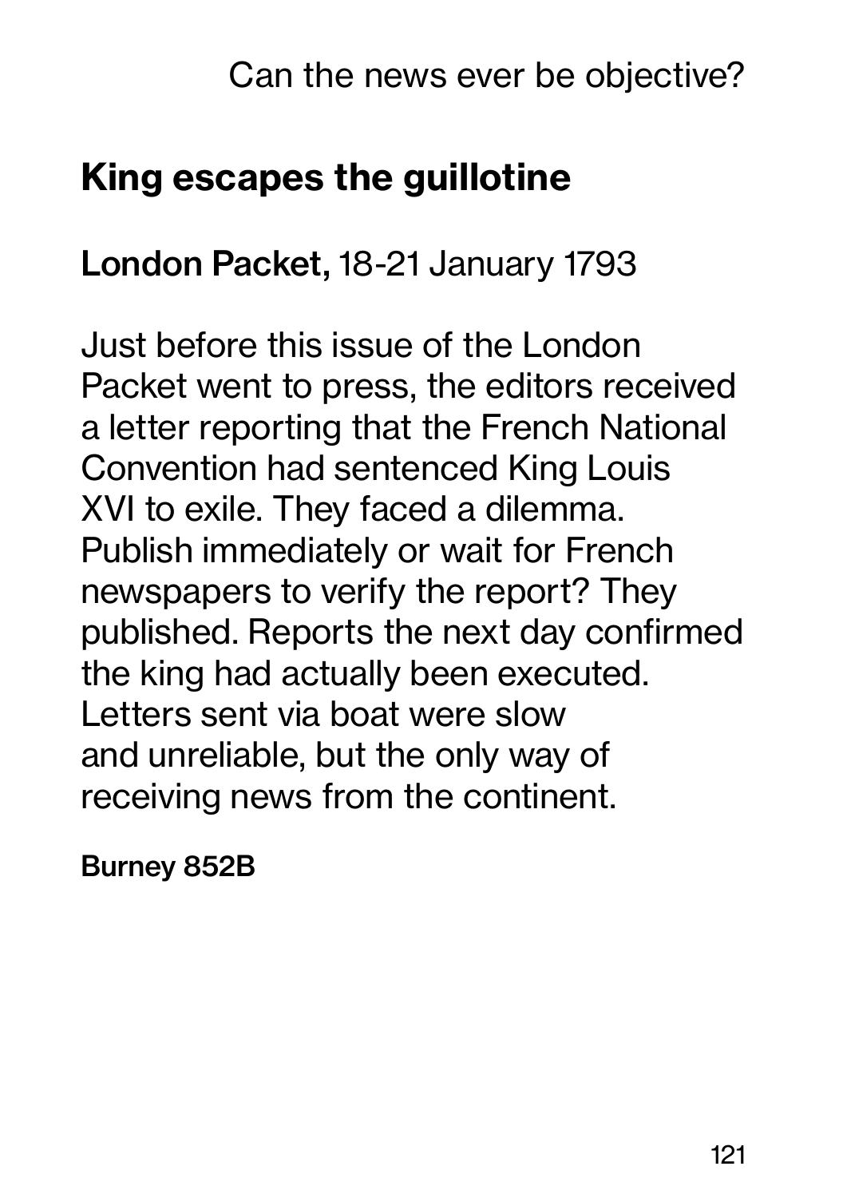## King escapes the guillotine

**London Packet,** 18-21 January 1793

Just before this issue of the London Packet went to press, the editors received a letter reporting that the French National Convention had sentenced King Louis XVI to exile. They faced a dilemma. Publish immediately or wait for French newspapers to verify the report? They published. Reports the next day confirmed the king had actually been executed. Letters sent via boat were slow and unreliable, but the only way of receiving news from the continent.

**Burney 852B**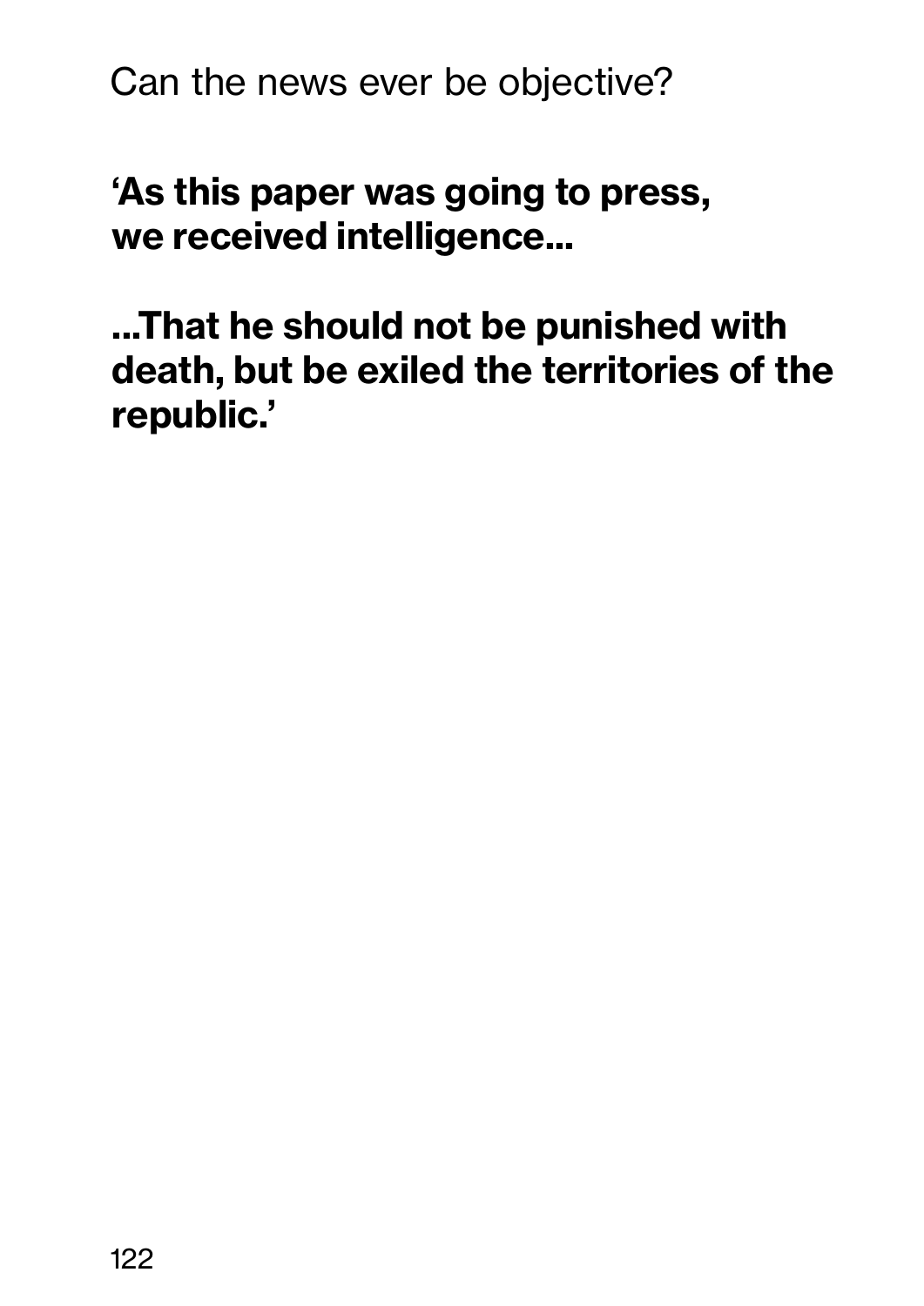Can the news ever be objective?

**‘As this paper was going to press, we received intelligence...**

**...That he should not be punished with death, but be exiled the territories of the republic.’**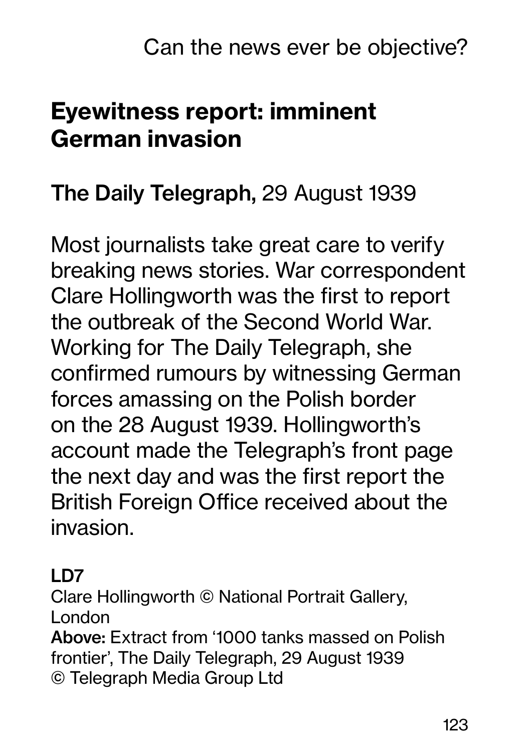## Eyewitness report: imminent German invasion

**The Daily Telegraph,** 29 August 1939

Most journalists take great care to verify breaking news stories. War correspondent Clare Hollingworth was the first to report the outbreak of the Second World War. Working for The Daily Telegraph, she confirmed rumours by witnessing German forces amassing on the Polish border on the 28 August 1939. Hollingworth's account made the Telegraph's front page the next day and was the first report the British Foreign Office received about the invasion.

**LD7**
Clare Hollingworth © National Portrait Gallery, London
**Above:** Extract from '1000 tanks massed on Polish frontier', The Daily Telegraph, 29 August 1939
© Telegraph Media Group Ltd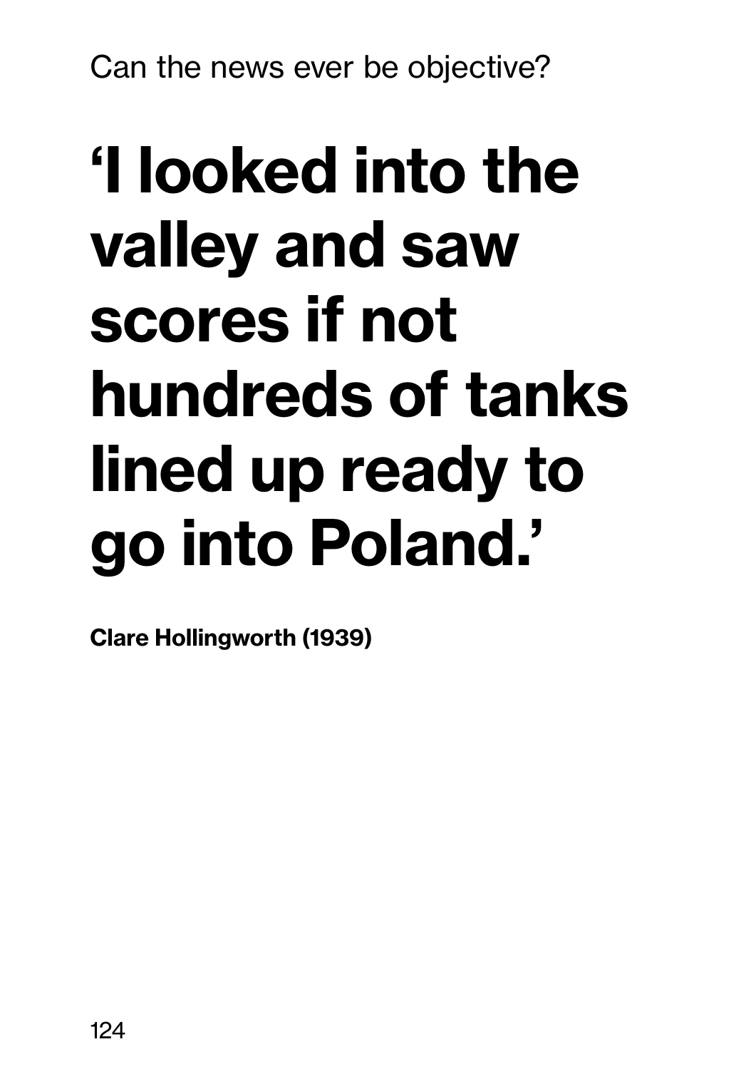# ‘I looked into the valley and saw scores if not hundreds of tanks lined up ready to go into Poland.’

**Clare Hollingworth (1939)**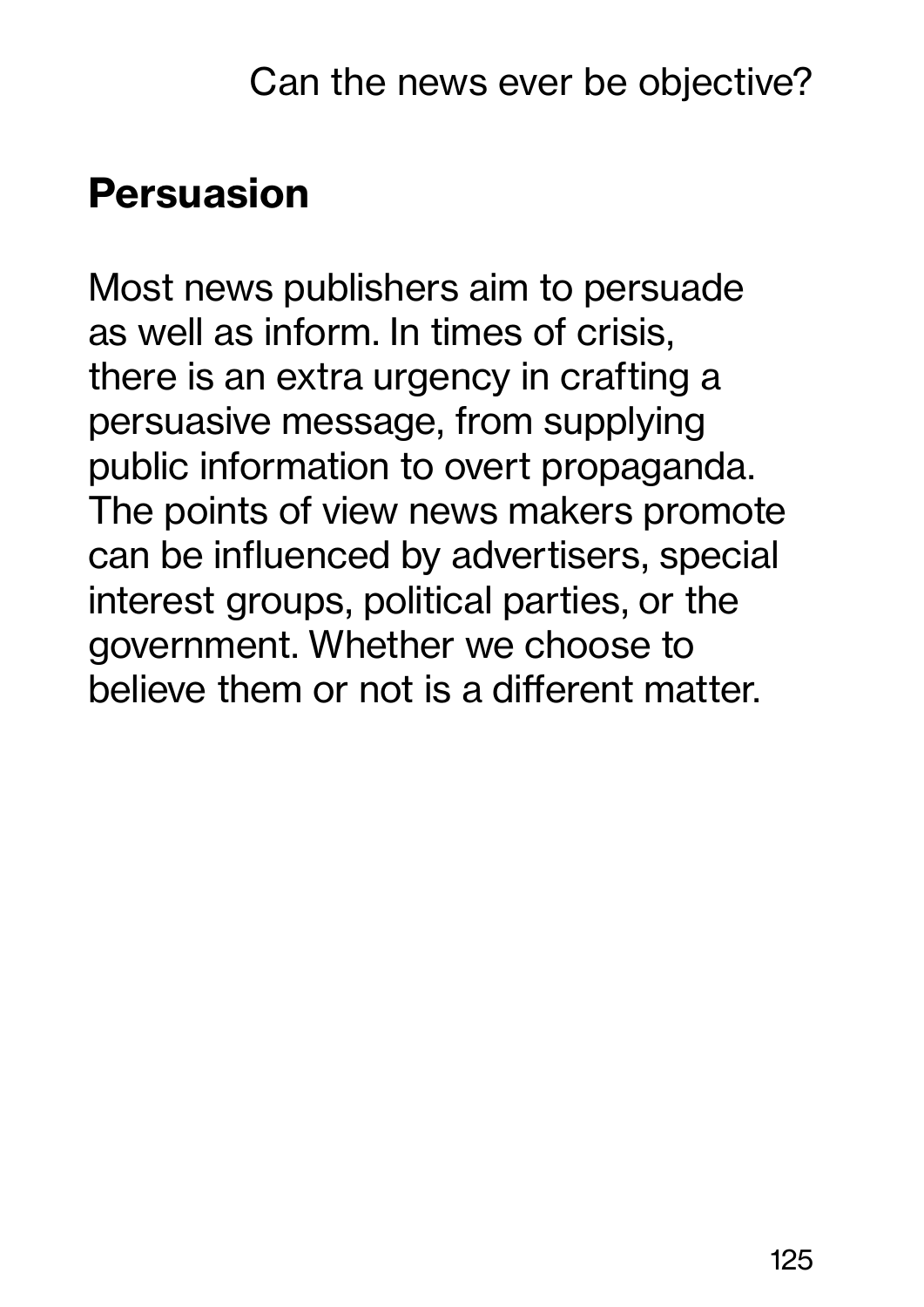## Persuasion

Most news publishers aim to persuade as well as inform. In times of crisis, there is an extra urgency in crafting a persuasive message, from supplying public information to overt propaganda. The points of view news makers promote can be influenced by advertisers, special interest groups, political parties, or the government. Whether we choose to believe them or not is a different matter.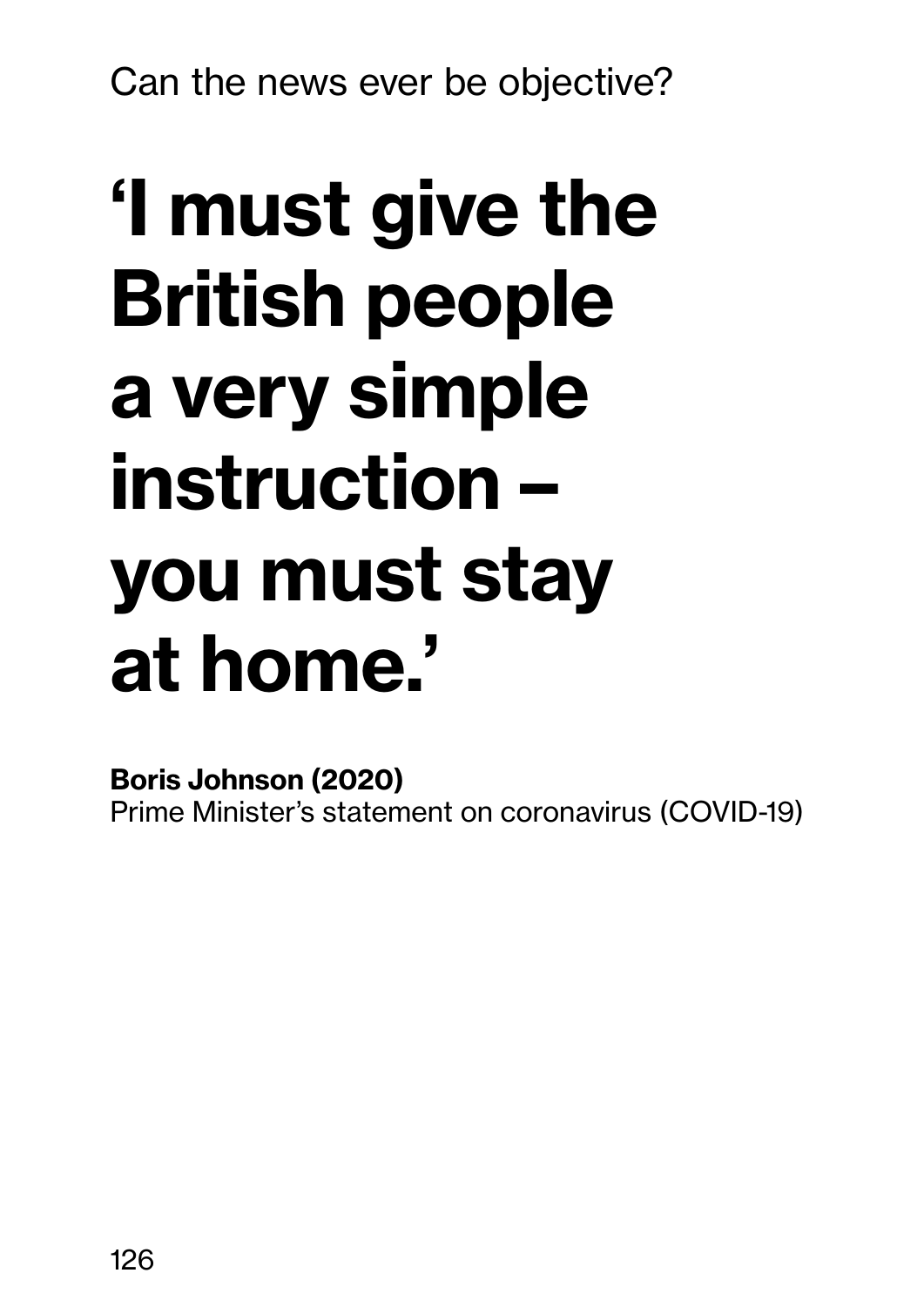# 'I must give the British people a very simple instruction – you must stay at home.'

**Boris Johnson (2020)**
Prime Minister's statement on coronavirus (COVID-19)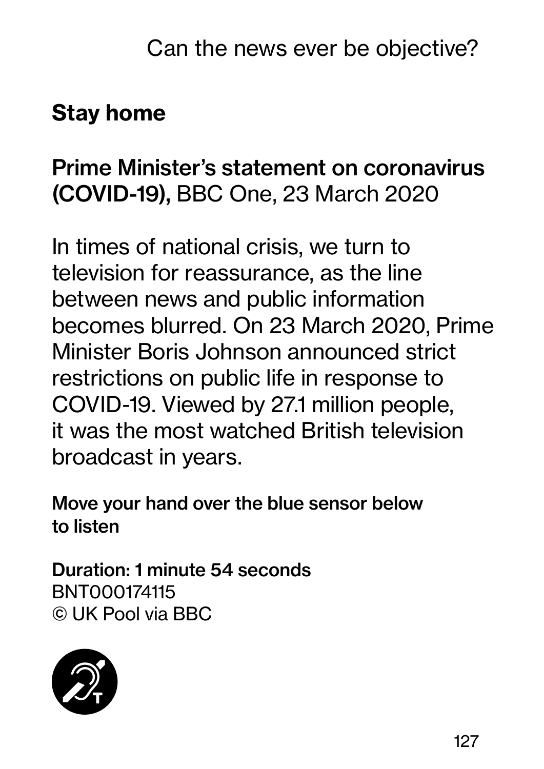## Stay home

**Prime Minister's statement on coronavirus (COVID-19),** BBC One, 23 March 2020

In times of national crisis, we turn to television for reassurance, as the line between news and public information becomes blurred. On 23 March 2020, Prime Minister Boris Johnson announced strict restrictions on public life in response to COVID-19. Viewed by 27.1 million people, it was the most watched British television broadcast in years.

**Move your hand over the blue sensor below to listen**

**Duration: 1 minute 54 seconds**
BNT000174115
© UK Pool via BBC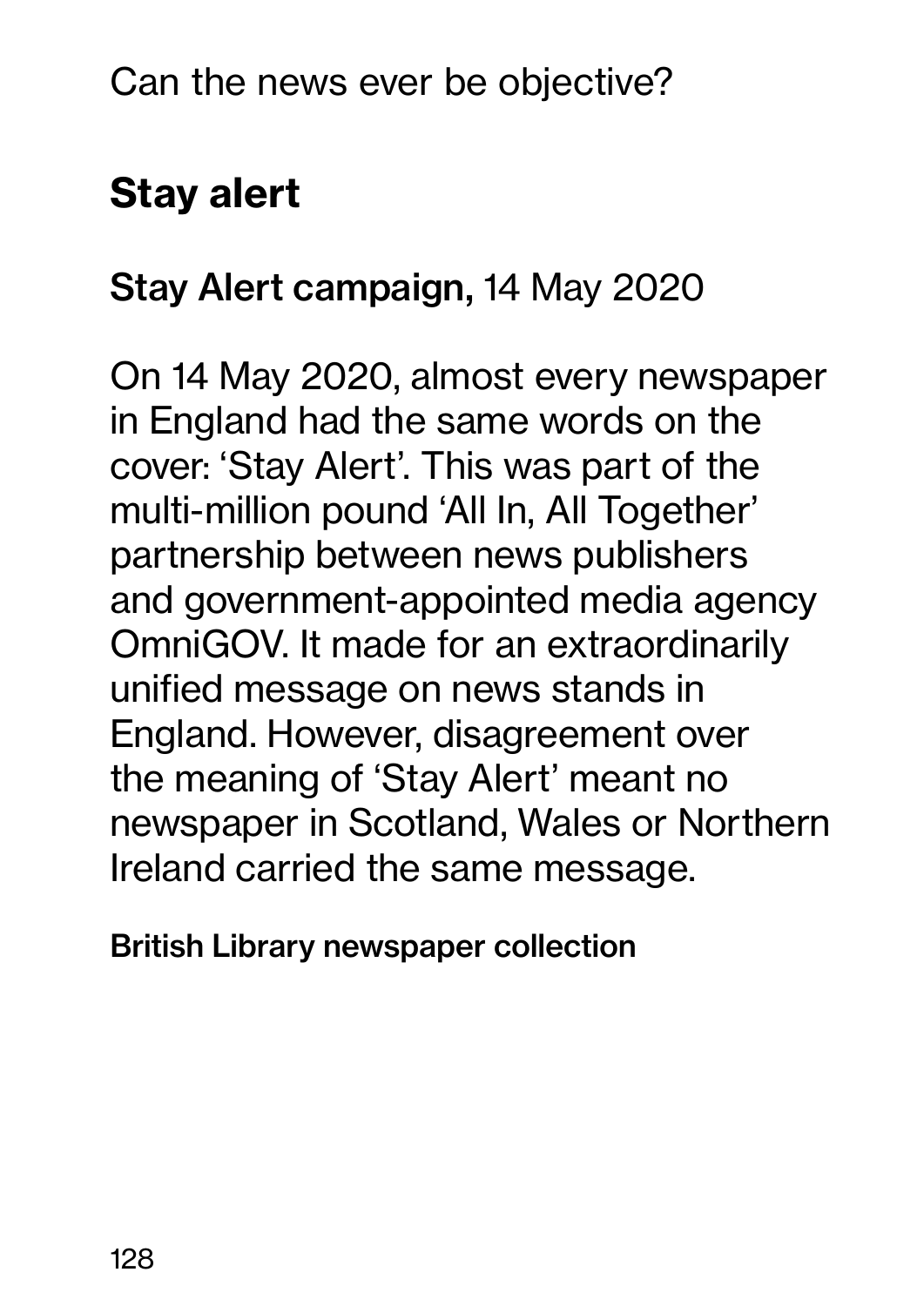Can the news ever be objective?

## Stay alert

**Stay Alert campaign,** 14 May 2020

On 14 May 2020, almost every newspaper in England had the same words on the cover: 'Stay Alert'. This was part of the multi-million pound 'All In, All Together' partnership between news publishers and government-appointed media agency OmniGOV. It made for an extraordinarily unified message on news stands in England. However, disagreement over the meaning of 'Stay Alert' meant no newspaper in Scotland, Wales or Northern Ireland carried the same message.

**British Library newspaper collection**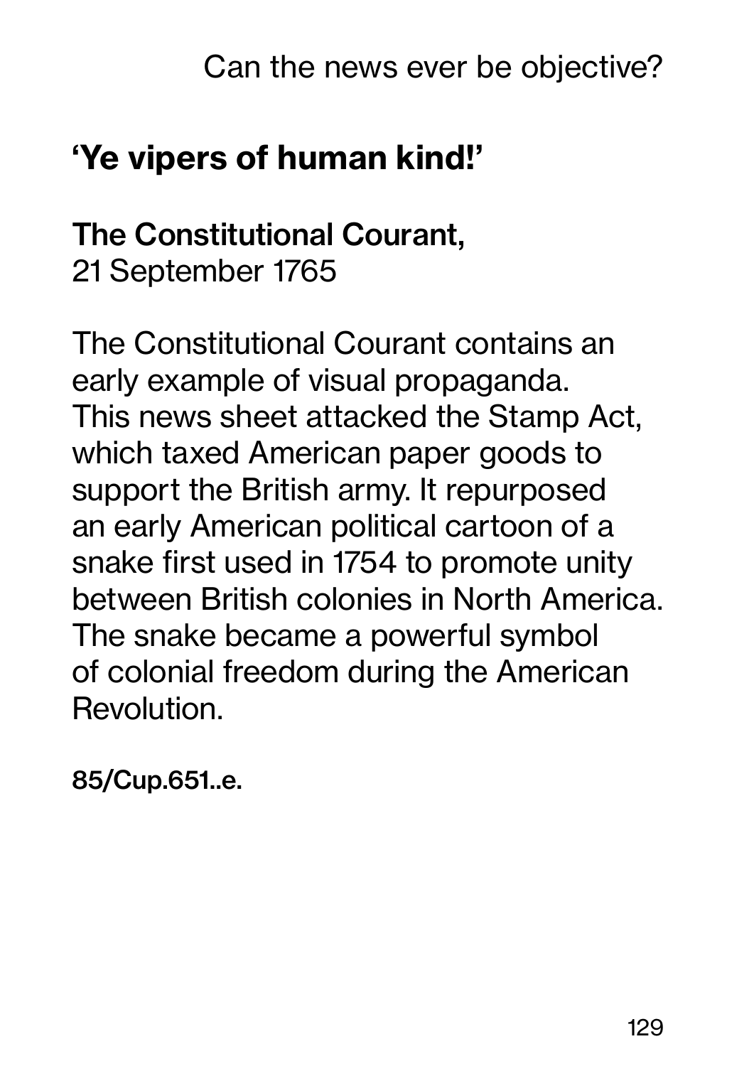## 'Ye vipers of human kind!'

**The Constitutional Courant,**
21 September 1765

The Constitutional Courant contains an early example of visual propaganda. This news sheet attacked the Stamp Act, which taxed American paper goods to support the British army. It repurposed an early American political cartoon of a snake first used in 1754 to promote unity between British colonies in North America. The snake became a powerful symbol of colonial freedom during the American Revolution.

**85/Cup.651..e.**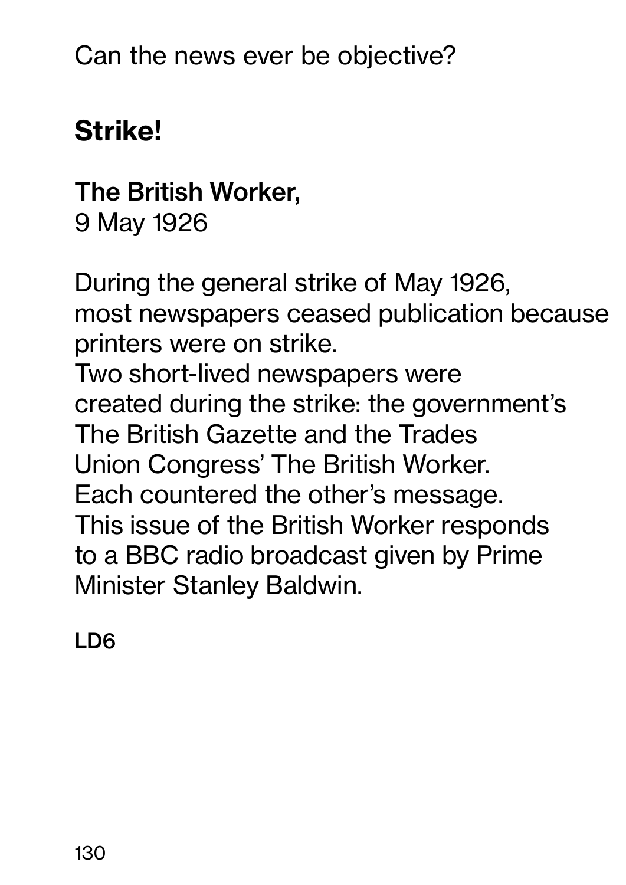Can the news ever be objective?

## Strike!

**The British Worker,**
9 May 1926

During the general strike of May 1926, most newspapers ceased publication because printers were on strike.
Two short-lived newspapers were created during the strike: the government's The British Gazette and the Trades Union Congress' The British Worker.
Each countered the other's message.
This issue of the British Worker responds to a BBC radio broadcast given by Prime Minister Stanley Baldwin.

**LD6**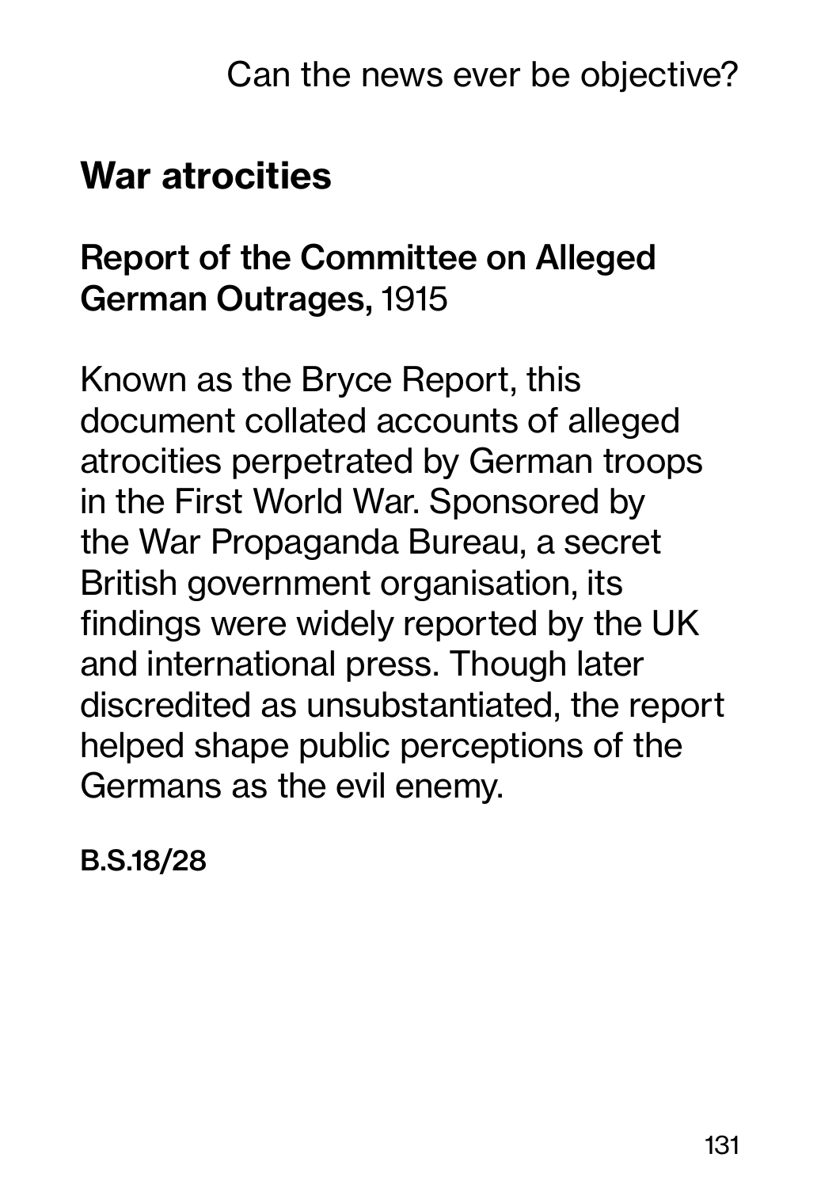## War atrocities

**Report of the Committee on Alleged German Outrages,** 1915

Known as the Bryce Report, this document collated accounts of alleged atrocities perpetrated by German troops in the First World War. Sponsored by the War Propaganda Bureau, a secret British government organisation, its findings were widely reported by the UK and international press. Though later discredited as unsubstantiated, the report helped shape public perceptions of the Germans as the evil enemy.

**B.S.18/28**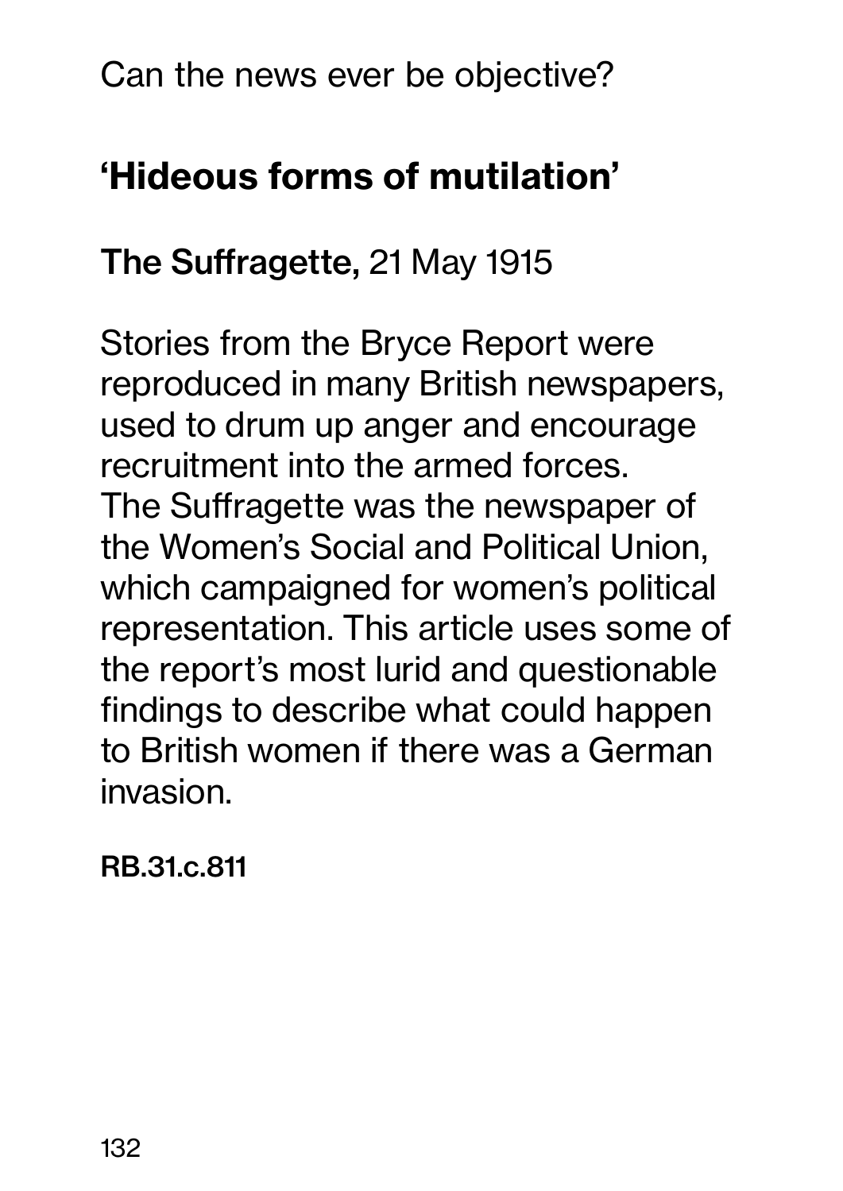Can the news ever be objective?

## 'Hideous forms of mutilation'

**The Suffragette,** 21 May 1915

Stories from the Bryce Report were reproduced in many British newspapers, used to drum up anger and encourage recruitment into the armed forces. The Suffragette was the newspaper of the Women's Social and Political Union, which campaigned for women's political representation. This article uses some of the report's most lurid and questionable findings to describe what could happen to British women if there was a German invasion.

**RB.31.c.811**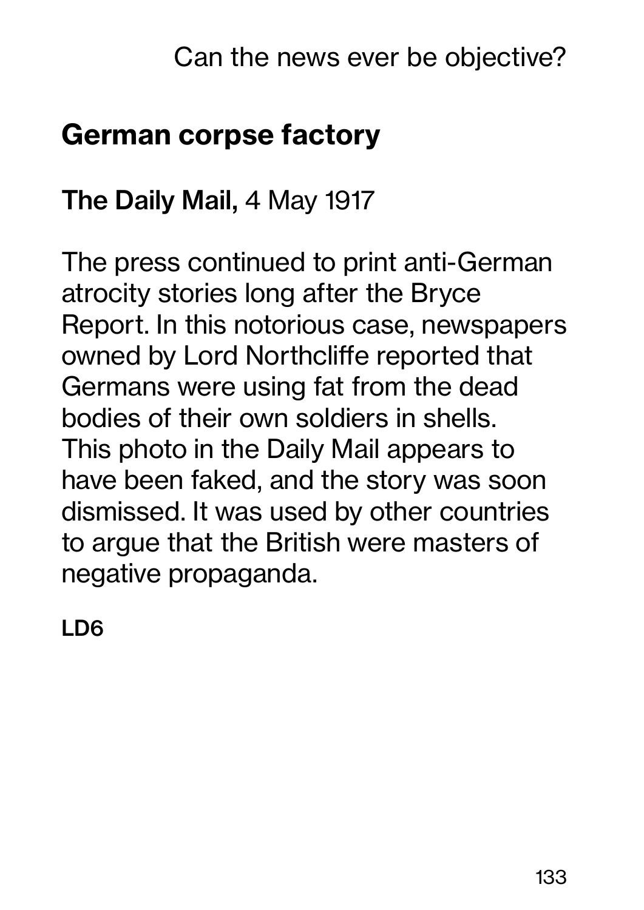## German corpse factory

**The Daily Mail,** 4 May 1917

The press continued to print anti-German atrocity stories long after the Bryce Report. In this notorious case, newspapers owned by Lord Northcliffe reported that Germans were using fat from the dead bodies of their own soldiers in shells. This photo in the Daily Mail appears to have been faked, and the story was soon dismissed. It was used by other countries to argue that the British were masters of negative propaganda.

**LD6**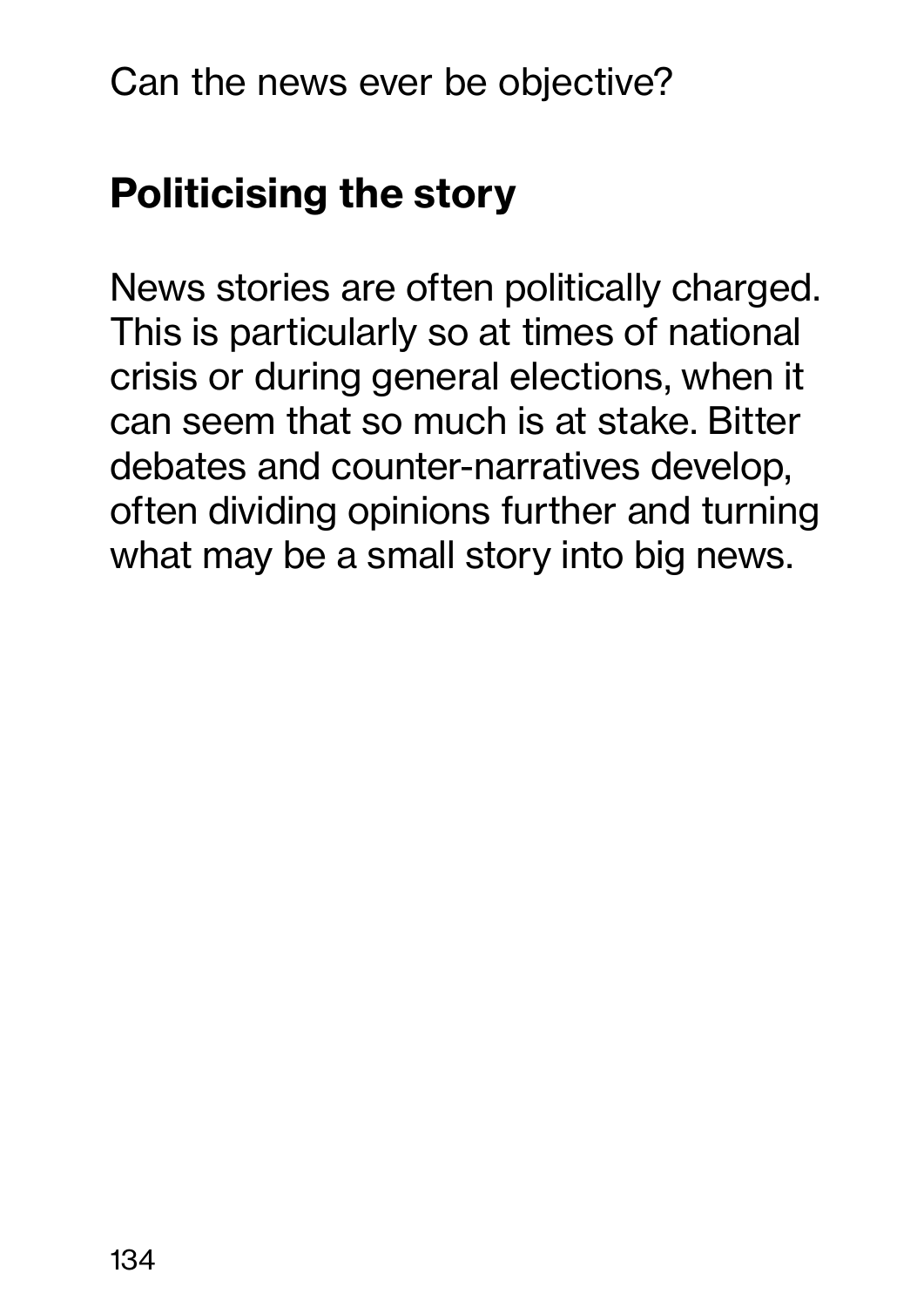## Politicising the story

News stories are often politically charged. This is particularly so at times of national crisis or during general elections, when it can seem that so much is at stake. Bitter debates and counter-narratives develop, often dividing opinions further and turning what may be a small story into big news.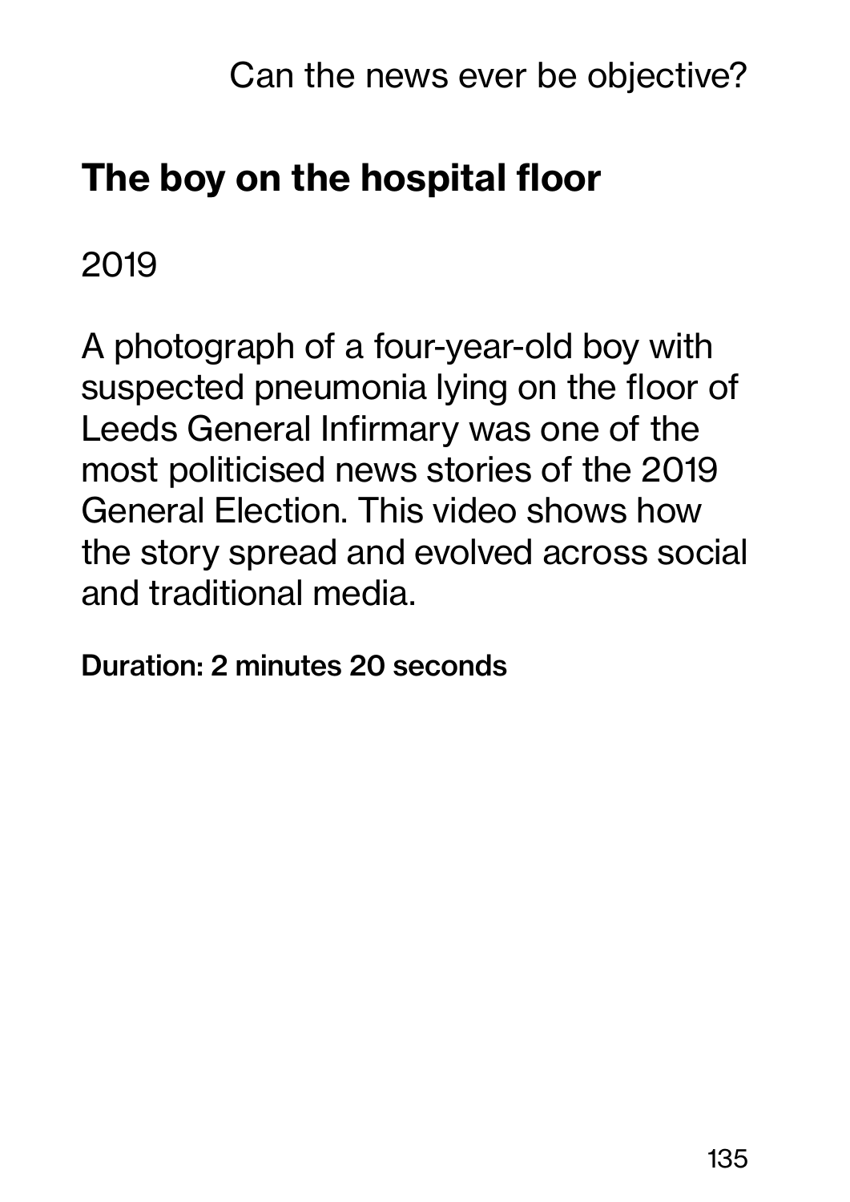## The boy on the hospital floor

2019

A photograph of a four-year-old boy with suspected pneumonia lying on the floor of Leeds General Infirmary was one of the most politicised news stories of the 2019 General Election. This video shows how the story spread and evolved across social and traditional media.

**Duration: 2 minutes 20 seconds**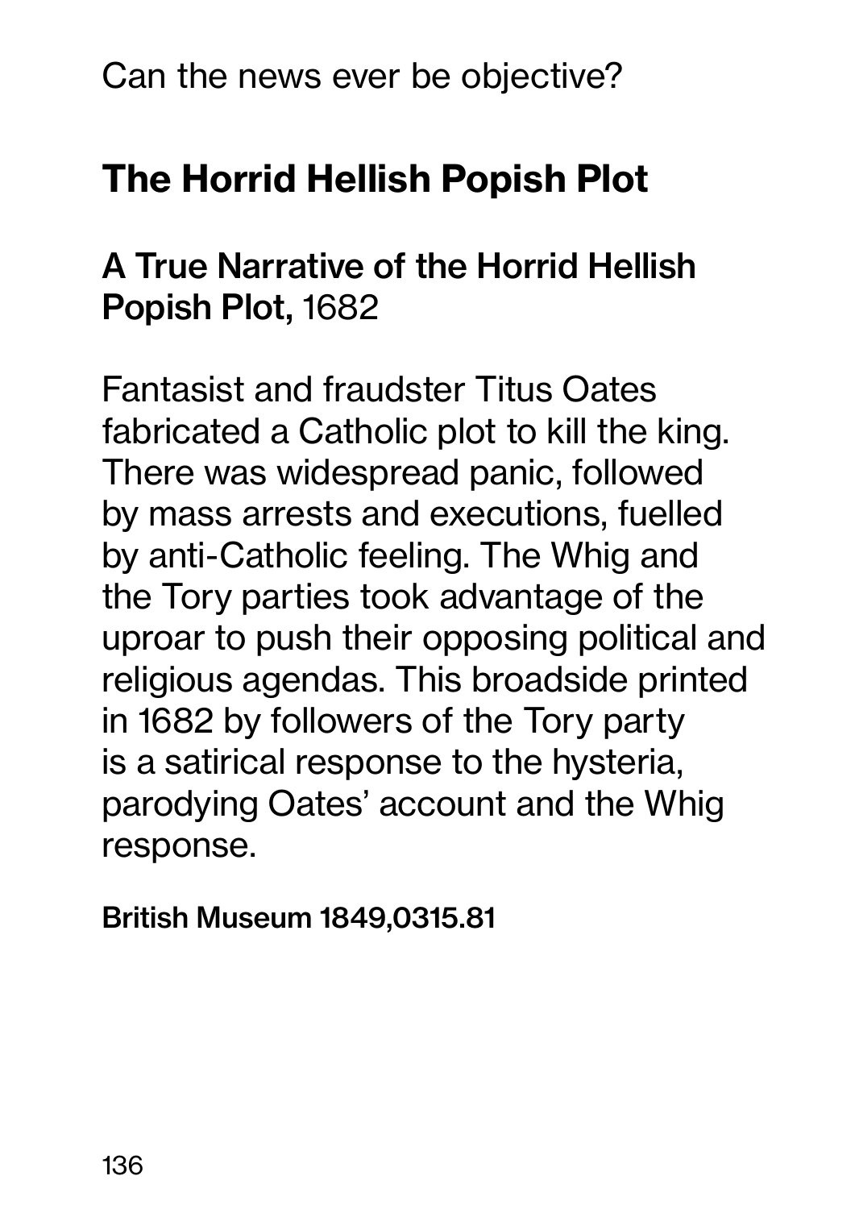Can the news ever be objective?

## The Horrid Hellish Popish Plot

### A True Narrative of the Horrid Hellish Popish Plot, 1682

Fantasist and fraudster Titus Oates fabricated a Catholic plot to kill the king. There was widespread panic, followed by mass arrests and executions, fuelled by anti-Catholic feeling. The Whig and the Tory parties took advantage of the uproar to push their opposing political and religious agendas. This broadside printed in 1682 by followers of the Tory party is a satirical response to the hysteria, parodying Oates' account and the Whig response.

**British Museum 1849,0315.81**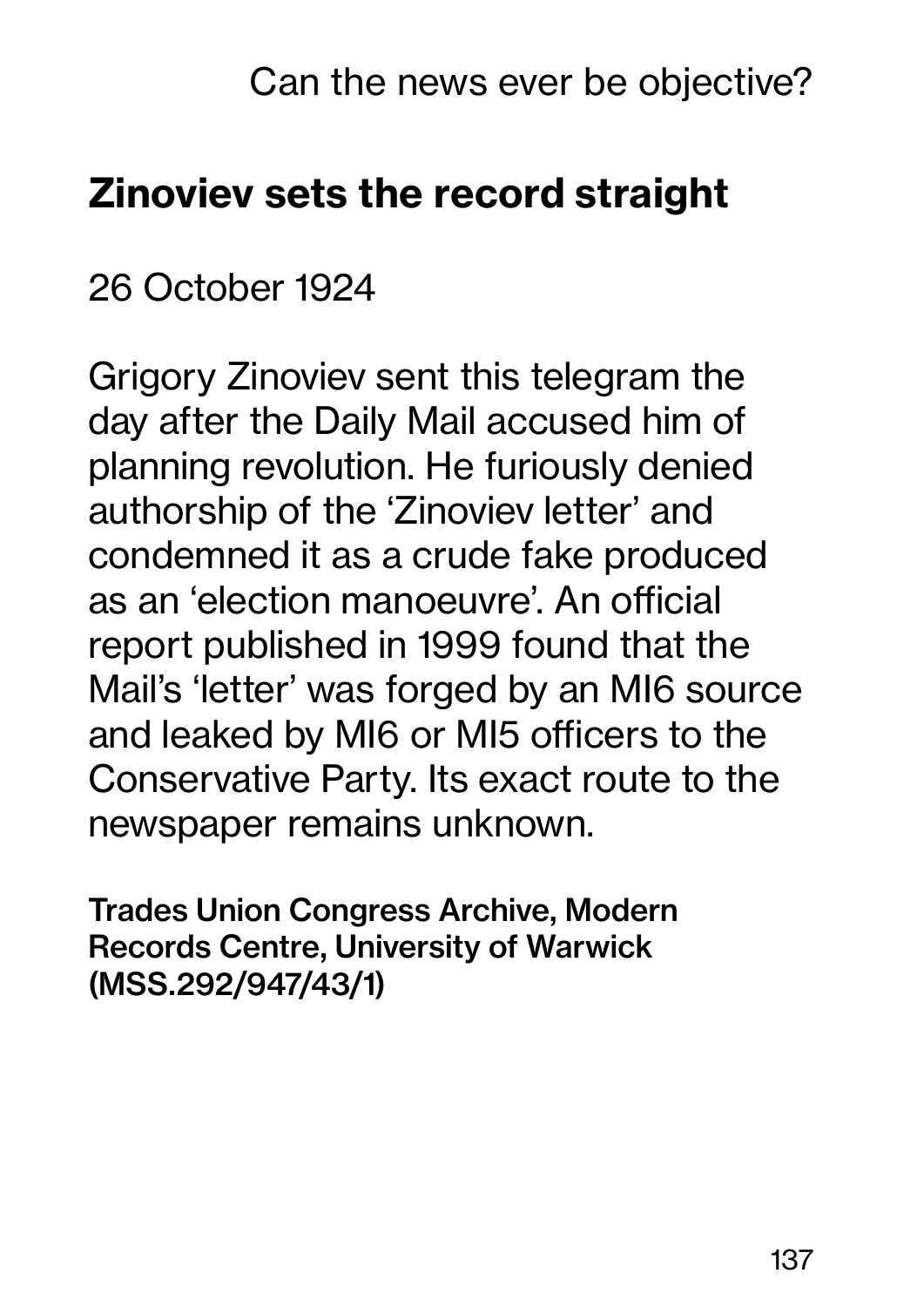## Zinoviev sets the record straight

26 October 1924

Grigory Zinoviev sent this telegram the day after the Daily Mail accused him of planning revolution. He furiously denied authorship of the 'Zinoviev letter' and condemned it as a crude fake produced as an 'election manoeuvre'. An official report published in 1999 found that the Mail's 'letter' was forged by an MI6 source and leaked by MI6 or MI5 officers to the Conservative Party. Its exact route to the newspaper remains unknown.

**Trades Union Congress Archive, Modern Records Centre, University of Warwick (MSS.292/947/43/1)**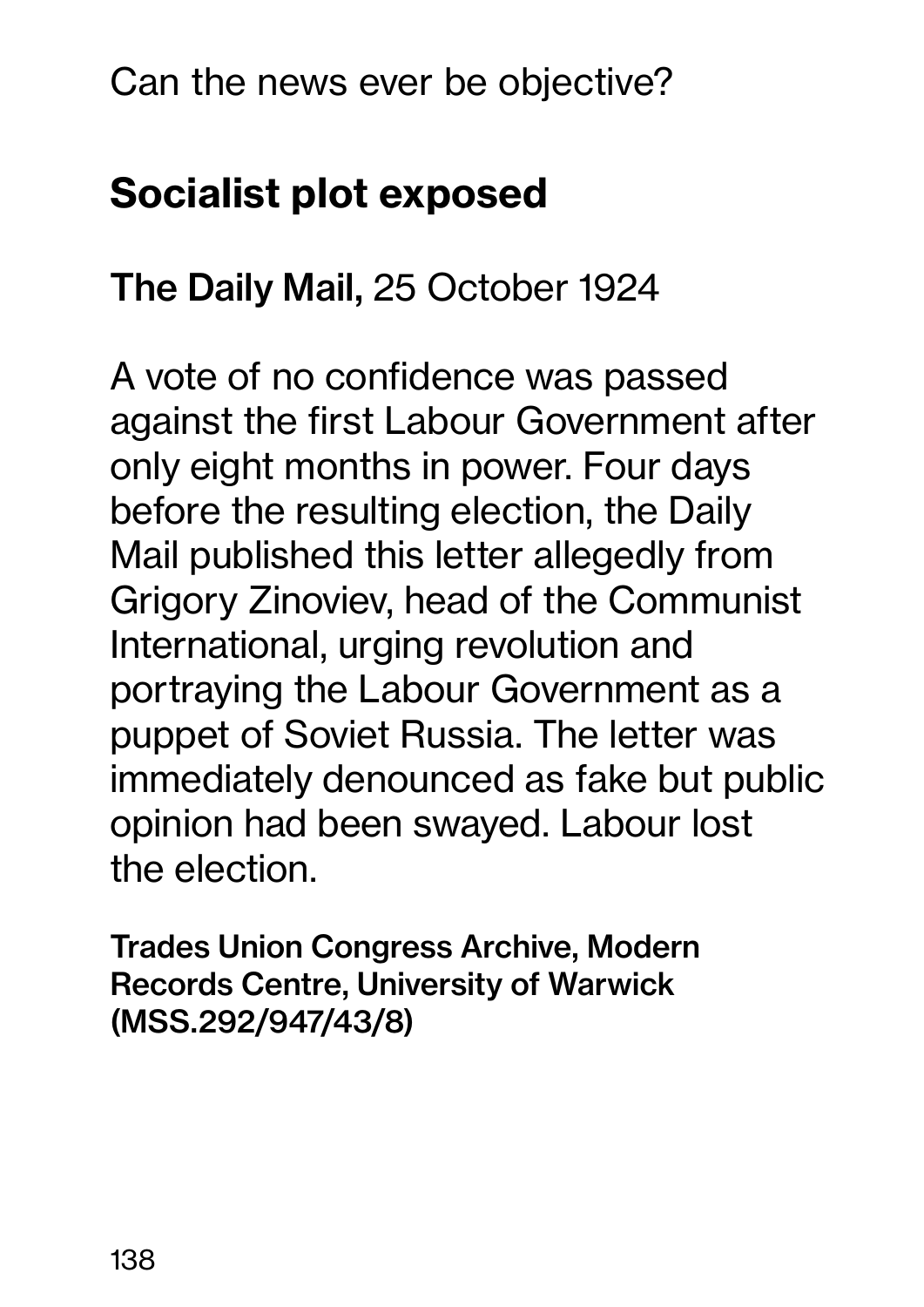Can the news ever be objective?

## Socialist plot exposed

**The Daily Mail,** 25 October 1924

A vote of no confidence was passed against the first Labour Government after only eight months in power. Four days before the resulting election, the Daily Mail published this letter allegedly from Grigory Zinoviev, head of the Communist International, urging revolution and portraying the Labour Government as a puppet of Soviet Russia. The letter was immediately denounced as fake but public opinion had been swayed. Labour lost the election.

**Trades Union Congress Archive, Modern Records Centre, University of Warwick (MSS.292/947/43/8)**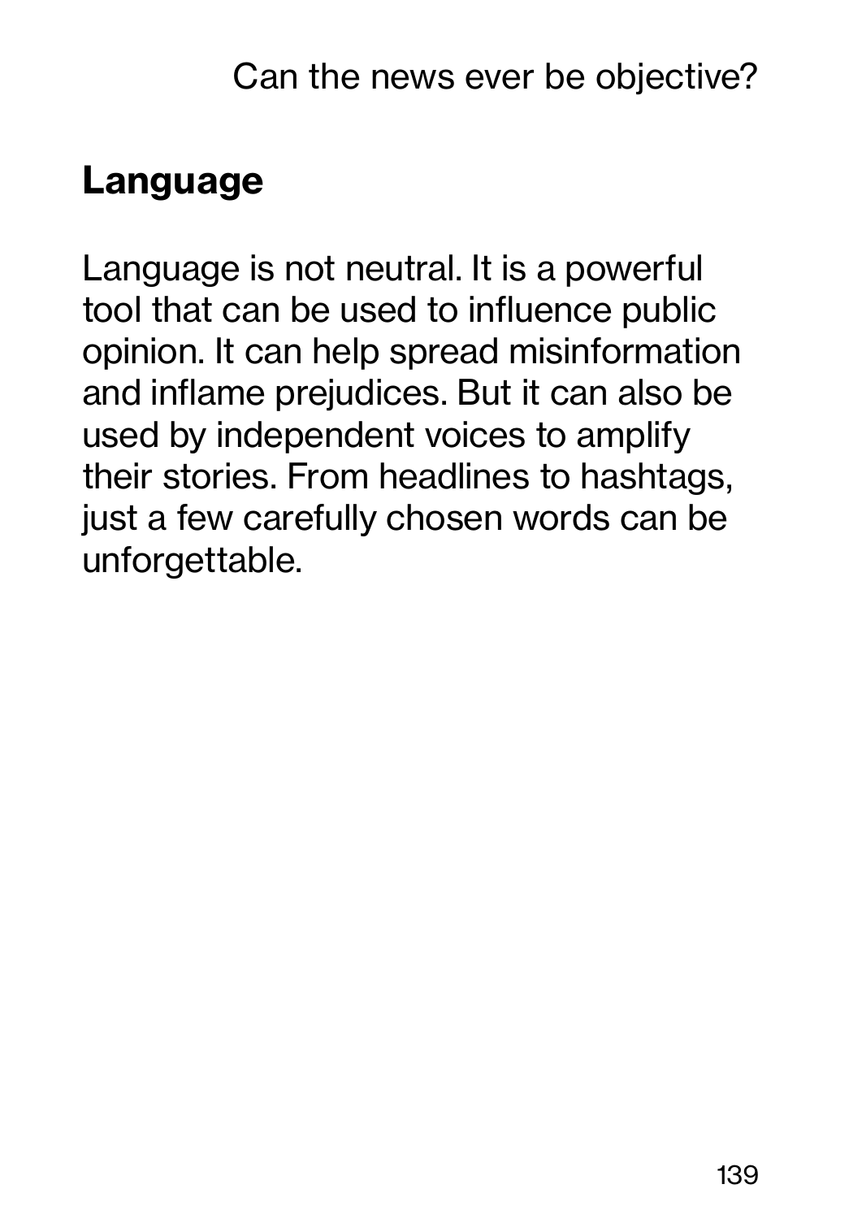## Language

Language is not neutral. It is a powerful tool that can be used to influence public opinion. It can help spread misinformation and inflame prejudices. But it can also be used by independent voices to amplify their stories. From headlines to hashtags, just a few carefully chosen words can be unforgettable.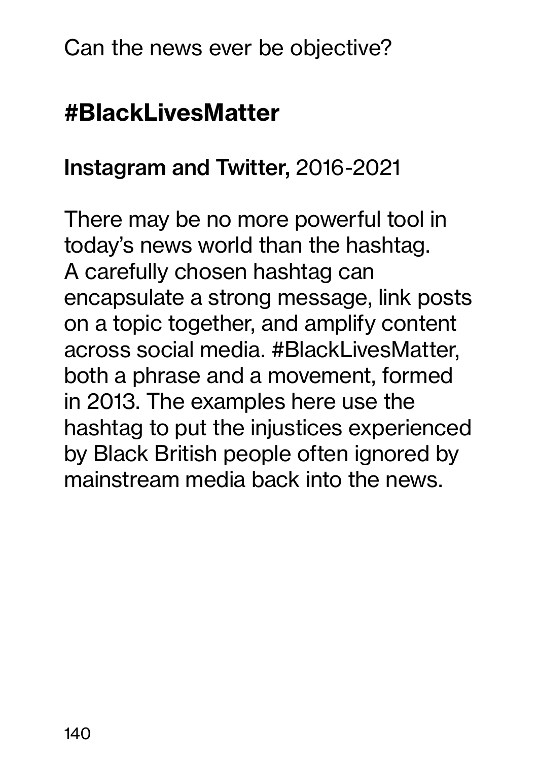Can the news ever be objective?

## #BlackLivesMatter

**Instagram and Twitter,** 2016-2021

There may be no more powerful tool in today's news world than the hashtag. A carefully chosen hashtag can encapsulate a strong message, link posts on a topic together, and amplify content across social media. #BlackLivesMatter, both a phrase and a movement, formed in 2013. The examples here use the hashtag to put the injustices experienced by Black British people often ignored by mainstream media back into the news.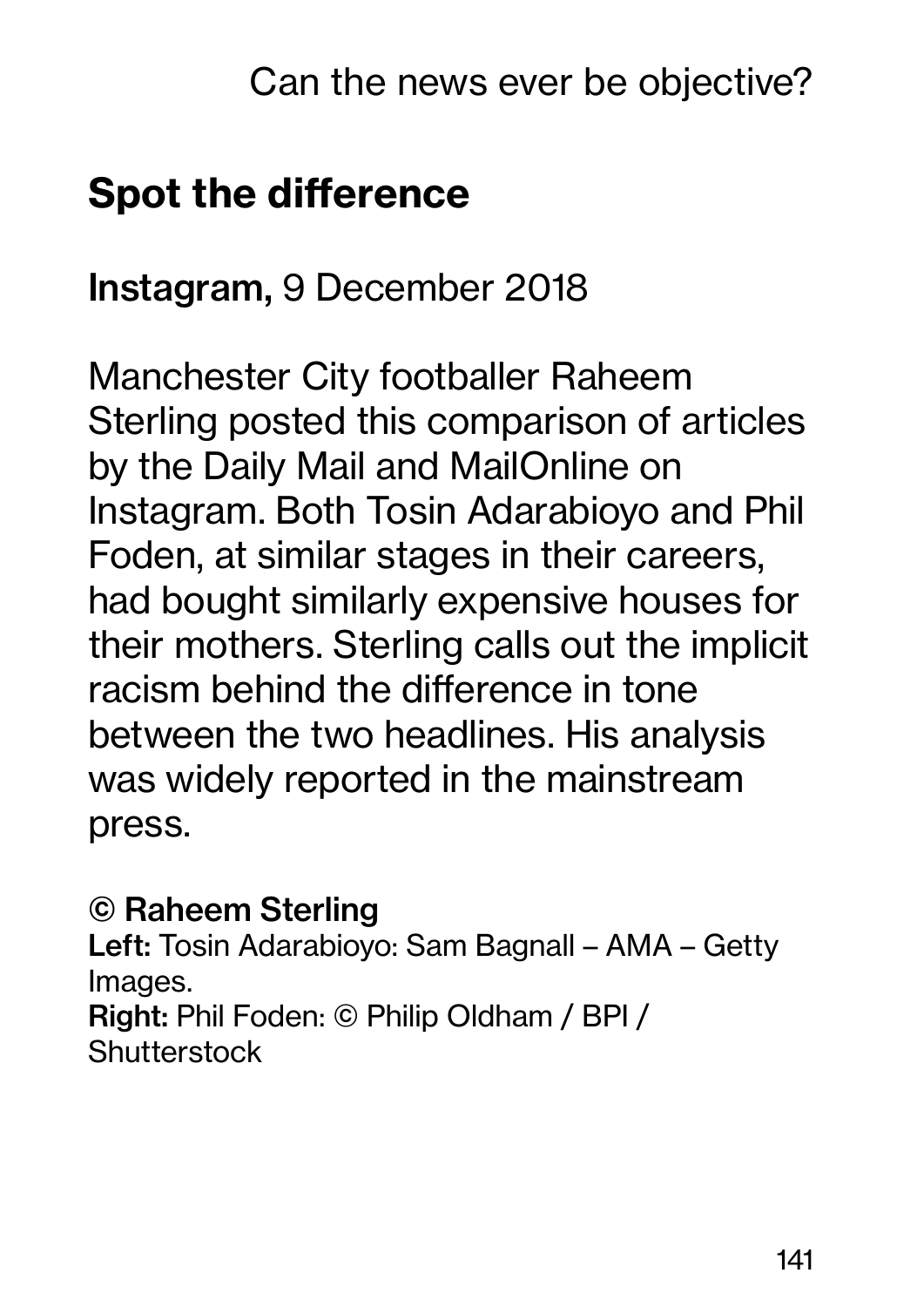## Spot the difference

**Instagram,** 9 December 2018

Manchester City footballer Raheem Sterling posted this comparison of articles by the Daily Mail and MailOnline on Instagram. Both Tosin Adarabioyo and Phil Foden, at similar stages in their careers, had bought similarly expensive houses for their mothers. Sterling calls out the implicit racism behind the difference in tone between the two headlines. His analysis was widely reported in the mainstream press.

**© Raheem Sterling**
**Left:** Tosin Adarabioyo: Sam Bagnall – AMA – Getty Images.
**Right:** Phil Foden: © Philip Oldham / BPI / Shutterstock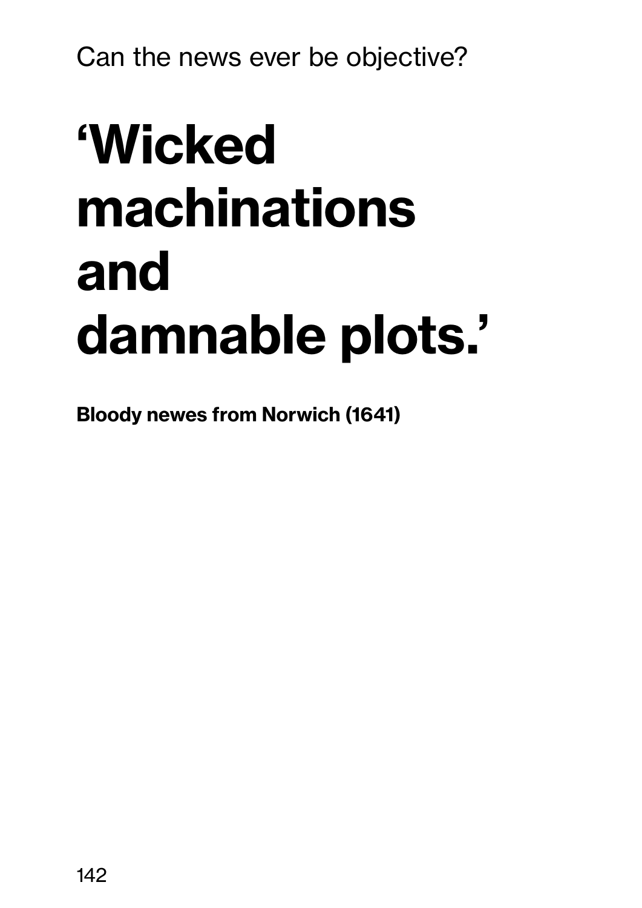Can the news ever be objective?

# ‘Wicked machinations and damnable plots.’

**Bloody newes from Norwich (1641)**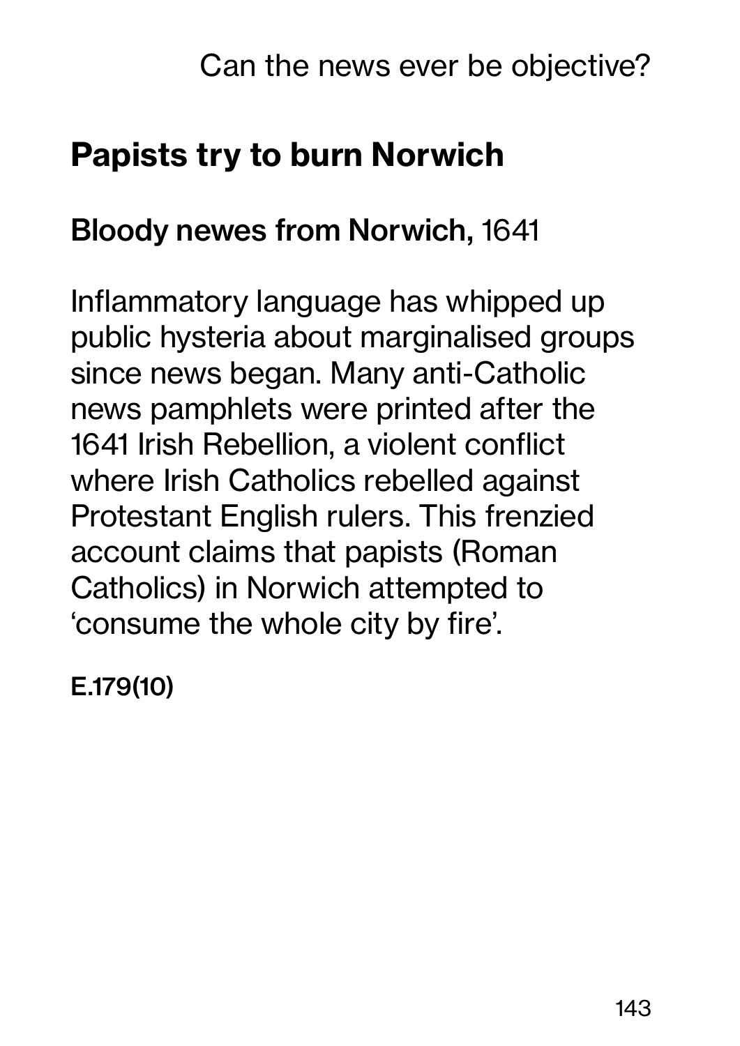## Papists try to burn Norwich

**Bloody newes from Norwich,** 1641

Inflammatory language has whipped up public hysteria about marginalised groups since news began. Many anti-Catholic news pamphlets were printed after the 1641 Irish Rebellion, a violent conflict where Irish Catholics rebelled against Protestant English rulers. This frenzied account claims that papists (Roman Catholics) in Norwich attempted to 'consume the whole city by fire'.

**E.179(10)**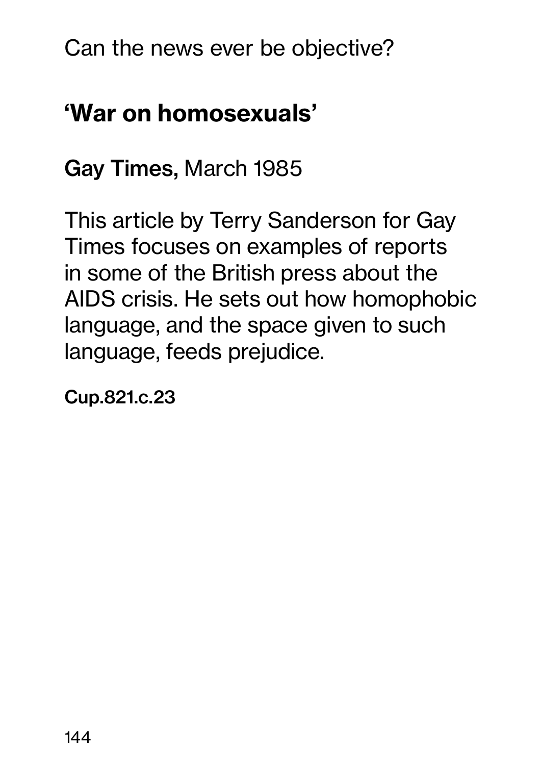Can the news ever be objective?

## 'War on homosexuals'

**Gay Times,** March 1985

This article by Terry Sanderson for Gay Times focuses on examples of reports in some of the British press about the AIDS crisis. He sets out how homophobic language, and the space given to such language, feeds prejudice.

**Cup.821.c.23**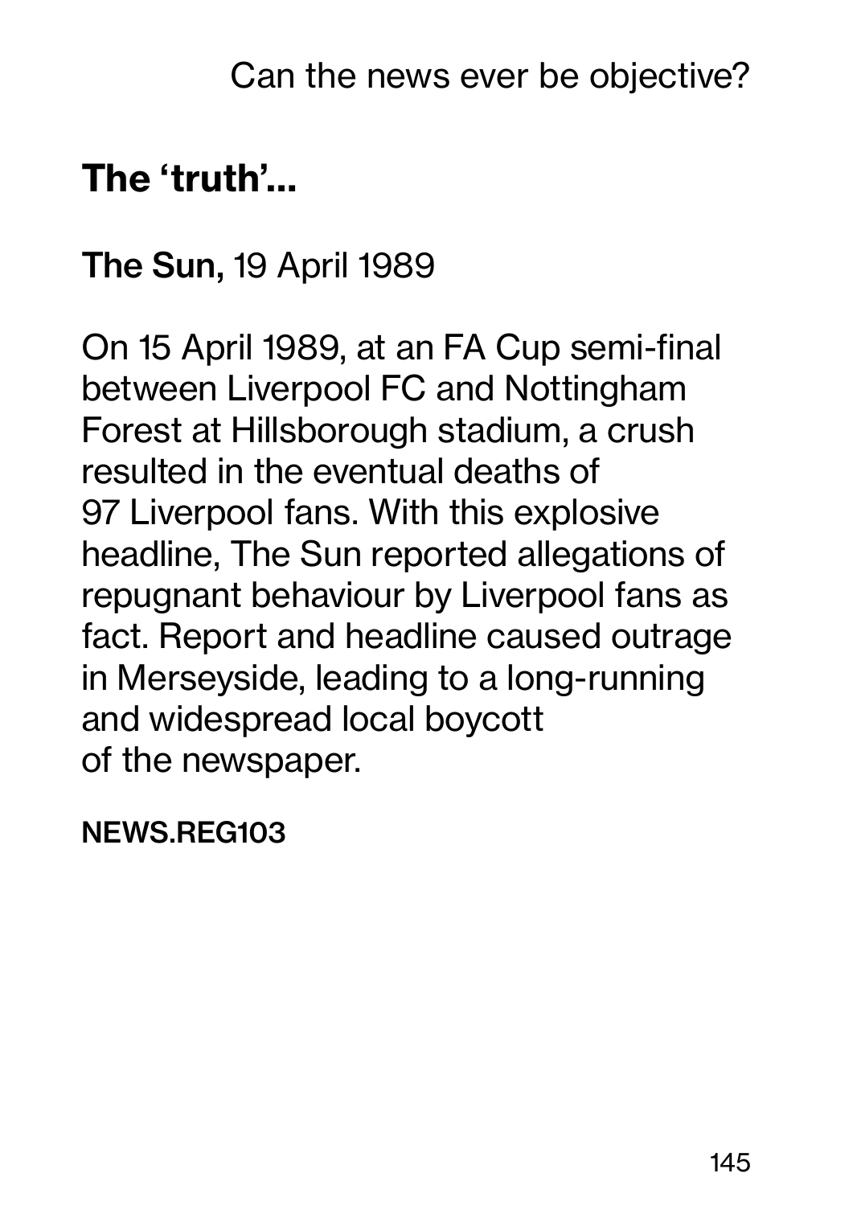## The 'truth'...

**The Sun,** 19 April 1989

On 15 April 1989, at an FA Cup semi-final between Liverpool FC and Nottingham Forest at Hillsborough stadium, a crush resulted in the eventual deaths of 97 Liverpool fans. With this explosive headline, The Sun reported allegations of repugnant behaviour by Liverpool fans as fact. Report and headline caused outrage in Merseyside, leading to a long-running and widespread local boycott of the newspaper.

**NEWS.REG103**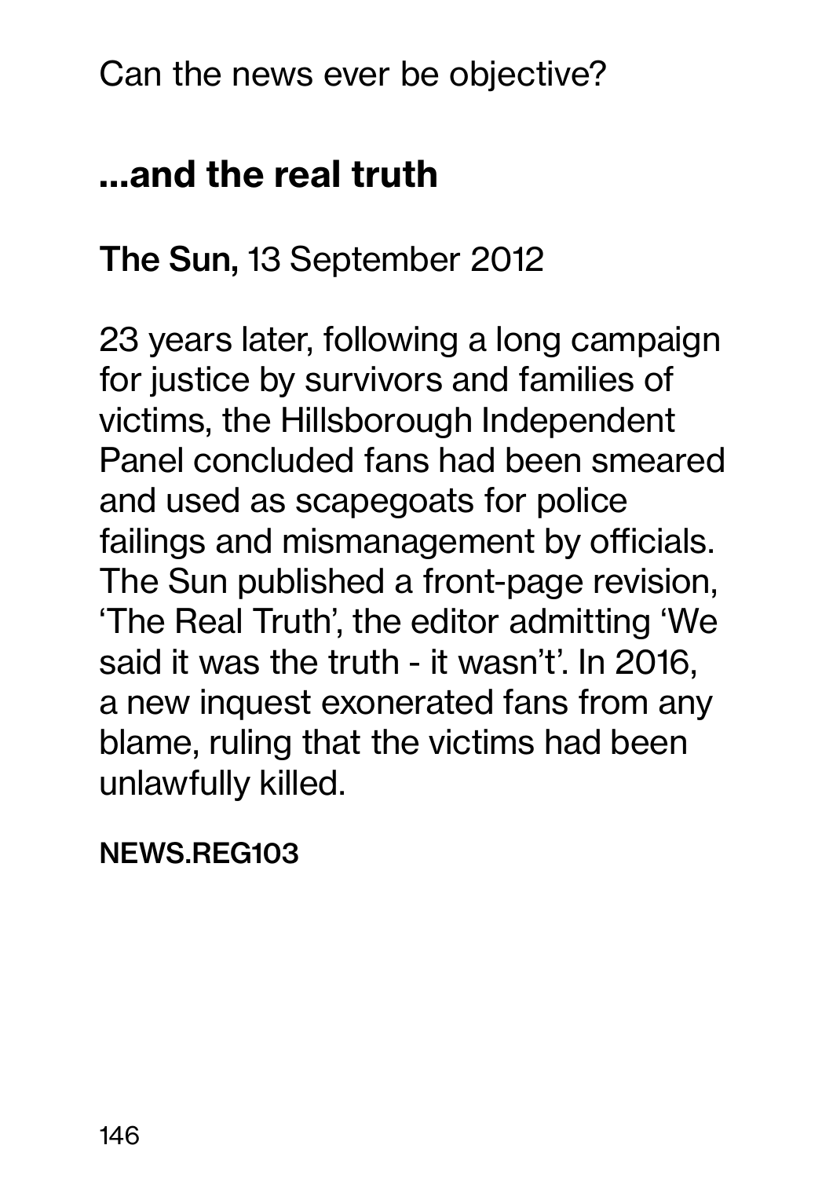Can the news ever be objective?

## ...and the real truth

**The Sun,** 13 September 2012

23 years later, following a long campaign for justice by survivors and families of victims, the Hillsborough Independent Panel concluded fans had been smeared and used as scapegoats for police failings and mismanagement by officials. The Sun published a front-page revision, 'The Real Truth', the editor admitting 'We said it was the truth - it wasn't'. In 2016, a new inquest exonerated fans from any blame, ruling that the victims had been unlawfully killed.

**NEWS.REG103**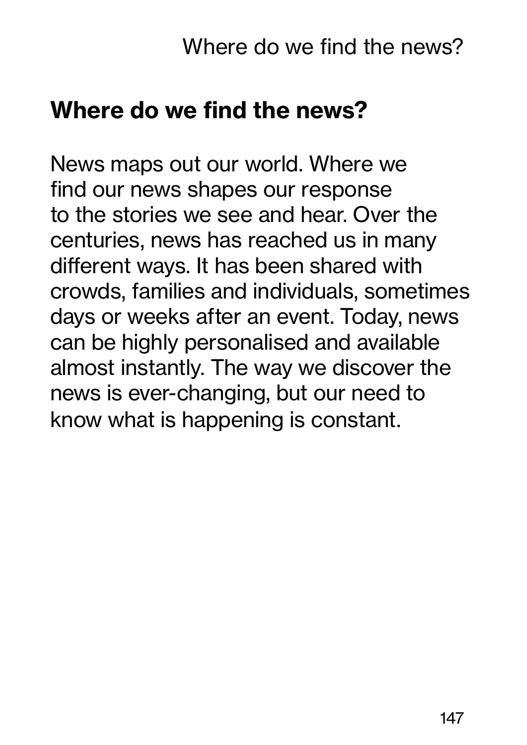## Where do we find the news?

News maps out our world. Where we find our news shapes our response to the stories we see and hear. Over the centuries, news has reached us in many different ways. It has been shared with crowds, families and individuals, sometimes days or weeks after an event. Today, news can be highly personalised and available almost instantly. The way we discover the news is ever-changing, but our need to know what is happening is constant.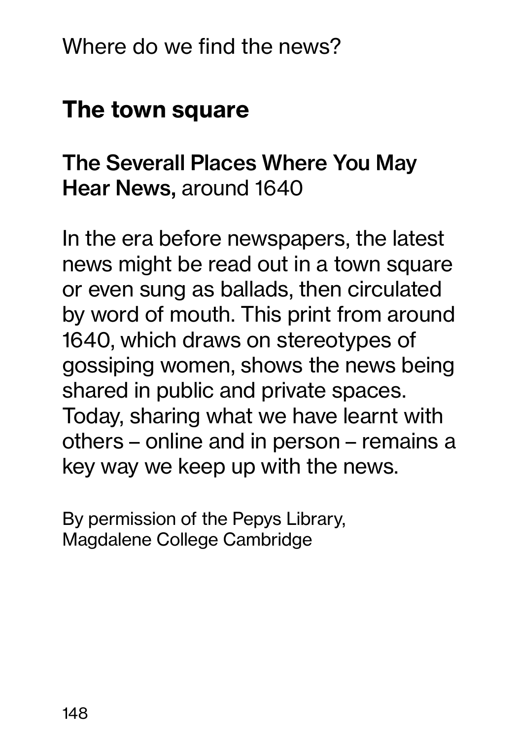Where do we find the news?

## The town square

**The Severall Places Where You May Hear News,** around 1640

In the era before newspapers, the latest news might be read out in a town square or even sung as ballads, then circulated by word of mouth. This print from around 1640, which draws on stereotypes of gossiping women, shows the news being shared in public and private spaces. Today, sharing what we have learnt with others – online and in person – remains a key way we keep up with the news.

By permission of the Pepys Library, Magdalene College Cambridge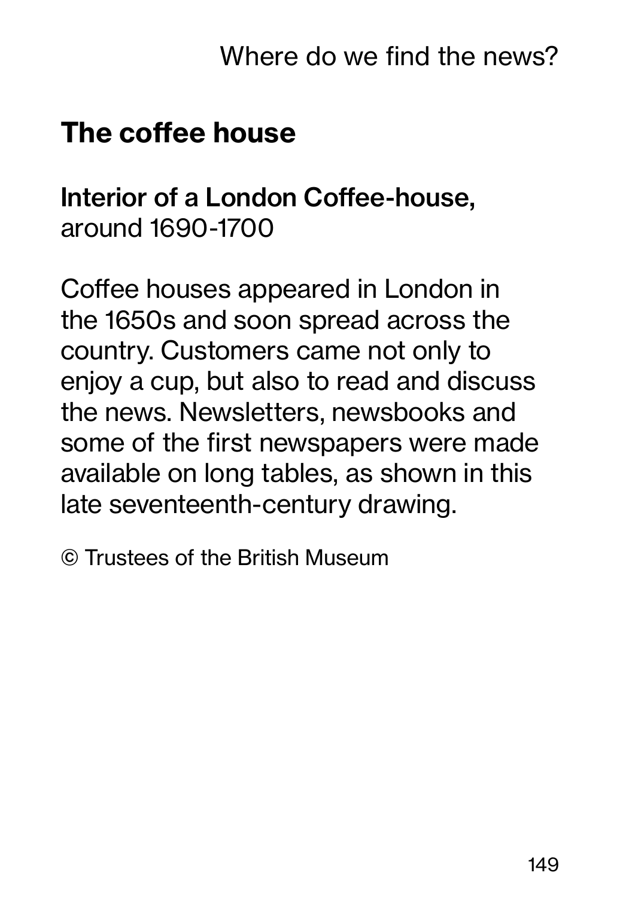## The coffee house

**Interior of a London Coffee-house,**
around 1690-1700

Coffee houses appeared in London in the 1650s and soon spread across the country. Customers came not only to enjoy a cup, but also to read and discuss the news. Newsletters, newsbooks and some of the first newspapers were made available on long tables, as shown in this late seventeenth-century drawing.

© Trustees of the British Museum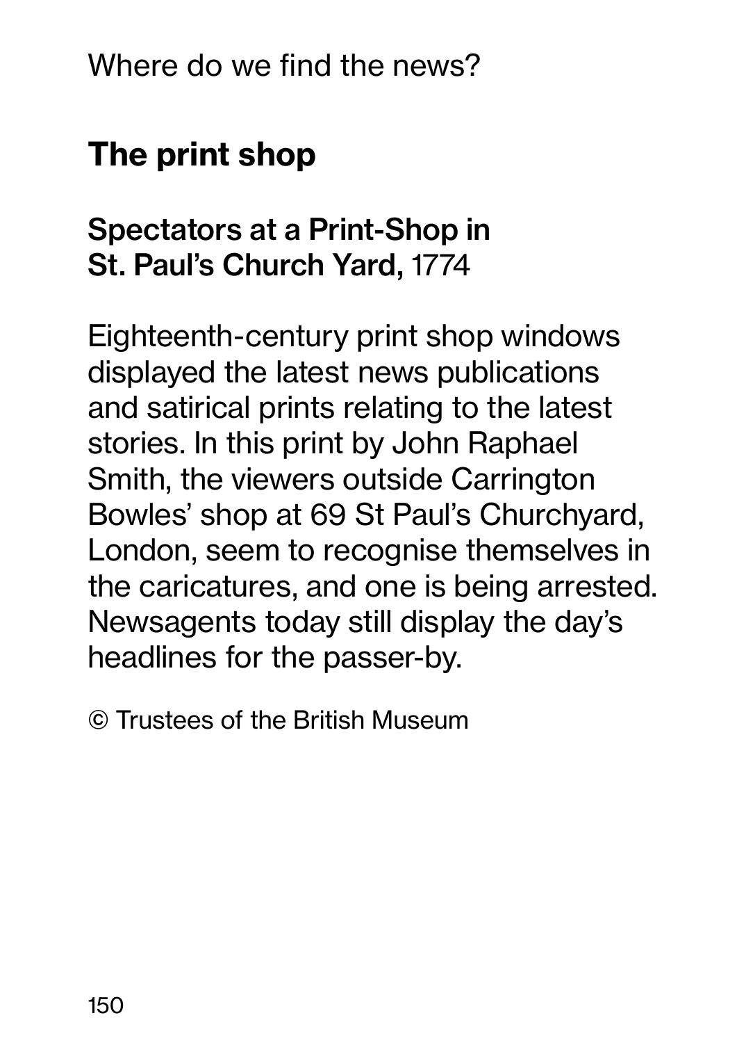Where do we find the news?

## The print shop

### Spectators at a Print-Shop in St. Paul's Church Yard, 1774

Eighteenth-century print shop windows displayed the latest news publications and satirical prints relating to the latest stories. In this print by John Raphael Smith, the viewers outside Carrington Bowles' shop at 69 St Paul's Churchyard, London, seem to recognise themselves in the caricatures, and one is being arrested. Newsagents today still display the day's headlines for the passer-by.

© Trustees of the British Museum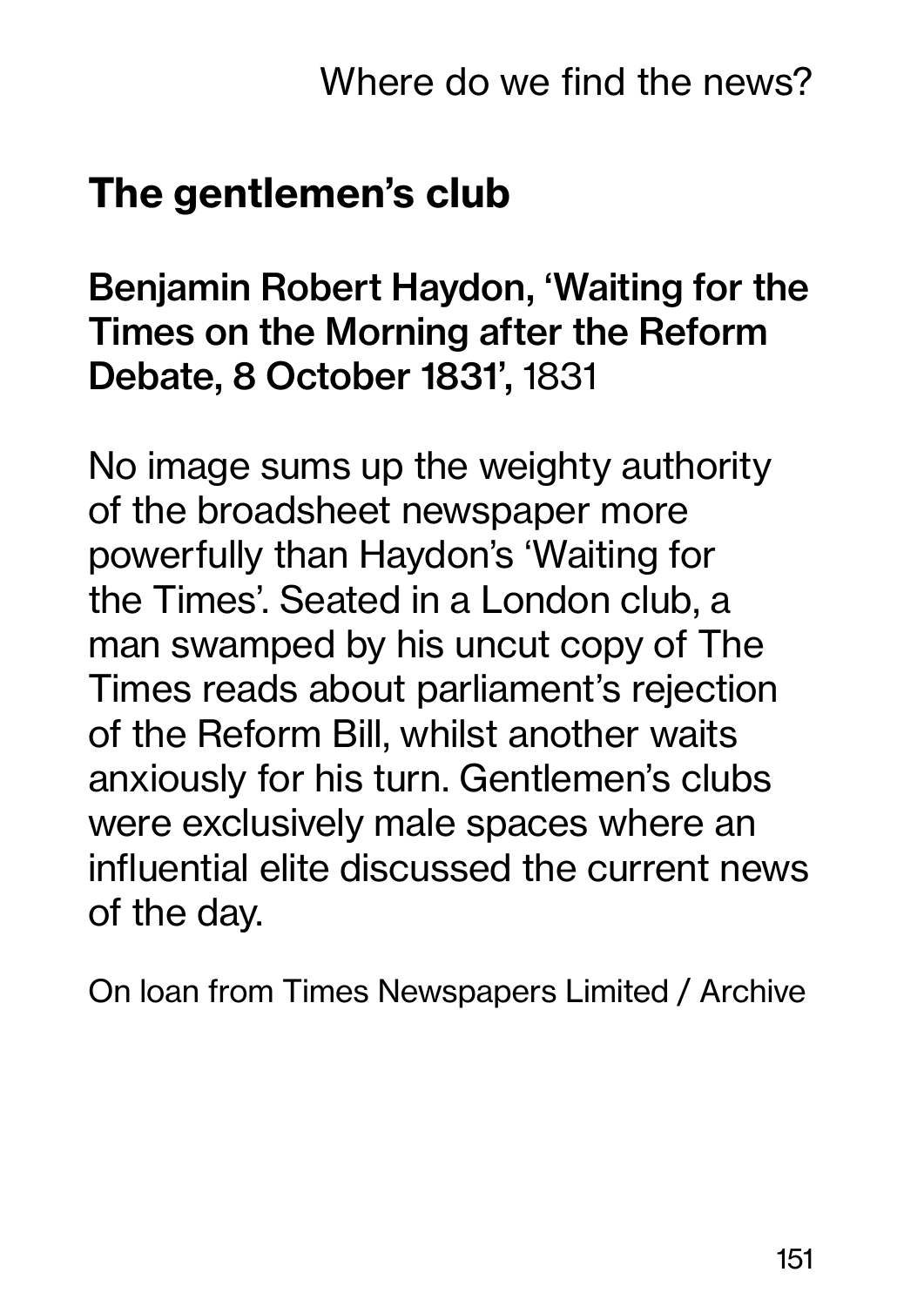## The gentlemen's club

**Benjamin Robert Haydon, 'Waiting for the Times on the Morning after the Reform Debate, 8 October 1831',** 1831

No image sums up the weighty authority of the broadsheet newspaper more powerfully than Haydon's 'Waiting for the Times'. Seated in a London club, a man swamped by his uncut copy of The Times reads about parliament's rejection of the Reform Bill, whilst another waits anxiously for his turn. Gentlemen's clubs were exclusively male spaces where an influential elite discussed the current news of the day.

On loan from Times Newspapers Limited / Archive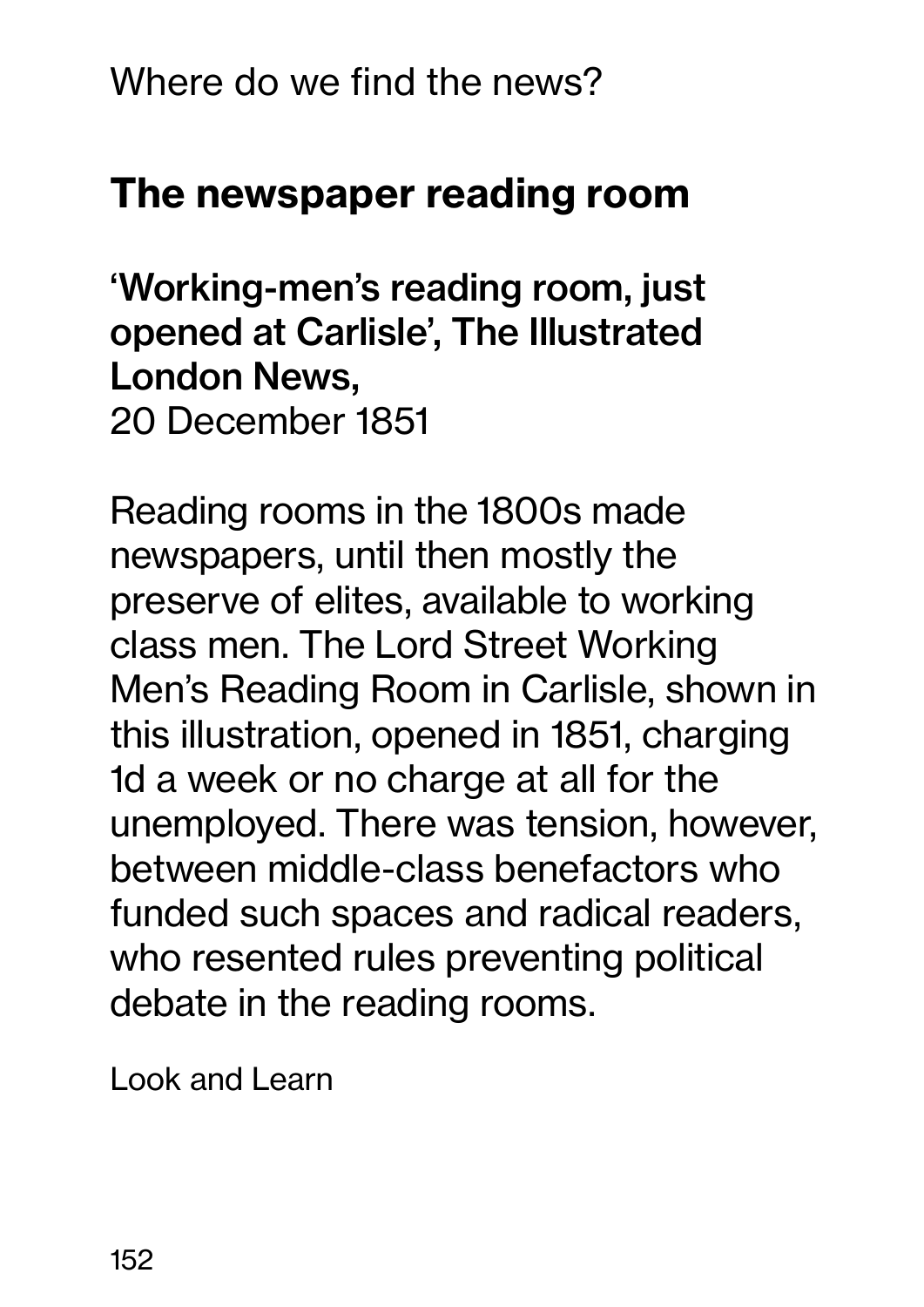Where do we find the news?

## The newspaper reading room

**'Working-men's reading room, just opened at Carlisle', The Illustrated London News,**
20 December 1851

Reading rooms in the 1800s made newspapers, until then mostly the preserve of elites, available to working class men. The Lord Street Working Men's Reading Room in Carlisle, shown in this illustration, opened in 1851, charging 1d a week or no charge at all for the unemployed. There was tension, however, between middle-class benefactors who funded such spaces and radical readers, who resented rules preventing political debate in the reading rooms.

Look and Learn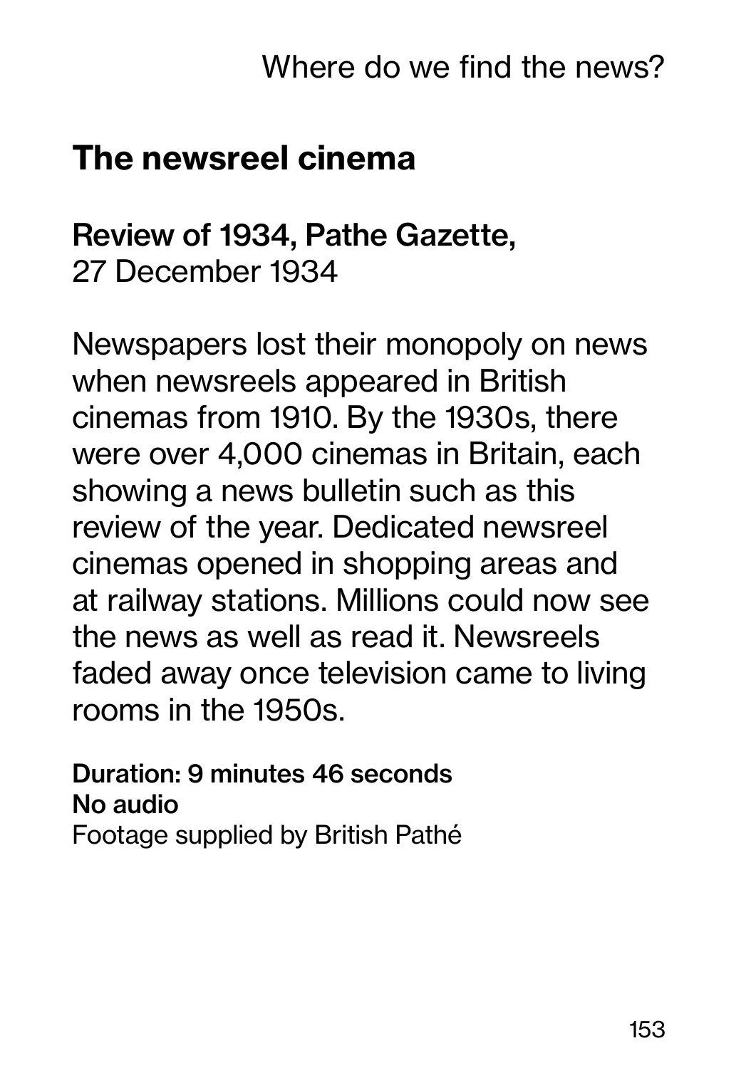## The newsreel cinema

**Review of 1934, Pathe Gazette,**
27 December 1934

Newspapers lost their monopoly on news when newsreels appeared in British cinemas from 1910. By the 1930s, there were over 4,000 cinemas in Britain, each showing a news bulletin such as this review of the year. Dedicated newsreel cinemas opened in shopping areas and at railway stations. Millions could now see the news as well as read it. Newsreels faded away once television came to living rooms in the 1950s.

**Duration: 9 minutes 46 seconds**
**No audio**
Footage supplied by British Pathé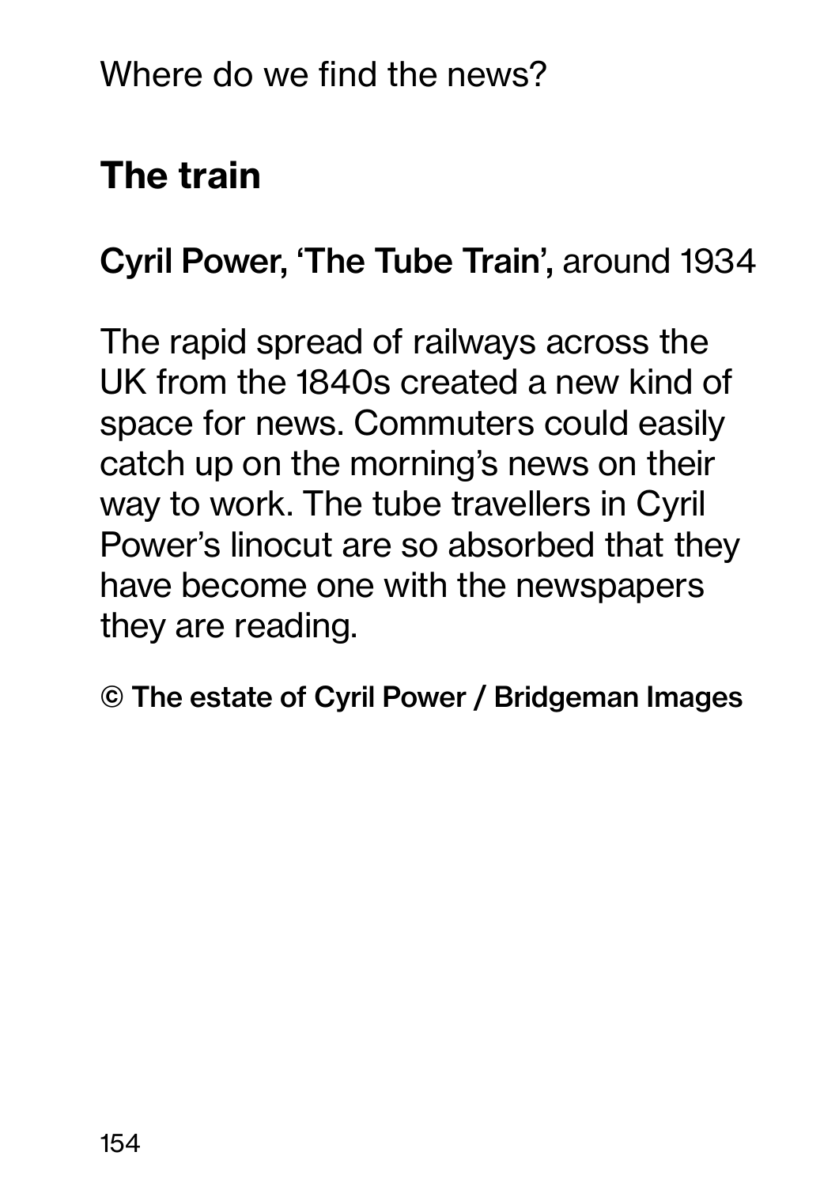Where do we find the news?

## The train

**Cyril Power, 'The Tube Train',** around 1934

The rapid spread of railways across the UK from the 1840s created a new kind of space for news. Commuters could easily catch up on the morning's news on their way to work. The tube travellers in Cyril Power's linocut are so absorbed that they have become one with the newspapers they are reading.

**© The estate of Cyril Power / Bridgeman Images**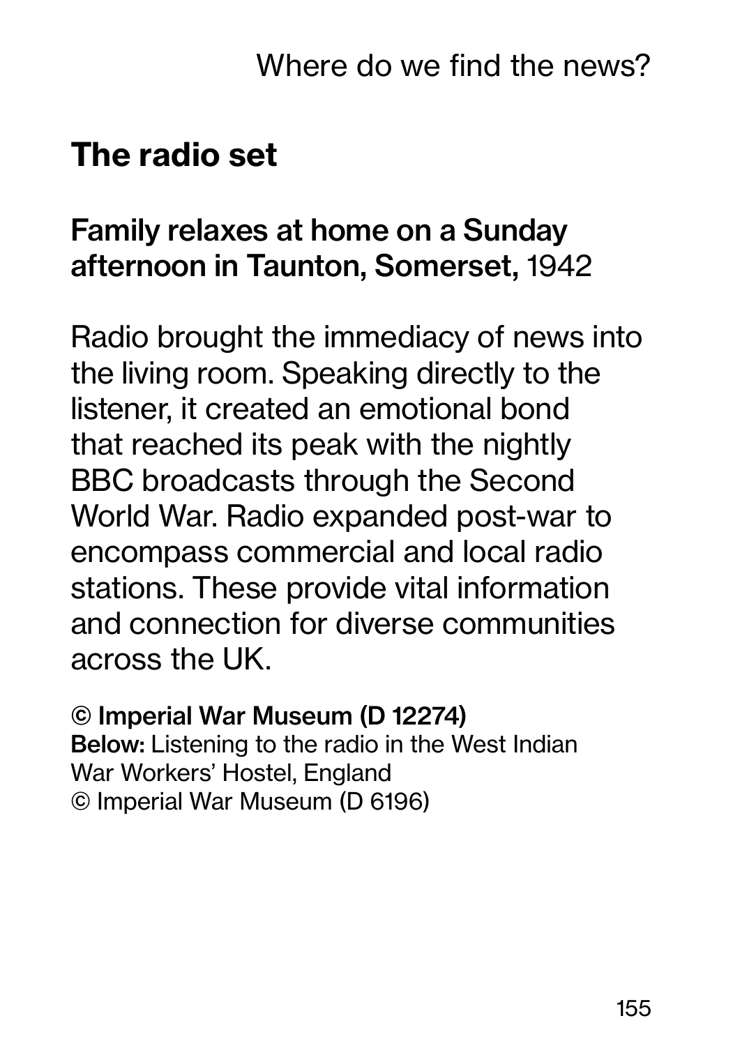## The radio set

**Family relaxes at home on a Sunday afternoon in Taunton, Somerset,** 1942

Radio brought the immediacy of news into the living room. Speaking directly to the listener, it created an emotional bond that reached its peak with the nightly BBC broadcasts through the Second World War. Radio expanded post-war to encompass commercial and local radio stations. These provide vital information and connection for diverse communities across the UK.

**© Imperial War Museum (D 12274)**
**Below:** Listening to the radio in the West Indian War Workers' Hostel, England
© Imperial War Museum (D 6196)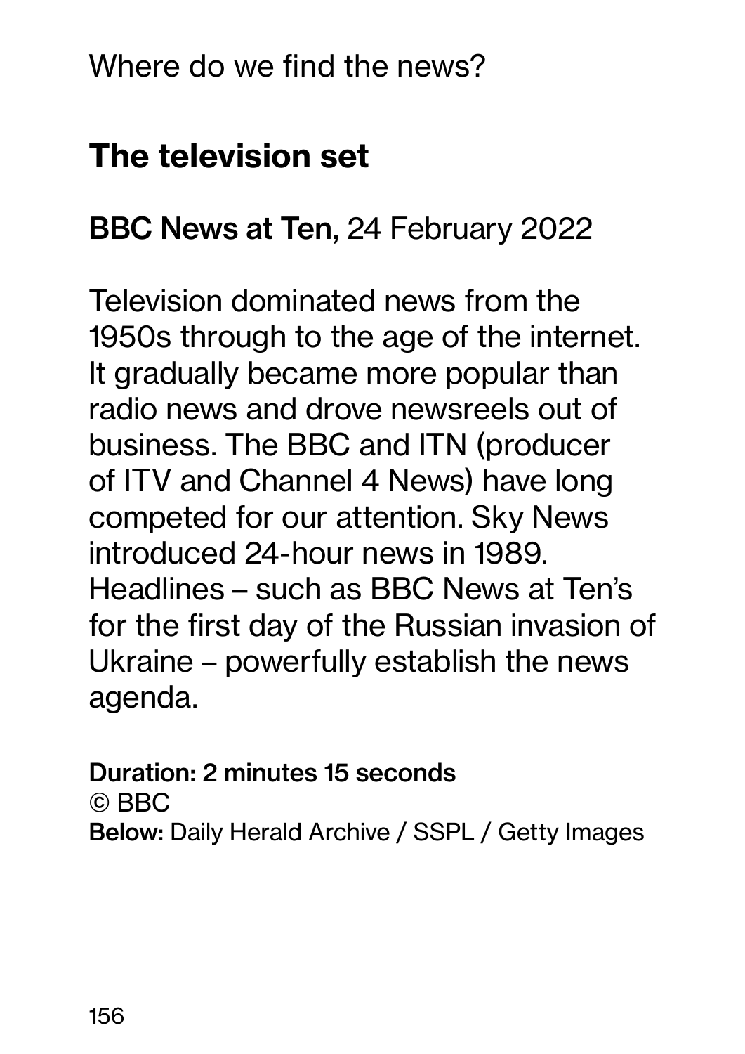Where do we find the news?

## The television set

**BBC News at Ten,** 24 February 2022

Television dominated news from the 1950s through to the age of the internet. It gradually became more popular than radio news and drove newsreels out of business. The BBC and ITN (producer of ITV and Channel 4 News) have long competed for our attention. Sky News introduced 24-hour news in 1989. Headlines – such as BBC News at Ten's for the first day of the Russian invasion of Ukraine – powerfully establish the news agenda.

**Duration: 2 minutes 15 seconds**
© BBC
**Below:** Daily Herald Archive / SSPL / Getty Images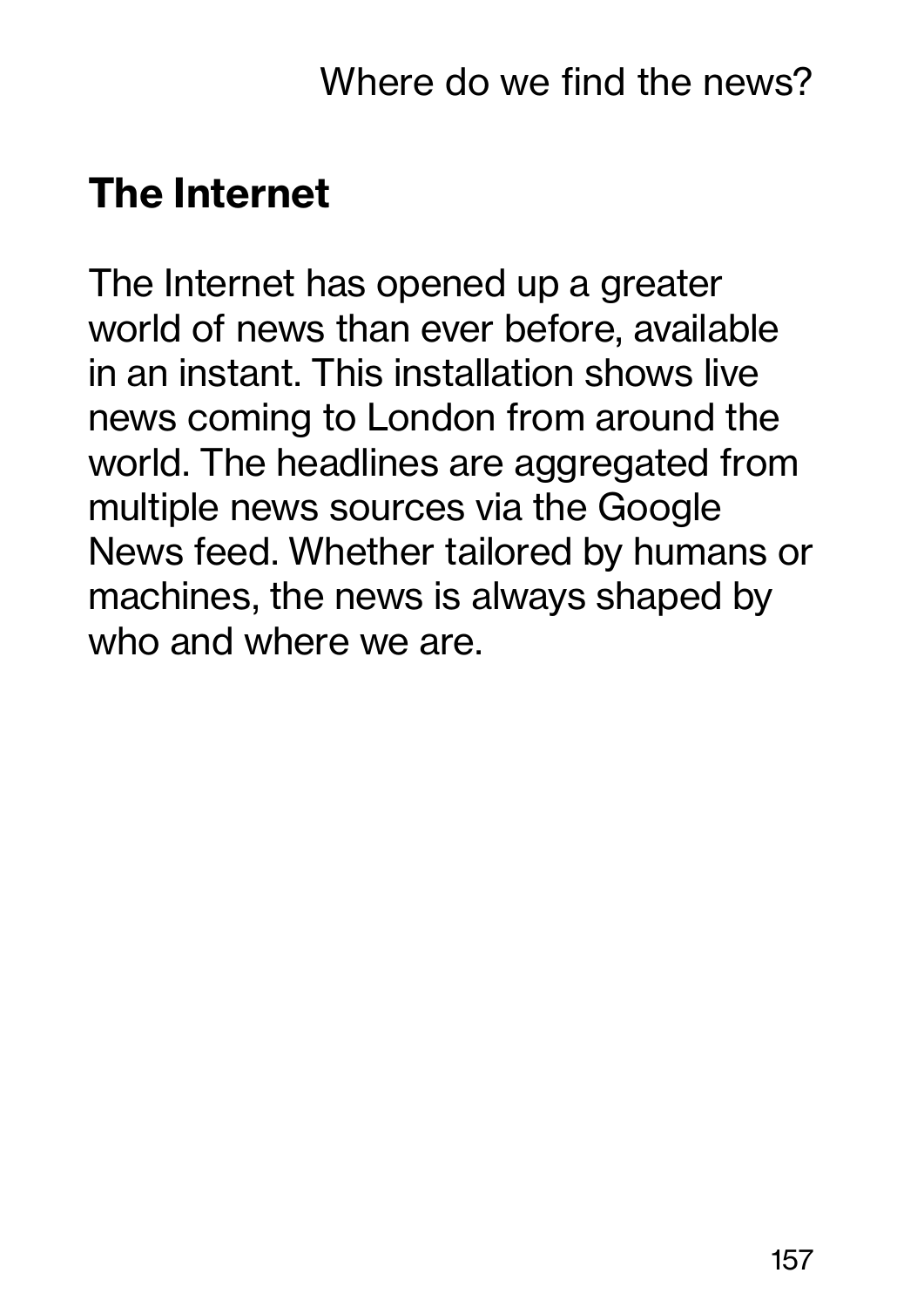## The Internet

The Internet has opened up a greater world of news than ever before, available in an instant. This installation shows live news coming to London from around the world. The headlines are aggregated from multiple news sources via the Google News feed. Whether tailored by humans or machines, the news is always shaped by who and where we are.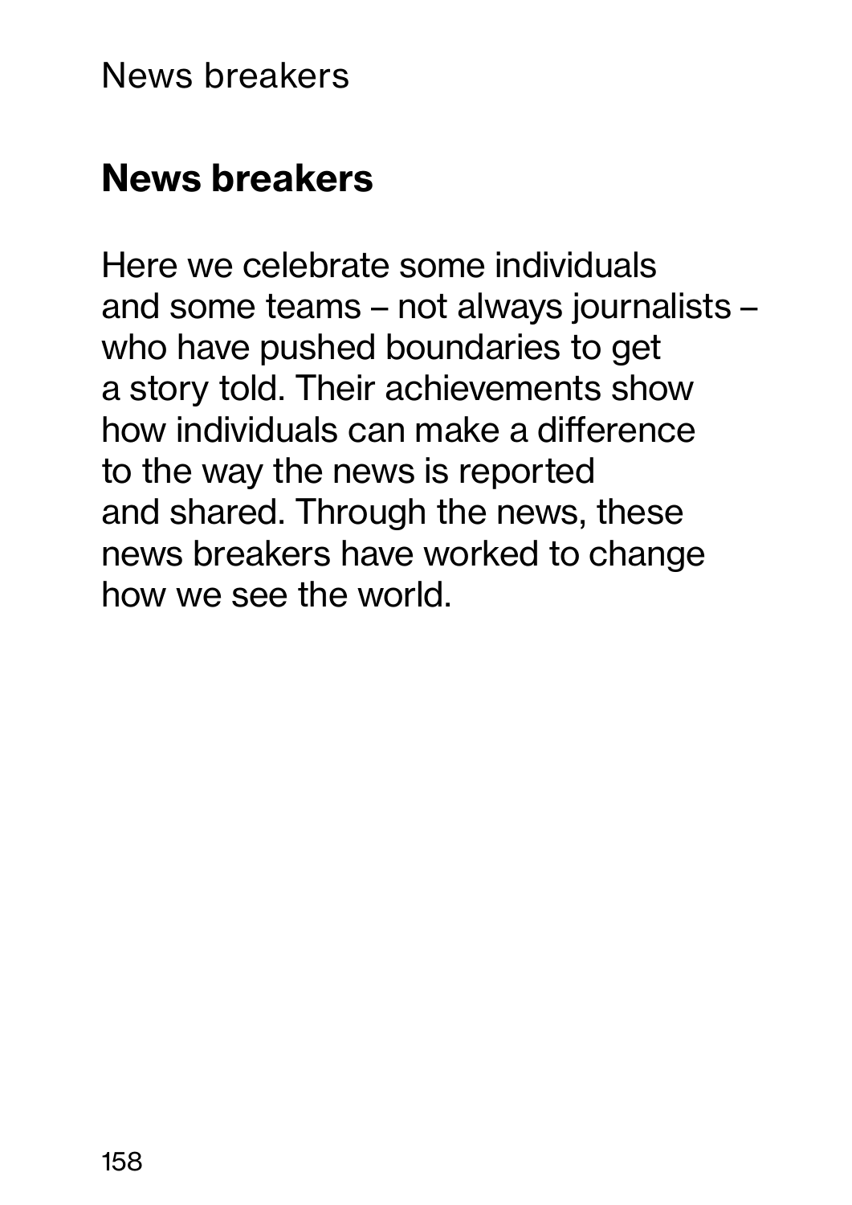## News breakers

Here we celebrate some individuals and some teams – not always journalists – who have pushed boundaries to get a story told. Their achievements show how individuals can make a difference to the way the news is reported and shared. Through the news, these news breakers have worked to change how we see the world.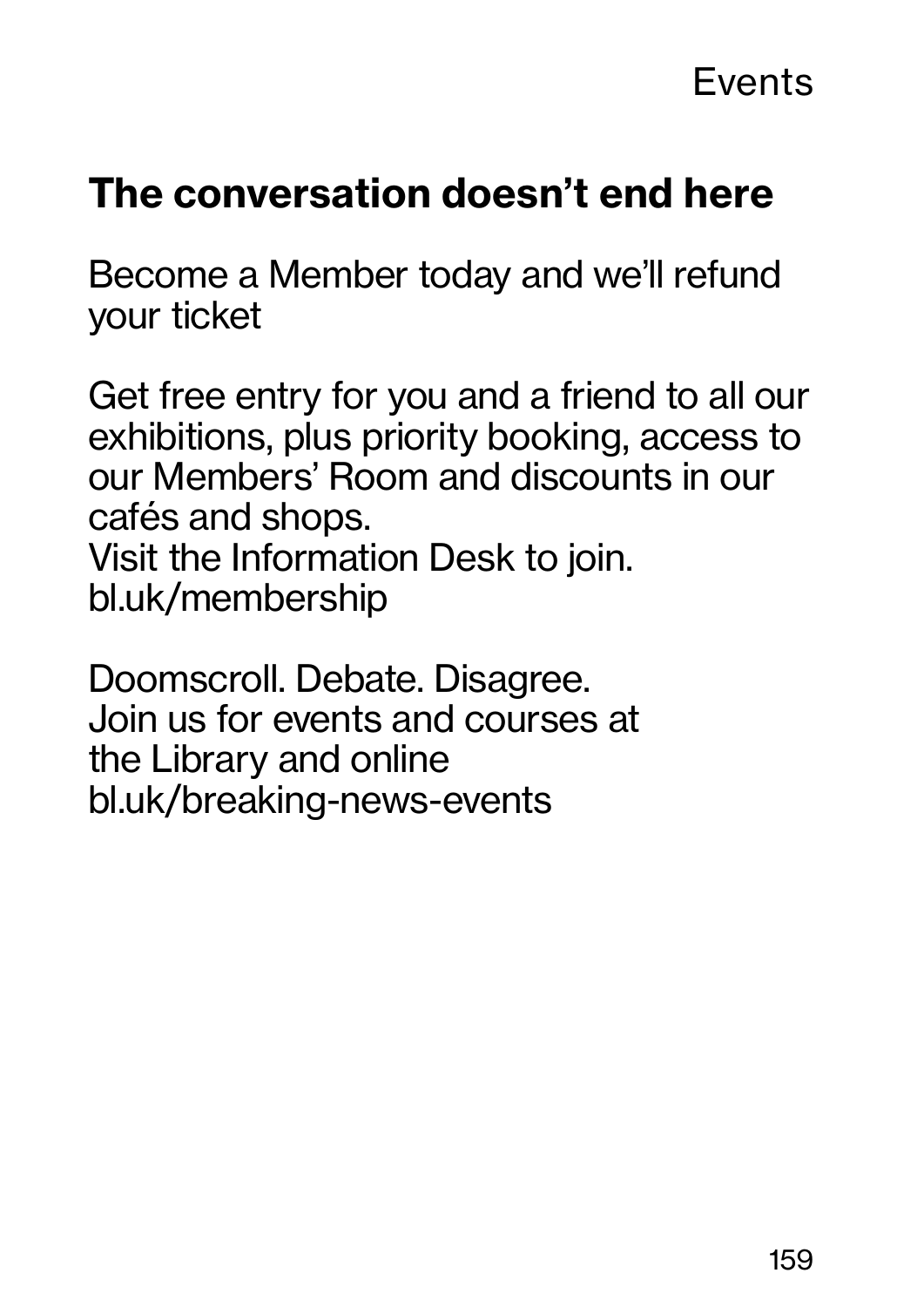## The conversation doesn't end here

Become a Member today and we'll refund your ticket

Get free entry for you and a friend to all our exhibitions, plus priority booking, access to our Members' Room and discounts in our cafés and shops.
Visit the Information Desk to join.
bl.uk/membership

Doomscroll. Debate. Disagree.
Join us for events and courses at the Library and online
bl.uk/breaking-news-events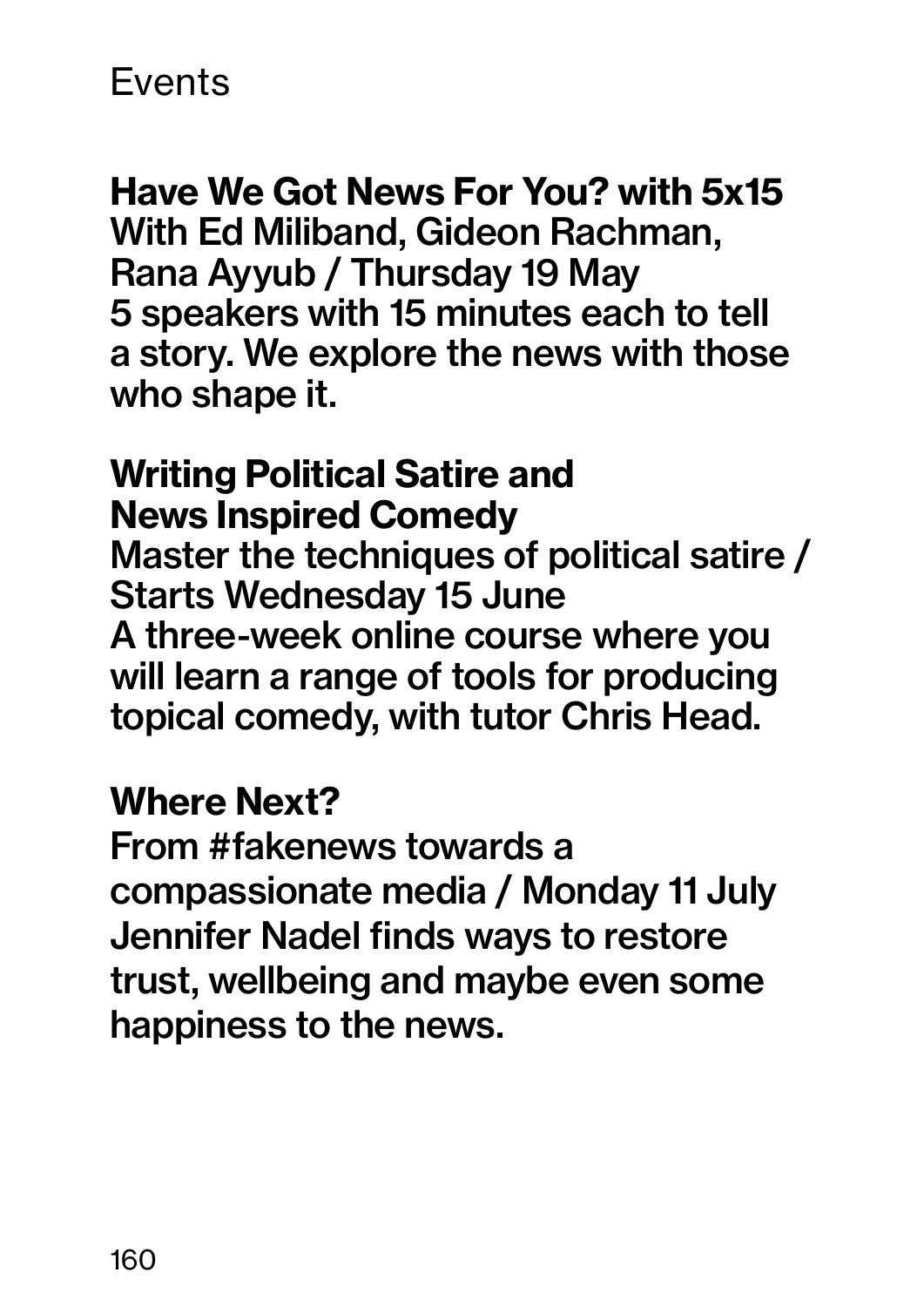# Events

**Have We Got News For You? with 5x15**
With Ed Miliband, Gideon Rachman, Rana Ayyub / Thursday 19 May
5 speakers with 15 minutes each to tell a story. We explore the news with those who shape it.

**Writing Political Satire and News Inspired Comedy**
Master the techniques of political satire / Starts Wednesday 15 June
A three-week online course where you will learn a range of tools for producing topical comedy, with tutor Chris Head.

**Where Next?**
From #fakenews towards a compassionate media / Monday 11 July
Jennifer Nadel finds ways to restore trust, wellbeing and maybe even some happiness to the news.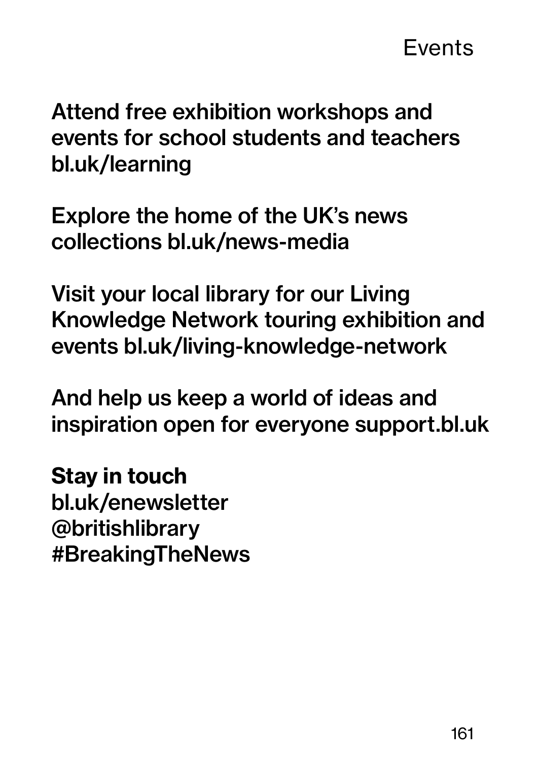# Events

**Attend free exhibition workshops and events for school students and teachers bl.uk/learning**

**Explore the home of the UK's news collections bl.uk/news-media**

**Visit your local library for our Living Knowledge Network touring exhibition and events bl.uk/living-knowledge-network**

**And help us keep a world of ideas and inspiration open for everyone support.bl.uk**

**Stay in touch**
bl.uk/enewsletter
@britishlibrary
#BreakingTheNews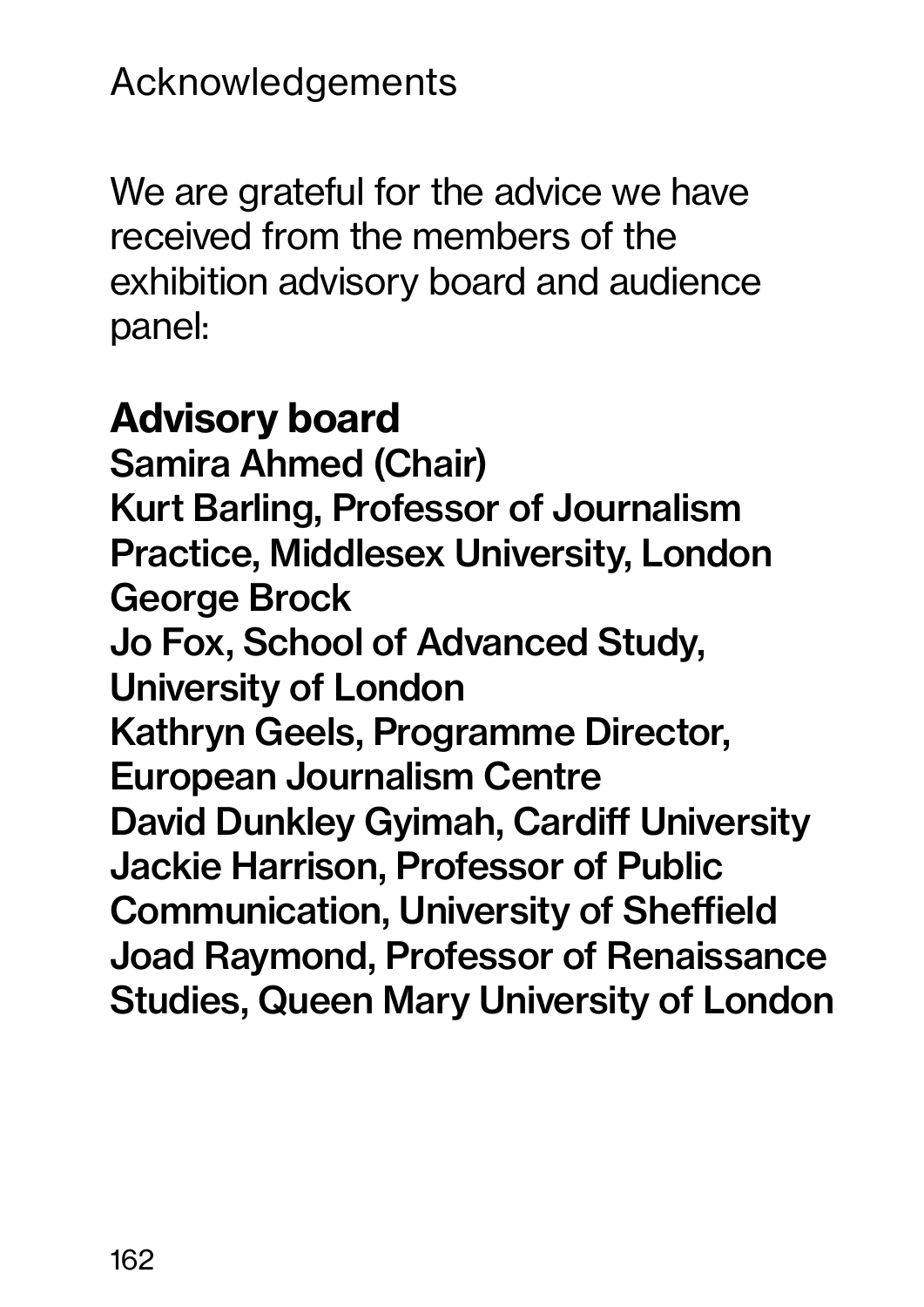# Acknowledgements

We are grateful for the advice we have received from the members of the exhibition advisory board and audience panel:

## Advisory board

**Samira Ahmed (Chair)**
**Kurt Barling, Professor of Journalism Practice, Middlesex University, London**
**George Brock**
**Jo Fox, School of Advanced Study, University of London**
**Kathryn Geels, Programme Director, European Journalism Centre**
**David Dunkley Gyimah, Cardiff University**
**Jackie Harrison, Professor of Public Communication, University of Sheffield**
**Joad Raymond, Professor of Renaissance Studies, Queen Mary University of London**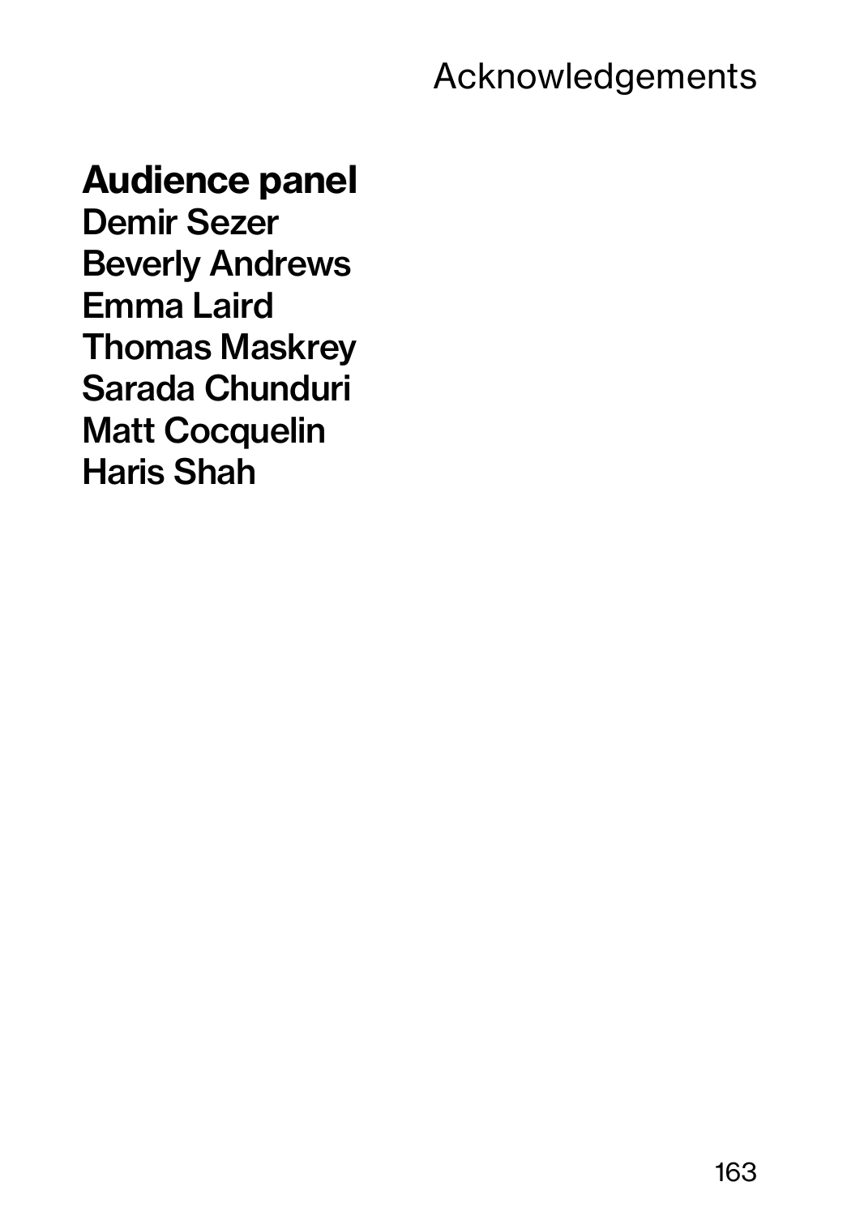## Audience panel

**Demir Sezer**
**Beverly Andrews**
**Emma Laird**
**Thomas Maskrey**
**Sarada Chunduri**
**Matt Cocquelin**
**Haris Shah**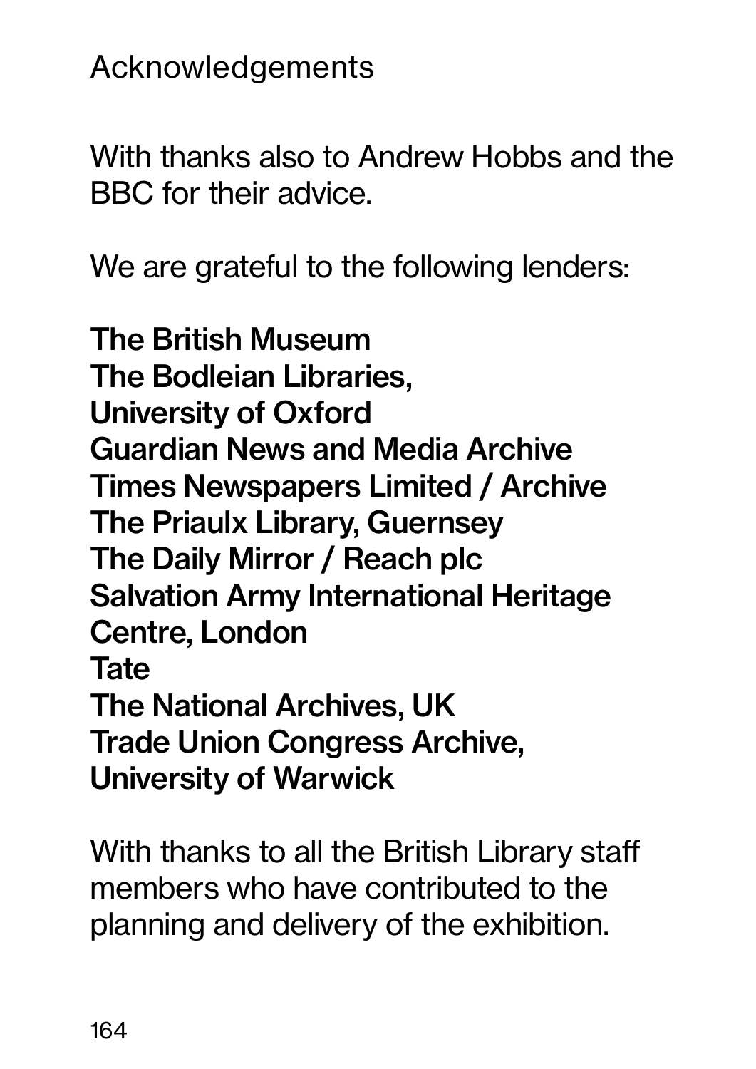# Acknowledgements

With thanks also to Andrew Hobbs and the BBC for their advice.

We are grateful to the following lenders:

**The British Museum**
**The Bodleian Libraries, University of Oxford**
**Guardian News and Media Archive**
**Times Newspapers Limited / Archive**
**The Priaulx Library, Guernsey**
**The Daily Mirror / Reach plc**
**Salvation Army International Heritage Centre, London**
**Tate**
**The National Archives, UK**
**Trade Union Congress Archive, University of Warwick**

With thanks to all the British Library staff members who have contributed to the planning and delivery of the exhibition.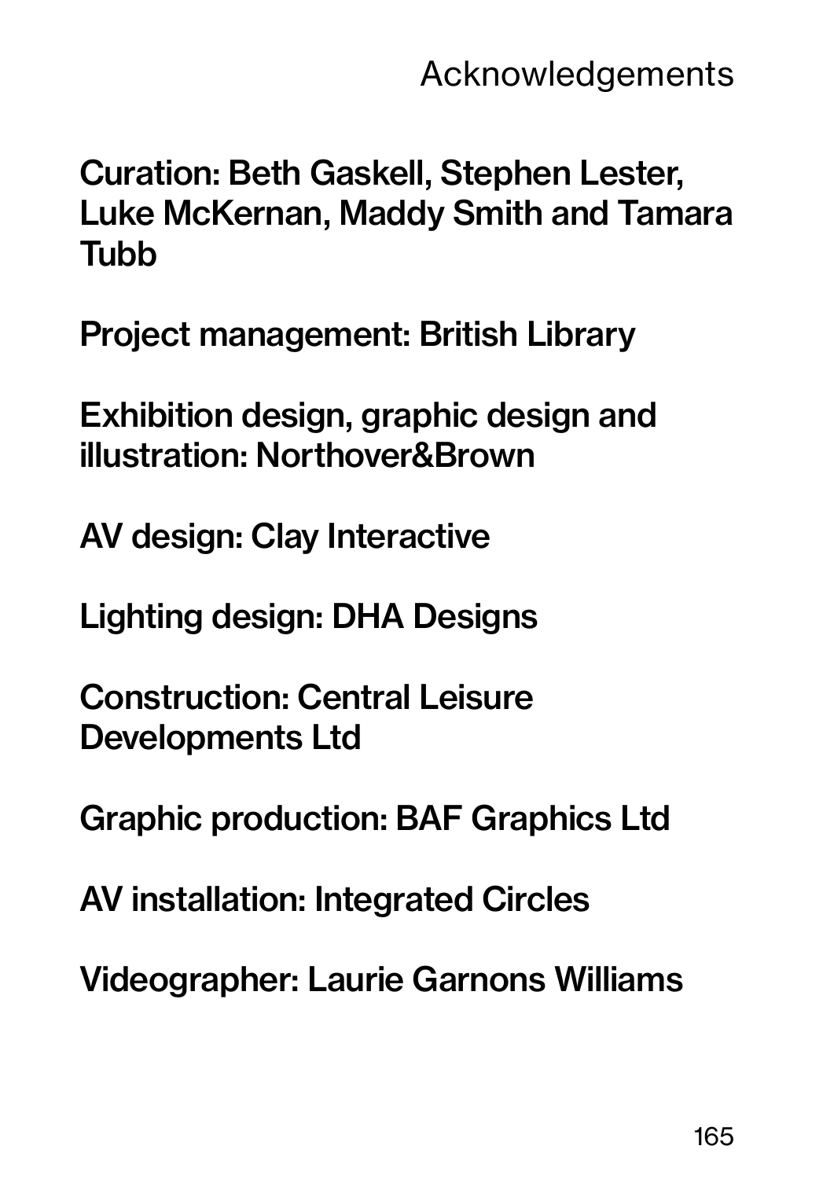# Acknowledgements

**Curation: Beth Gaskell, Stephen Lester, Luke McKernan, Maddy Smith and Tamara Tubb**

**Project management: British Library**

**Exhibition design, graphic design and illustration: Northover&Brown**

**AV design: Clay Interactive**

**Lighting design: DHA Designs**

**Construction: Central Leisure Developments Ltd**

**Graphic production: BAF Graphics Ltd**

**AV installation: Integrated Circles**

**Videographer: Laurie Garnons Williams**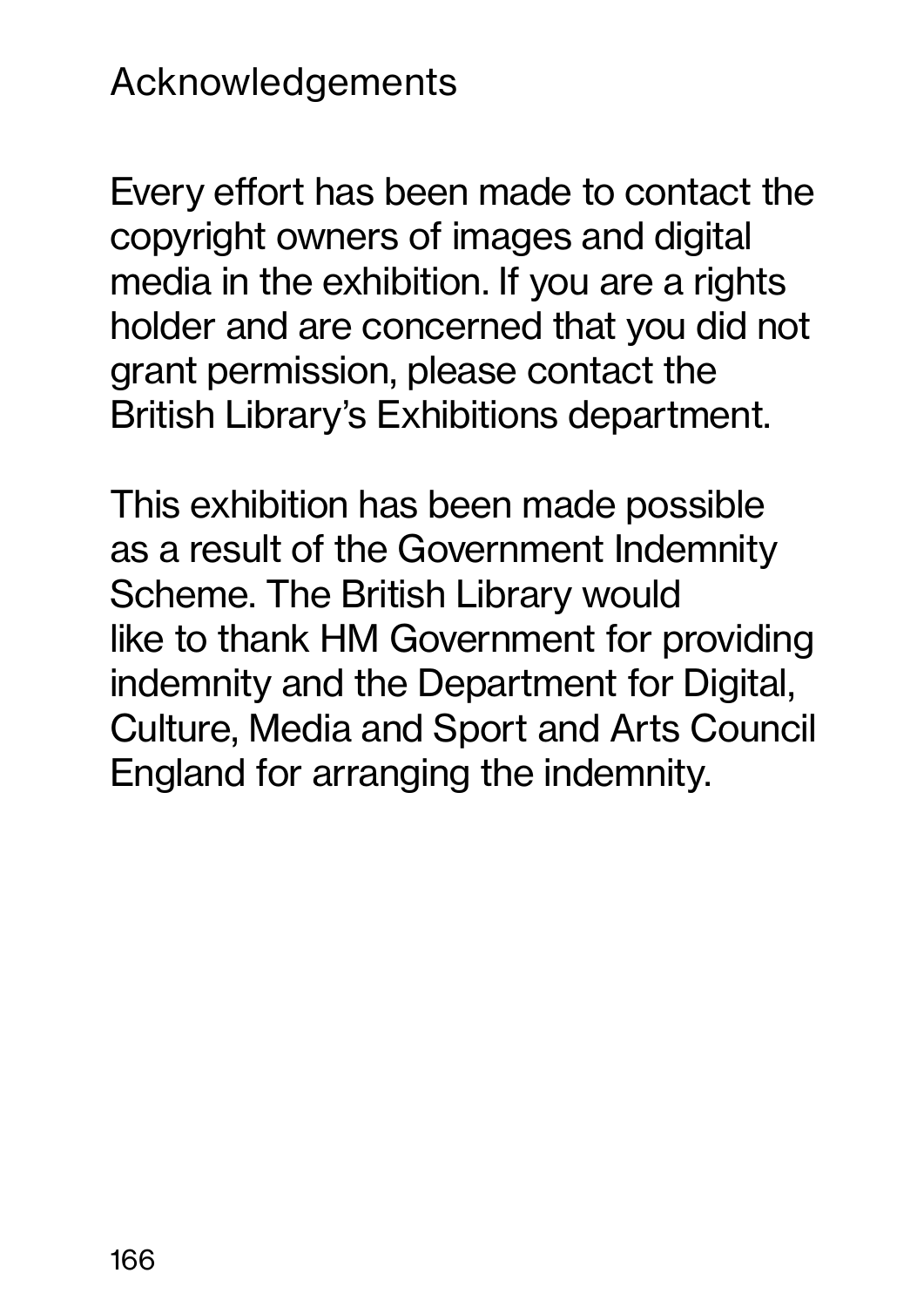# Acknowledgements

Every effort has been made to contact the copyright owners of images and digital media in the exhibition. If you are a rights holder and are concerned that you did not grant permission, please contact the British Library's Exhibitions department.

This exhibition has been made possible as a result of the Government Indemnity Scheme. The British Library would like to thank HM Government for providing indemnity and the Department for Digital, Culture, Media and Sport and Arts Council England for arranging the indemnity.